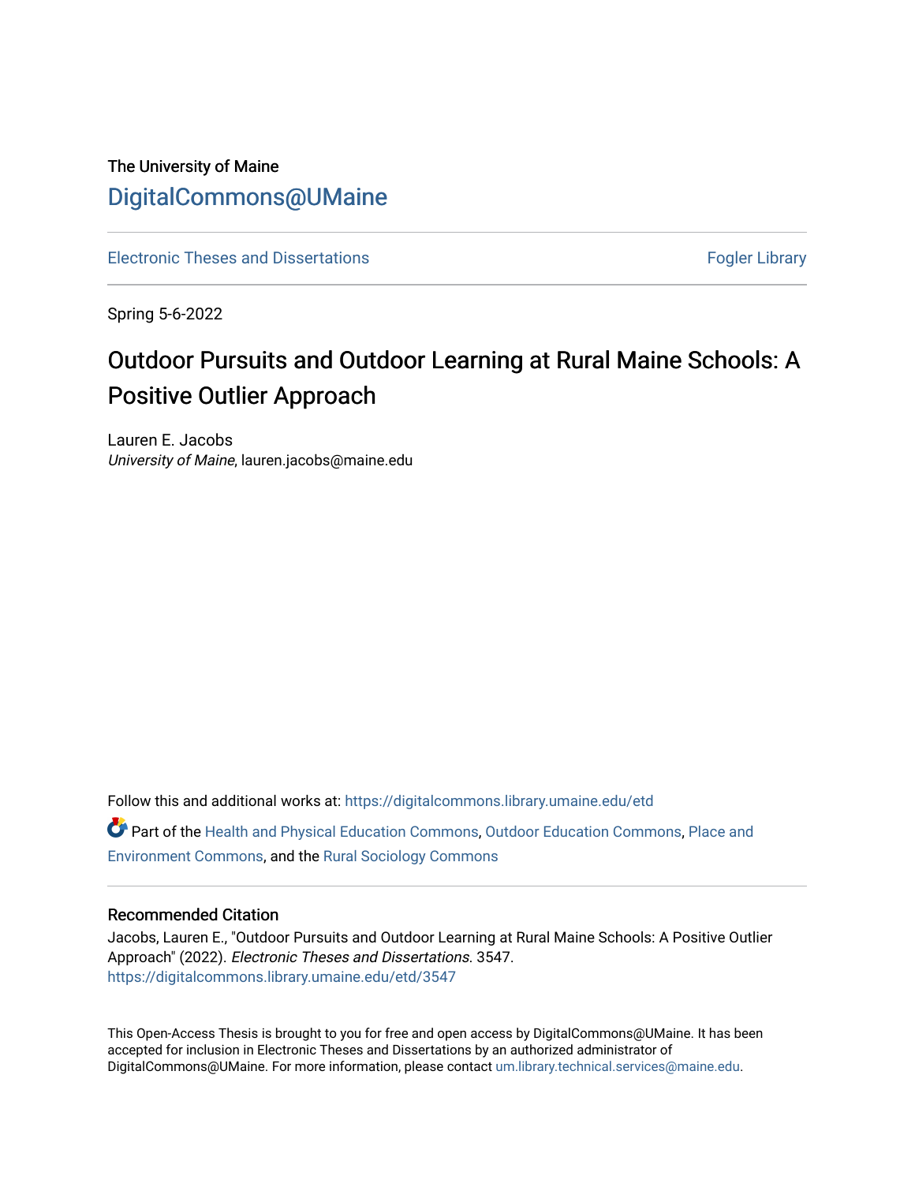The University of Maine

# DigitalCommons@UMaine

Electronic Theses and Dissertations | Fogler Library

Spring 5-6-2022

# Outdoor Pursuits and Outdoor Learning at Rural Maine Schools: A Positive Outlier Approach

Lauren E. Jacobs
*University of Maine*, lauren.jacobs@maine.edu

Follow this and additional works at: https://digitalcommons.library.umaine.edu/etd

Part of the Health and Physical Education Commons, Outdoor Education Commons, Place and Environment Commons, and the Rural Sociology Commons

## Recommended Citation

Jacobs, Lauren E., "Outdoor Pursuits and Outdoor Learning at Rural Maine Schools: A Positive Outlier Approach" (2022). *Electronic Theses and Dissertations.* 3547.
https://digitalcommons.library.umaine.edu/etd/3547

This Open-Access Thesis is brought to you for free and open access by DigitalCommons@UMaine. It has been accepted for inclusion in Electronic Theses and Dissertations by an authorized administrator of DigitalCommons@UMaine. For more information, please contact um.library.technical.services@maine.edu.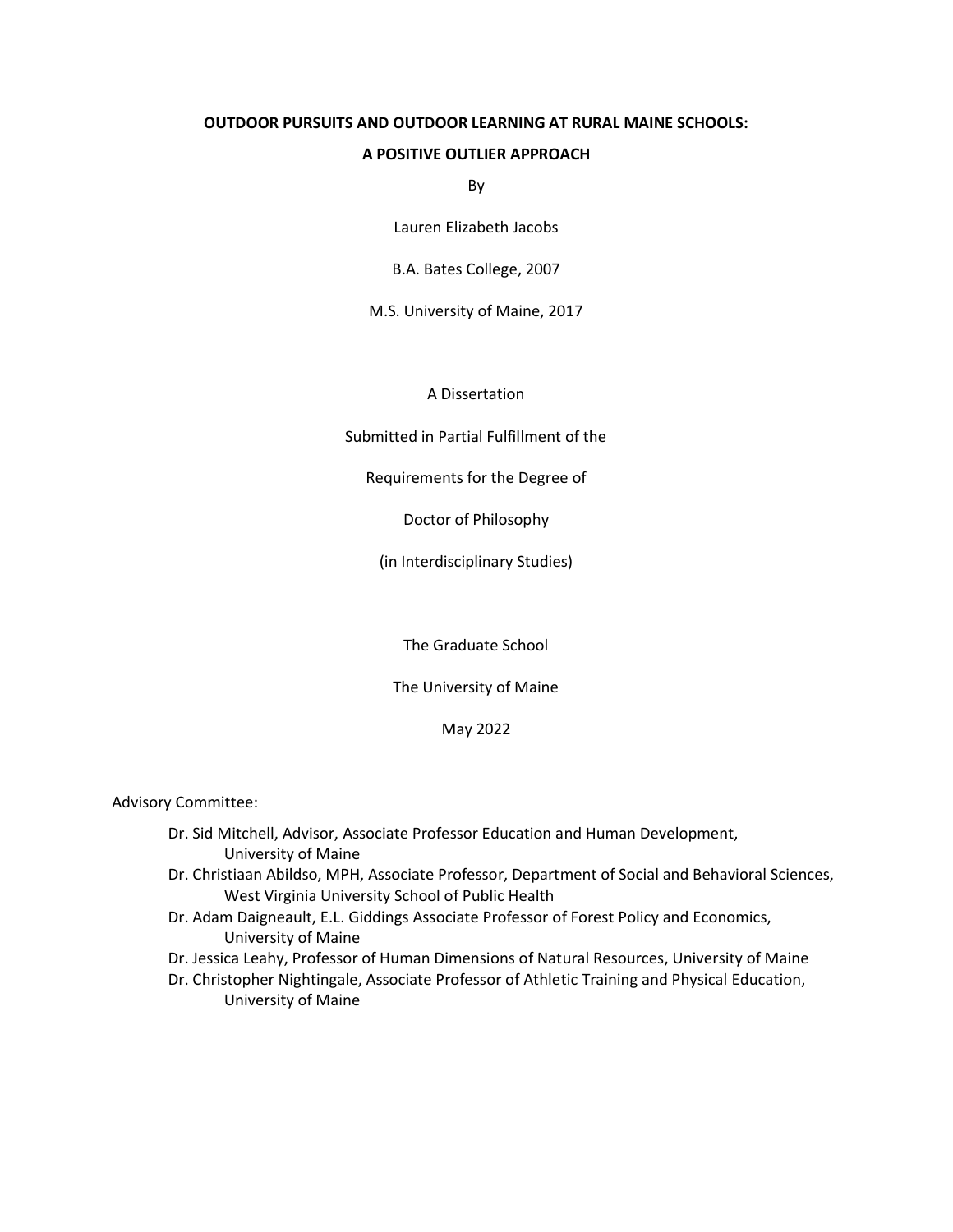**OUTDOOR PURSUITS AND OUTDOOR LEARNING AT RURAL MAINE SCHOOLS:**

**A POSITIVE OUTLIER APPROACH**

By

Lauren Elizabeth Jacobs

B.A. Bates College, 2007

M.S. University of Maine, 2017

A Dissertation

Submitted in Partial Fulfillment of the

Requirements for the Degree of

Doctor of Philosophy

(in Interdisciplinary Studies)

The Graduate School

The University of Maine

May 2022

Advisory Committee:

- Dr. Sid Mitchell, Advisor, Associate Professor Education and Human Development, University of Maine
- Dr. Christiaan Abildso, MPH, Associate Professor, Department of Social and Behavioral Sciences, West Virginia University School of Public Health
- Dr. Adam Daigneault, E.L. Giddings Associate Professor of Forest Policy and Economics, University of Maine
- Dr. Jessica Leahy, Professor of Human Dimensions of Natural Resources, University of Maine
- Dr. Christopher Nightingale, Associate Professor of Athletic Training and Physical Education, University of Maine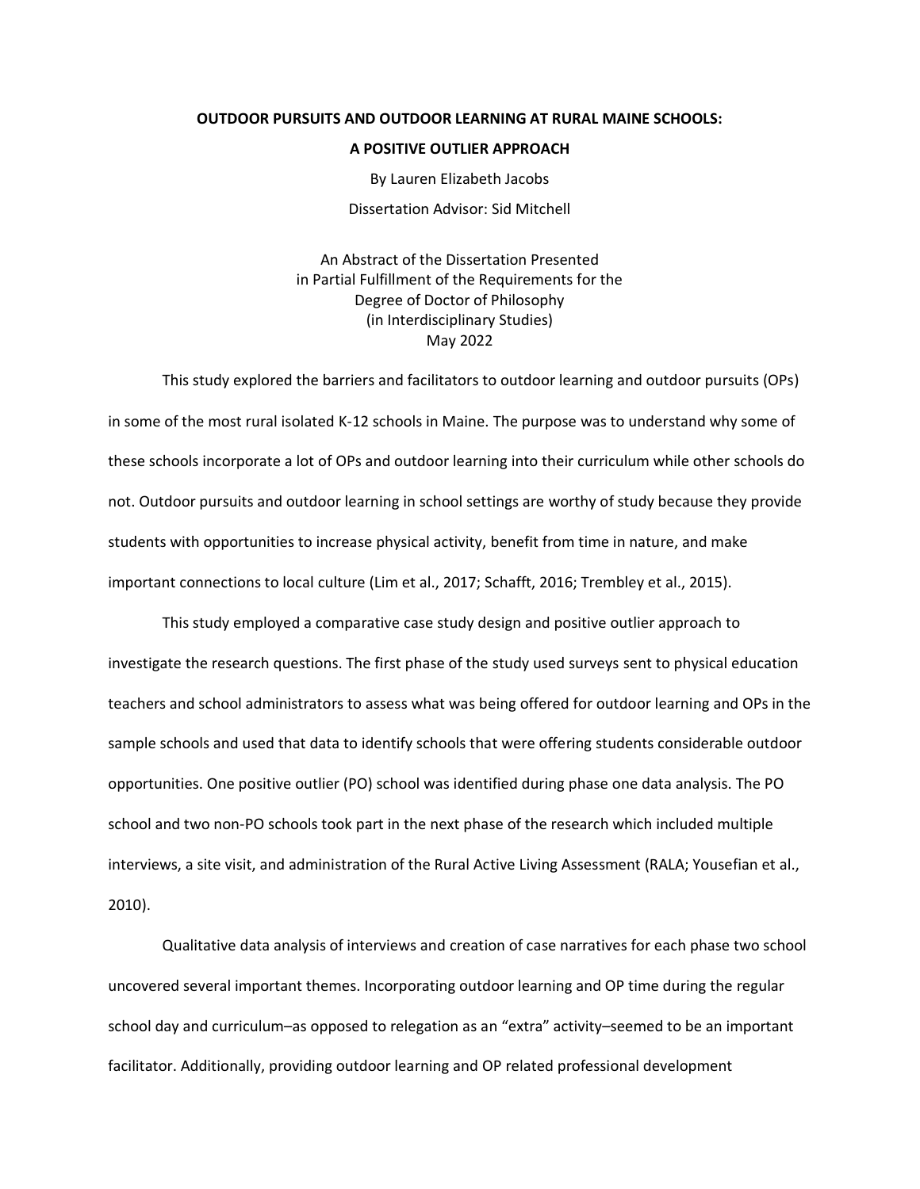**OUTDOOR PURSUITS AND OUTDOOR LEARNING AT RURAL MAINE SCHOOLS:**

**A POSITIVE OUTLIER APPROACH**

By Lauren Elizabeth Jacobs

Dissertation Advisor: Sid Mitchell

An Abstract of the Dissertation Presented
in Partial Fulfillment of the Requirements for the
Degree of Doctor of Philosophy
(in Interdisciplinary Studies)
May 2022

This study explored the barriers and facilitators to outdoor learning and outdoor pursuits (OPs) in some of the most rural isolated K-12 schools in Maine. The purpose was to understand why some of these schools incorporate a lot of OPs and outdoor learning into their curriculum while other schools do not. Outdoor pursuits and outdoor learning in school settings are worthy of study because they provide students with opportunities to increase physical activity, benefit from time in nature, and make important connections to local culture (Lim et al., 2017; Schafft, 2016; Trembley et al., 2015).

This study employed a comparative case study design and positive outlier approach to investigate the research questions. The first phase of the study used surveys sent to physical education teachers and school administrators to assess what was being offered for outdoor learning and OPs in the sample schools and used that data to identify schools that were offering students considerable outdoor opportunities. One positive outlier (PO) school was identified during phase one data analysis. The PO school and two non-PO schools took part in the next phase of the research which included multiple interviews, a site visit, and administration of the Rural Active Living Assessment (RALA; Yousefian et al., 2010).

Qualitative data analysis of interviews and creation of case narratives for each phase two school uncovered several important themes. Incorporating outdoor learning and OP time during the regular school day and curriculum–as opposed to relegation as an "extra" activity–seemed to be an important facilitator. Additionally, providing outdoor learning and OP related professional development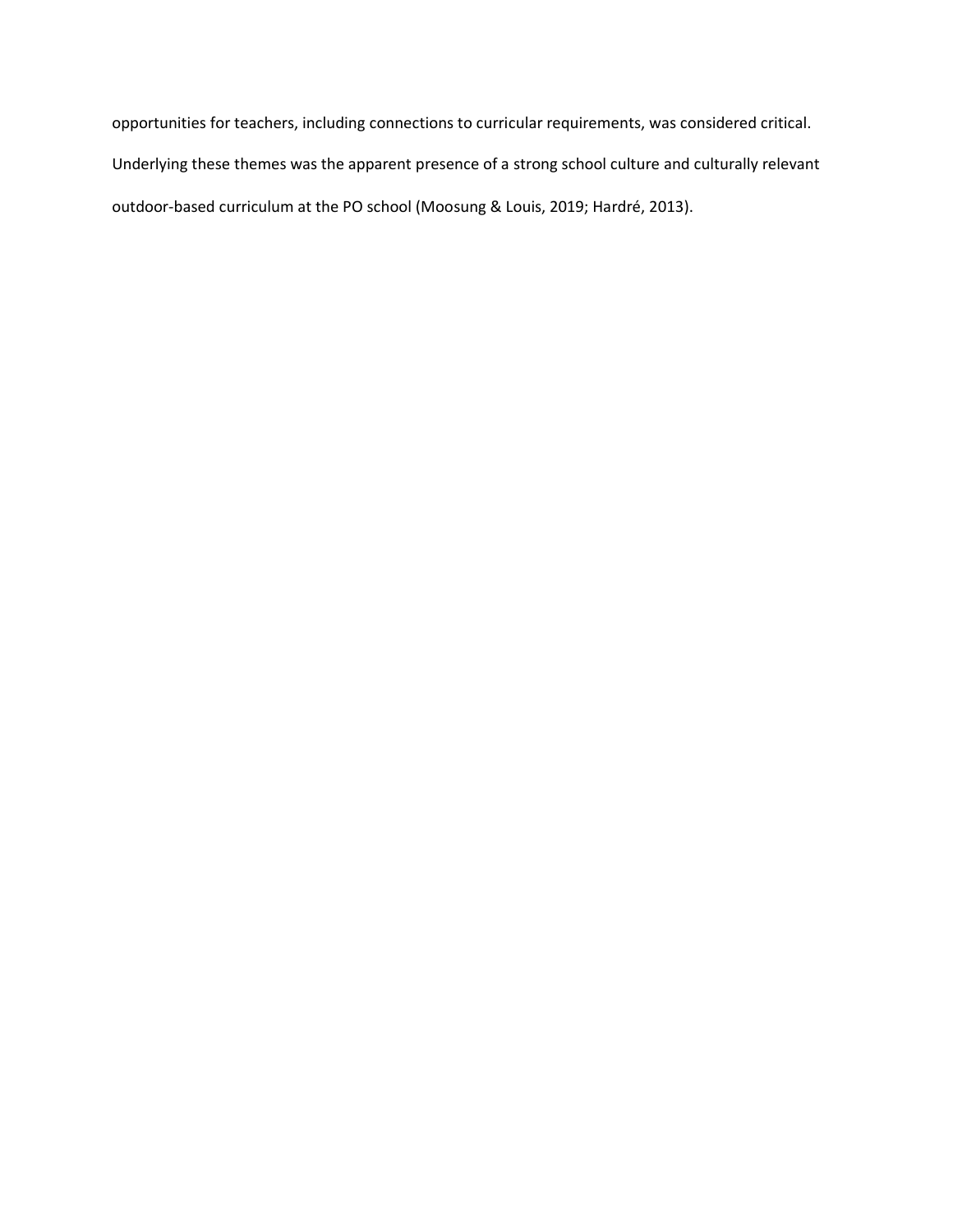opportunities for teachers, including connections to curricular requirements, was considered critical. Underlying these themes was the apparent presence of a strong school culture and culturally relevant outdoor-based curriculum at the PO school (Moosung & Louis, 2019; Hardré, 2013).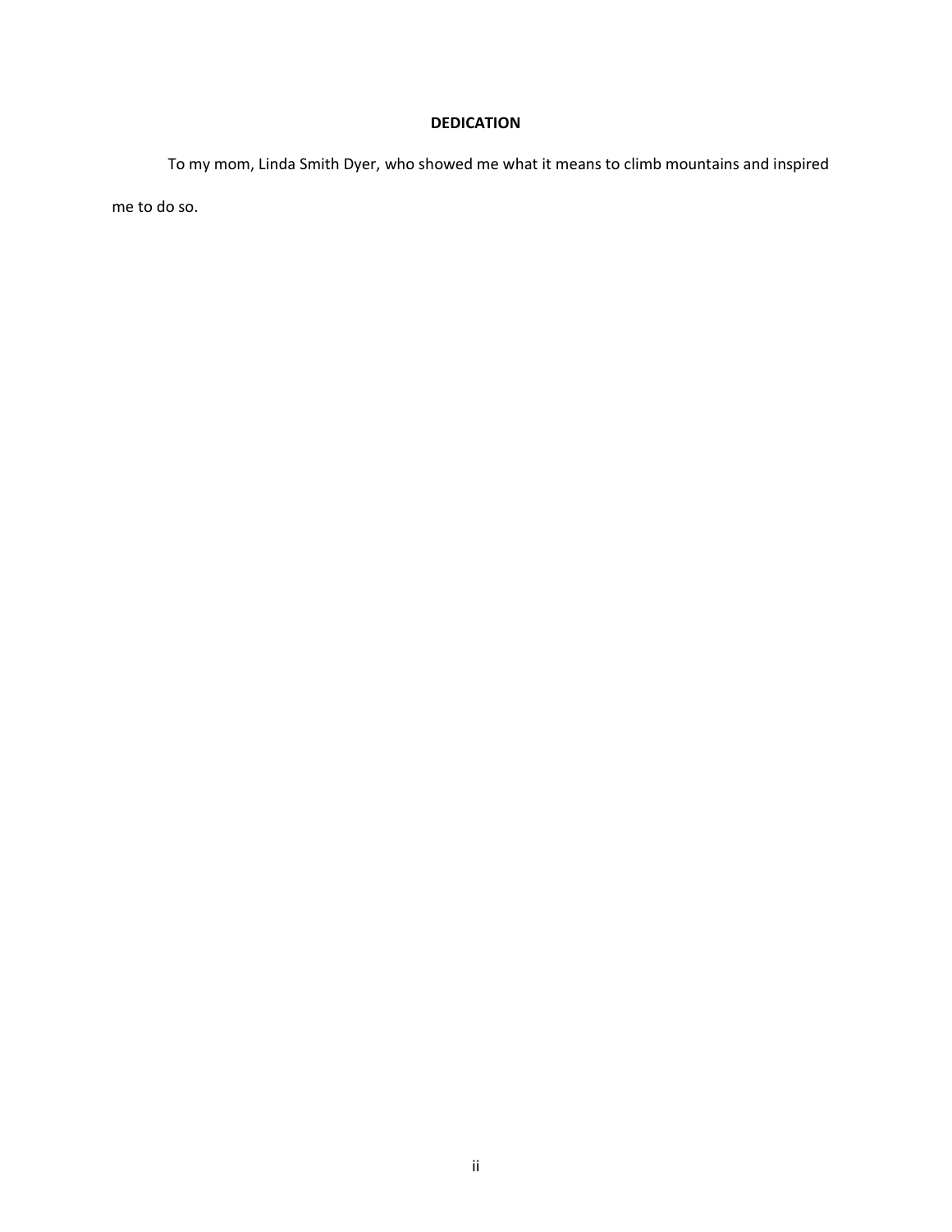## DEDICATION

To my mom, Linda Smith Dyer, who showed me what it means to climb mountains and inspired me to do so.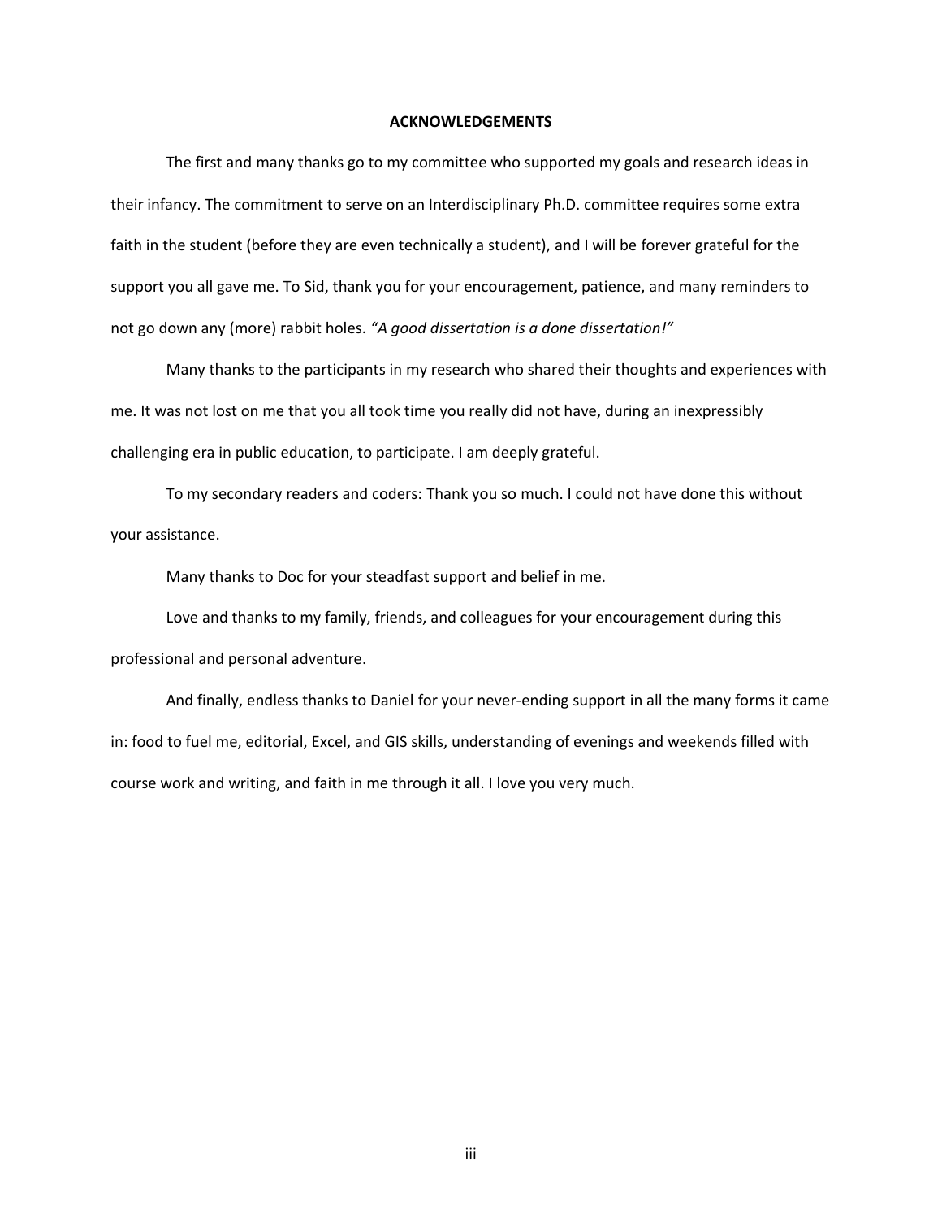# ACKNOWLEDGEMENTS

The first and many thanks go to my committee who supported my goals and research ideas in their infancy. The commitment to serve on an Interdisciplinary Ph.D. committee requires some extra faith in the student (before they are even technically a student), and I will be forever grateful for the support you all gave me. To Sid, thank you for your encouragement, patience, and many reminders to not go down any (more) rabbit holes. *"A good dissertation is a done dissertation!"*

Many thanks to the participants in my research who shared their thoughts and experiences with me. It was not lost on me that you all took time you really did not have, during an inexpressibly challenging era in public education, to participate. I am deeply grateful.

To my secondary readers and coders: Thank you so much. I could not have done this without your assistance.

Many thanks to Doc for your steadfast support and belief in me.

Love and thanks to my family, friends, and colleagues for your encouragement during this professional and personal adventure.

And finally, endless thanks to Daniel for your never-ending support in all the many forms it came in: food to fuel me, editorial, Excel, and GIS skills, understanding of evenings and weekends filled with course work and writing, and faith in me through it all. I love you very much.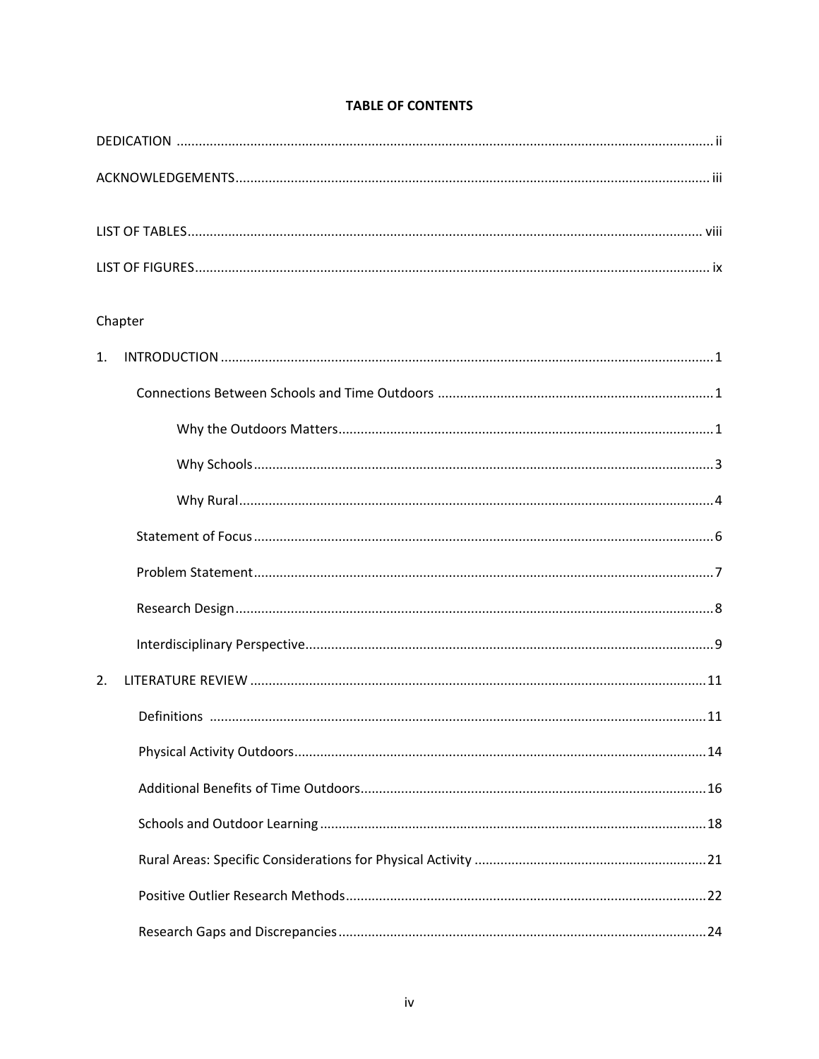# TABLE OF CONTENTS

DEDICATION ..... ii

ACKNOWLEDGEMENTS ..... iii

LIST OF TABLES ..... viii

LIST OF FIGURES ..... ix

Chapter

1. INTRODUCTION ..... 1
   - Connections Between Schools and Time Outdoors ..... 1
     - Why the Outdoors Matters ..... 1
     - Why Schools ..... 3
     - Why Rural ..... 4
   - Statement of Focus ..... 6
   - Problem Statement ..... 7
   - Research Design ..... 8
   - Interdisciplinary Perspective ..... 9
2. LITERATURE REVIEW ..... 11
   - Definitions ..... 11
   - Physical Activity Outdoors ..... 14
   - Additional Benefits of Time Outdoors ..... 16
   - Schools and Outdoor Learning ..... 18
   - Rural Areas: Specific Considerations for Physical Activity ..... 21
   - Positive Outlier Research Methods ..... 22
   - Research Gaps and Discrepancies ..... 24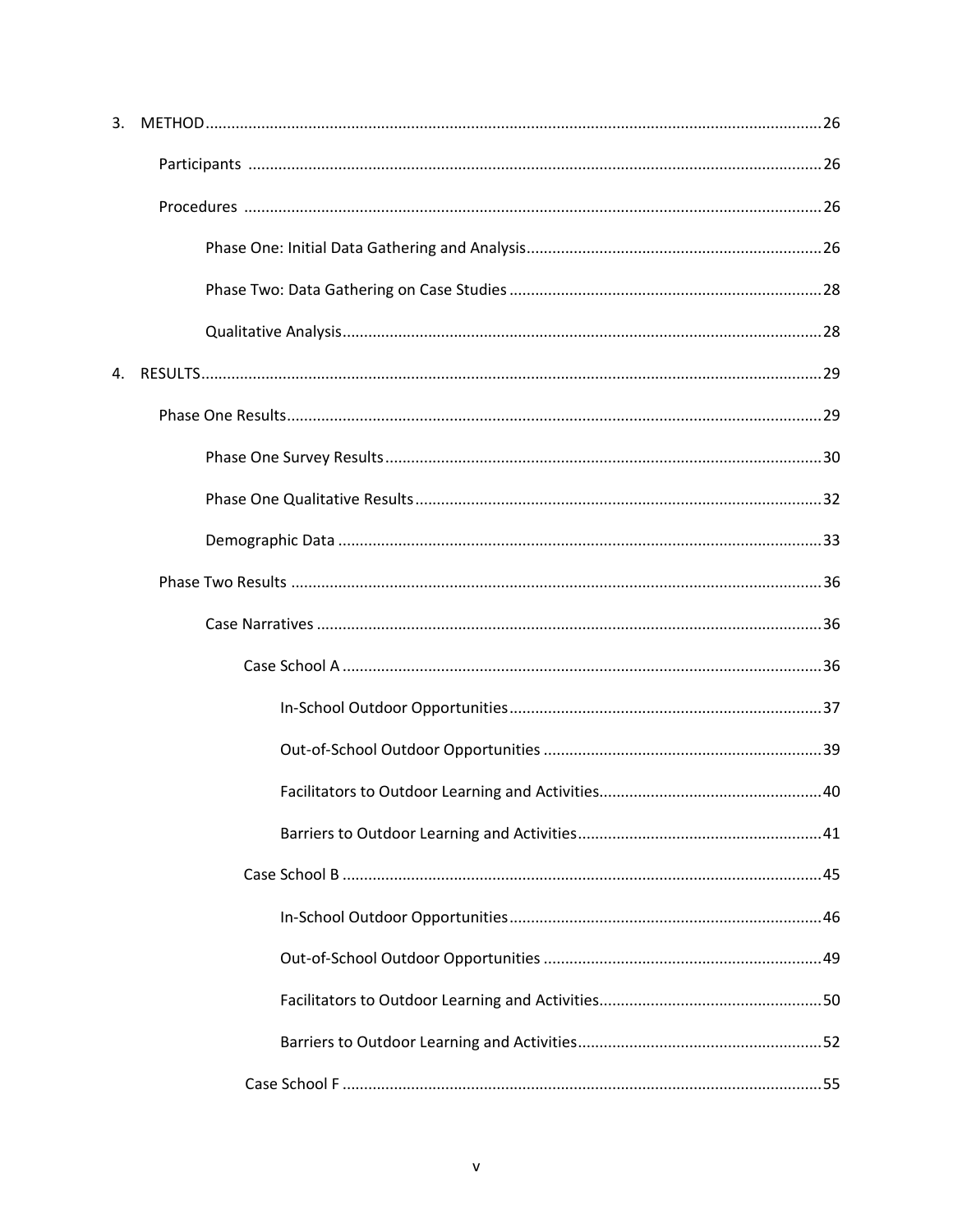3. METHOD ........ 26

    Participants ........ 26

    Procedures ........ 26

        Phase One: Initial Data Gathering and Analysis ........ 26

        Phase Two: Data Gathering on Case Studies ........ 28

        Qualitative Analysis ........ 28

4. RESULTS ........ 29

    Phase One Results ........ 29

        Phase One Survey Results ........ 30

        Phase One Qualitative Results ........ 32

        Demographic Data ........ 33

    Phase Two Results ........ 36

        Case Narratives ........ 36

            Case School A ........ 36

                In-School Outdoor Opportunities ........ 37

                Out-of-School Outdoor Opportunities ........ 39

                Facilitators to Outdoor Learning and Activities ........ 40

                Barriers to Outdoor Learning and Activities ........ 41

            Case School B ........ 45

                In-School Outdoor Opportunities ........ 46

                Out-of-School Outdoor Opportunities ........ 49

                Facilitators to Outdoor Learning and Activities ........ 50

                Barriers to Outdoor Learning and Activities ........ 52

            Case School F ........ 55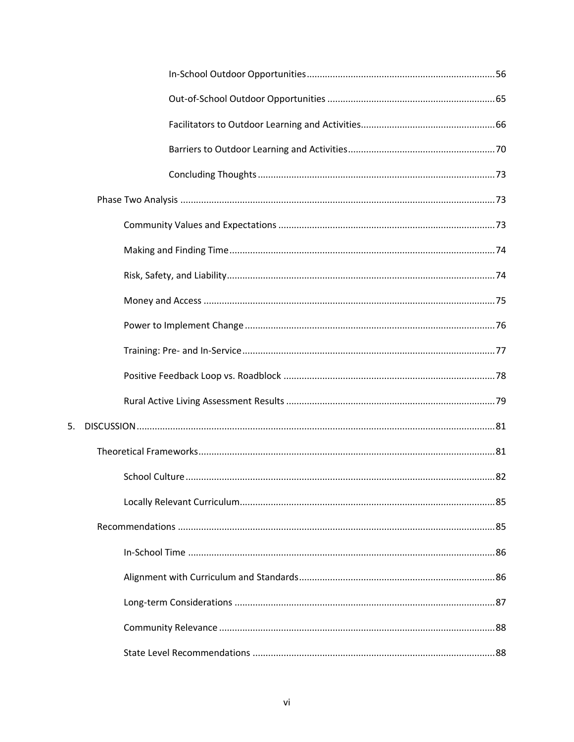In-School Outdoor Opportunities ........................................................................ 56

Out-of-School Outdoor Opportunities ................................................................ 65

Facilitators to Outdoor Learning and Activities .................................................. 66

Barriers to Outdoor Learning and Activities ........................................................ 70

Concluding Thoughts .......................................................................................... 73

Phase Two Analysis ........................................................................................................ 73

Community Values and Expectations ................................................................................... 73

Making and Finding Time ..................................................................................................... 74

Risk, Safety, and Liability ...................................................................................................... 74

Money and Access ................................................................................................................ 75

Power to Implement Change ................................................................................................ 76

Training: Pre- and In-Service ................................................................................................ 77

Positive Feedback Loop vs. Roadblock ................................................................................. 78

Rural Active Living Assessment Results ................................................................................ 79

5. DISCUSSION ........................................................................................................................... 81

Theoretical Frameworks ................................................................................................. 81

School Culture ...................................................................................................................... 82

Locally Relevant Curriculum ................................................................................................. 85

Recommendations ........................................................................................................ 85

In-School Time ...................................................................................................................... 86

Alignment with Curriculum and Standards .......................................................................... 86

Long-term Considerations .................................................................................................... 87

Community Relevance ......................................................................................................... 88

State Level Recommendations ............................................................................................. 88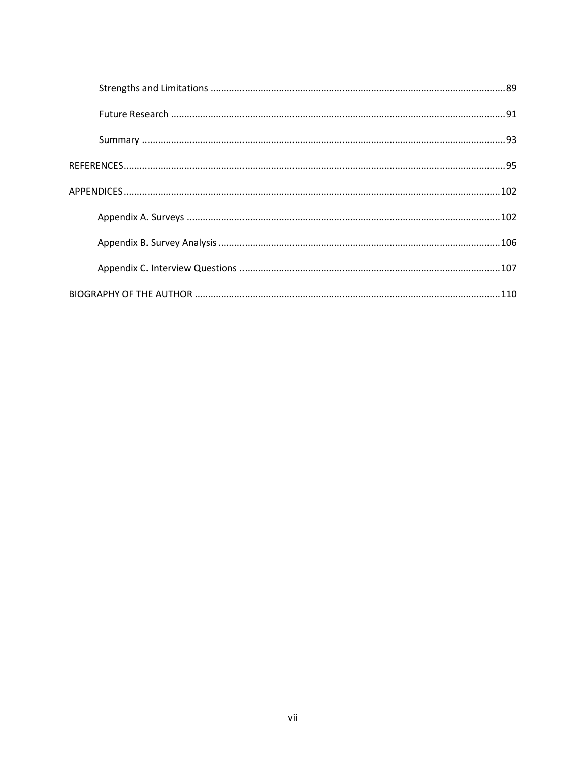Strengths and Limitations ................................................................................................................89

Future Research ..............................................................................................................................91

Summary ..........................................................................................................................................93

REFERENCES.....................................................................................................................................95

APPENDICES...................................................................................................................................102

Appendix A. Surveys .......................................................................................................................102

Appendix B. Survey Analysis ...........................................................................................................106

Appendix C. Interview Questions ....................................................................................................107

BIOGRAPHY OF THE AUTHOR .......................................................................................................110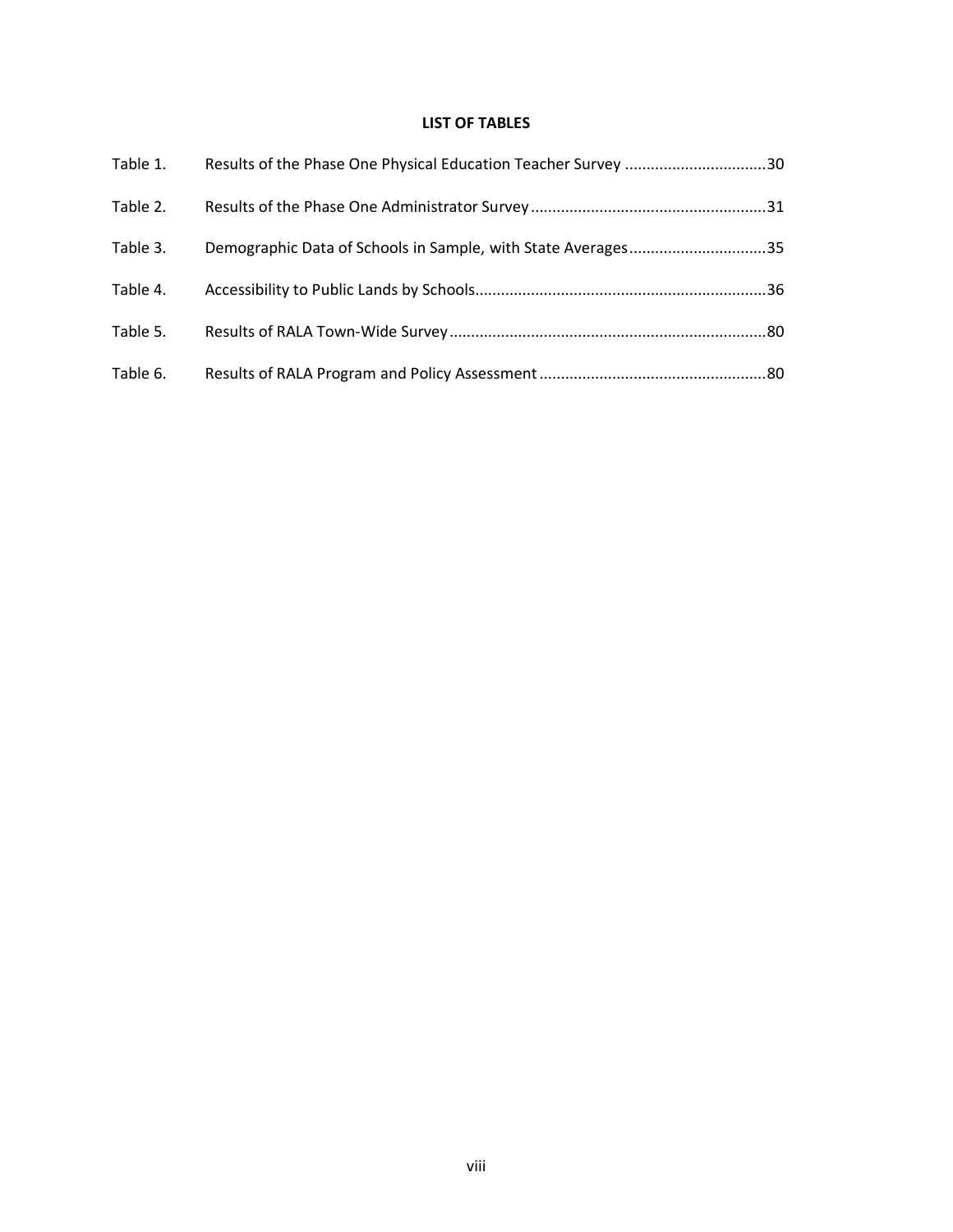## LIST OF TABLES

Table 1. Results of the Phase One Physical Education Teacher Survey ................................30

Table 2. Results of the Phase One Administrator Survey ......................................................31

Table 3. Demographic Data of Schools in Sample, with State Averages...............................35

Table 4. Accessibility to Public Lands by Schools...................................................................36

Table 5. Results of RALA Town-Wide Survey .........................................................................80

Table 6. Results of RALA Program and Policy Assessment ....................................................80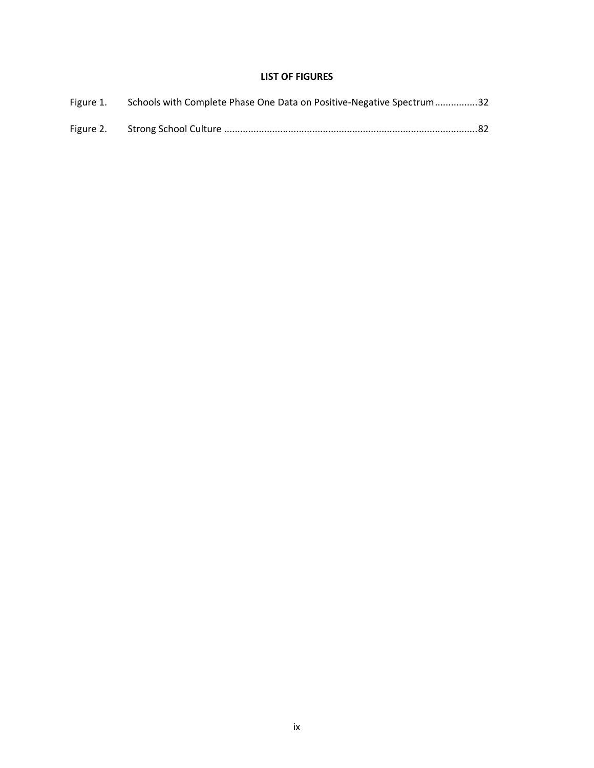# LIST OF FIGURES

Figure 1. Schools with Complete Phase One Data on Positive-Negative Spectrum................32

Figure 2. Strong School Culture ..............................................................................................82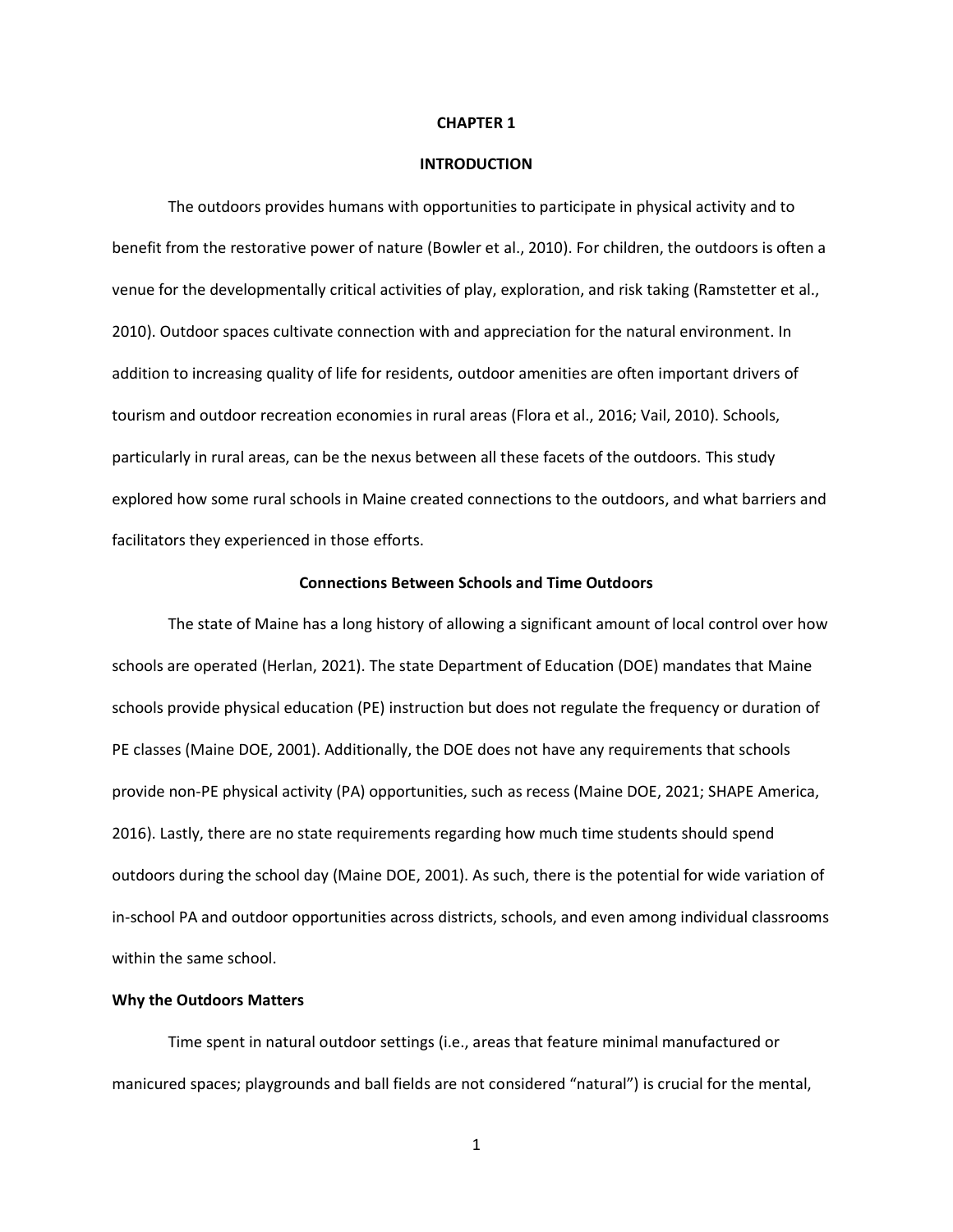# CHAPTER 1

# INTRODUCTION

The outdoors provides humans with opportunities to participate in physical activity and to benefit from the restorative power of nature (Bowler et al., 2010). For children, the outdoors is often a venue for the developmentally critical activities of play, exploration, and risk taking (Ramstetter et al., 2010). Outdoor spaces cultivate connection with and appreciation for the natural environment. In addition to increasing quality of life for residents, outdoor amenities are often important drivers of tourism and outdoor recreation economies in rural areas (Flora et al., 2016; Vail, 2010). Schools, particularly in rural areas, can be the nexus between all these facets of the outdoors. This study explored how some rural schools in Maine created connections to the outdoors, and what barriers and facilitators they experienced in those efforts.

## Connections Between Schools and Time Outdoors

The state of Maine has a long history of allowing a significant amount of local control over how schools are operated (Herlan, 2021). The state Department of Education (DOE) mandates that Maine schools provide physical education (PE) instruction but does not regulate the frequency or duration of PE classes (Maine DOE, 2001). Additionally, the DOE does not have any requirements that schools provide non-PE physical activity (PA) opportunities, such as recess (Maine DOE, 2021; SHAPE America, 2016). Lastly, there are no state requirements regarding how much time students should spend outdoors during the school day (Maine DOE, 2001). As such, there is the potential for wide variation of in-school PA and outdoor opportunities across districts, schools, and even among individual classrooms within the same school.

### Why the Outdoors Matters

Time spent in natural outdoor settings (i.e., areas that feature minimal manufactured or manicured spaces; playgrounds and ball fields are not considered "natural") is crucial for the mental,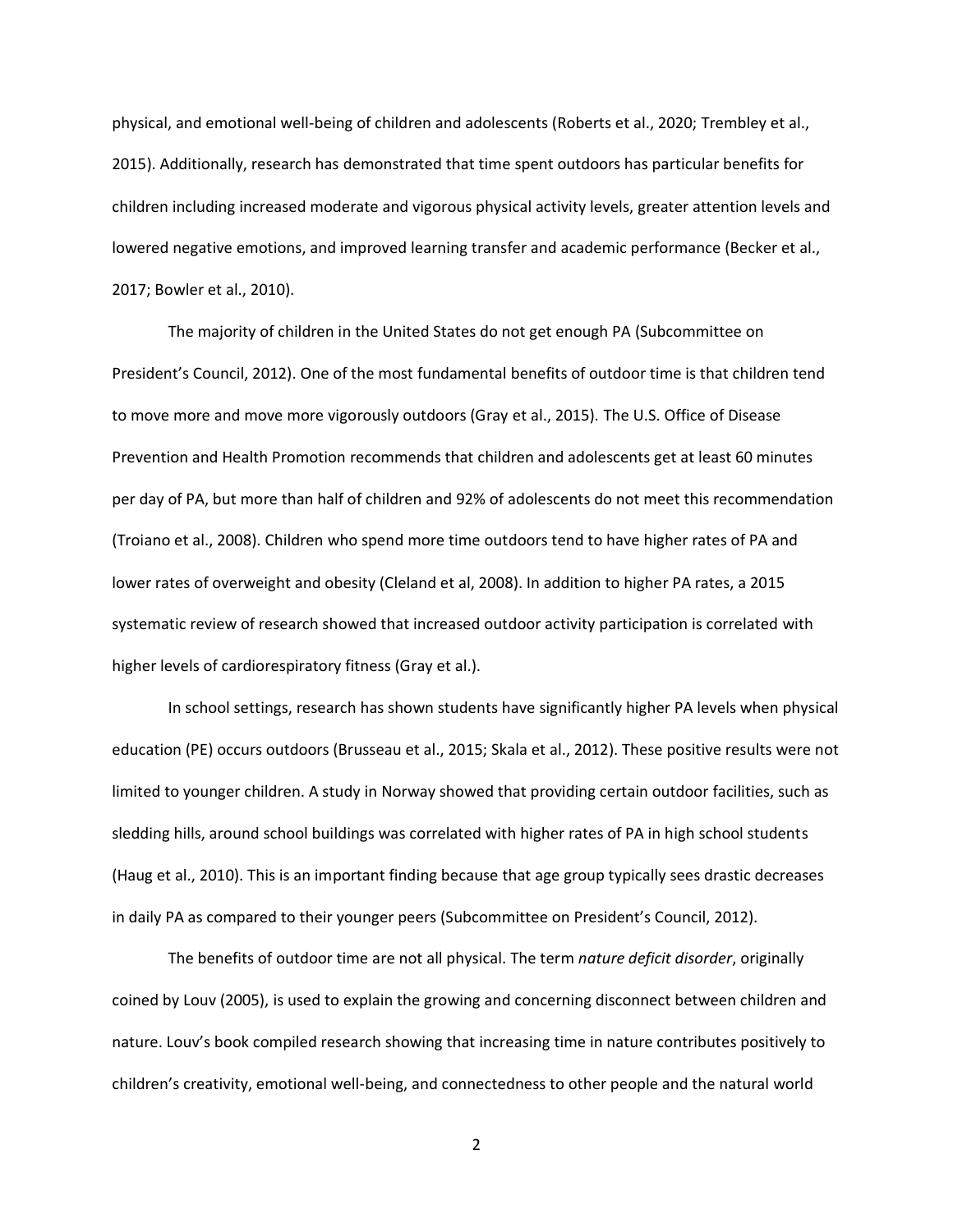physical, and emotional well-being of children and adolescents (Roberts et al., 2020; Trembley et al., 2015). Additionally, research has demonstrated that time spent outdoors has particular benefits for children including increased moderate and vigorous physical activity levels, greater attention levels and lowered negative emotions, and improved learning transfer and academic performance (Becker et al., 2017; Bowler et al., 2010).

The majority of children in the United States do not get enough PA (Subcommittee on President's Council, 2012). One of the most fundamental benefits of outdoor time is that children tend to move more and move more vigorously outdoors (Gray et al., 2015). The U.S. Office of Disease Prevention and Health Promotion recommends that children and adolescents get at least 60 minutes per day of PA, but more than half of children and 92% of adolescents do not meet this recommendation (Troiano et al., 2008). Children who spend more time outdoors tend to have higher rates of PA and lower rates of overweight and obesity (Cleland et al, 2008). In addition to higher PA rates, a 2015 systematic review of research showed that increased outdoor activity participation is correlated with higher levels of cardiorespiratory fitness (Gray et al.).

In school settings, research has shown students have significantly higher PA levels when physical education (PE) occurs outdoors (Brusseau et al., 2015; Skala et al., 2012). These positive results were not limited to younger children. A study in Norway showed that providing certain outdoor facilities, such as sledding hills, around school buildings was correlated with higher rates of PA in high school students (Haug et al., 2010). This is an important finding because that age group typically sees drastic decreases in daily PA as compared to their younger peers (Subcommittee on President's Council, 2012).

The benefits of outdoor time are not all physical. The term *nature deficit disorder*, originally coined by Louv (2005), is used to explain the growing and concerning disconnect between children and nature. Louv's book compiled research showing that increasing time in nature contributes positively to children's creativity, emotional well-being, and connectedness to other people and the natural world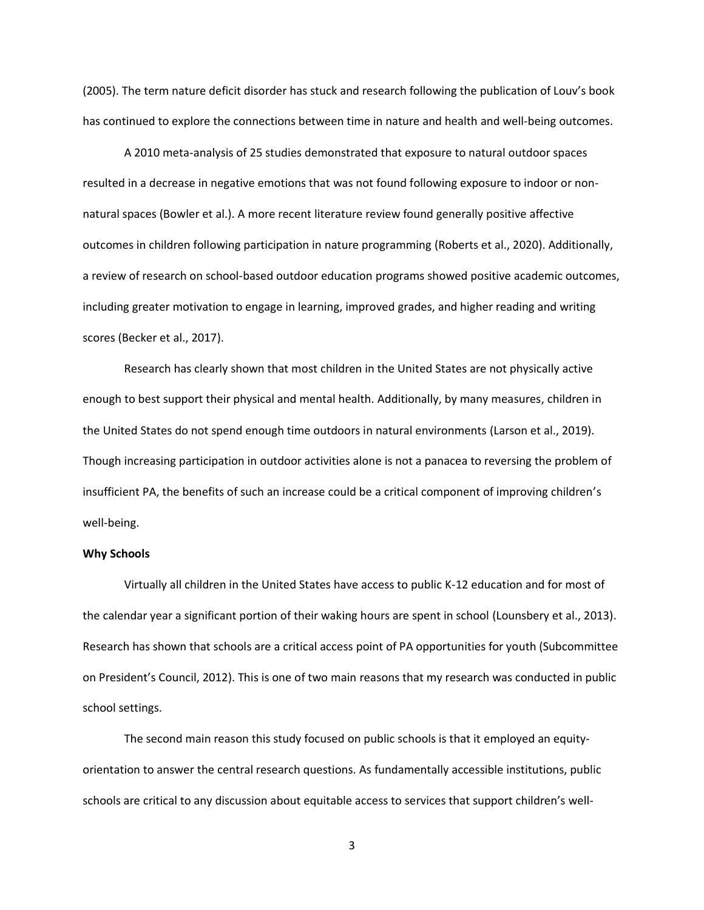(2005). The term nature deficit disorder has stuck and research following the publication of Louv's book has continued to explore the connections between time in nature and health and well-being outcomes.

A 2010 meta-analysis of 25 studies demonstrated that exposure to natural outdoor spaces resulted in a decrease in negative emotions that was not found following exposure to indoor or non-natural spaces (Bowler et al.). A more recent literature review found generally positive affective outcomes in children following participation in nature programming (Roberts et al., 2020). Additionally, a review of research on school-based outdoor education programs showed positive academic outcomes, including greater motivation to engage in learning, improved grades, and higher reading and writing scores (Becker et al., 2017).

Research has clearly shown that most children in the United States are not physically active enough to best support their physical and mental health. Additionally, by many measures, children in the United States do not spend enough time outdoors in natural environments (Larson et al., 2019). Though increasing participation in outdoor activities alone is not a panacea to reversing the problem of insufficient PA, the benefits of such an increase could be a critical component of improving children's well-being.

**Why Schools**

Virtually all children in the United States have access to public K-12 education and for most of the calendar year a significant portion of their waking hours are spent in school (Lounsbery et al., 2013). Research has shown that schools are a critical access point of PA opportunities for youth (Subcommittee on President's Council, 2012). This is one of two main reasons that my research was conducted in public school settings.

The second main reason this study focused on public schools is that it employed an equity-orientation to answer the central research questions. As fundamentally accessible institutions, public schools are critical to any discussion about equitable access to services that support children's well-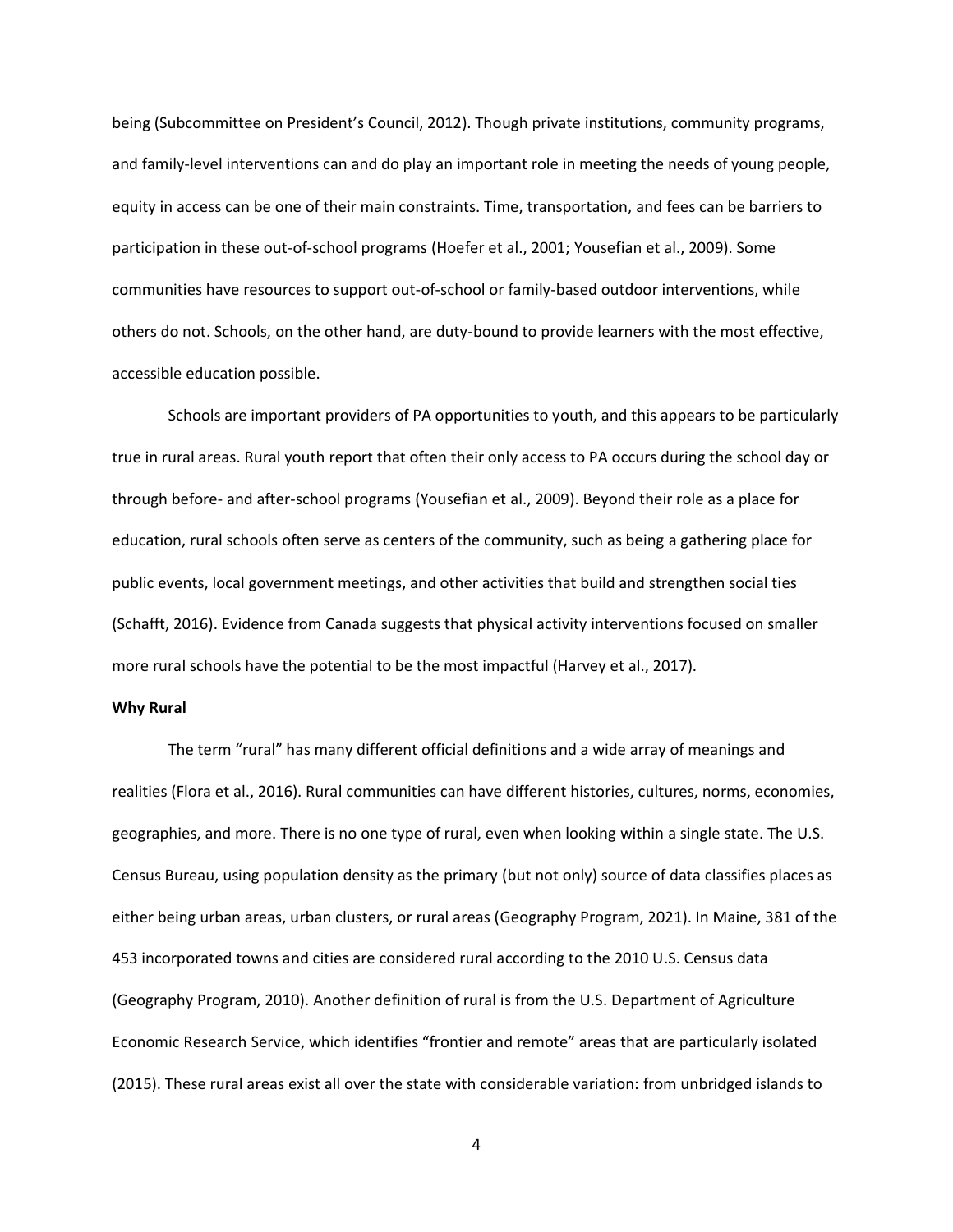being (Subcommittee on President's Council, 2012). Though private institutions, community programs, and family-level interventions can and do play an important role in meeting the needs of young people, equity in access can be one of their main constraints. Time, transportation, and fees can be barriers to participation in these out-of-school programs (Hoefer et al., 2001; Yousefian et al., 2009). Some communities have resources to support out-of-school or family-based outdoor interventions, while others do not. Schools, on the other hand, are duty-bound to provide learners with the most effective, accessible education possible.

Schools are important providers of PA opportunities to youth, and this appears to be particularly true in rural areas. Rural youth report that often their only access to PA occurs during the school day or through before- and after-school programs (Yousefian et al., 2009). Beyond their role as a place for education, rural schools often serve as centers of the community, such as being a gathering place for public events, local government meetings, and other activities that build and strengthen social ties (Schafft, 2016). Evidence from Canada suggests that physical activity interventions focused on smaller more rural schools have the potential to be the most impactful (Harvey et al., 2017).

**Why Rural**

The term "rural" has many different official definitions and a wide array of meanings and realities (Flora et al., 2016). Rural communities can have different histories, cultures, norms, economies, geographies, and more. There is no one type of rural, even when looking within a single state. The U.S. Census Bureau, using population density as the primary (but not only) source of data classifies places as either being urban areas, urban clusters, or rural areas (Geography Program, 2021). In Maine, 381 of the 453 incorporated towns and cities are considered rural according to the 2010 U.S. Census data (Geography Program, 2010). Another definition of rural is from the U.S. Department of Agriculture Economic Research Service, which identifies "frontier and remote" areas that are particularly isolated (2015). These rural areas exist all over the state with considerable variation: from unbridged islands to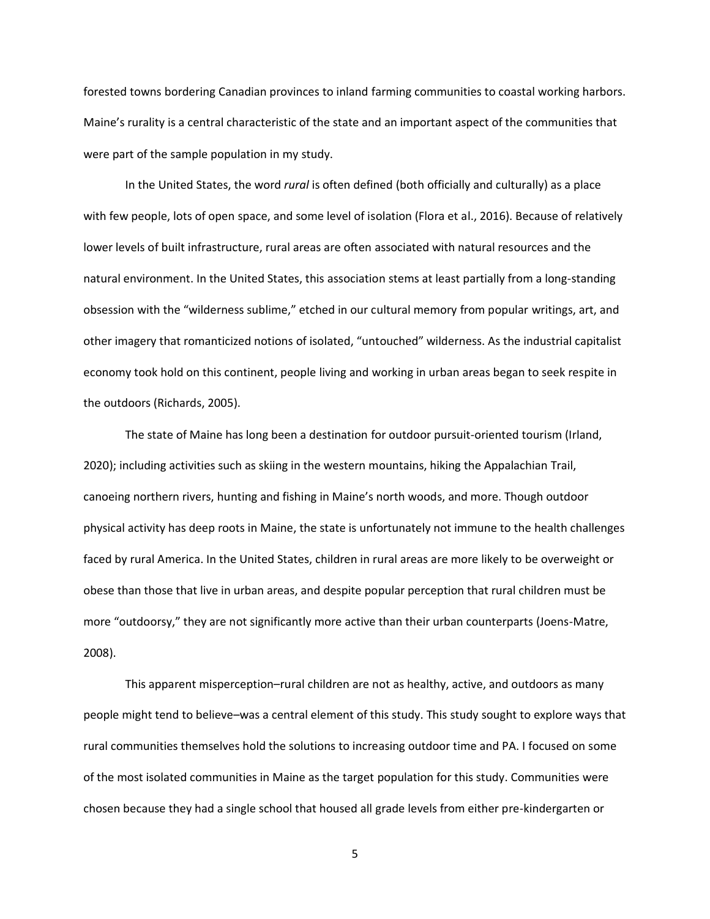forested towns bordering Canadian provinces to inland farming communities to coastal working harbors. Maine's rurality is a central characteristic of the state and an important aspect of the communities that were part of the sample population in my study.

In the United States, the word *rural* is often defined (both officially and culturally) as a place with few people, lots of open space, and some level of isolation (Flora et al., 2016). Because of relatively lower levels of built infrastructure, rural areas are often associated with natural resources and the natural environment. In the United States, this association stems at least partially from a long-standing obsession with the "wilderness sublime," etched in our cultural memory from popular writings, art, and other imagery that romanticized notions of isolated, "untouched" wilderness. As the industrial capitalist economy took hold on this continent, people living and working in urban areas began to seek respite in the outdoors (Richards, 2005).

The state of Maine has long been a destination for outdoor pursuit-oriented tourism (Irland, 2020); including activities such as skiing in the western mountains, hiking the Appalachian Trail, canoeing northern rivers, hunting and fishing in Maine's north woods, and more. Though outdoor physical activity has deep roots in Maine, the state is unfortunately not immune to the health challenges faced by rural America. In the United States, children in rural areas are more likely to be overweight or obese than those that live in urban areas, and despite popular perception that rural children must be more "outdoorsy," they are not significantly more active than their urban counterparts (Joens-Matre, 2008).

This apparent misperception–rural children are not as healthy, active, and outdoors as many people might tend to believe–was a central element of this study. This study sought to explore ways that rural communities themselves hold the solutions to increasing outdoor time and PA. I focused on some of the most isolated communities in Maine as the target population for this study. Communities were chosen because they had a single school that housed all grade levels from either pre-kindergarten or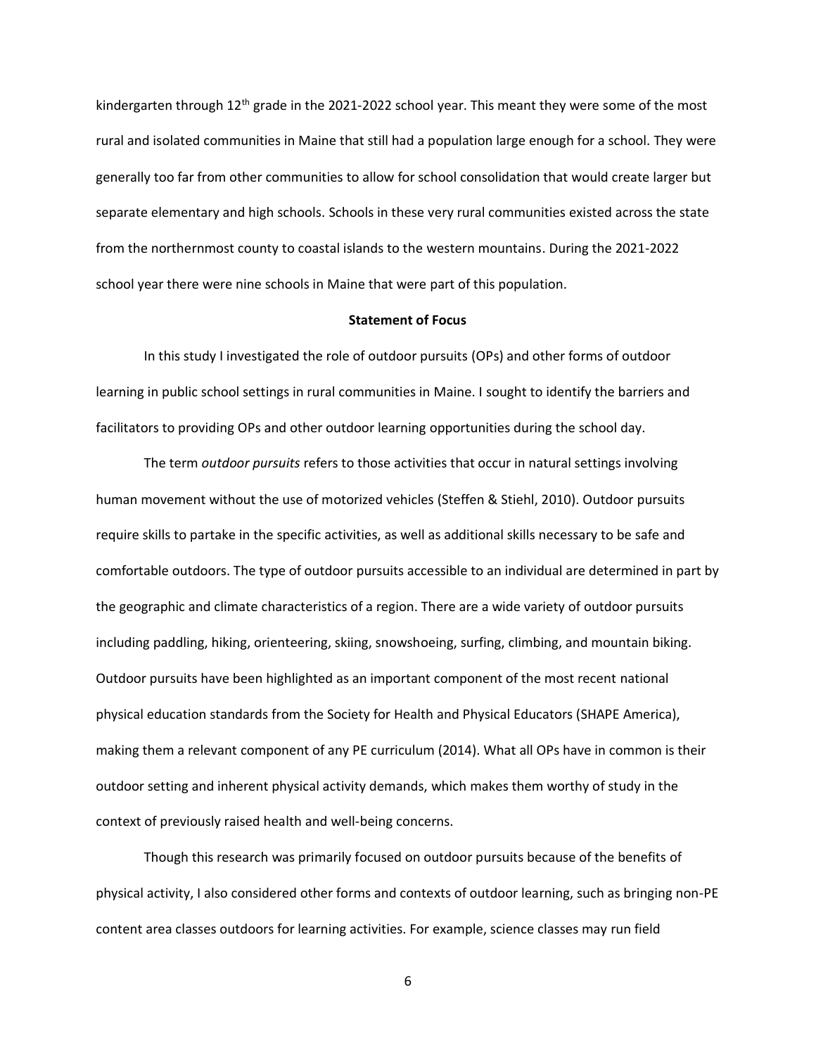kindergarten through 12th grade in the 2021-2022 school year. This meant they were some of the most rural and isolated communities in Maine that still had a population large enough for a school. They were generally too far from other communities to allow for school consolidation that would create larger but separate elementary and high schools. Schools in these very rural communities existed across the state from the northernmost county to coastal islands to the western mountains. During the 2021-2022 school year there were nine schools in Maine that were part of this population.

## Statement of Focus

In this study I investigated the role of outdoor pursuits (OPs) and other forms of outdoor learning in public school settings in rural communities in Maine. I sought to identify the barriers and facilitators to providing OPs and other outdoor learning opportunities during the school day.

The term *outdoor pursuits* refers to those activities that occur in natural settings involving human movement without the use of motorized vehicles (Steffen & Stiehl, 2010). Outdoor pursuits require skills to partake in the specific activities, as well as additional skills necessary to be safe and comfortable outdoors. The type of outdoor pursuits accessible to an individual are determined in part by the geographic and climate characteristics of a region. There are a wide variety of outdoor pursuits including paddling, hiking, orienteering, skiing, snowshoeing, surfing, climbing, and mountain biking. Outdoor pursuits have been highlighted as an important component of the most recent national physical education standards from the Society for Health and Physical Educators (SHAPE America), making them a relevant component of any PE curriculum (2014). What all OPs have in common is their outdoor setting and inherent physical activity demands, which makes them worthy of study in the context of previously raised health and well-being concerns.

Though this research was primarily focused on outdoor pursuits because of the benefits of physical activity, I also considered other forms and contexts of outdoor learning, such as bringing non-PE content area classes outdoors for learning activities. For example, science classes may run field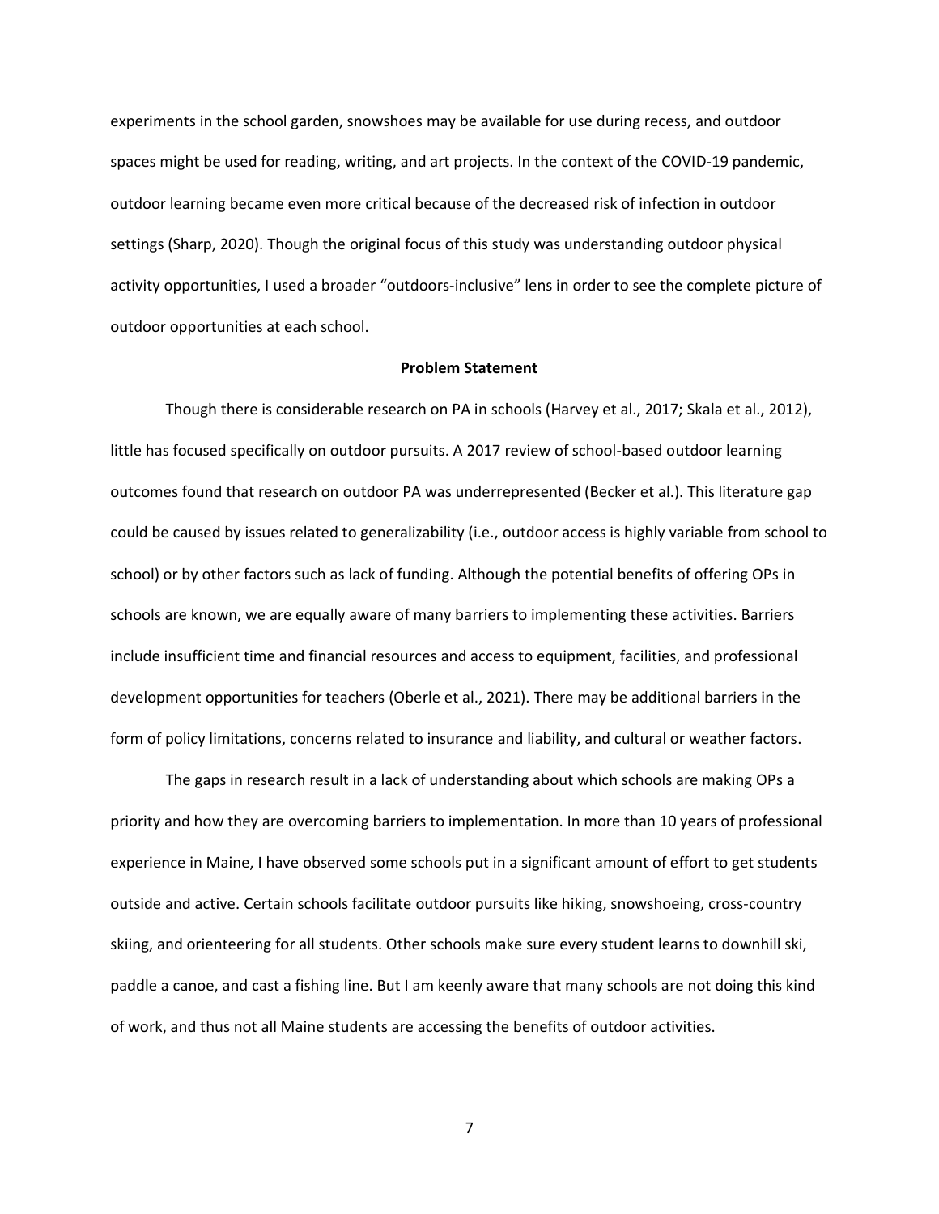experiments in the school garden, snowshoes may be available for use during recess, and outdoor spaces might be used for reading, writing, and art projects. In the context of the COVID-19 pandemic, outdoor learning became even more critical because of the decreased risk of infection in outdoor settings (Sharp, 2020). Though the original focus of this study was understanding outdoor physical activity opportunities, I used a broader "outdoors-inclusive" lens in order to see the complete picture of outdoor opportunities at each school.

## Problem Statement

Though there is considerable research on PA in schools (Harvey et al., 2017; Skala et al., 2012), little has focused specifically on outdoor pursuits. A 2017 review of school-based outdoor learning outcomes found that research on outdoor PA was underrepresented (Becker et al.). This literature gap could be caused by issues related to generalizability (i.e., outdoor access is highly variable from school to school) or by other factors such as lack of funding. Although the potential benefits of offering OPs in schools are known, we are equally aware of many barriers to implementing these activities. Barriers include insufficient time and financial resources and access to equipment, facilities, and professional development opportunities for teachers (Oberle et al., 2021). There may be additional barriers in the form of policy limitations, concerns related to insurance and liability, and cultural or weather factors.

The gaps in research result in a lack of understanding about which schools are making OPs a priority and how they are overcoming barriers to implementation. In more than 10 years of professional experience in Maine, I have observed some schools put in a significant amount of effort to get students outside and active. Certain schools facilitate outdoor pursuits like hiking, snowshoeing, cross-country skiing, and orienteering for all students. Other schools make sure every student learns to downhill ski, paddle a canoe, and cast a fishing line. But I am keenly aware that many schools are not doing this kind of work, and thus not all Maine students are accessing the benefits of outdoor activities.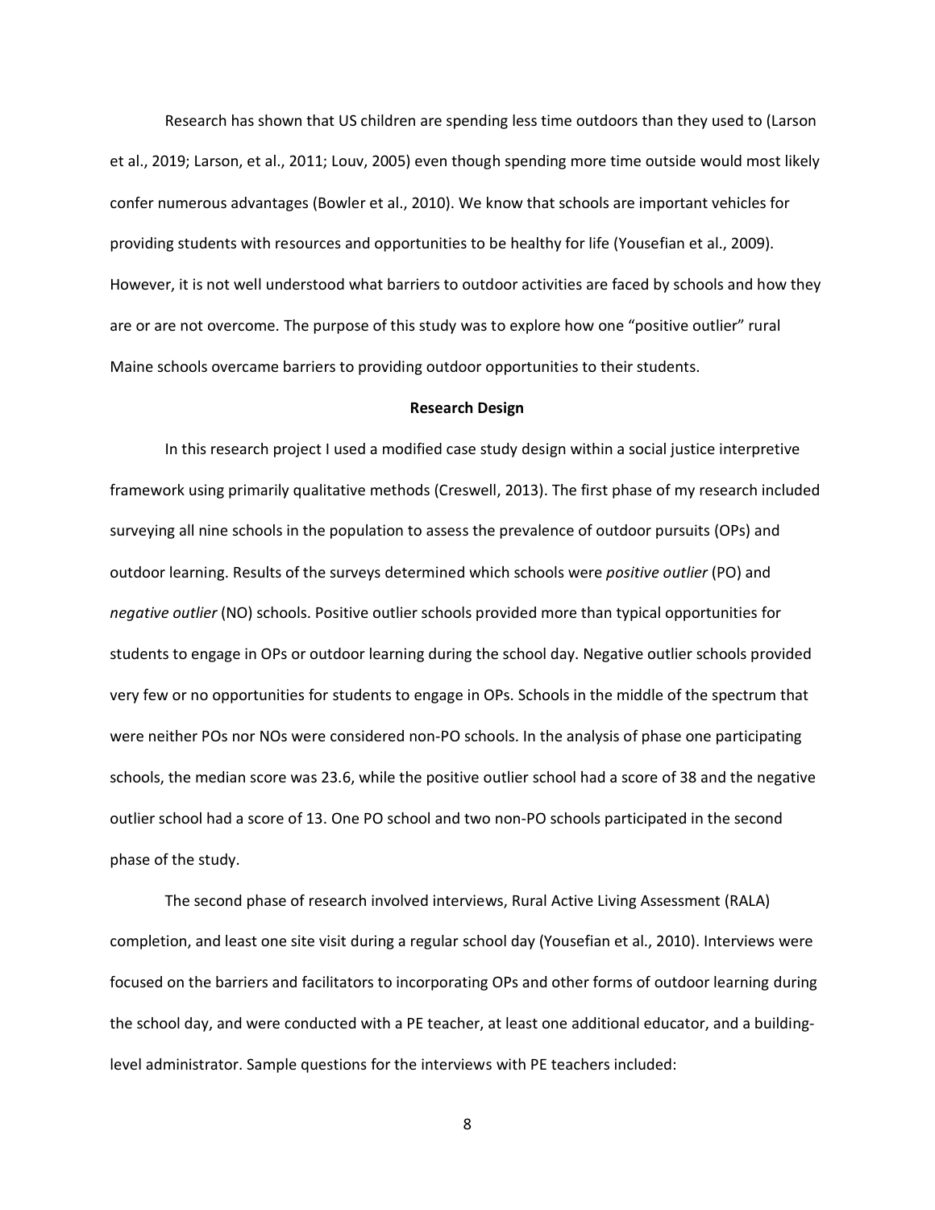Research has shown that US children are spending less time outdoors than they used to (Larson et al., 2019; Larson, et al., 2011; Louv, 2005) even though spending more time outside would most likely confer numerous advantages (Bowler et al., 2010). We know that schools are important vehicles for providing students with resources and opportunities to be healthy for life (Yousefian et al., 2009). However, it is not well understood what barriers to outdoor activities are faced by schools and how they are or are not overcome. The purpose of this study was to explore how one "positive outlier" rural Maine schools overcame barriers to providing outdoor opportunities to their students.

**Research Design**

In this research project I used a modified case study design within a social justice interpretive framework using primarily qualitative methods (Creswell, 2013). The first phase of my research included surveying all nine schools in the population to assess the prevalence of outdoor pursuits (OPs) and outdoor learning. Results of the surveys determined which schools were *positive outlier* (PO) and *negative outlier* (NO) schools. Positive outlier schools provided more than typical opportunities for students to engage in OPs or outdoor learning during the school day. Negative outlier schools provided very few or no opportunities for students to engage in OPs. Schools in the middle of the spectrum that were neither POs nor NOs were considered non-PO schools. In the analysis of phase one participating schools, the median score was 23.6, while the positive outlier school had a score of 38 and the negative outlier school had a score of 13. One PO school and two non-PO schools participated in the second phase of the study.

The second phase of research involved interviews, Rural Active Living Assessment (RALA) completion, and least one site visit during a regular school day (Yousefian et al., 2010). Interviews were focused on the barriers and facilitators to incorporating OPs and other forms of outdoor learning during the school day, and were conducted with a PE teacher, at least one additional educator, and a building-level administrator. Sample questions for the interviews with PE teachers included: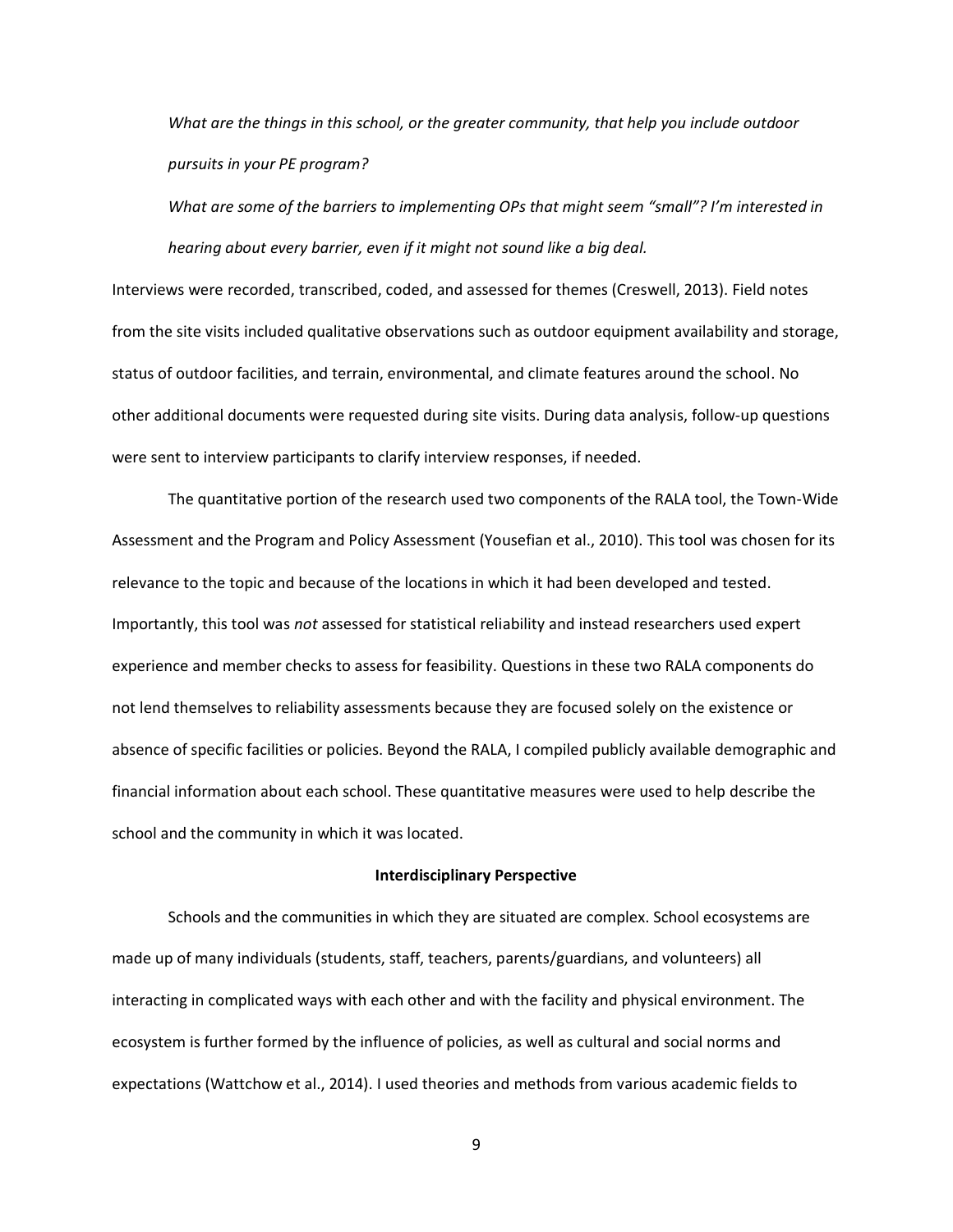*What are the things in this school, or the greater community, that help you include outdoor pursuits in your PE program?*

*What are some of the barriers to implementing OPs that might seem "small"? I'm interested in hearing about every barrier, even if it might not sound like a big deal.*

Interviews were recorded, transcribed, coded, and assessed for themes (Creswell, 2013). Field notes from the site visits included qualitative observations such as outdoor equipment availability and storage, status of outdoor facilities, and terrain, environmental, and climate features around the school. No other additional documents were requested during site visits. During data analysis, follow-up questions were sent to interview participants to clarify interview responses, if needed.

The quantitative portion of the research used two components of the RALA tool, the Town-Wide Assessment and the Program and Policy Assessment (Yousefian et al., 2010). This tool was chosen for its relevance to the topic and because of the locations in which it had been developed and tested. Importantly, this tool was *not* assessed for statistical reliability and instead researchers used expert experience and member checks to assess for feasibility. Questions in these two RALA components do not lend themselves to reliability assessments because they are focused solely on the existence or absence of specific facilities or policies. Beyond the RALA, I compiled publicly available demographic and financial information about each school. These quantitative measures were used to help describe the school and the community in which it was located.

## Interdisciplinary Perspective

Schools and the communities in which they are situated are complex. School ecosystems are made up of many individuals (students, staff, teachers, parents/guardians, and volunteers) all interacting in complicated ways with each other and with the facility and physical environment. The ecosystem is further formed by the influence of policies, as well as cultural and social norms and expectations (Wattchow et al., 2014). I used theories and methods from various academic fields to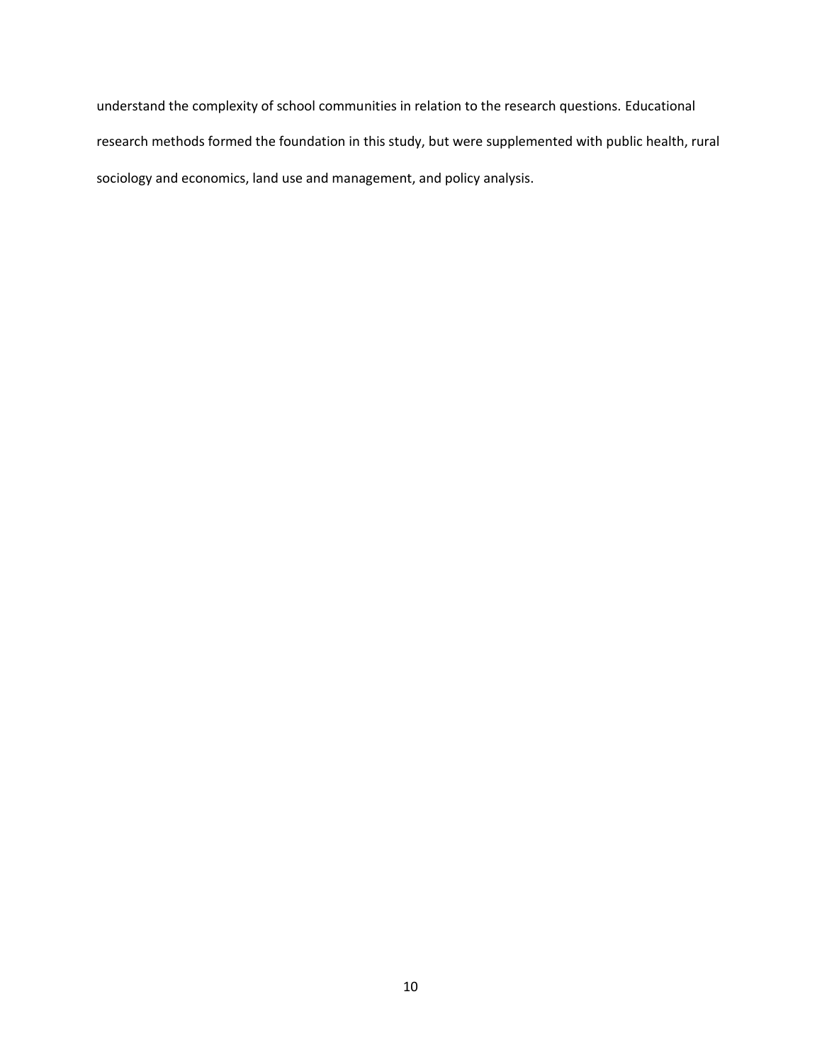understand the complexity of school communities in relation to the research questions. Educational research methods formed the foundation in this study, but were supplemented with public health, rural sociology and economics, land use and management, and policy analysis.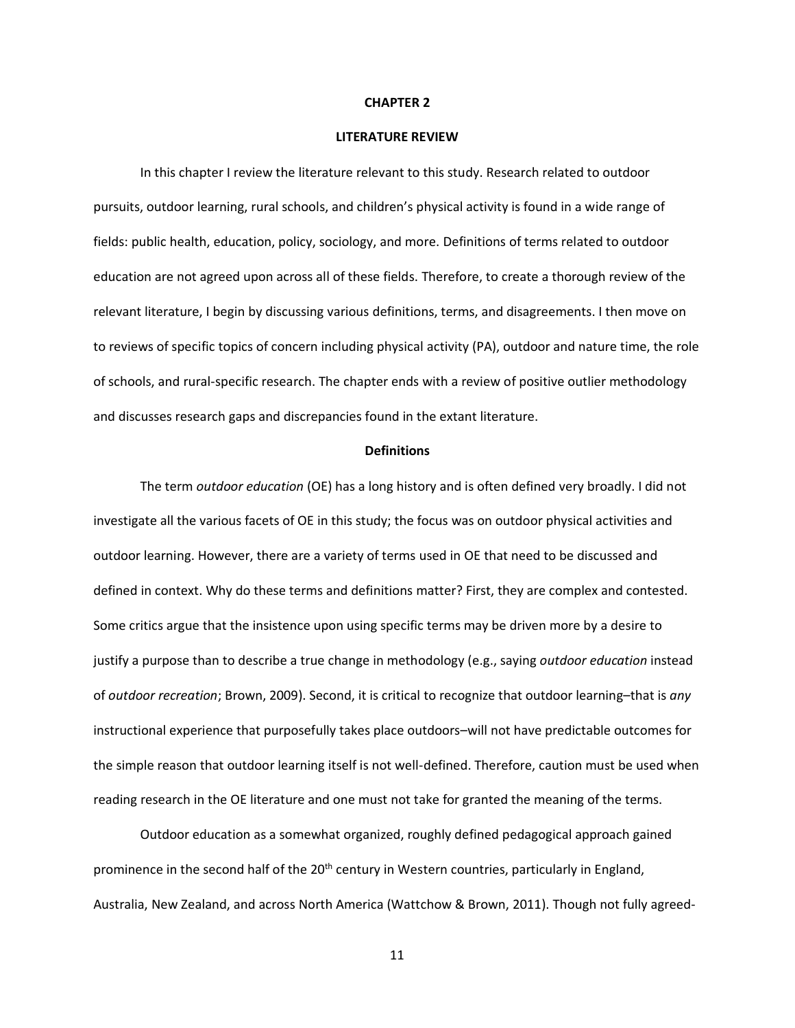# CHAPTER 2

# LITERATURE REVIEW

In this chapter I review the literature relevant to this study. Research related to outdoor pursuits, outdoor learning, rural schools, and children's physical activity is found in a wide range of fields: public health, education, policy, sociology, and more. Definitions of terms related to outdoor education are not agreed upon across all of these fields. Therefore, to create a thorough review of the relevant literature, I begin by discussing various definitions, terms, and disagreements. I then move on to reviews of specific topics of concern including physical activity (PA), outdoor and nature time, the role of schools, and rural-specific research. The chapter ends with a review of positive outlier methodology and discusses research gaps and discrepancies found in the extant literature.

## Definitions

The term *outdoor education* (OE) has a long history and is often defined very broadly. I did not investigate all the various facets of OE in this study; the focus was on outdoor physical activities and outdoor learning. However, there are a variety of terms used in OE that need to be discussed and defined in context. Why do these terms and definitions matter? First, they are complex and contested. Some critics argue that the insistence upon using specific terms may be driven more by a desire to justify a purpose than to describe a true change in methodology (e.g., saying *outdoor education* instead of *outdoor recreation*; Brown, 2009). Second, it is critical to recognize that outdoor learning–that is *any* instructional experience that purposefully takes place outdoors–will not have predictable outcomes for the simple reason that outdoor learning itself is not well-defined. Therefore, caution must be used when reading research in the OE literature and one must not take for granted the meaning of the terms.

Outdoor education as a somewhat organized, roughly defined pedagogical approach gained prominence in the second half of the 20th century in Western countries, particularly in England, Australia, New Zealand, and across North America (Wattchow & Brown, 2011). Though not fully agreed-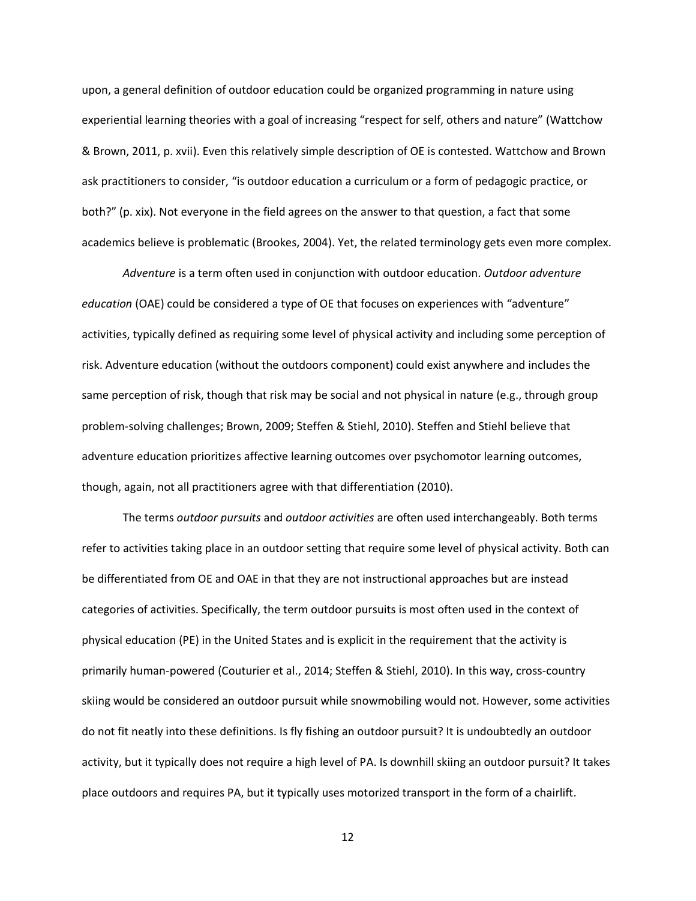upon, a general definition of outdoor education could be organized programming in nature using experiential learning theories with a goal of increasing "respect for self, others and nature" (Wattchow & Brown, 2011, p. xvii). Even this relatively simple description of OE is contested. Wattchow and Brown ask practitioners to consider, "is outdoor education a curriculum or a form of pedagogic practice, or both?" (p. xix). Not everyone in the field agrees on the answer to that question, a fact that some academics believe is problematic (Brookes, 2004). Yet, the related terminology gets even more complex.

*Adventure* is a term often used in conjunction with outdoor education. *Outdoor adventure education* (OAE) could be considered a type of OE that focuses on experiences with "adventure" activities, typically defined as requiring some level of physical activity and including some perception of risk. Adventure education (without the outdoors component) could exist anywhere and includes the same perception of risk, though that risk may be social and not physical in nature (e.g., through group problem-solving challenges; Brown, 2009; Steffen & Stiehl, 2010). Steffen and Stiehl believe that adventure education prioritizes affective learning outcomes over psychomotor learning outcomes, though, again, not all practitioners agree with that differentiation (2010).

The terms *outdoor pursuits* and *outdoor activities* are often used interchangeably. Both terms refer to activities taking place in an outdoor setting that require some level of physical activity. Both can be differentiated from OE and OAE in that they are not instructional approaches but are instead categories of activities. Specifically, the term outdoor pursuits is most often used in the context of physical education (PE) in the United States and is explicit in the requirement that the activity is primarily human-powered (Couturier et al., 2014; Steffen & Stiehl, 2010). In this way, cross-country skiing would be considered an outdoor pursuit while snowmobiling would not. However, some activities do not fit neatly into these definitions. Is fly fishing an outdoor pursuit? It is undoubtedly an outdoor activity, but it typically does not require a high level of PA. Is downhill skiing an outdoor pursuit? It takes place outdoors and requires PA, but it typically uses motorized transport in the form of a chairlift.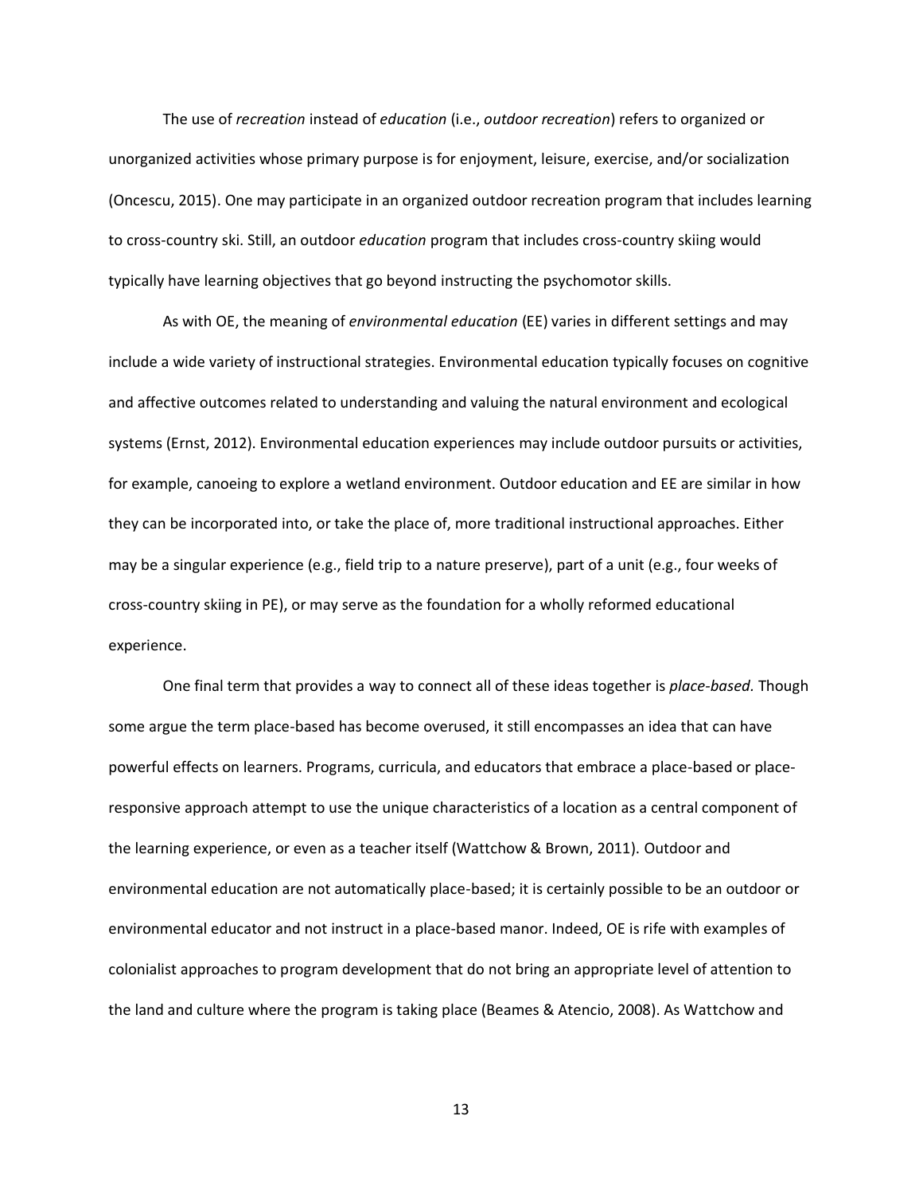The use of *recreation* instead of *education* (i.e., *outdoor recreation*) refers to organized or unorganized activities whose primary purpose is for enjoyment, leisure, exercise, and/or socialization (Oncescu, 2015). One may participate in an organized outdoor recreation program that includes learning to cross-country ski. Still, an outdoor *education* program that includes cross-country skiing would typically have learning objectives that go beyond instructing the psychomotor skills.

As with OE, the meaning of *environmental education* (EE) varies in different settings and may include a wide variety of instructional strategies. Environmental education typically focuses on cognitive and affective outcomes related to understanding and valuing the natural environment and ecological systems (Ernst, 2012). Environmental education experiences may include outdoor pursuits or activities, for example, canoeing to explore a wetland environment. Outdoor education and EE are similar in how they can be incorporated into, or take the place of, more traditional instructional approaches. Either may be a singular experience (e.g., field trip to a nature preserve), part of a unit (e.g., four weeks of cross-country skiing in PE), or may serve as the foundation for a wholly reformed educational experience.

One final term that provides a way to connect all of these ideas together is *place-based.* Though some argue the term place-based has become overused, it still encompasses an idea that can have powerful effects on learners. Programs, curricula, and educators that embrace a place-based or place-responsive approach attempt to use the unique characteristics of a location as a central component of the learning experience, or even as a teacher itself (Wattchow & Brown, 2011). Outdoor and environmental education are not automatically place-based; it is certainly possible to be an outdoor or environmental educator and not instruct in a place-based manor. Indeed, OE is rife with examples of colonialist approaches to program development that do not bring an appropriate level of attention to the land and culture where the program is taking place (Beames & Atencio, 2008). As Wattchow and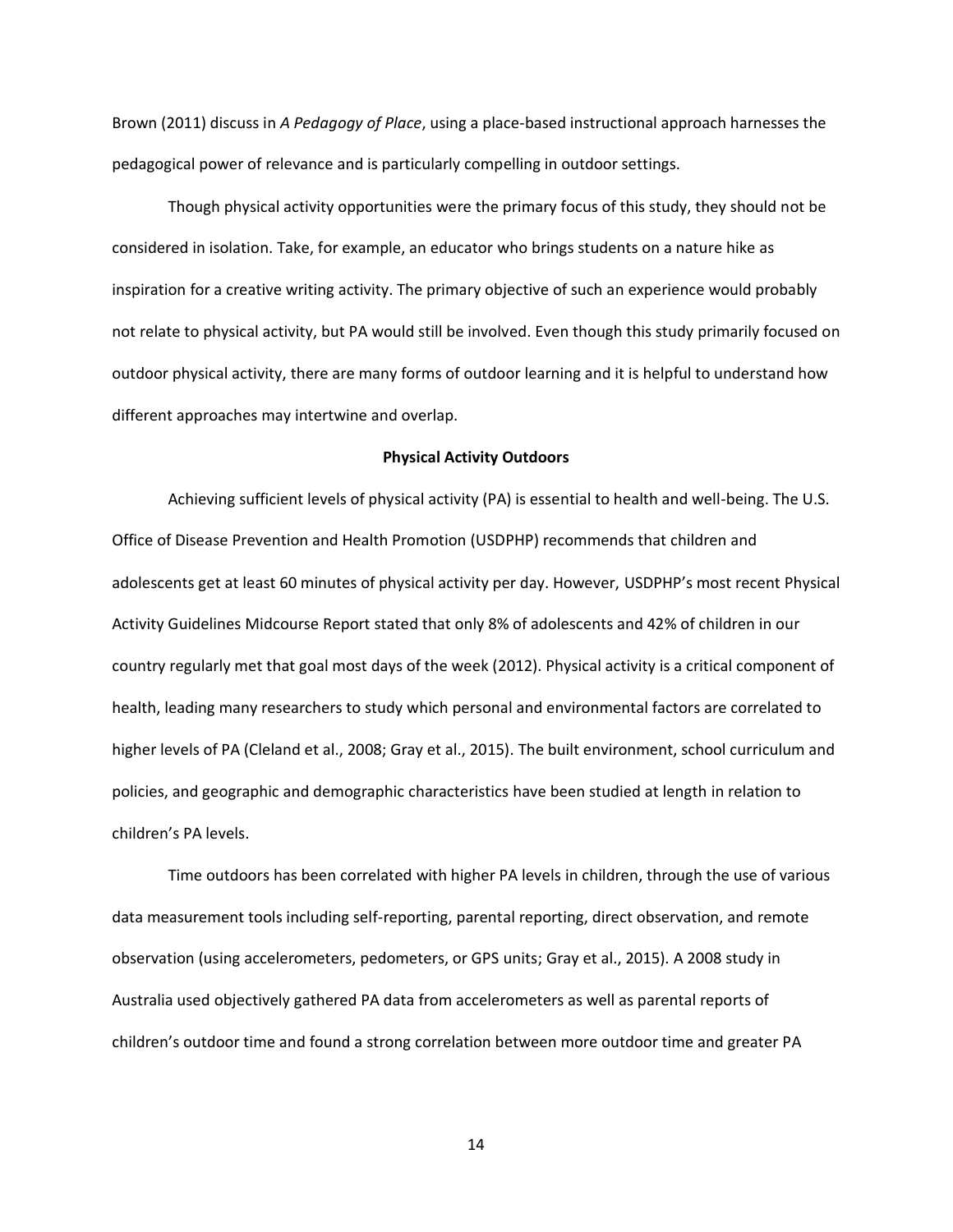Brown (2011) discuss in *A Pedagogy of Place*, using a place-based instructional approach harnesses the pedagogical power of relevance and is particularly compelling in outdoor settings.

Though physical activity opportunities were the primary focus of this study, they should not be considered in isolation. Take, for example, an educator who brings students on a nature hike as inspiration for a creative writing activity. The primary objective of such an experience would probably not relate to physical activity, but PA would still be involved. Even though this study primarily focused on outdoor physical activity, there are many forms of outdoor learning and it is helpful to understand how different approaches may intertwine and overlap.

## Physical Activity Outdoors

Achieving sufficient levels of physical activity (PA) is essential to health and well-being. The U.S. Office of Disease Prevention and Health Promotion (USDPHP) recommends that children and adolescents get at least 60 minutes of physical activity per day. However, USDPHP's most recent Physical Activity Guidelines Midcourse Report stated that only 8% of adolescents and 42% of children in our country regularly met that goal most days of the week (2012). Physical activity is a critical component of health, leading many researchers to study which personal and environmental factors are correlated to higher levels of PA (Cleland et al., 2008; Gray et al., 2015). The built environment, school curriculum and policies, and geographic and demographic characteristics have been studied at length in relation to children's PA levels.

Time outdoors has been correlated with higher PA levels in children, through the use of various data measurement tools including self-reporting, parental reporting, direct observation, and remote observation (using accelerometers, pedometers, or GPS units; Gray et al., 2015). A 2008 study in Australia used objectively gathered PA data from accelerometers as well as parental reports of children's outdoor time and found a strong correlation between more outdoor time and greater PA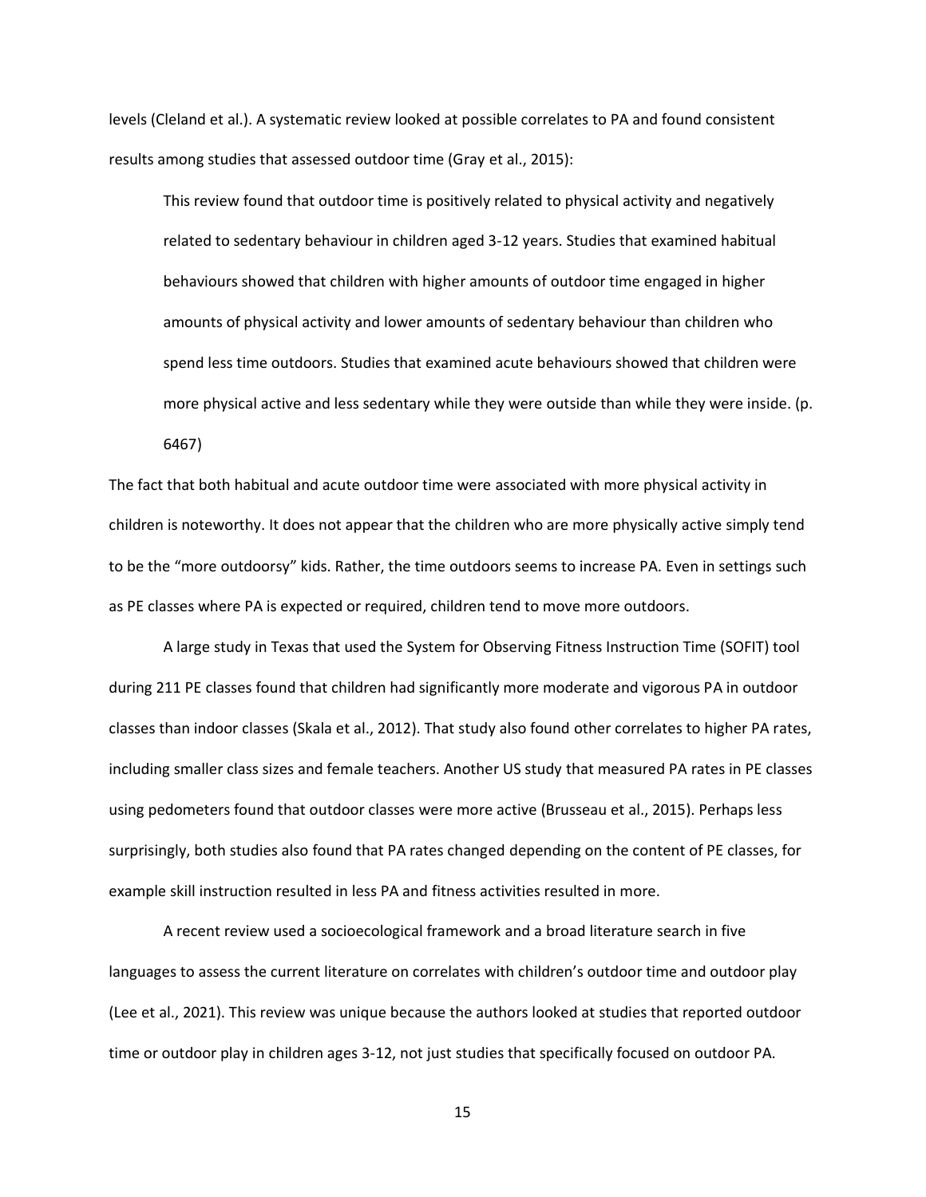levels (Cleland et al.). A systematic review looked at possible correlates to PA and found consistent results among studies that assessed outdoor time (Gray et al., 2015):

> This review found that outdoor time is positively related to physical activity and negatively related to sedentary behaviour in children aged 3-12 years. Studies that examined habitual behaviours showed that children with higher amounts of outdoor time engaged in higher amounts of physical activity and lower amounts of sedentary behaviour than children who spend less time outdoors. Studies that examined acute behaviours showed that children were more physical active and less sedentary while they were outside than while they were inside. (p. 6467)

The fact that both habitual and acute outdoor time were associated with more physical activity in children is noteworthy. It does not appear that the children who are more physically active simply tend to be the "more outdoorsy" kids. Rather, the time outdoors seems to increase PA. Even in settings such as PE classes where PA is expected or required, children tend to move more outdoors.

A large study in Texas that used the System for Observing Fitness Instruction Time (SOFIT) tool during 211 PE classes found that children had significantly more moderate and vigorous PA in outdoor classes than indoor classes (Skala et al., 2012). That study also found other correlates to higher PA rates, including smaller class sizes and female teachers. Another US study that measured PA rates in PE classes using pedometers found that outdoor classes were more active (Brusseau et al., 2015). Perhaps less surprisingly, both studies also found that PA rates changed depending on the content of PE classes, for example skill instruction resulted in less PA and fitness activities resulted in more.

A recent review used a socioecological framework and a broad literature search in five languages to assess the current literature on correlates with children's outdoor time and outdoor play (Lee et al., 2021). This review was unique because the authors looked at studies that reported outdoor time or outdoor play in children ages 3-12, not just studies that specifically focused on outdoor PA.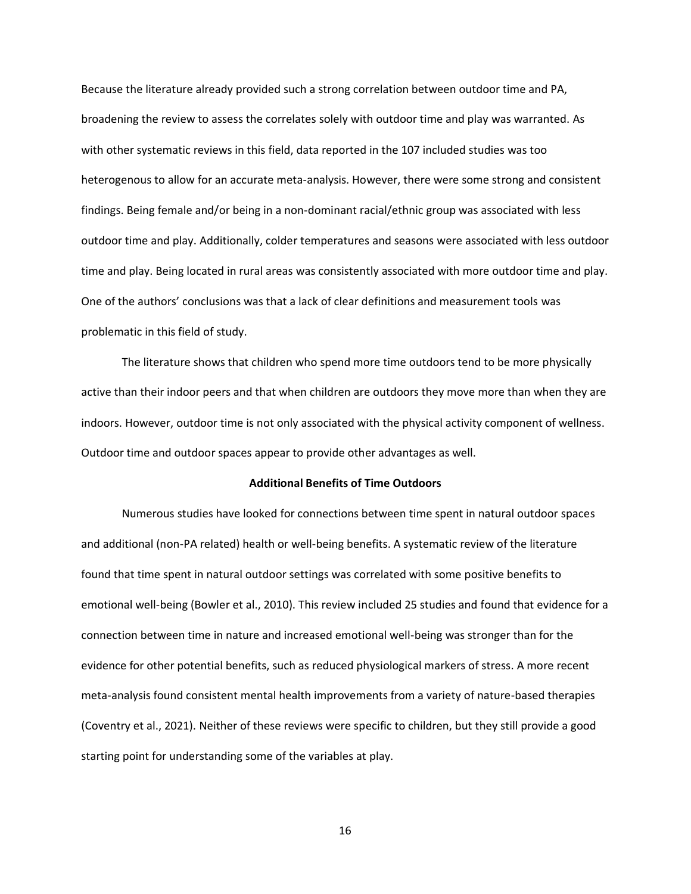Because the literature already provided such a strong correlation between outdoor time and PA, broadening the review to assess the correlates solely with outdoor time and play was warranted. As with other systematic reviews in this field, data reported in the 107 included studies was too heterogenous to allow for an accurate meta-analysis. However, there were some strong and consistent findings. Being female and/or being in a non-dominant racial/ethnic group was associated with less outdoor time and play. Additionally, colder temperatures and seasons were associated with less outdoor time and play. Being located in rural areas was consistently associated with more outdoor time and play. One of the authors' conclusions was that a lack of clear definitions and measurement tools was problematic in this field of study.

The literature shows that children who spend more time outdoors tend to be more physically active than their indoor peers and that when children are outdoors they move more than when they are indoors. However, outdoor time is not only associated with the physical activity component of wellness. Outdoor time and outdoor spaces appear to provide other advantages as well.

## Additional Benefits of Time Outdoors

Numerous studies have looked for connections between time spent in natural outdoor spaces and additional (non-PA related) health or well-being benefits. A systematic review of the literature found that time spent in natural outdoor settings was correlated with some positive benefits to emotional well-being (Bowler et al., 2010). This review included 25 studies and found that evidence for a connection between time in nature and increased emotional well-being was stronger than for the evidence for other potential benefits, such as reduced physiological markers of stress. A more recent meta-analysis found consistent mental health improvements from a variety of nature-based therapies (Coventry et al., 2021). Neither of these reviews were specific to children, but they still provide a good starting point for understanding some of the variables at play.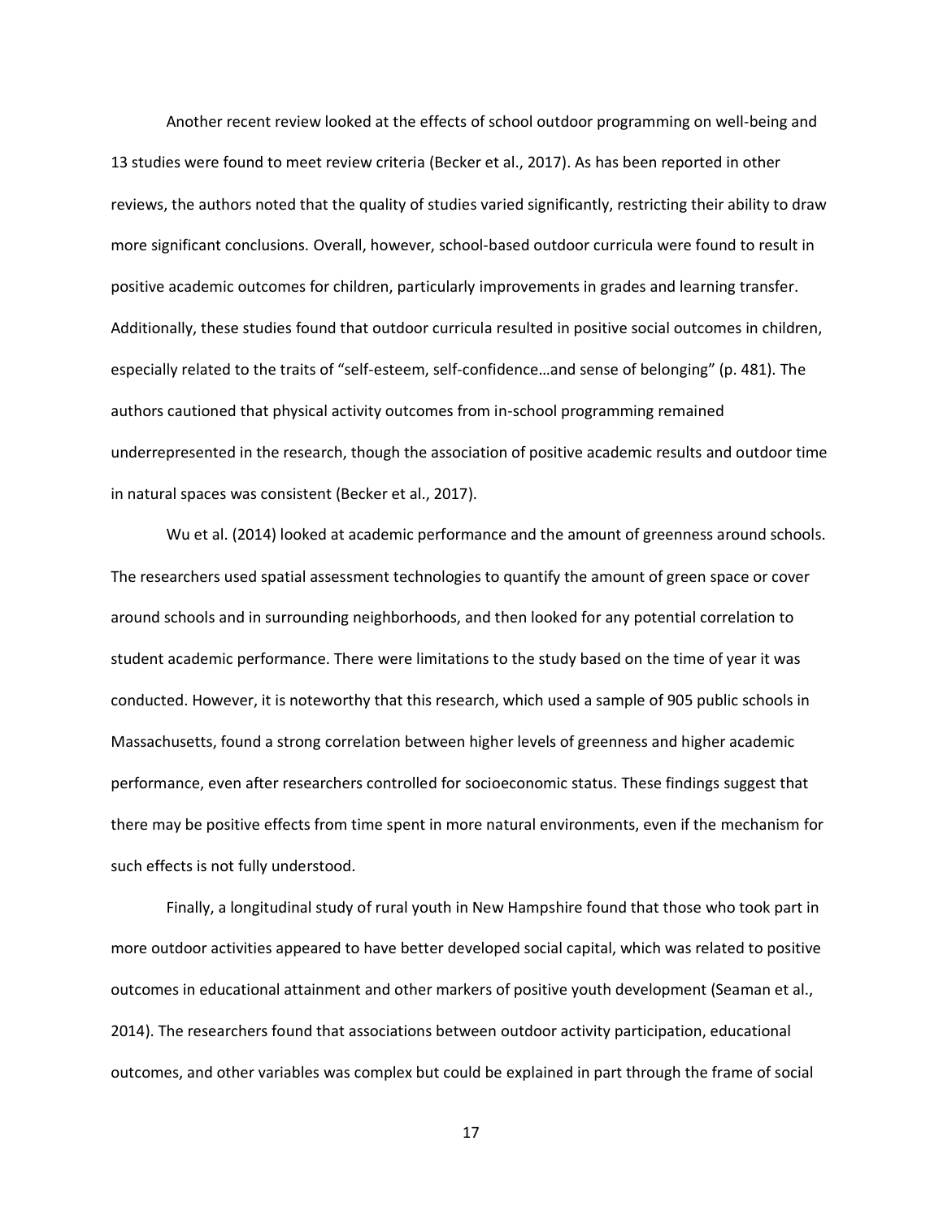Another recent review looked at the effects of school outdoor programming on well-being and 13 studies were found to meet review criteria (Becker et al., 2017). As has been reported in other reviews, the authors noted that the quality of studies varied significantly, restricting their ability to draw more significant conclusions. Overall, however, school-based outdoor curricula were found to result in positive academic outcomes for children, particularly improvements in grades and learning transfer. Additionally, these studies found that outdoor curricula resulted in positive social outcomes in children, especially related to the traits of "self-esteem, self-confidence…and sense of belonging" (p. 481). The authors cautioned that physical activity outcomes from in-school programming remained underrepresented in the research, though the association of positive academic results and outdoor time in natural spaces was consistent (Becker et al., 2017).

Wu et al. (2014) looked at academic performance and the amount of greenness around schools. The researchers used spatial assessment technologies to quantify the amount of green space or cover around schools and in surrounding neighborhoods, and then looked for any potential correlation to student academic performance. There were limitations to the study based on the time of year it was conducted. However, it is noteworthy that this research, which used a sample of 905 public schools in Massachusetts, found a strong correlation between higher levels of greenness and higher academic performance, even after researchers controlled for socioeconomic status. These findings suggest that there may be positive effects from time spent in more natural environments, even if the mechanism for such effects is not fully understood.

Finally, a longitudinal study of rural youth in New Hampshire found that those who took part in more outdoor activities appeared to have better developed social capital, which was related to positive outcomes in educational attainment and other markers of positive youth development (Seaman et al., 2014). The researchers found that associations between outdoor activity participation, educational outcomes, and other variables was complex but could be explained in part through the frame of social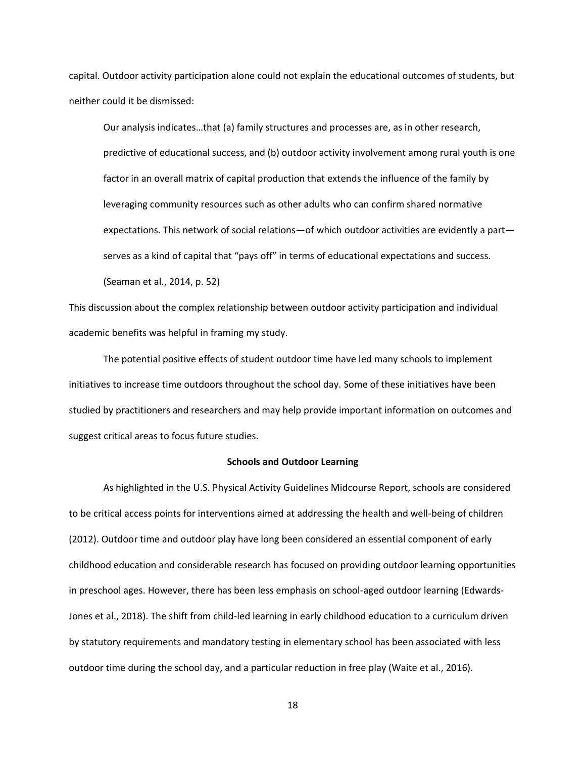capital. Outdoor activity participation alone could not explain the educational outcomes of students, but neither could it be dismissed:

> Our analysis indicates…that (a) family structures and processes are, as in other research, predictive of educational success, and (b) outdoor activity involvement among rural youth is one factor in an overall matrix of capital production that extends the influence of the family by leveraging community resources such as other adults who can confirm shared normative expectations. This network of social relations—of which outdoor activities are evidently a part—serves as a kind of capital that "pays off" in terms of educational expectations and success. (Seaman et al., 2014, p. 52)

This discussion about the complex relationship between outdoor activity participation and individual academic benefits was helpful in framing my study.

The potential positive effects of student outdoor time have led many schools to implement initiatives to increase time outdoors throughout the school day. Some of these initiatives have been studied by practitioners and researchers and may help provide important information on outcomes and suggest critical areas to focus future studies.

## Schools and Outdoor Learning

As highlighted in the U.S. Physical Activity Guidelines Midcourse Report, schools are considered to be critical access points for interventions aimed at addressing the health and well-being of children (2012). Outdoor time and outdoor play have long been considered an essential component of early childhood education and considerable research has focused on providing outdoor learning opportunities in preschool ages. However, there has been less emphasis on school-aged outdoor learning (Edwards-Jones et al., 2018). The shift from child-led learning in early childhood education to a curriculum driven by statutory requirements and mandatory testing in elementary school has been associated with less outdoor time during the school day, and a particular reduction in free play (Waite et al., 2016).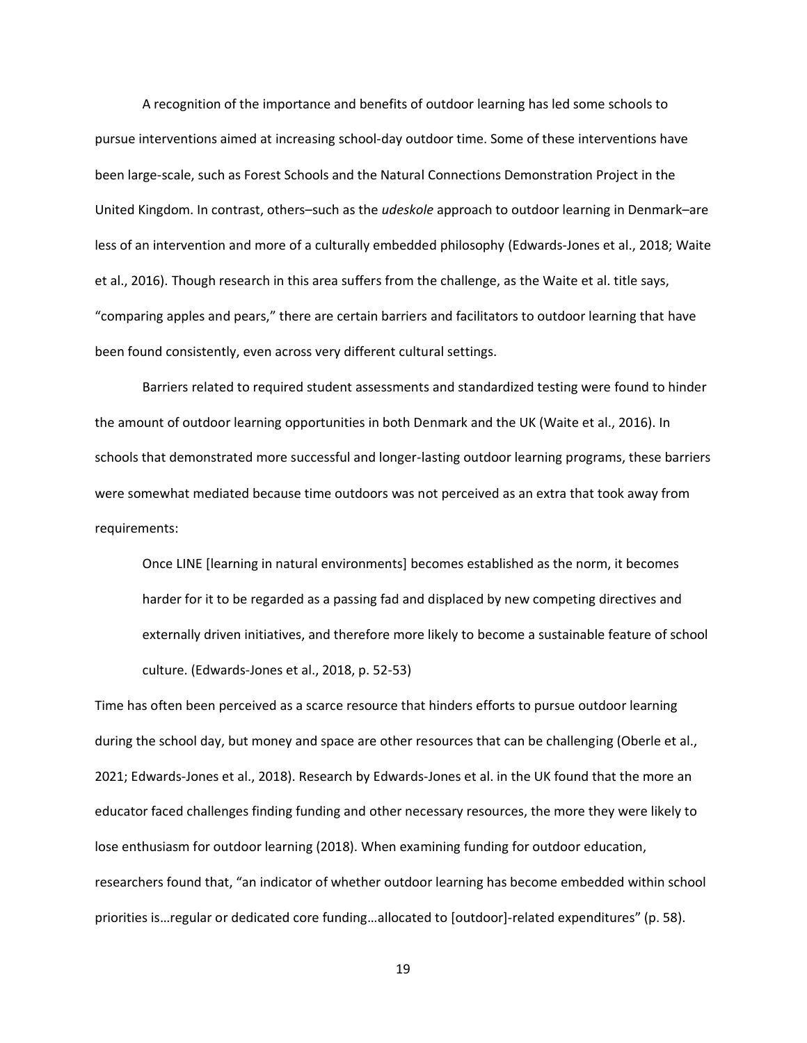A recognition of the importance and benefits of outdoor learning has led some schools to pursue interventions aimed at increasing school-day outdoor time. Some of these interventions have been large-scale, such as Forest Schools and the Natural Connections Demonstration Project in the United Kingdom. In contrast, others–such as the *udeskole* approach to outdoor learning in Denmark–are less of an intervention and more of a culturally embedded philosophy (Edwards-Jones et al., 2018; Waite et al., 2016). Though research in this area suffers from the challenge, as the Waite et al. title says, "comparing apples and pears," there are certain barriers and facilitators to outdoor learning that have been found consistently, even across very different cultural settings.

Barriers related to required student assessments and standardized testing were found to hinder the amount of outdoor learning opportunities in both Denmark and the UK (Waite et al., 2016). In schools that demonstrated more successful and longer-lasting outdoor learning programs, these barriers were somewhat mediated because time outdoors was not perceived as an extra that took away from requirements:

> Once LINE [learning in natural environments] becomes established as the norm, it becomes harder for it to be regarded as a passing fad and displaced by new competing directives and externally driven initiatives, and therefore more likely to become a sustainable feature of school culture. (Edwards-Jones et al., 2018, p. 52-53)

Time has often been perceived as a scarce resource that hinders efforts to pursue outdoor learning during the school day, but money and space are other resources that can be challenging (Oberle et al., 2021; Edwards-Jones et al., 2018). Research by Edwards-Jones et al. in the UK found that the more an educator faced challenges finding funding and other necessary resources, the more they were likely to lose enthusiasm for outdoor learning (2018). When examining funding for outdoor education, researchers found that, "an indicator of whether outdoor learning has become embedded within school priorities is…regular or dedicated core funding…allocated to [outdoor]-related expenditures" (p. 58).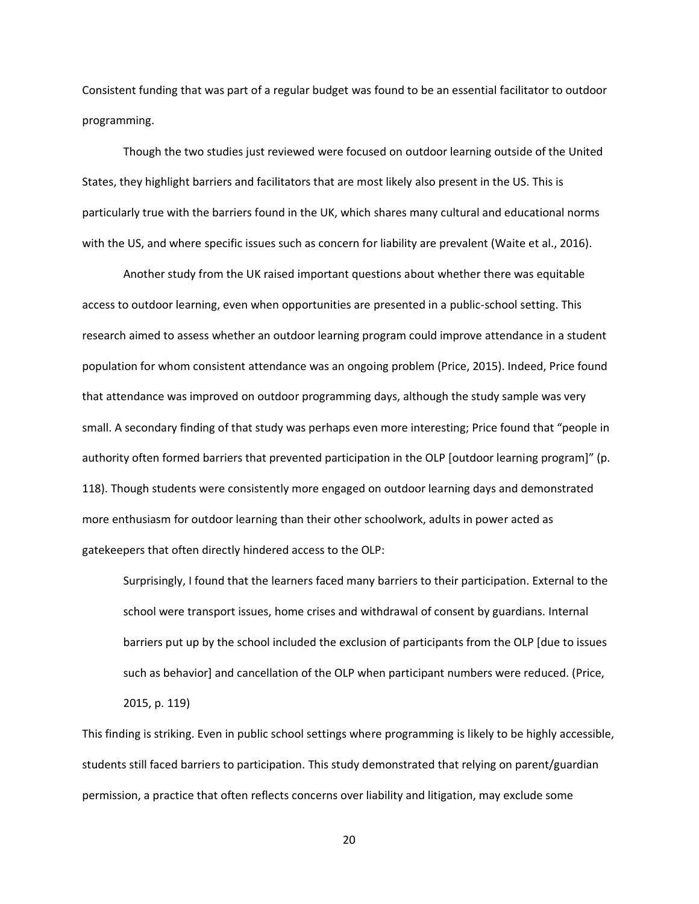Consistent funding that was part of a regular budget was found to be an essential facilitator to outdoor programming.

Though the two studies just reviewed were focused on outdoor learning outside of the United States, they highlight barriers and facilitators that are most likely also present in the US. This is particularly true with the barriers found in the UK, which shares many cultural and educational norms with the US, and where specific issues such as concern for liability are prevalent (Waite et al., 2016).

Another study from the UK raised important questions about whether there was equitable access to outdoor learning, even when opportunities are presented in a public-school setting. This research aimed to assess whether an outdoor learning program could improve attendance in a student population for whom consistent attendance was an ongoing problem (Price, 2015). Indeed, Price found that attendance was improved on outdoor programming days, although the study sample was very small. A secondary finding of that study was perhaps even more interesting; Price found that "people in authority often formed barriers that prevented participation in the OLP [outdoor learning program]" (p. 118). Though students were consistently more engaged on outdoor learning days and demonstrated more enthusiasm for outdoor learning than their other schoolwork, adults in power acted as gatekeepers that often directly hindered access to the OLP:

> Surprisingly, I found that the learners faced many barriers to their participation. External to the school were transport issues, home crises and withdrawal of consent by guardians. Internal barriers put up by the school included the exclusion of participants from the OLP [due to issues such as behavior] and cancellation of the OLP when participant numbers were reduced. (Price, 2015, p. 119)

This finding is striking. Even in public school settings where programming is likely to be highly accessible, students still faced barriers to participation. This study demonstrated that relying on parent/guardian permission, a practice that often reflects concerns over liability and litigation, may exclude some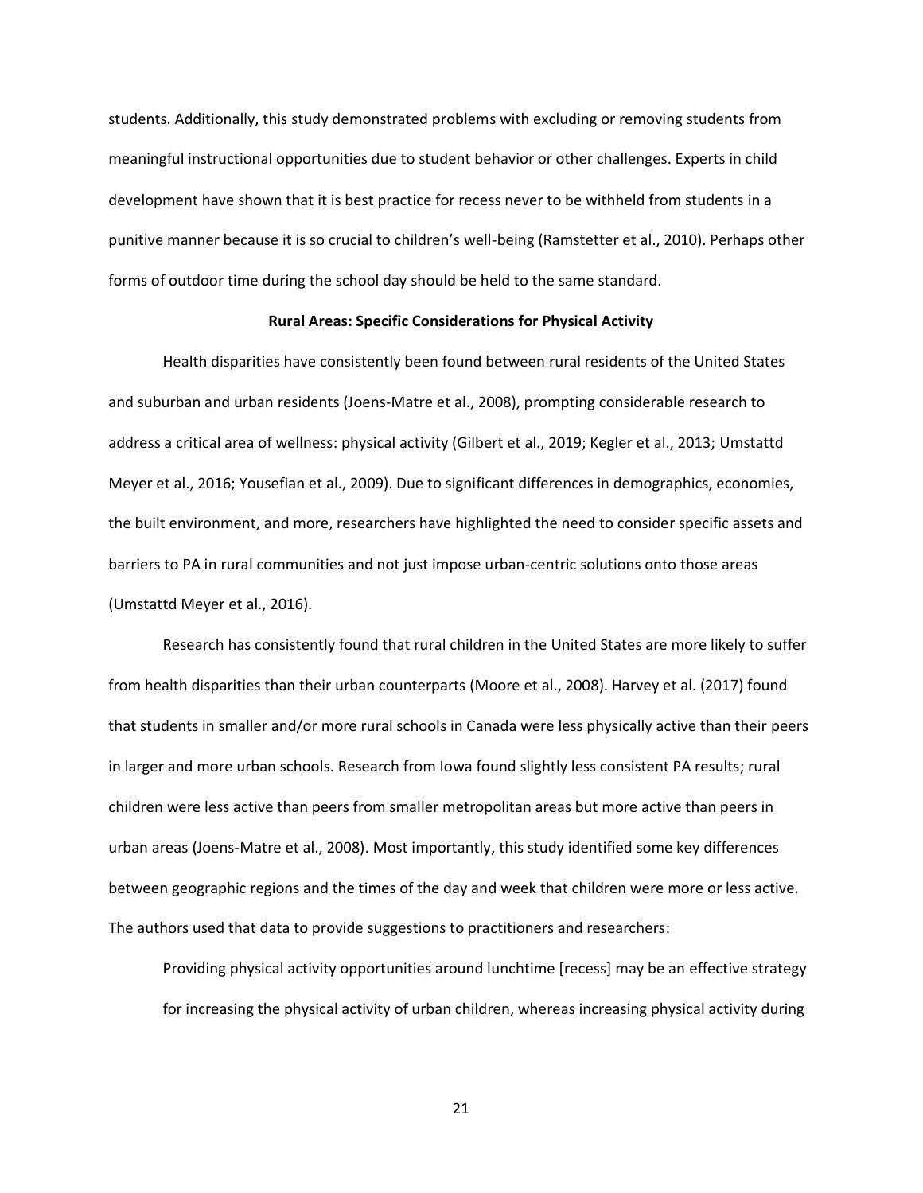students. Additionally, this study demonstrated problems with excluding or removing students from meaningful instructional opportunities due to student behavior or other challenges. Experts in child development have shown that it is best practice for recess never to be withheld from students in a punitive manner because it is so crucial to children's well-being (Ramstetter et al., 2010). Perhaps other forms of outdoor time during the school day should be held to the same standard.

## Rural Areas: Specific Considerations for Physical Activity

Health disparities have consistently been found between rural residents of the United States and suburban and urban residents (Joens-Matre et al., 2008), prompting considerable research to address a critical area of wellness: physical activity (Gilbert et al., 2019; Kegler et al., 2013; Umstattd Meyer et al., 2016; Yousefian et al., 2009). Due to significant differences in demographics, economies, the built environment, and more, researchers have highlighted the need to consider specific assets and barriers to PA in rural communities and not just impose urban-centric solutions onto those areas (Umstattd Meyer et al., 2016).

Research has consistently found that rural children in the United States are more likely to suffer from health disparities than their urban counterparts (Moore et al., 2008). Harvey et al. (2017) found that students in smaller and/or more rural schools in Canada were less physically active than their peers in larger and more urban schools. Research from Iowa found slightly less consistent PA results; rural children were less active than peers from smaller metropolitan areas but more active than peers in urban areas (Joens-Matre et al., 2008). Most importantly, this study identified some key differences between geographic regions and the times of the day and week that children were more or less active. The authors used that data to provide suggestions to practitioners and researchers:

> Providing physical activity opportunities around lunchtime [recess] may be an effective strategy for increasing the physical activity of urban children, whereas increasing physical activity during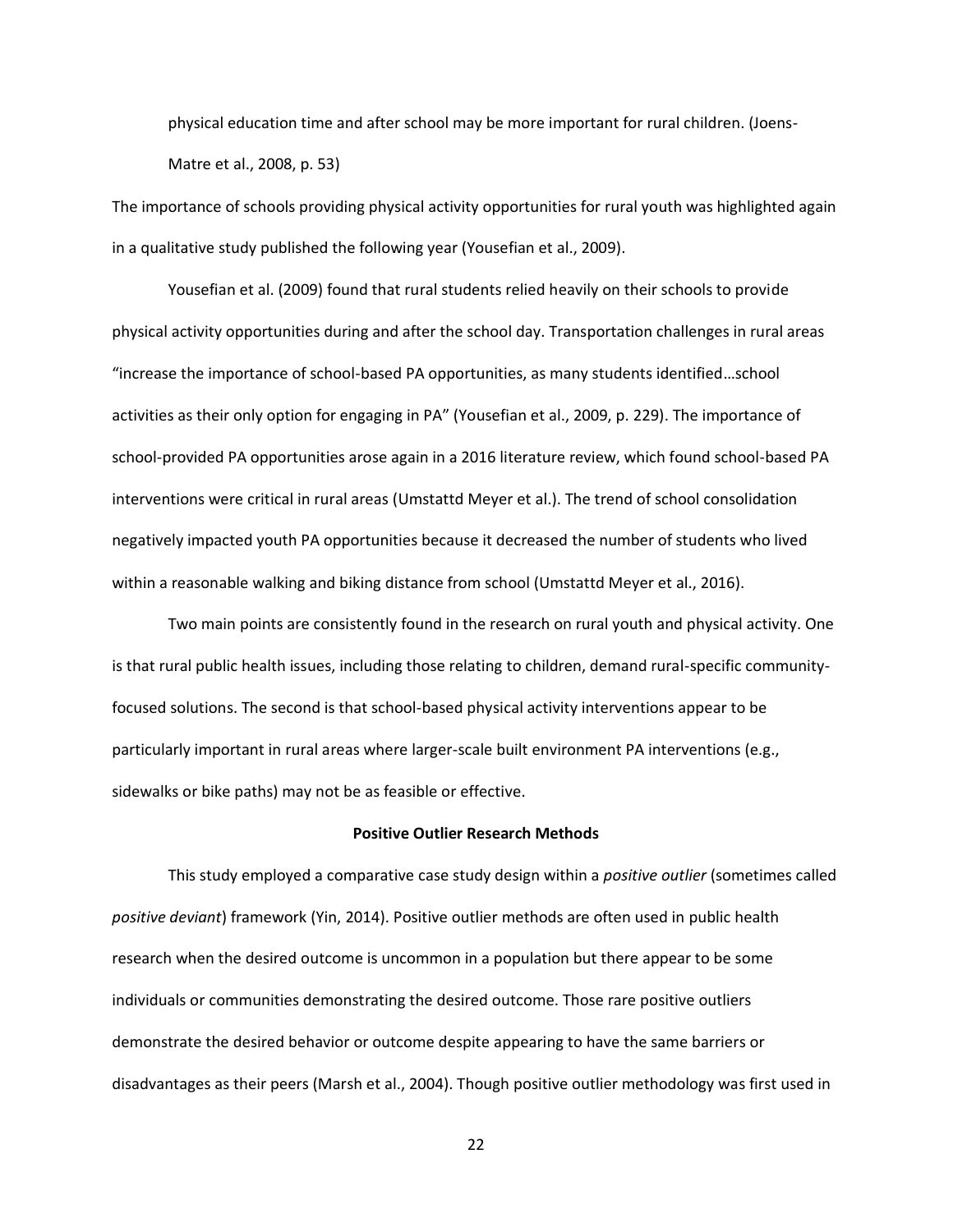physical education time and after school may be more important for rural children. (Joens-Matre et al., 2008, p. 53)

The importance of schools providing physical activity opportunities for rural youth was highlighted again in a qualitative study published the following year (Yousefian et al., 2009).

Yousefian et al. (2009) found that rural students relied heavily on their schools to provide physical activity opportunities during and after the school day. Transportation challenges in rural areas "increase the importance of school-based PA opportunities, as many students identified…school activities as their only option for engaging in PA" (Yousefian et al., 2009, p. 229). The importance of school-provided PA opportunities arose again in a 2016 literature review, which found school-based PA interventions were critical in rural areas (Umstattd Meyer et al.). The trend of school consolidation negatively impacted youth PA opportunities because it decreased the number of students who lived within a reasonable walking and biking distance from school (Umstattd Meyer et al., 2016).

Two main points are consistently found in the research on rural youth and physical activity. One is that rural public health issues, including those relating to children, demand rural-specific community-focused solutions. The second is that school-based physical activity interventions appear to be particularly important in rural areas where larger-scale built environment PA interventions (e.g., sidewalks or bike paths) may not be as feasible or effective.

## Positive Outlier Research Methods

This study employed a comparative case study design within a *positive outlier* (sometimes called *positive deviant*) framework (Yin, 2014). Positive outlier methods are often used in public health research when the desired outcome is uncommon in a population but there appear to be some individuals or communities demonstrating the desired outcome. Those rare positive outliers demonstrate the desired behavior or outcome despite appearing to have the same barriers or disadvantages as their peers (Marsh et al., 2004). Though positive outlier methodology was first used in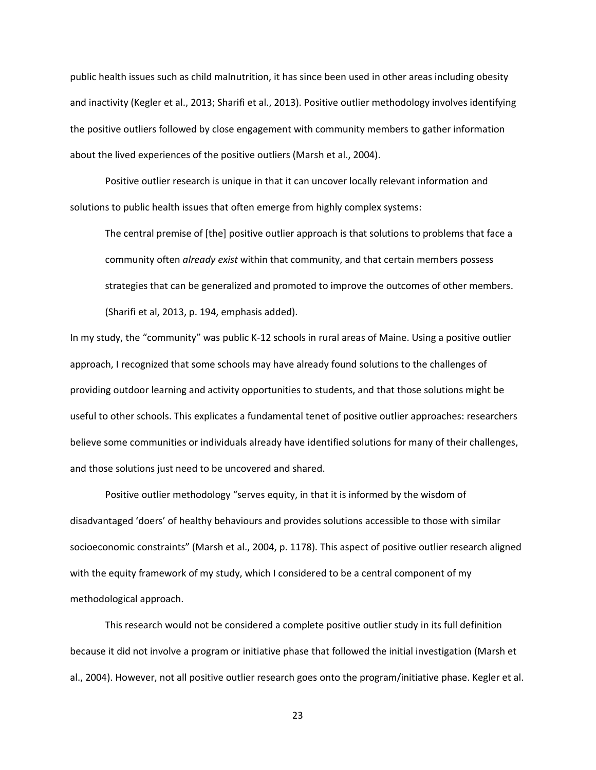public health issues such as child malnutrition, it has since been used in other areas including obesity and inactivity (Kegler et al., 2013; Sharifi et al., 2013). Positive outlier methodology involves identifying the positive outliers followed by close engagement with community members to gather information about the lived experiences of the positive outliers (Marsh et al., 2004).

Positive outlier research is unique in that it can uncover locally relevant information and solutions to public health issues that often emerge from highly complex systems:

> The central premise of [the] positive outlier approach is that solutions to problems that face a community often *already exist* within that community, and that certain members possess strategies that can be generalized and promoted to improve the outcomes of other members. (Sharifi et al, 2013, p. 194, emphasis added).

In my study, the "community" was public K-12 schools in rural areas of Maine. Using a positive outlier approach, I recognized that some schools may have already found solutions to the challenges of providing outdoor learning and activity opportunities to students, and that those solutions might be useful to other schools. This explicates a fundamental tenet of positive outlier approaches: researchers believe some communities or individuals already have identified solutions for many of their challenges, and those solutions just need to be uncovered and shared.

Positive outlier methodology "serves equity, in that it is informed by the wisdom of disadvantaged 'doers' of healthy behaviours and provides solutions accessible to those with similar socioeconomic constraints" (Marsh et al., 2004, p. 1178). This aspect of positive outlier research aligned with the equity framework of my study, which I considered to be a central component of my methodological approach.

This research would not be considered a complete positive outlier study in its full definition because it did not involve a program or initiative phase that followed the initial investigation (Marsh et al., 2004). However, not all positive outlier research goes onto the program/initiative phase. Kegler et al.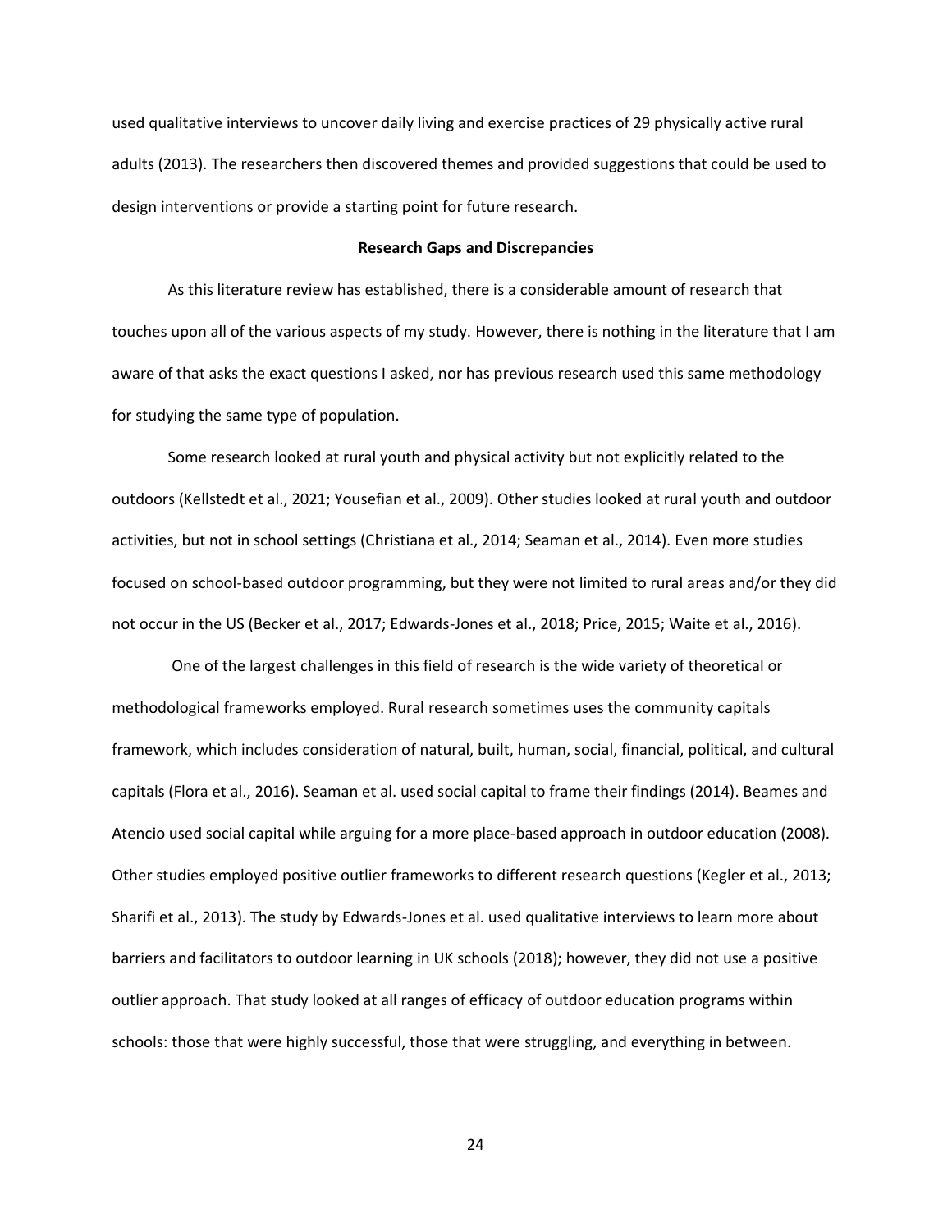used qualitative interviews to uncover daily living and exercise practices of 29 physically active rural adults (2013). The researchers then discovered themes and provided suggestions that could be used to design interventions or provide a starting point for future research.

## Research Gaps and Discrepancies

As this literature review has established, there is a considerable amount of research that touches upon all of the various aspects of my study. However, there is nothing in the literature that I am aware of that asks the exact questions I asked, nor has previous research used this same methodology for studying the same type of population.

Some research looked at rural youth and physical activity but not explicitly related to the outdoors (Kellstedt et al., 2021; Yousefian et al., 2009). Other studies looked at rural youth and outdoor activities, but not in school settings (Christiana et al., 2014; Seaman et al., 2014). Even more studies focused on school-based outdoor programming, but they were not limited to rural areas and/or they did not occur in the US (Becker et al., 2017; Edwards-Jones et al., 2018; Price, 2015; Waite et al., 2016).

One of the largest challenges in this field of research is the wide variety of theoretical or methodological frameworks employed. Rural research sometimes uses the community capitals framework, which includes consideration of natural, built, human, social, financial, political, and cultural capitals (Flora et al., 2016). Seaman et al. used social capital to frame their findings (2014). Beames and Atencio used social capital while arguing for a more place-based approach in outdoor education (2008). Other studies employed positive outlier frameworks to different research questions (Kegler et al., 2013; Sharifi et al., 2013). The study by Edwards-Jones et al. used qualitative interviews to learn more about barriers and facilitators to outdoor learning in UK schools (2018); however, they did not use a positive outlier approach. That study looked at all ranges of efficacy of outdoor education programs within schools: those that were highly successful, those that were struggling, and everything in between.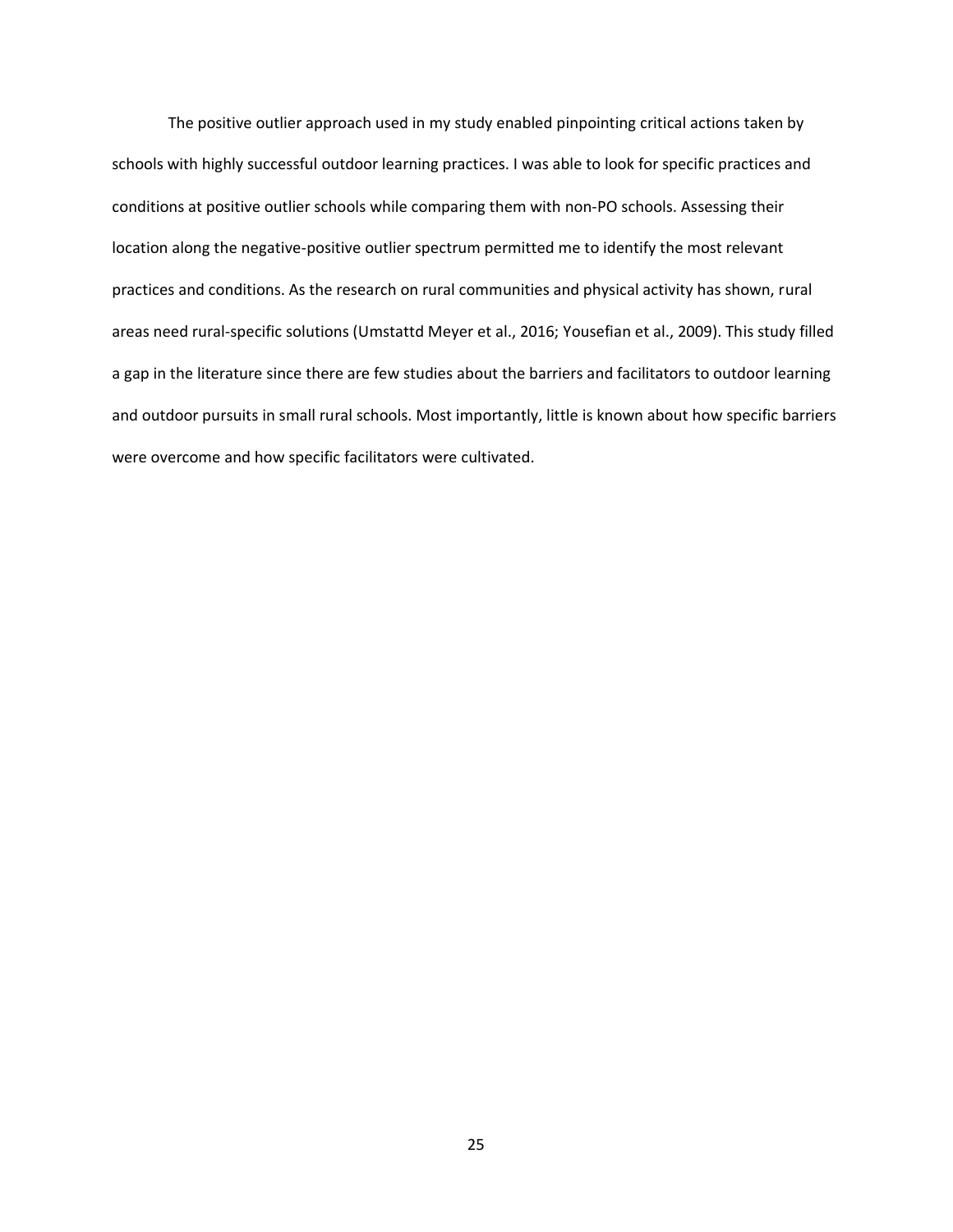The positive outlier approach used in my study enabled pinpointing critical actions taken by schools with highly successful outdoor learning practices. I was able to look for specific practices and conditions at positive outlier schools while comparing them with non-PO schools. Assessing their location along the negative-positive outlier spectrum permitted me to identify the most relevant practices and conditions. As the research on rural communities and physical activity has shown, rural areas need rural-specific solutions (Umstattd Meyer et al., 2016; Yousefian et al., 2009). This study filled a gap in the literature since there are few studies about the barriers and facilitators to outdoor learning and outdoor pursuits in small rural schools. Most importantly, little is known about how specific barriers were overcome and how specific facilitators were cultivated.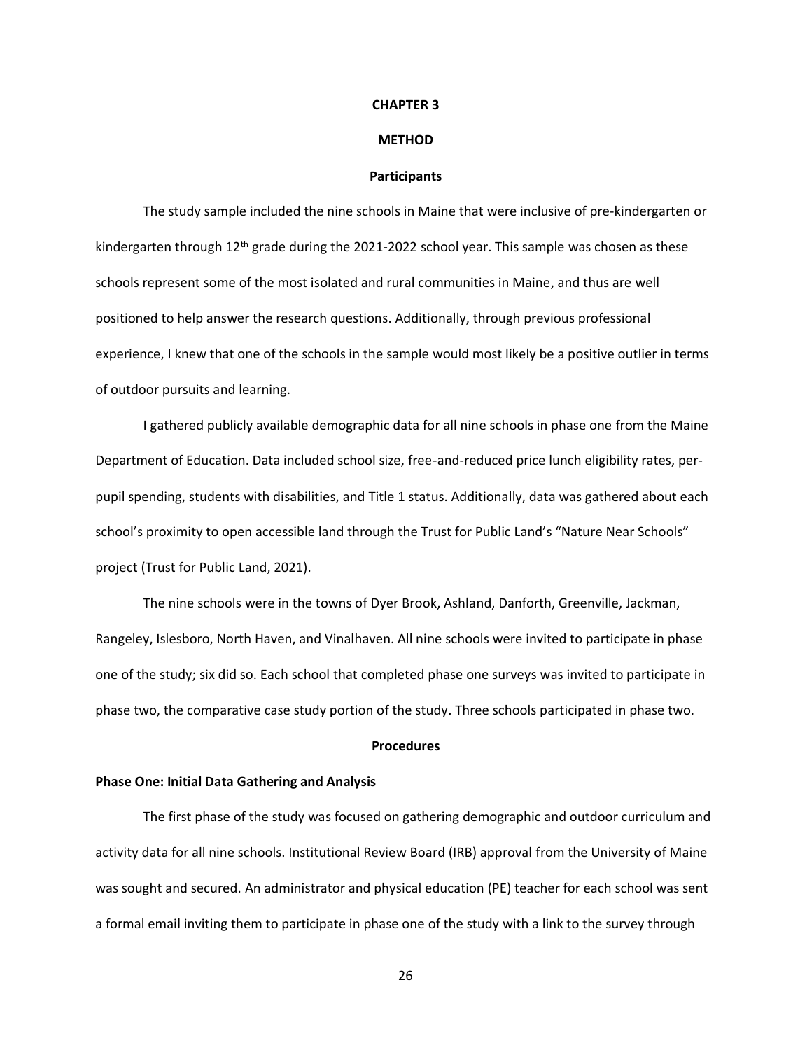# CHAPTER 3

# METHOD

## Participants

The study sample included the nine schools in Maine that were inclusive of pre-kindergarten or kindergarten through 12th grade during the 2021-2022 school year. This sample was chosen as these schools represent some of the most isolated and rural communities in Maine, and thus are well positioned to help answer the research questions. Additionally, through previous professional experience, I knew that one of the schools in the sample would most likely be a positive outlier in terms of outdoor pursuits and learning.

I gathered publicly available demographic data for all nine schools in phase one from the Maine Department of Education. Data included school size, free-and-reduced price lunch eligibility rates, per-pupil spending, students with disabilities, and Title 1 status. Additionally, data was gathered about each school's proximity to open accessible land through the Trust for Public Land's "Nature Near Schools" project (Trust for Public Land, 2021).

The nine schools were in the towns of Dyer Brook, Ashland, Danforth, Greenville, Jackman, Rangeley, Islesboro, North Haven, and Vinalhaven. All nine schools were invited to participate in phase one of the study; six did so. Each school that completed phase one surveys was invited to participate in phase two, the comparative case study portion of the study. Three schools participated in phase two.

## Procedures

### Phase One: Initial Data Gathering and Analysis

The first phase of the study was focused on gathering demographic and outdoor curriculum and activity data for all nine schools. Institutional Review Board (IRB) approval from the University of Maine was sought and secured. An administrator and physical education (PE) teacher for each school was sent a formal email inviting them to participate in phase one of the study with a link to the survey through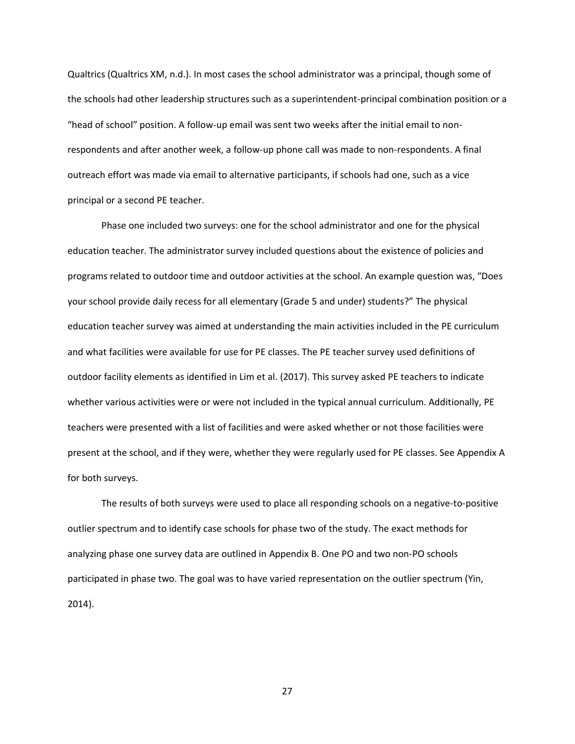Qualtrics (Qualtrics XM, n.d.). In most cases the school administrator was a principal, though some of the schools had other leadership structures such as a superintendent-principal combination position or a "head of school" position. A follow-up email was sent two weeks after the initial email to non-respondents and after another week, a follow-up phone call was made to non-respondents. A final outreach effort was made via email to alternative participants, if schools had one, such as a vice principal or a second PE teacher.

Phase one included two surveys: one for the school administrator and one for the physical education teacher. The administrator survey included questions about the existence of policies and programs related to outdoor time and outdoor activities at the school. An example question was, "Does your school provide daily recess for all elementary (Grade 5 and under) students?" The physical education teacher survey was aimed at understanding the main activities included in the PE curriculum and what facilities were available for use for PE classes. The PE teacher survey used definitions of outdoor facility elements as identified in Lim et al. (2017). This survey asked PE teachers to indicate whether various activities were or were not included in the typical annual curriculum. Additionally, PE teachers were presented with a list of facilities and were asked whether or not those facilities were present at the school, and if they were, whether they were regularly used for PE classes. See Appendix A for both surveys.

The results of both surveys were used to place all responding schools on a negative-to-positive outlier spectrum and to identify case schools for phase two of the study. The exact methods for analyzing phase one survey data are outlined in Appendix B. One PO and two non-PO schools participated in phase two. The goal was to have varied representation on the outlier spectrum (Yin, 2014).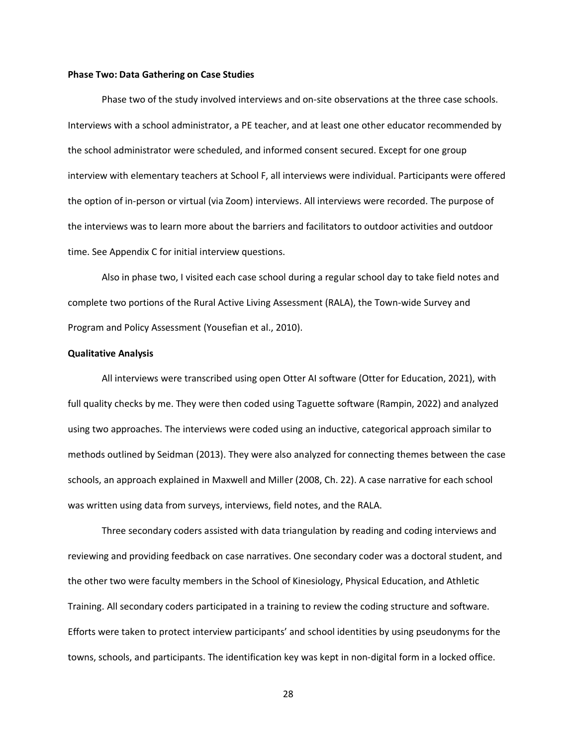**Phase Two: Data Gathering on Case Studies**

Phase two of the study involved interviews and on-site observations at the three case schools. Interviews with a school administrator, a PE teacher, and at least one other educator recommended by the school administrator were scheduled, and informed consent secured. Except for one group interview with elementary teachers at School F, all interviews were individual. Participants were offered the option of in-person or virtual (via Zoom) interviews. All interviews were recorded. The purpose of the interviews was to learn more about the barriers and facilitators to outdoor activities and outdoor time. See Appendix C for initial interview questions.

Also in phase two, I visited each case school during a regular school day to take field notes and complete two portions of the Rural Active Living Assessment (RALA), the Town-wide Survey and Program and Policy Assessment (Yousefian et al., 2010).

**Qualitative Analysis**

All interviews were transcribed using open Otter AI software (Otter for Education, 2021), with full quality checks by me. They were then coded using Taguette software (Rampin, 2022) and analyzed using two approaches. The interviews were coded using an inductive, categorical approach similar to methods outlined by Seidman (2013). They were also analyzed for connecting themes between the case schools, an approach explained in Maxwell and Miller (2008, Ch. 22). A case narrative for each school was written using data from surveys, interviews, field notes, and the RALA.

Three secondary coders assisted with data triangulation by reading and coding interviews and reviewing and providing feedback on case narratives. One secondary coder was a doctoral student, and the other two were faculty members in the School of Kinesiology, Physical Education, and Athletic Training. All secondary coders participated in a training to review the coding structure and software. Efforts were taken to protect interview participants' and school identities by using pseudonyms for the towns, schools, and participants. The identification key was kept in non-digital form in a locked office.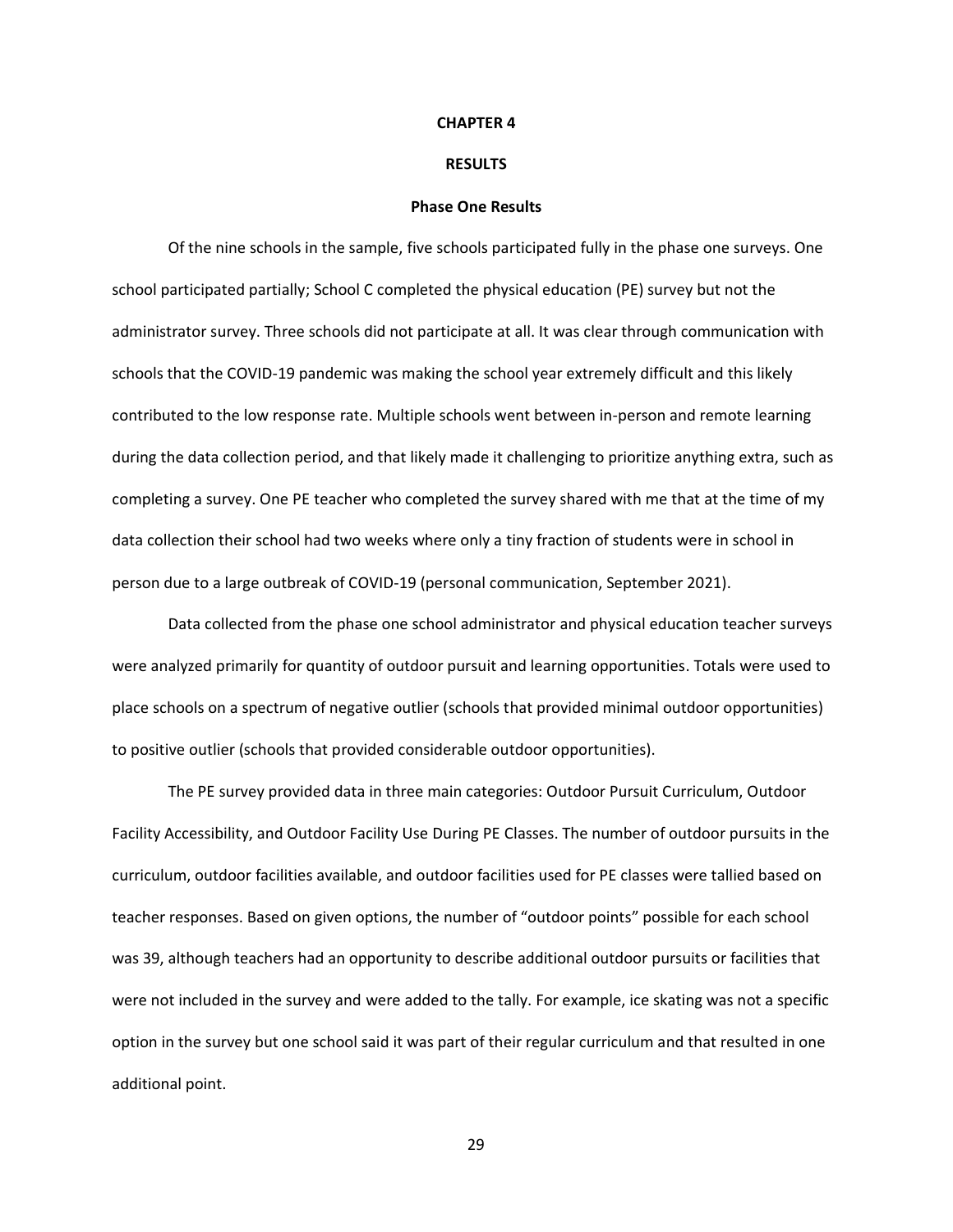# CHAPTER 4

# RESULTS

## Phase One Results

Of the nine schools in the sample, five schools participated fully in the phase one surveys. One school participated partially; School C completed the physical education (PE) survey but not the administrator survey. Three schools did not participate at all. It was clear through communication with schools that the COVID-19 pandemic was making the school year extremely difficult and this likely contributed to the low response rate. Multiple schools went between in-person and remote learning during the data collection period, and that likely made it challenging to prioritize anything extra, such as completing a survey. One PE teacher who completed the survey shared with me that at the time of my data collection their school had two weeks where only a tiny fraction of students were in school in person due to a large outbreak of COVID-19 (personal communication, September 2021).

Data collected from the phase one school administrator and physical education teacher surveys were analyzed primarily for quantity of outdoor pursuit and learning opportunities. Totals were used to place schools on a spectrum of negative outlier (schools that provided minimal outdoor opportunities) to positive outlier (schools that provided considerable outdoor opportunities).

The PE survey provided data in three main categories: Outdoor Pursuit Curriculum, Outdoor Facility Accessibility, and Outdoor Facility Use During PE Classes. The number of outdoor pursuits in the curriculum, outdoor facilities available, and outdoor facilities used for PE classes were tallied based on teacher responses. Based on given options, the number of "outdoor points" possible for each school was 39, although teachers had an opportunity to describe additional outdoor pursuits or facilities that were not included in the survey and were added to the tally. For example, ice skating was not a specific option in the survey but one school said it was part of their regular curriculum and that resulted in one additional point.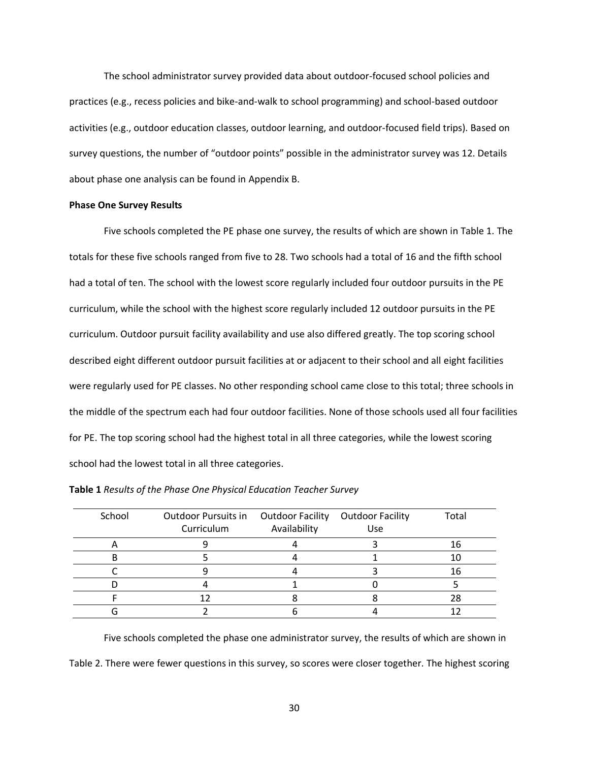The school administrator survey provided data about outdoor-focused school policies and practices (e.g., recess policies and bike-and-walk to school programming) and school-based outdoor activities (e.g., outdoor education classes, outdoor learning, and outdoor-focused field trips). Based on survey questions, the number of "outdoor points" possible in the administrator survey was 12. Details about phase one analysis can be found in Appendix B.

**Phase One Survey Results**

Five schools completed the PE phase one survey, the results of which are shown in Table 1. The totals for these five schools ranged from five to 28. Two schools had a total of 16 and the fifth school had a total of ten. The school with the lowest score regularly included four outdoor pursuits in the PE curriculum, while the school with the highest score regularly included 12 outdoor pursuits in the PE curriculum. Outdoor pursuit facility availability and use also differed greatly. The top scoring school described eight different outdoor pursuit facilities at or adjacent to their school and all eight facilities were regularly used for PE classes. No other responding school came close to this total; three schools in the middle of the spectrum each had four outdoor facilities. None of those schools used all four facilities for PE. The top scoring school had the highest total in all three categories, while the lowest scoring school had the lowest total in all three categories.

**Table 1** *Results of the Phase One Physical Education Teacher Survey*

| School | Outdoor Pursuits in Curriculum | Outdoor Facility Availability | Outdoor Facility Use | Total |
|---|---|---|---|---|
| A | 9 | 4 | 3 | 16 |
| B | 5 | 4 | 1 | 10 |
| C | 9 | 4 | 3 | 16 |
| D | 4 | 1 | 0 | 5 |
| F | 12 | 8 | 8 | 28 |
| G | 2 | 6 | 4 | 12 |

Five schools completed the phase one administrator survey, the results of which are shown in Table 2. There were fewer questions in this survey, so scores were closer together. The highest scoring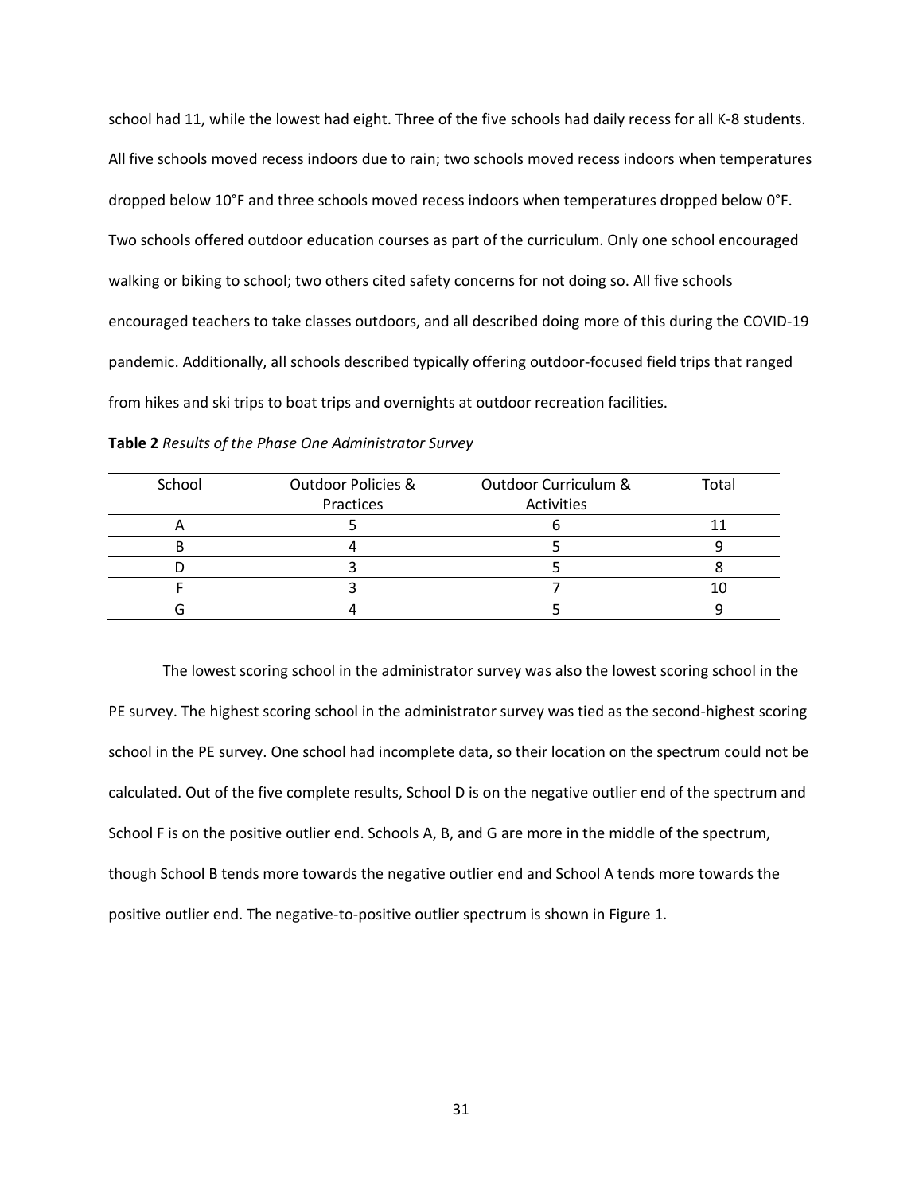school had 11, while the lowest had eight. Three of the five schools had daily recess for all K-8 students. All five schools moved recess indoors due to rain; two schools moved recess indoors when temperatures dropped below 10°F and three schools moved recess indoors when temperatures dropped below 0°F. Two schools offered outdoor education courses as part of the curriculum. Only one school encouraged walking or biking to school; two others cited safety concerns for not doing so. All five schools encouraged teachers to take classes outdoors, and all described doing more of this during the COVID-19 pandemic. Additionally, all schools described typically offering outdoor-focused field trips that ranged from hikes and ski trips to boat trips and overnights at outdoor recreation facilities.

**Table 2** *Results of the Phase One Administrator Survey*

| School | Outdoor Policies & Practices | Outdoor Curriculum & Activities | Total |
|---|---|---|---|
| A | 5 | 6 | 11 |
| B | 4 | 5 | 9 |
| D | 3 | 5 | 8 |
| F | 3 | 7 | 10 |
| G | 4 | 5 | 9 |

The lowest scoring school in the administrator survey was also the lowest scoring school in the PE survey. The highest scoring school in the administrator survey was tied as the second-highest scoring school in the PE survey. One school had incomplete data, so their location on the spectrum could not be calculated. Out of the five complete results, School D is on the negative outlier end of the spectrum and School F is on the positive outlier end. Schools A, B, and G are more in the middle of the spectrum, though School B tends more towards the negative outlier end and School A tends more towards the positive outlier end. The negative-to-positive outlier spectrum is shown in Figure 1.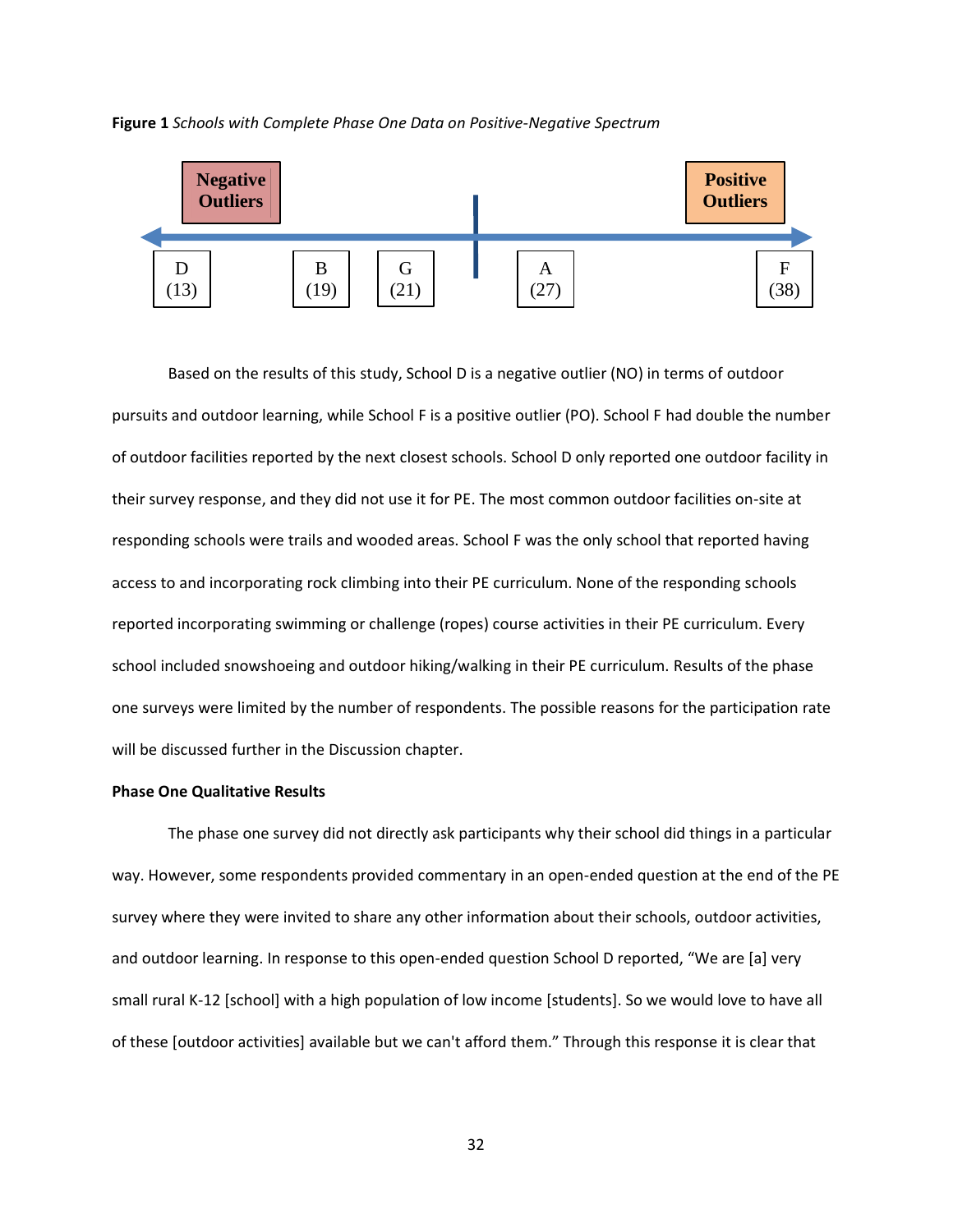**Figure 1** *Schools with Complete Phase One Data on Positive-Negative Spectrum*

Negative Outliers | Positive Outliers

D (13) | B (19) | G (21) | A (27) | F (38)

Based on the results of this study, School D is a negative outlier (NO) in terms of outdoor pursuits and outdoor learning, while School F is a positive outlier (PO). School F had double the number of outdoor facilities reported by the next closest schools. School D only reported one outdoor facility in their survey response, and they did not use it for PE. The most common outdoor facilities on-site at responding schools were trails and wooded areas. School F was the only school that reported having access to and incorporating rock climbing into their PE curriculum. None of the responding schools reported incorporating swimming or challenge (ropes) course activities in their PE curriculum. Every school included snowshoeing and outdoor hiking/walking in their PE curriculum. Results of the phase one surveys were limited by the number of respondents. The possible reasons for the participation rate will be discussed further in the Discussion chapter.

**Phase One Qualitative Results**

The phase one survey did not directly ask participants why their school did things in a particular way. However, some respondents provided commentary in an open-ended question at the end of the PE survey where they were invited to share any other information about their schools, outdoor activities, and outdoor learning. In response to this open-ended question School D reported, "We are [a] very small rural K-12 [school] with a high population of low income [students]. So we would love to have all of these [outdoor activities] available but we can't afford them." Through this response it is clear that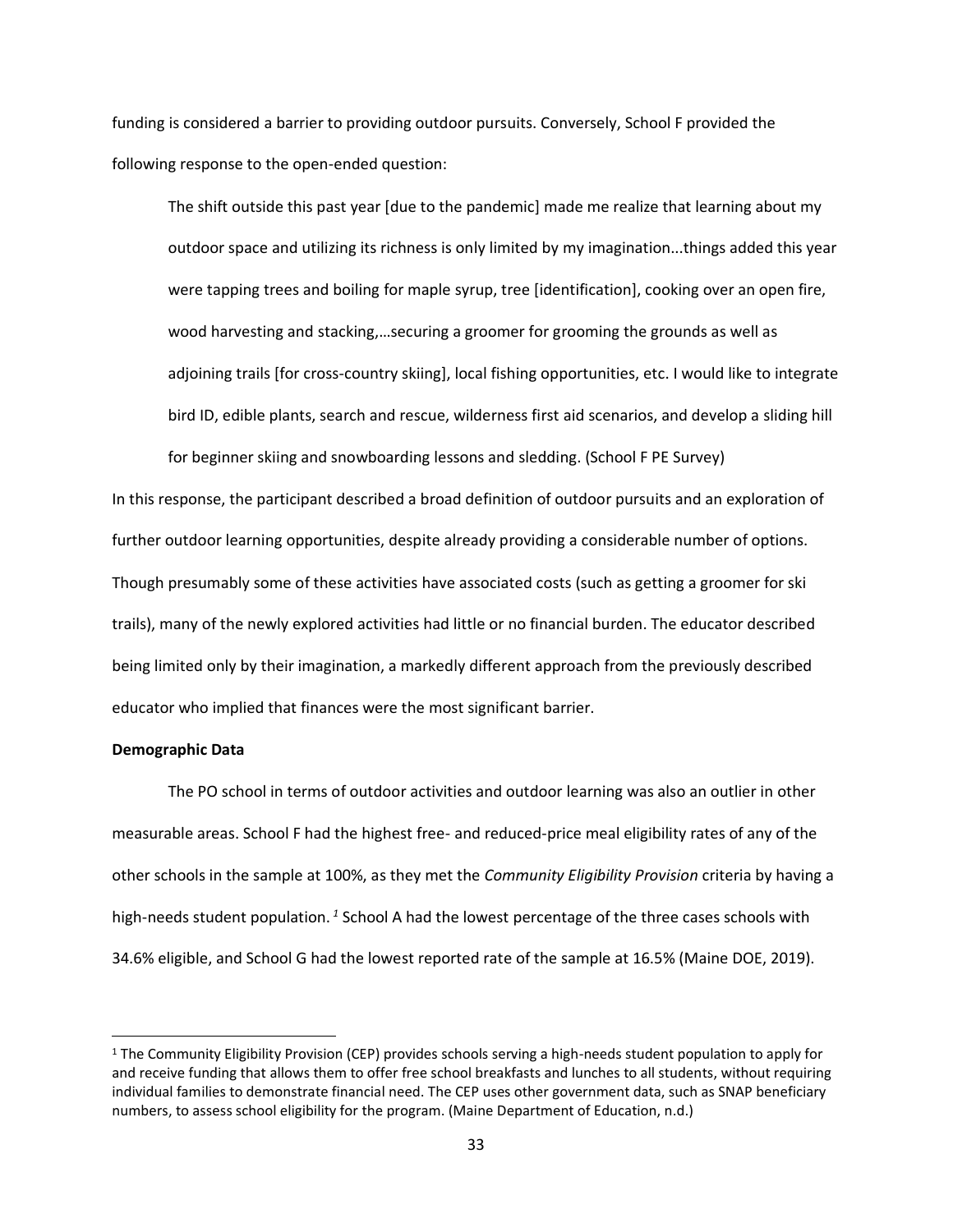funding is considered a barrier to providing outdoor pursuits. Conversely, School F provided the following response to the open-ended question:

> The shift outside this past year [due to the pandemic] made me realize that learning about my outdoor space and utilizing its richness is only limited by my imagination...things added this year were tapping trees and boiling for maple syrup, tree [identification], cooking over an open fire, wood harvesting and stacking,…securing a groomer for grooming the grounds as well as adjoining trails [for cross-country skiing], local fishing opportunities, etc. I would like to integrate bird ID, edible plants, search and rescue, wilderness first aid scenarios, and develop a sliding hill for beginner skiing and snowboarding lessons and sledding. (School F PE Survey)

In this response, the participant described a broad definition of outdoor pursuits and an exploration of further outdoor learning opportunities, despite already providing a considerable number of options. Though presumably some of these activities have associated costs (such as getting a groomer for ski trails), many of the newly explored activities had little or no financial burden. The educator described being limited only by their imagination, a markedly different approach from the previously described educator who implied that finances were the most significant barrier.

**Demographic Data**

The PO school in terms of outdoor activities and outdoor learning was also an outlier in other measurable areas. School F had the highest free- and reduced-price meal eligibility rates of any of the other schools in the sample at 100%, as they met the *Community Eligibility Provision* criteria by having a high-needs student population.[1] School A had the lowest percentage of the three cases schools with 34.6% eligible, and School G had the lowest reported rate of the sample at 16.5% (Maine DOE, 2019).

---

[1] The Community Eligibility Provision (CEP) provides schools serving a high-needs student population to apply for and receive funding that allows them to offer free school breakfasts and lunches to all students, without requiring individual families to demonstrate financial need. The CEP uses other government data, such as SNAP beneficiary numbers, to assess school eligibility for the program. (Maine Department of Education, n.d.)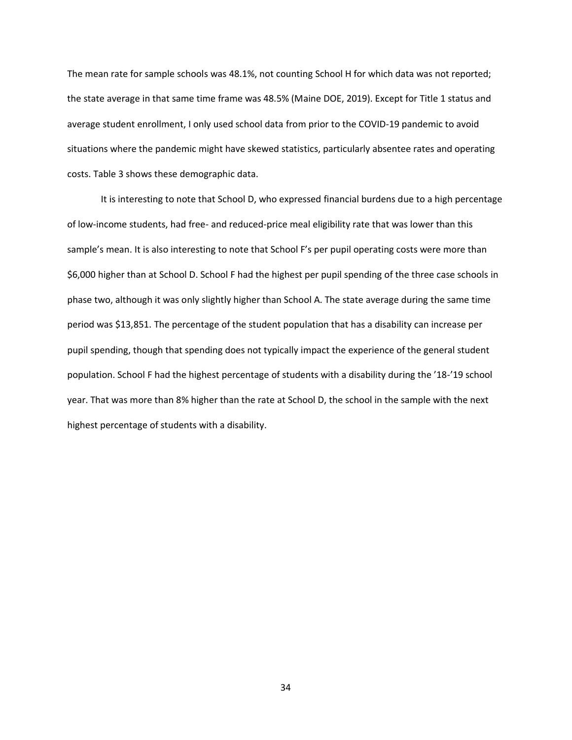The mean rate for sample schools was 48.1%, not counting School H for which data was not reported; the state average in that same time frame was 48.5% (Maine DOE, 2019). Except for Title 1 status and average student enrollment, I only used school data from prior to the COVID-19 pandemic to avoid situations where the pandemic might have skewed statistics, particularly absentee rates and operating costs. Table 3 shows these demographic data.

It is interesting to note that School D, who expressed financial burdens due to a high percentage of low-income students, had free- and reduced-price meal eligibility rate that was lower than this sample's mean. It is also interesting to note that School F's per pupil operating costs were more than $6,000 higher than at School D. School F had the highest per pupil spending of the three case schools in phase two, although it was only slightly higher than School A. The state average during the same time period was $13,851. The percentage of the student population that has a disability can increase per pupil spending, though that spending does not typically impact the experience of the general student population. School F had the highest percentage of students with a disability during the '18-'19 school year. That was more than 8% higher than the rate at School D, the school in the sample with the next highest percentage of students with a disability.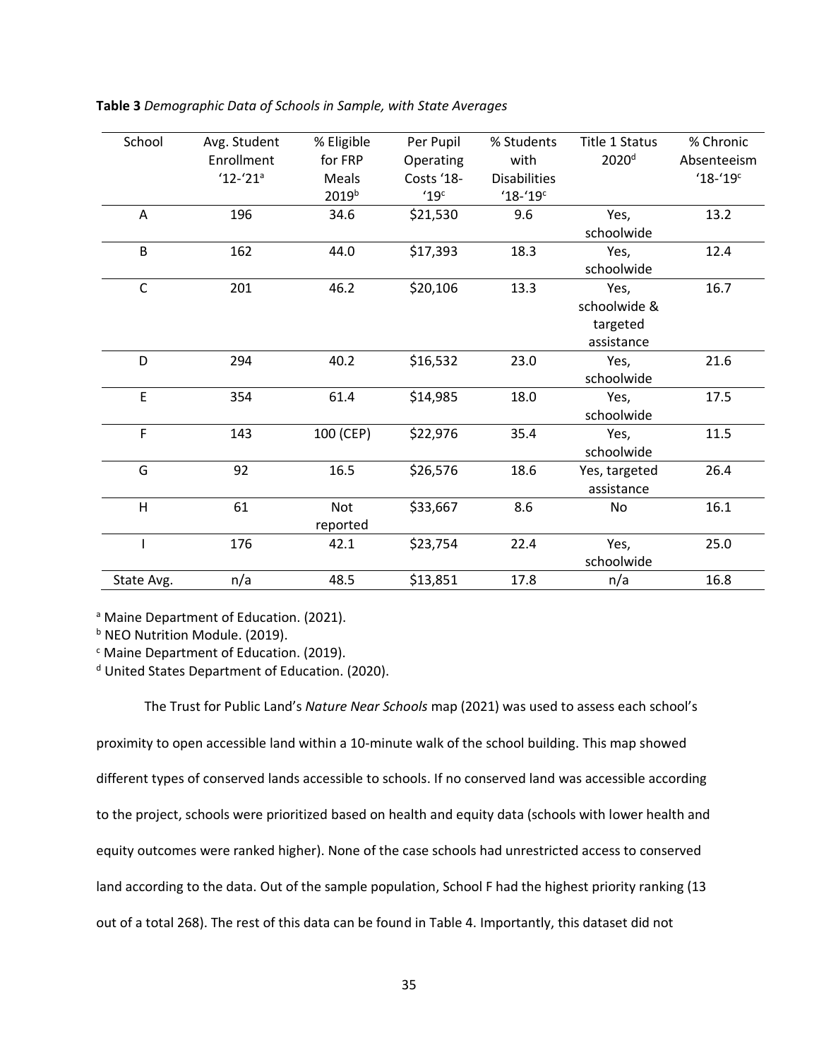**Table 3** *Demographic Data of Schools in Sample, with State Averages*

| School | Avg. Student Enrollment '12-'21[a] | % Eligible for FRP Meals 2019[b] | Per Pupil Operating Costs '18-'19[c] | % Students with Disabilities '18-'19[c] | Title 1 Status 2020[d] | % Chronic Absenteeism '18-'19[c] |
|---|---|---|---|---|---|---|
| A | 196 | 34.6 | $21,530 | 9.6 | Yes, schoolwide | 13.2 |
| B | 162 | 44.0 | $17,393 | 18.3 | Yes, schoolwide | 12.4 |
| C | 201 | 46.2 | $20,106 | 13.3 | Yes, schoolwide & targeted assistance | 16.7 |
| D | 294 | 40.2 | $16,532 | 23.0 | Yes, schoolwide | 21.6 |
| E | 354 | 61.4 | $14,985 | 18.0 | Yes, schoolwide | 17.5 |
| F | 143 | 100 (CEP) | $22,976 | 35.4 | Yes, schoolwide | 11.5 |
| G | 92 | 16.5 | $26,576 | 18.6 | Yes, targeted assistance | 26.4 |
| H | 61 | Not reported | $33,667 | 8.6 | No | 16.1 |
| I | 176 | 42.1 | $23,754 | 22.4 | Yes, schoolwide | 25.0 |
| State Avg. | n/a | 48.5 | $13,851 | 17.8 | n/a | 16.8 |

[a] Maine Department of Education. (2021).
[b] NEO Nutrition Module. (2019).
[c] Maine Department of Education. (2019).
[d] United States Department of Education. (2020).

The Trust for Public Land's *Nature Near Schools* map (2021) was used to assess each school's proximity to open accessible land within a 10-minute walk of the school building. This map showed different types of conserved lands accessible to schools. If no conserved land was accessible according to the project, schools were prioritized based on health and equity data (schools with lower health and equity outcomes were ranked higher). None of the case schools had unrestricted access to conserved land according to the data. Out of the sample population, School F had the highest priority ranking (13 out of a total 268). The rest of this data can be found in Table 4. Importantly, this dataset did not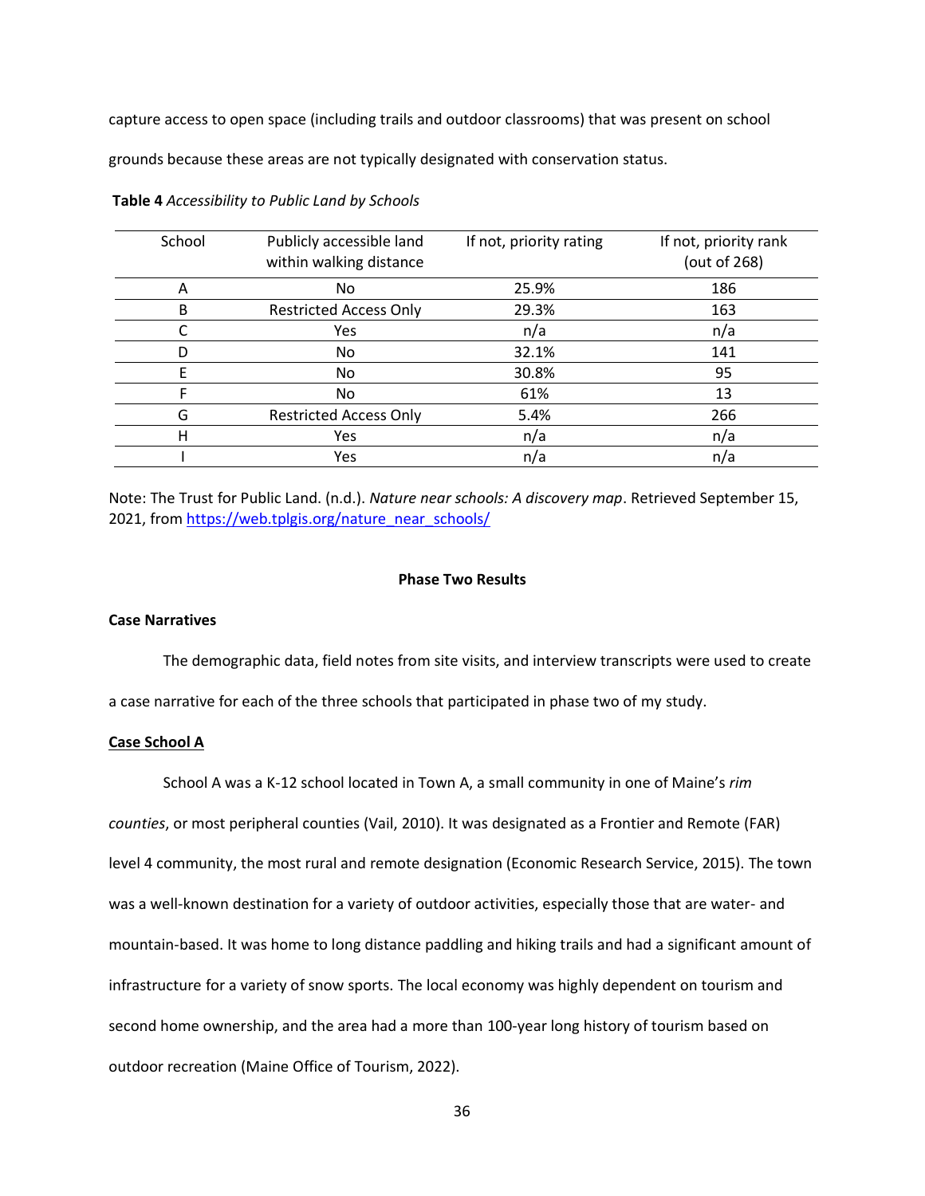capture access to open space (including trails and outdoor classrooms) that was present on school grounds because these areas are not typically designated with conservation status.

**Table 4** *Accessibility to Public Land by Schools*

| School | Publicly accessible land within walking distance | If not, priority rating | If not, priority rank (out of 268) |
|---|---|---|---|
| A | No | 25.9% | 186 |
| B | Restricted Access Only | 29.3% | 163 |
| C | Yes | n/a | n/a |
| D | No | 32.1% | 141 |
| E | No | 30.8% | 95 |
| F | No | 61% | 13 |
| G | Restricted Access Only | 5.4% | 266 |
| H | Yes | n/a | n/a |
| I | Yes | n/a | n/a |

Note: The Trust for Public Land. (n.d.). *Nature near schools: A discovery map*. Retrieved September 15, 2021, from https://web.tplgis.org/nature_near_schools/

## Phase Two Results

### Case Narratives

The demographic data, field notes from site visits, and interview transcripts were used to create a case narrative for each of the three schools that participated in phase two of my study.

#### Case School A

School A was a K-12 school located in Town A, a small community in one of Maine's *rim counties*, or most peripheral counties (Vail, 2010). It was designated as a Frontier and Remote (FAR) level 4 community, the most rural and remote designation (Economic Research Service, 2015). The town was a well-known destination for a variety of outdoor activities, especially those that are water- and mountain-based. It was home to long distance paddling and hiking trails and had a significant amount of infrastructure for a variety of snow sports. The local economy was highly dependent on tourism and second home ownership, and the area had a more than 100-year long history of tourism based on outdoor recreation (Maine Office of Tourism, 2022).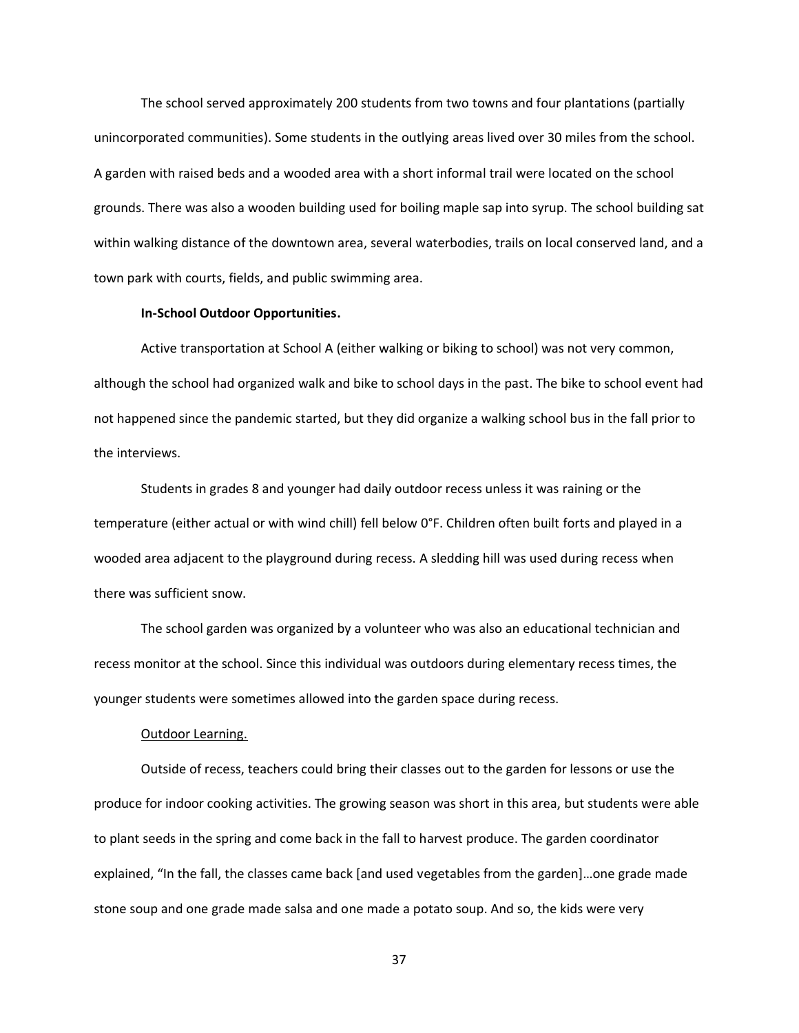The school served approximately 200 students from two towns and four plantations (partially unincorporated communities). Some students in the outlying areas lived over 30 miles from the school. A garden with raised beds and a wooded area with a short informal trail were located on the school grounds. There was also a wooden building used for boiling maple sap into syrup. The school building sat within walking distance of the downtown area, several waterbodies, trails on local conserved land, and a town park with courts, fields, and public swimming area.

**In-School Outdoor Opportunities.**

Active transportation at School A (either walking or biking to school) was not very common, although the school had organized walk and bike to school days in the past. The bike to school event had not happened since the pandemic started, but they did organize a walking school bus in the fall prior to the interviews.

Students in grades 8 and younger had daily outdoor recess unless it was raining or the temperature (either actual or with wind chill) fell below 0°F. Children often built forts and played in a wooded area adjacent to the playground during recess. A sledding hill was used during recess when there was sufficient snow.

The school garden was organized by a volunteer who was also an educational technician and recess monitor at the school. Since this individual was outdoors during elementary recess times, the younger students were sometimes allowed into the garden space during recess.

<u>Outdoor Learning.</u>

Outside of recess, teachers could bring their classes out to the garden for lessons or use the produce for indoor cooking activities. The growing season was short in this area, but students were able to plant seeds in the spring and come back in the fall to harvest produce. The garden coordinator explained, "In the fall, the classes came back [and used vegetables from the garden]…one grade made stone soup and one grade made salsa and one made a potato soup. And so, the kids were very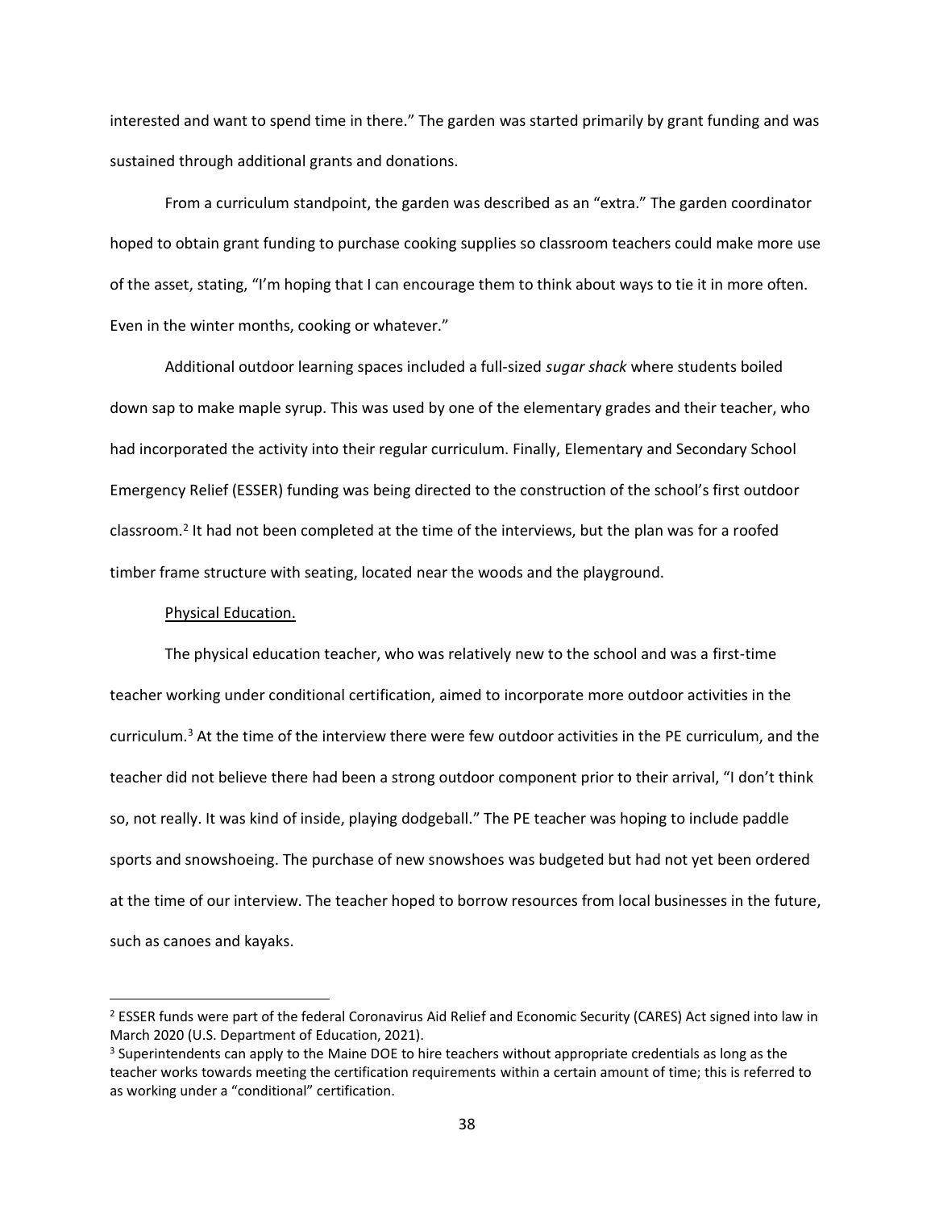interested and want to spend time in there." The garden was started primarily by grant funding and was sustained through additional grants and donations.

From a curriculum standpoint, the garden was described as an "extra." The garden coordinator hoped to obtain grant funding to purchase cooking supplies so classroom teachers could make more use of the asset, stating, "I'm hoping that I can encourage them to think about ways to tie it in more often. Even in the winter months, cooking or whatever."

Additional outdoor learning spaces included a full-sized *sugar shack* where students boiled down sap to make maple syrup. This was used by one of the elementary grades and their teacher, who had incorporated the activity into their regular curriculum. Finally, Elementary and Secondary School Emergency Relief (ESSER) funding was being directed to the construction of the school's first outdoor classroom.[2] It had not been completed at the time of the interviews, but the plan was for a roofed timber frame structure with seating, located near the woods and the playground.

<u>Physical Education.</u>

The physical education teacher, who was relatively new to the school and was a first-time teacher working under conditional certification, aimed to incorporate more outdoor activities in the curriculum.[3] At the time of the interview there were few outdoor activities in the PE curriculum, and the teacher did not believe there had been a strong outdoor component prior to their arrival, "I don't think so, not really. It was kind of inside, playing dodgeball." The PE teacher was hoping to include paddle sports and snowshoeing. The purchase of new snowshoes was budgeted but had not yet been ordered at the time of our interview. The teacher hoped to borrow resources from local businesses in the future, such as canoes and kayaks.

---

[2] ESSER funds were part of the federal Coronavirus Aid Relief and Economic Security (CARES) Act signed into law in March 2020 (U.S. Department of Education, 2021).

[3] Superintendents can apply to the Maine DOE to hire teachers without appropriate credentials as long as the teacher works towards meeting the certification requirements within a certain amount of time; this is referred to as working under a "conditional" certification.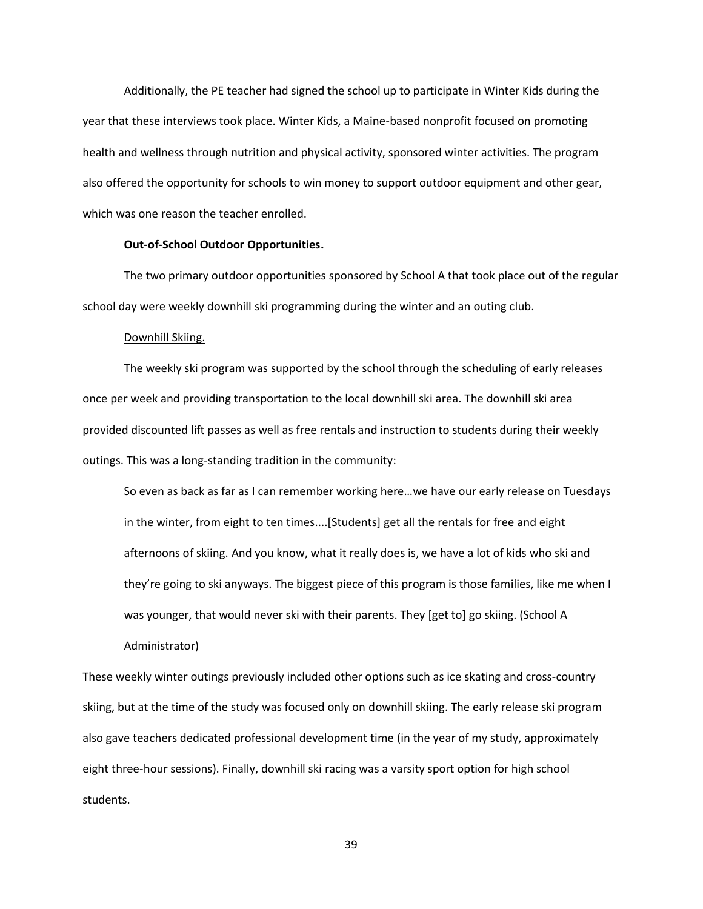Additionally, the PE teacher had signed the school up to participate in Winter Kids during the year that these interviews took place. Winter Kids, a Maine-based nonprofit focused on promoting health and wellness through nutrition and physical activity, sponsored winter activities. The program also offered the opportunity for schools to win money to support outdoor equipment and other gear, which was one reason the teacher enrolled.

**Out-of-School Outdoor Opportunities.**

The two primary outdoor opportunities sponsored by School A that took place out of the regular school day were weekly downhill ski programming during the winter and an outing club.

<u>Downhill Skiing.</u>

The weekly ski program was supported by the school through the scheduling of early releases once per week and providing transportation to the local downhill ski area. The downhill ski area provided discounted lift passes as well as free rentals and instruction to students during their weekly outings. This was a long-standing tradition in the community:

> So even as back as far as I can remember working here…we have our early release on Tuesdays in the winter, from eight to ten times....[Students] get all the rentals for free and eight afternoons of skiing. And you know, what it really does is, we have a lot of kids who ski and they're going to ski anyways. The biggest piece of this program is those families, like me when I was younger, that would never ski with their parents. They [get to] go skiing. (School A Administrator)

These weekly winter outings previously included other options such as ice skating and cross-country skiing, but at the time of the study was focused only on downhill skiing. The early release ski program also gave teachers dedicated professional development time (in the year of my study, approximately eight three-hour sessions). Finally, downhill ski racing was a varsity sport option for high school students.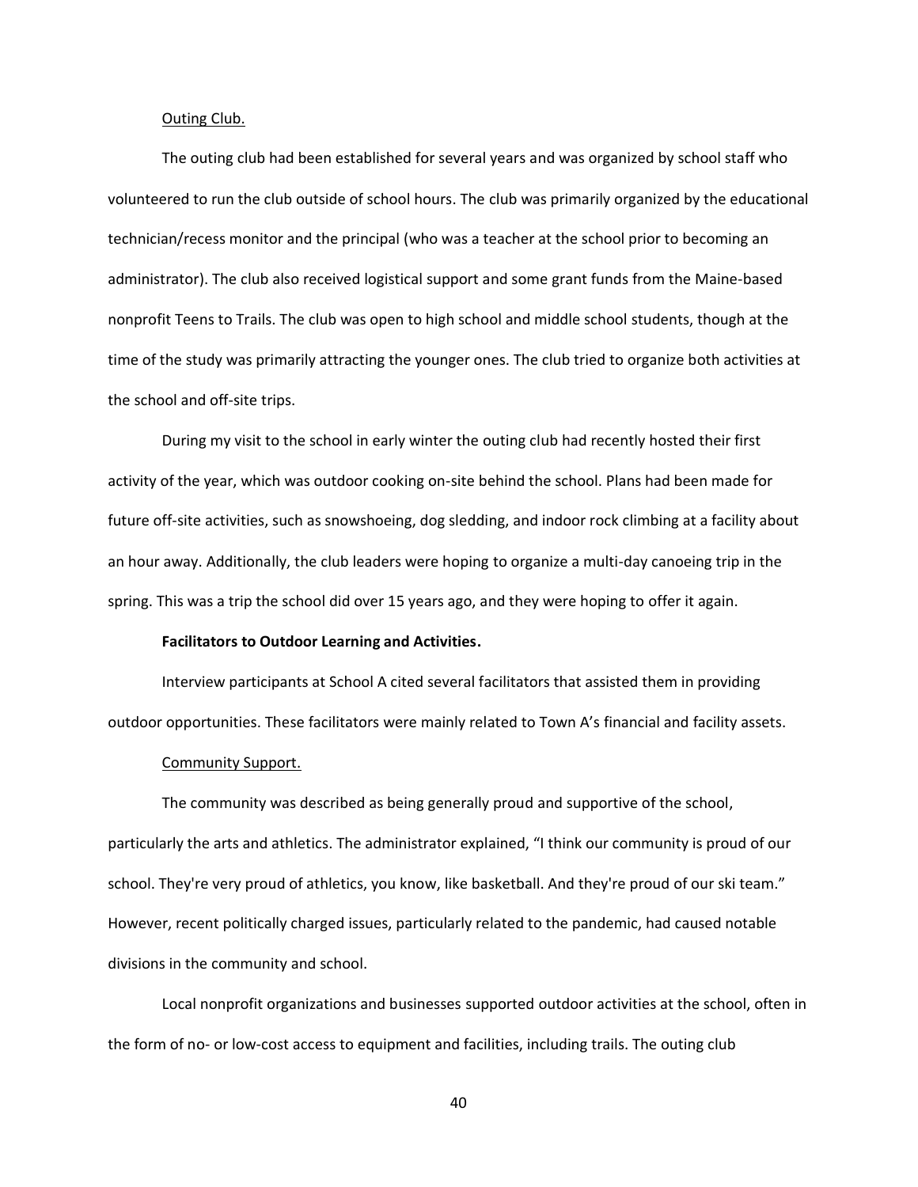Outing Club.

The outing club had been established for several years and was organized by school staff who volunteered to run the club outside of school hours. The club was primarily organized by the educational technician/recess monitor and the principal (who was a teacher at the school prior to becoming an administrator). The club also received logistical support and some grant funds from the Maine-based nonprofit Teens to Trails. The club was open to high school and middle school students, though at the time of the study was primarily attracting the younger ones. The club tried to organize both activities at the school and off-site trips.

During my visit to the school in early winter the outing club had recently hosted their first activity of the year, which was outdoor cooking on-site behind the school. Plans had been made for future off-site activities, such as snowshoeing, dog sledding, and indoor rock climbing at a facility about an hour away. Additionally, the club leaders were hoping to organize a multi-day canoeing trip in the spring. This was a trip the school did over 15 years ago, and they were hoping to offer it again.

**Facilitators to Outdoor Learning and Activities.**

Interview participants at School A cited several facilitators that assisted them in providing outdoor opportunities. These facilitators were mainly related to Town A's financial and facility assets.

Community Support.

The community was described as being generally proud and supportive of the school, particularly the arts and athletics. The administrator explained, "I think our community is proud of our school. They're very proud of athletics, you know, like basketball. And they're proud of our ski team." However, recent politically charged issues, particularly related to the pandemic, had caused notable divisions in the community and school.

Local nonprofit organizations and businesses supported outdoor activities at the school, often in the form of no- or low-cost access to equipment and facilities, including trails. The outing club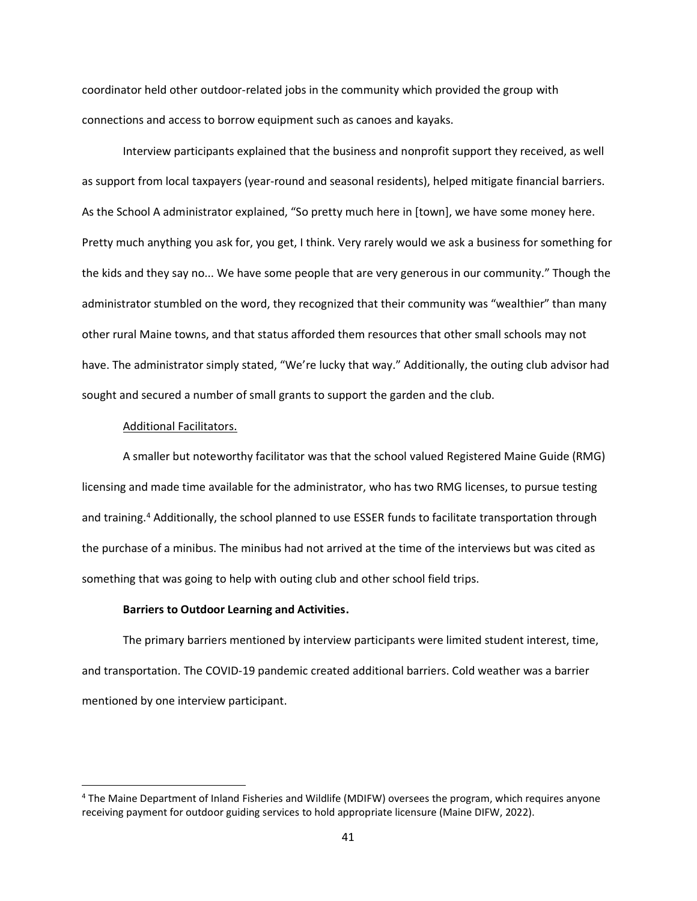coordinator held other outdoor-related jobs in the community which provided the group with connections and access to borrow equipment such as canoes and kayaks.

Interview participants explained that the business and nonprofit support they received, as well as support from local taxpayers (year-round and seasonal residents), helped mitigate financial barriers. As the School A administrator explained, "So pretty much here in [town], we have some money here. Pretty much anything you ask for, you get, I think. Very rarely would we ask a business for something for the kids and they say no... We have some people that are very generous in our community." Though the administrator stumbled on the word, they recognized that their community was "wealthier" than many other rural Maine towns, and that status afforded them resources that other small schools may not have. The administrator simply stated, "We're lucky that way." Additionally, the outing club advisor had sought and secured a number of small grants to support the garden and the club.

<u>Additional Facilitators.</u>

A smaller but noteworthy facilitator was that the school valued Registered Maine Guide (RMG) licensing and made time available for the administrator, who has two RMG licenses, to pursue testing and training.[4] Additionally, the school planned to use ESSER funds to facilitate transportation through the purchase of a minibus. The minibus had not arrived at the time of the interviews but was cited as something that was going to help with outing club and other school field trips.

**Barriers to Outdoor Learning and Activities.**

The primary barriers mentioned by interview participants were limited student interest, time, and transportation. The COVID-19 pandemic created additional barriers. Cold weather was a barrier mentioned by one interview participant.

---

[4] The Maine Department of Inland Fisheries and Wildlife (MDIFW) oversees the program, which requires anyone receiving payment for outdoor guiding services to hold appropriate licensure (Maine DIFW, 2022).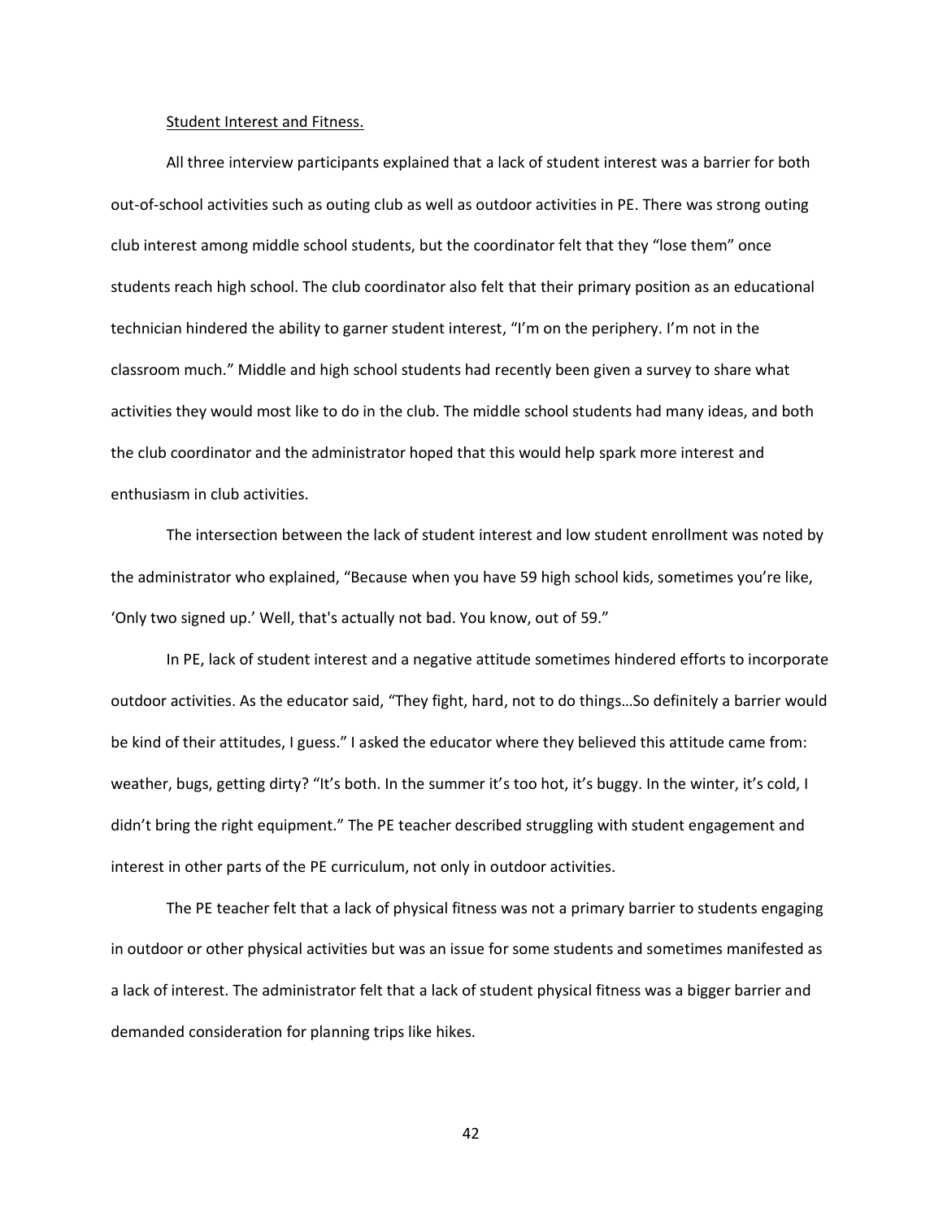Student Interest and Fitness.

All three interview participants explained that a lack of student interest was a barrier for both out-of-school activities such as outing club as well as outdoor activities in PE. There was strong outing club interest among middle school students, but the coordinator felt that they "lose them" once students reach high school. The club coordinator also felt that their primary position as an educational technician hindered the ability to garner student interest, "I'm on the periphery. I'm not in the classroom much." Middle and high school students had recently been given a survey to share what activities they would most like to do in the club. The middle school students had many ideas, and both the club coordinator and the administrator hoped that this would help spark more interest and enthusiasm in club activities.

The intersection between the lack of student interest and low student enrollment was noted by the administrator who explained, "Because when you have 59 high school kids, sometimes you're like, 'Only two signed up.' Well, that's actually not bad. You know, out of 59."

In PE, lack of student interest and a negative attitude sometimes hindered efforts to incorporate outdoor activities. As the educator said, "They fight, hard, not to do things…So definitely a barrier would be kind of their attitudes, I guess." I asked the educator where they believed this attitude came from: weather, bugs, getting dirty? "It's both. In the summer it's too hot, it's buggy. In the winter, it's cold, I didn't bring the right equipment." The PE teacher described struggling with student engagement and interest in other parts of the PE curriculum, not only in outdoor activities.

The PE teacher felt that a lack of physical fitness was not a primary barrier to students engaging in outdoor or other physical activities but was an issue for some students and sometimes manifested as a lack of interest. The administrator felt that a lack of student physical fitness was a bigger barrier and demanded consideration for planning trips like hikes.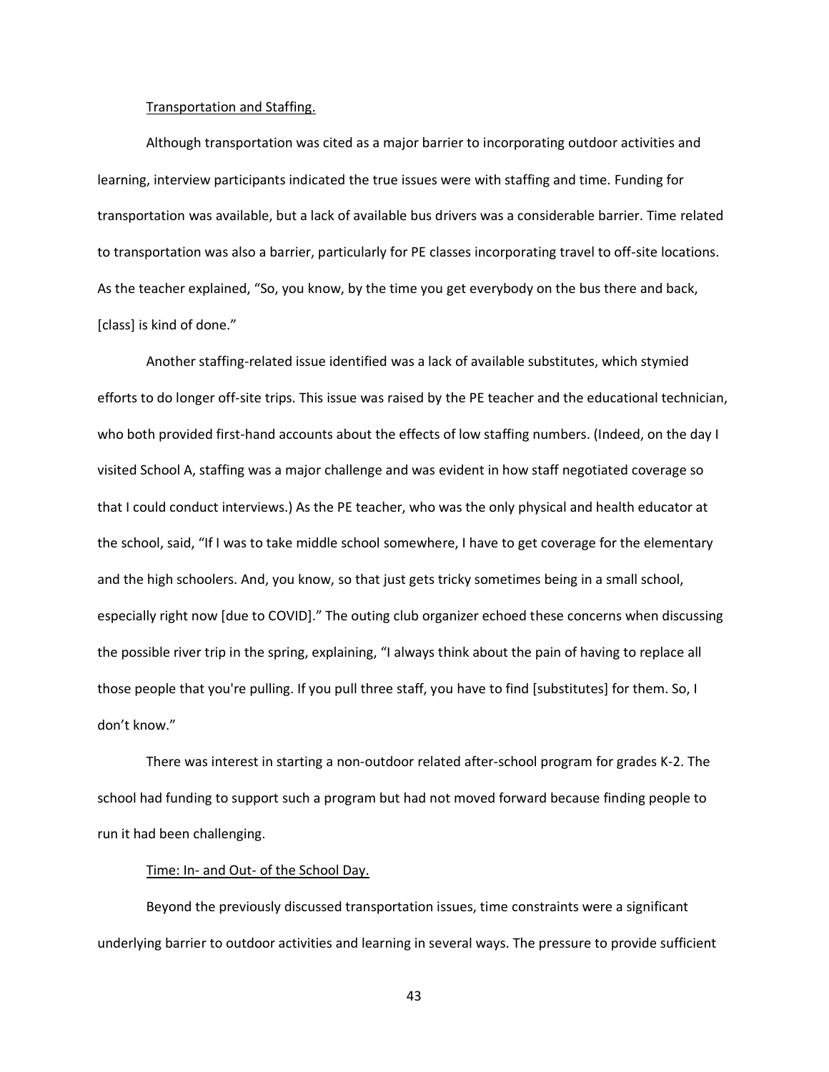Transportation and Staffing.

Although transportation was cited as a major barrier to incorporating outdoor activities and learning, interview participants indicated the true issues were with staffing and time. Funding for transportation was available, but a lack of available bus drivers was a considerable barrier. Time related to transportation was also a barrier, particularly for PE classes incorporating travel to off-site locations. As the teacher explained, "So, you know, by the time you get everybody on the bus there and back, [class] is kind of done."

Another staffing-related issue identified was a lack of available substitutes, which stymied efforts to do longer off-site trips. This issue was raised by the PE teacher and the educational technician, who both provided first-hand accounts about the effects of low staffing numbers. (Indeed, on the day I visited School A, staffing was a major challenge and was evident in how staff negotiated coverage so that I could conduct interviews.) As the PE teacher, who was the only physical and health educator at the school, said, "If I was to take middle school somewhere, I have to get coverage for the elementary and the high schoolers. And, you know, so that just gets tricky sometimes being in a small school, especially right now [due to COVID]." The outing club organizer echoed these concerns when discussing the possible river trip in the spring, explaining, "I always think about the pain of having to replace all those people that you're pulling. If you pull three staff, you have to find [substitutes] for them. So, I don't know."

There was interest in starting a non-outdoor related after-school program for grades K-2. The school had funding to support such a program but had not moved forward because finding people to run it had been challenging.

Time: In- and Out- of the School Day.

Beyond the previously discussed transportation issues, time constraints were a significant underlying barrier to outdoor activities and learning in several ways. The pressure to provide sufficient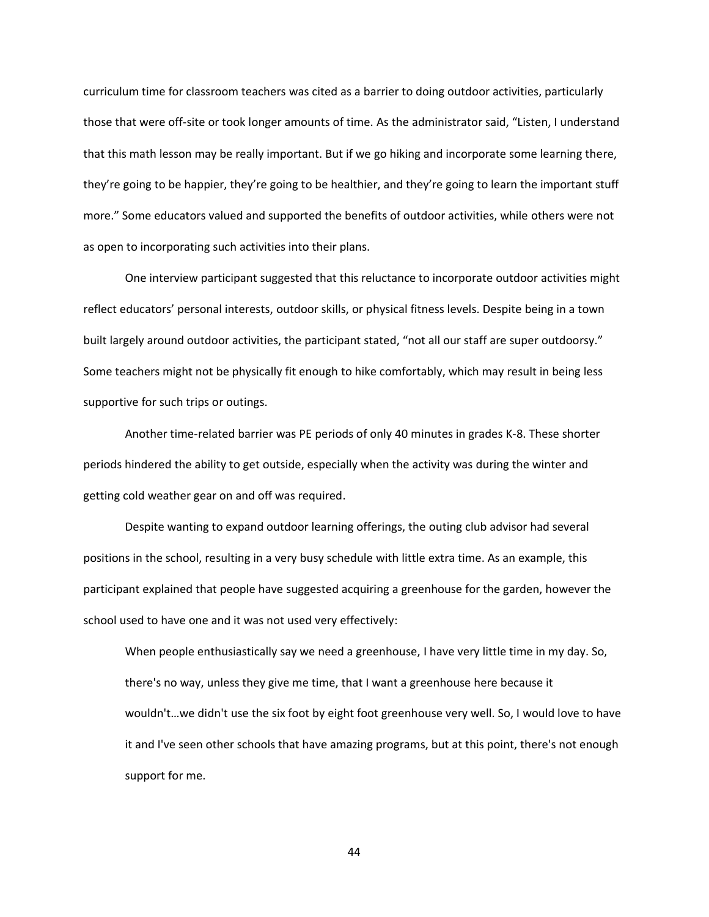curriculum time for classroom teachers was cited as a barrier to doing outdoor activities, particularly those that were off-site or took longer amounts of time. As the administrator said, "Listen, I understand that this math lesson may be really important. But if we go hiking and incorporate some learning there, they're going to be happier, they're going to be healthier, and they're going to learn the important stuff more." Some educators valued and supported the benefits of outdoor activities, while others were not as open to incorporating such activities into their plans.

One interview participant suggested that this reluctance to incorporate outdoor activities might reflect educators' personal interests, outdoor skills, or physical fitness levels. Despite being in a town built largely around outdoor activities, the participant stated, "not all our staff are super outdoorsy." Some teachers might not be physically fit enough to hike comfortably, which may result in being less supportive for such trips or outings.

Another time-related barrier was PE periods of only 40 minutes in grades K-8. These shorter periods hindered the ability to get outside, especially when the activity was during the winter and getting cold weather gear on and off was required.

Despite wanting to expand outdoor learning offerings, the outing club advisor had several positions in the school, resulting in a very busy schedule with little extra time. As an example, this participant explained that people have suggested acquiring a greenhouse for the garden, however the school used to have one and it was not used very effectively:

> When people enthusiastically say we need a greenhouse, I have very little time in my day. So, there's no way, unless they give me time, that I want a greenhouse here because it wouldn't…we didn't use the six foot by eight foot greenhouse very well. So, I would love to have it and I've seen other schools that have amazing programs, but at this point, there's not enough support for me.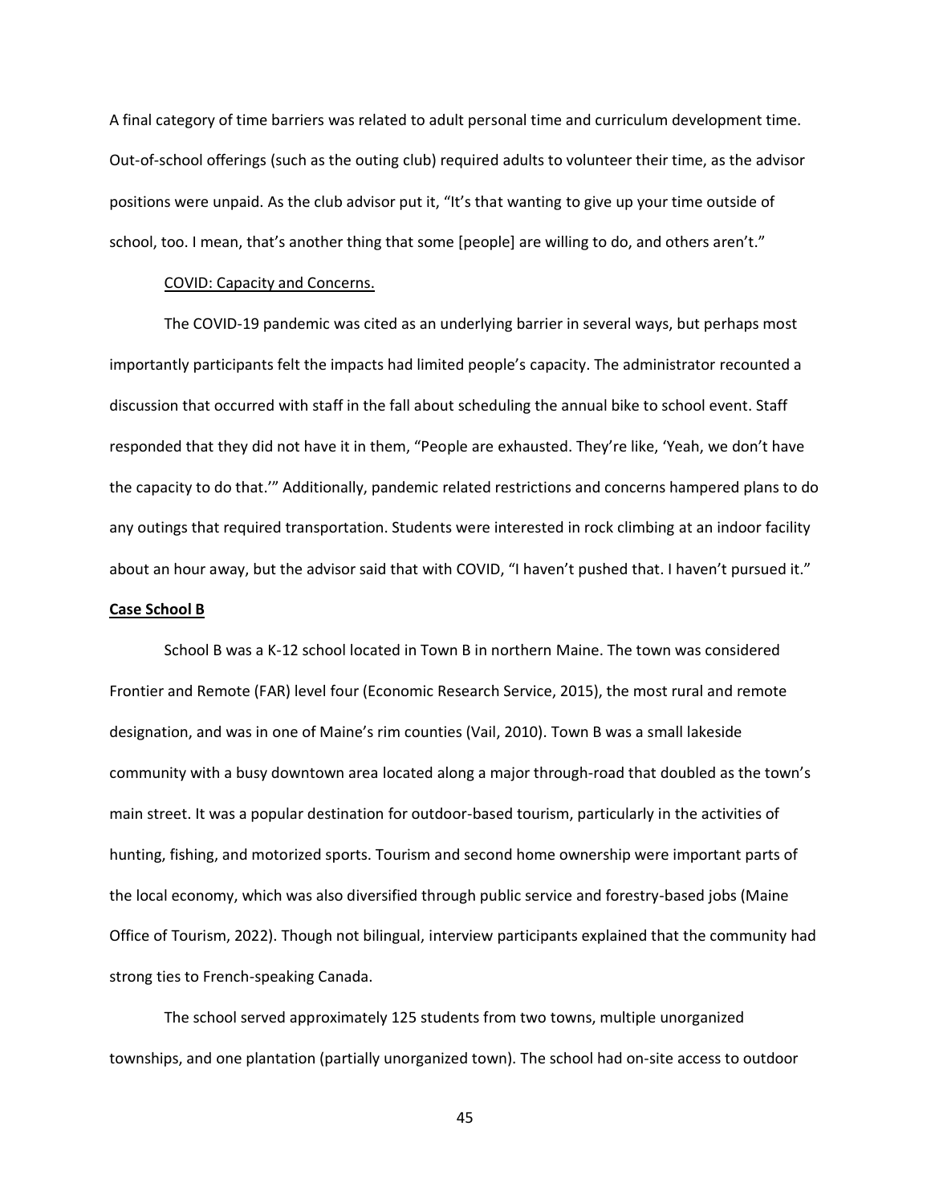A final category of time barriers was related to adult personal time and curriculum development time. Out-of-school offerings (such as the outing club) required adults to volunteer their time, as the advisor positions were unpaid. As the club advisor put it, "It's that wanting to give up your time outside of school, too. I mean, that's another thing that some [people] are willing to do, and others aren't."

#### COVID: Capacity and Concerns.

The COVID-19 pandemic was cited as an underlying barrier in several ways, but perhaps most importantly participants felt the impacts had limited people's capacity. The administrator recounted a discussion that occurred with staff in the fall about scheduling the annual bike to school event. Staff responded that they did not have it in them, "People are exhausted. They're like, 'Yeah, we don't have the capacity to do that.'" Additionally, pandemic related restrictions and concerns hampered plans to do any outings that required transportation. Students were interested in rock climbing at an indoor facility about an hour away, but the advisor said that with COVID, "I haven't pushed that. I haven't pursued it."

### Case School B

School B was a K-12 school located in Town B in northern Maine. The town was considered Frontier and Remote (FAR) level four (Economic Research Service, 2015), the most rural and remote designation, and was in one of Maine's rim counties (Vail, 2010). Town B was a small lakeside community with a busy downtown area located along a major through-road that doubled as the town's main street. It was a popular destination for outdoor-based tourism, particularly in the activities of hunting, fishing, and motorized sports. Tourism and second home ownership were important parts of the local economy, which was also diversified through public service and forestry-based jobs (Maine Office of Tourism, 2022). Though not bilingual, interview participants explained that the community had strong ties to French-speaking Canada.

The school served approximately 125 students from two towns, multiple unorganized townships, and one plantation (partially unorganized town). The school had on-site access to outdoor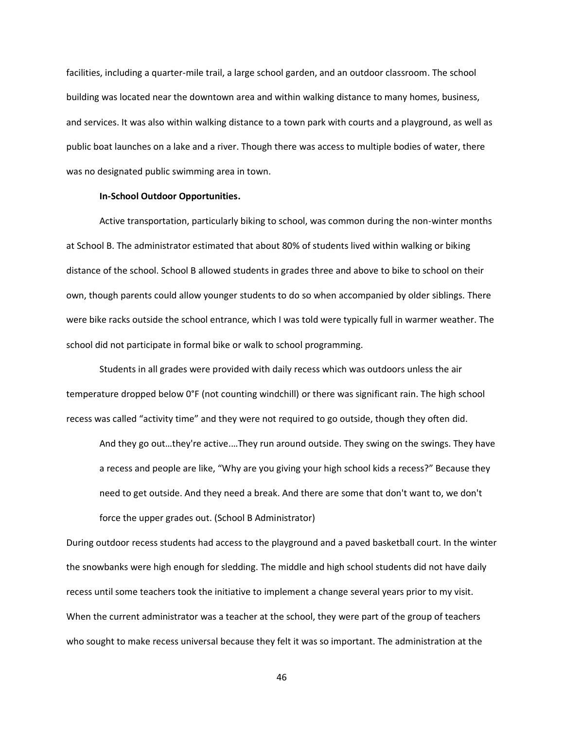facilities, including a quarter-mile trail, a large school garden, and an outdoor classroom. The school building was located near the downtown area and within walking distance to many homes, business, and services. It was also within walking distance to a town park with courts and a playground, as well as public boat launches on a lake and a river. Though there was access to multiple bodies of water, there was no designated public swimming area in town.

**In-School Outdoor Opportunities.**

Active transportation, particularly biking to school, was common during the non-winter months at School B. The administrator estimated that about 80% of students lived within walking or biking distance of the school. School B allowed students in grades three and above to bike to school on their own, though parents could allow younger students to do so when accompanied by older siblings. There were bike racks outside the school entrance, which I was told were typically full in warmer weather. The school did not participate in formal bike or walk to school programming.

Students in all grades were provided with daily recess which was outdoors unless the air temperature dropped below 0°F (not counting windchill) or there was significant rain. The high school recess was called "activity time" and they were not required to go outside, though they often did.

> And they go out…they're active.…They run around outside. They swing on the swings. They have a recess and people are like, "Why are you giving your high school kids a recess?" Because they need to get outside. And they need a break. And there are some that don't want to, we don't force the upper grades out. (School B Administrator)

During outdoor recess students had access to the playground and a paved basketball court. In the winter the snowbanks were high enough for sledding. The middle and high school students did not have daily recess until some teachers took the initiative to implement a change several years prior to my visit. When the current administrator was a teacher at the school, they were part of the group of teachers who sought to make recess universal because they felt it was so important. The administration at the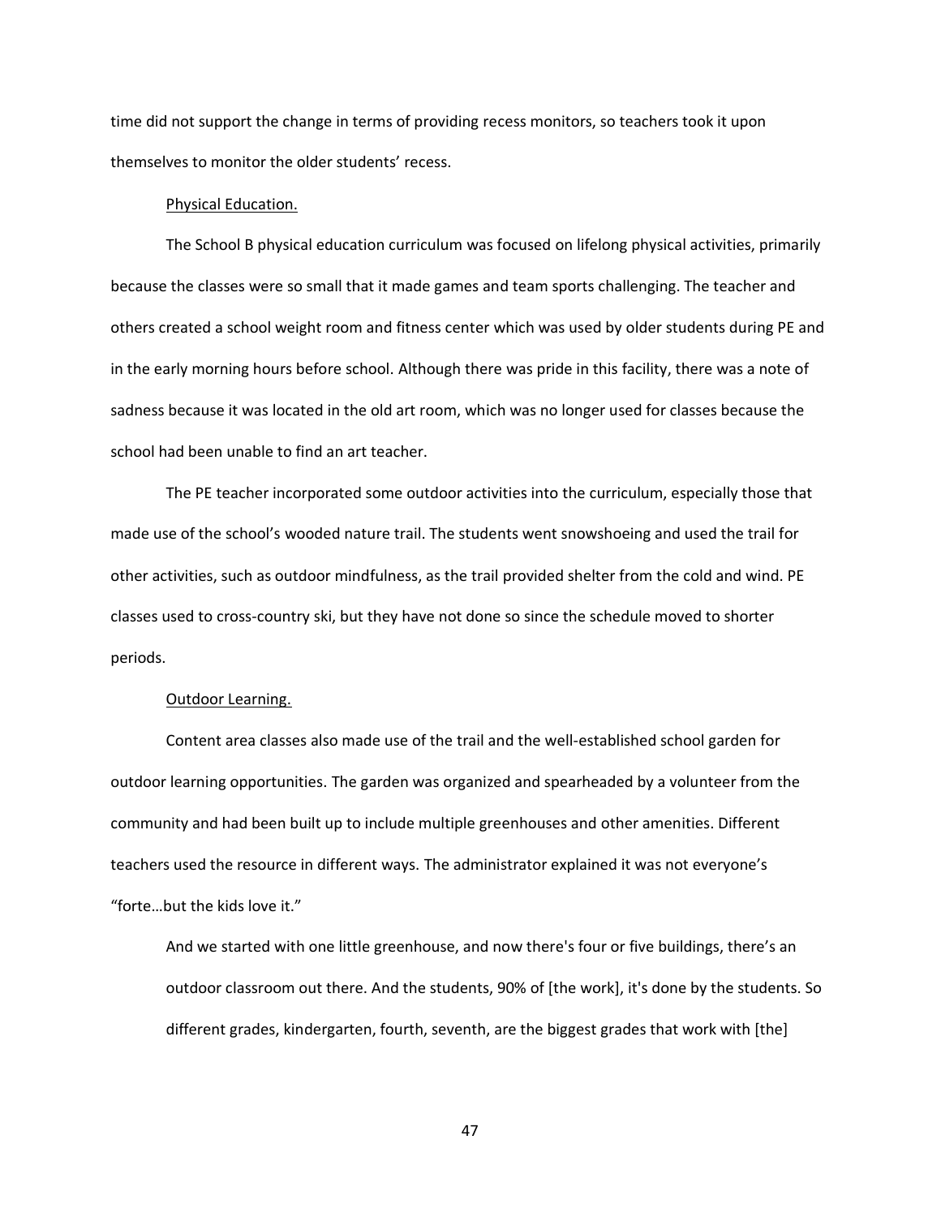time did not support the change in terms of providing recess monitors, so teachers took it upon themselves to monitor the older students' recess.

#### Physical Education.

The School B physical education curriculum was focused on lifelong physical activities, primarily because the classes were so small that it made games and team sports challenging. The teacher and others created a school weight room and fitness center which was used by older students during PE and in the early morning hours before school. Although there was pride in this facility, there was a note of sadness because it was located in the old art room, which was no longer used for classes because the school had been unable to find an art teacher.

The PE teacher incorporated some outdoor activities into the curriculum, especially those that made use of the school's wooded nature trail. The students went snowshoeing and used the trail for other activities, such as outdoor mindfulness, as the trail provided shelter from the cold and wind. PE classes used to cross-country ski, but they have not done so since the schedule moved to shorter periods.

#### Outdoor Learning.

Content area classes also made use of the trail and the well-established school garden for outdoor learning opportunities. The garden was organized and spearheaded by a volunteer from the community and had been built up to include multiple greenhouses and other amenities. Different teachers used the resource in different ways. The administrator explained it was not everyone's "forte…but the kids love it."

> And we started with one little greenhouse, and now there's four or five buildings, there's an outdoor classroom out there. And the students, 90% of [the work], it's done by the students. So different grades, kindergarten, fourth, seventh, are the biggest grades that work with [the]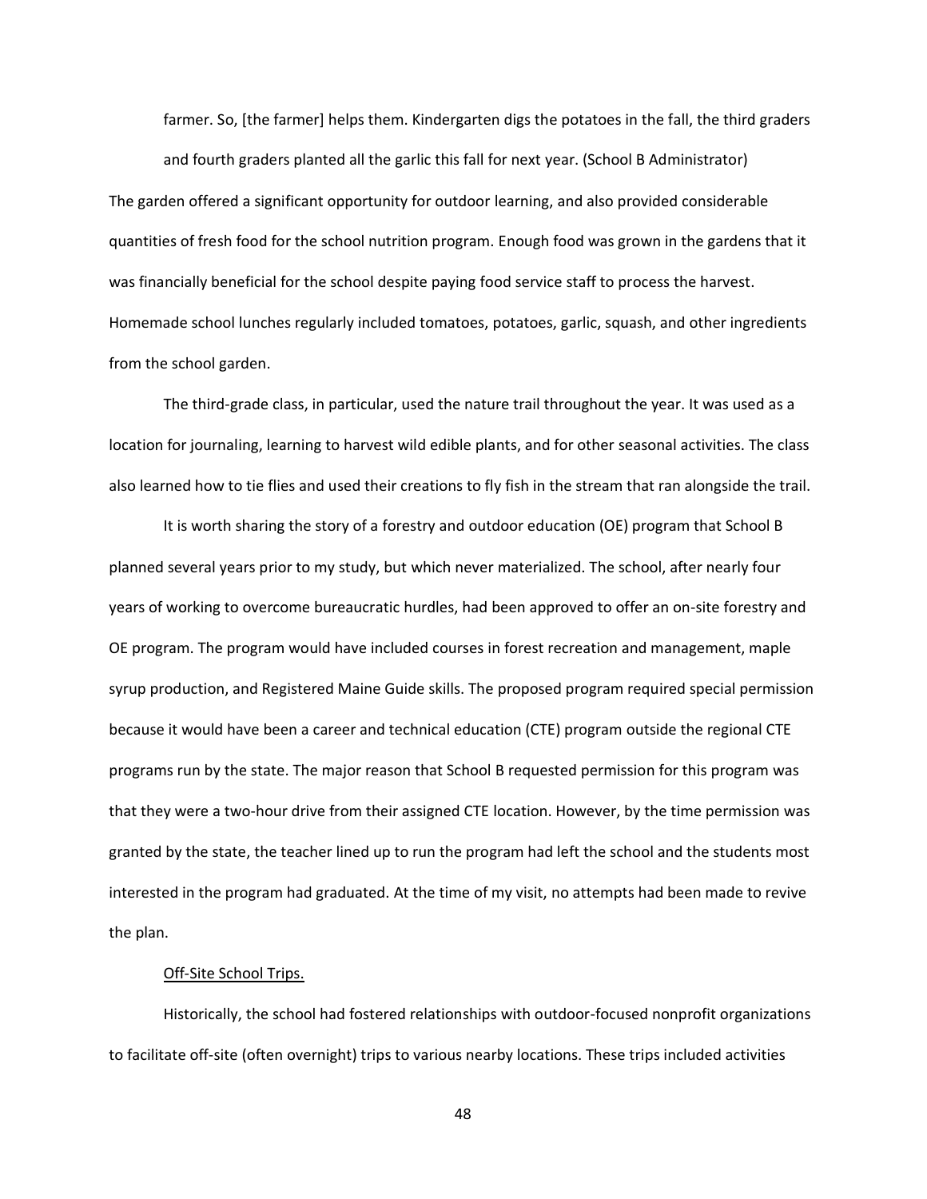> farmer. So, [the farmer] helps them. Kindergarten digs the potatoes in the fall, the third graders and fourth graders planted all the garlic this fall for next year. (School B Administrator)

The garden offered a significant opportunity for outdoor learning, and also provided considerable quantities of fresh food for the school nutrition program. Enough food was grown in the gardens that it was financially beneficial for the school despite paying food service staff to process the harvest. Homemade school lunches regularly included tomatoes, potatoes, garlic, squash, and other ingredients from the school garden.

The third-grade class, in particular, used the nature trail throughout the year. It was used as a location for journaling, learning to harvest wild edible plants, and for other seasonal activities. The class also learned how to tie flies and used their creations to fly fish in the stream that ran alongside the trail.

It is worth sharing the story of a forestry and outdoor education (OE) program that School B planned several years prior to my study, but which never materialized. The school, after nearly four years of working to overcome bureaucratic hurdles, had been approved to offer an on-site forestry and OE program. The program would have included courses in forest recreation and management, maple syrup production, and Registered Maine Guide skills. The proposed program required special permission because it would have been a career and technical education (CTE) program outside the regional CTE programs run by the state. The major reason that School B requested permission for this program was that they were a two-hour drive from their assigned CTE location. However, by the time permission was granted by the state, the teacher lined up to run the program had left the school and the students most interested in the program had graduated. At the time of my visit, no attempts had been made to revive the plan.

<u>Off-Site School Trips.</u>

Historically, the school had fostered relationships with outdoor-focused nonprofit organizations to facilitate off-site (often overnight) trips to various nearby locations. These trips included activities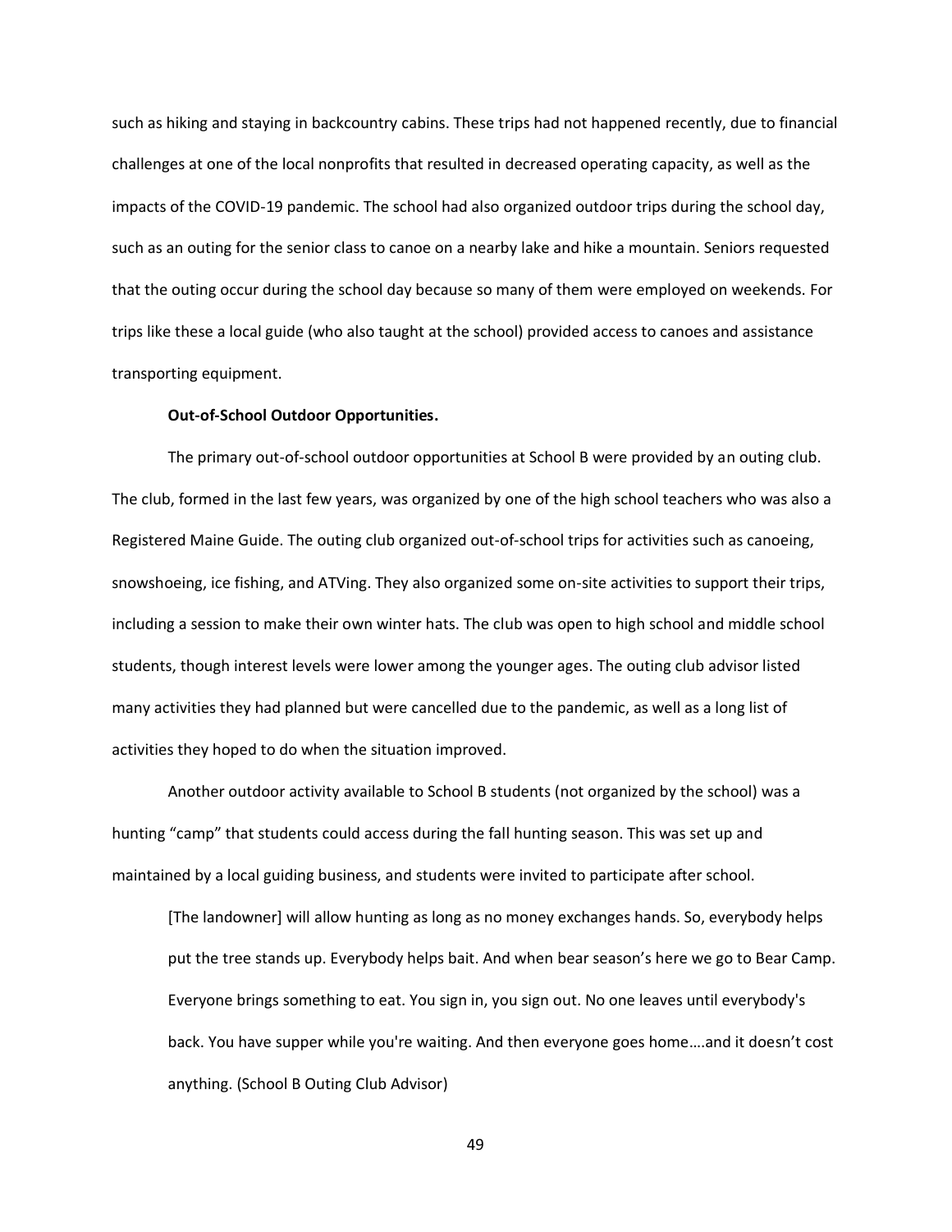such as hiking and staying in backcountry cabins. These trips had not happened recently, due to financial challenges at one of the local nonprofits that resulted in decreased operating capacity, as well as the impacts of the COVID-19 pandemic. The school had also organized outdoor trips during the school day, such as an outing for the senior class to canoe on a nearby lake and hike a mountain. Seniors requested that the outing occur during the school day because so many of them were employed on weekends. For trips like these a local guide (who also taught at the school) provided access to canoes and assistance transporting equipment.

**Out-of-School Outdoor Opportunities.**

The primary out-of-school outdoor opportunities at School B were provided by an outing club. The club, formed in the last few years, was organized by one of the high school teachers who was also a Registered Maine Guide. The outing club organized out-of-school trips for activities such as canoeing, snowshoeing, ice fishing, and ATVing. They also organized some on-site activities to support their trips, including a session to make their own winter hats. The club was open to high school and middle school students, though interest levels were lower among the younger ages. The outing club advisor listed many activities they had planned but were cancelled due to the pandemic, as well as a long list of activities they hoped to do when the situation improved.

Another outdoor activity available to School B students (not organized by the school) was a hunting "camp" that students could access during the fall hunting season. This was set up and maintained by a local guiding business, and students were invited to participate after school.

> [The landowner] will allow hunting as long as no money exchanges hands. So, everybody helps put the tree stands up. Everybody helps bait. And when bear season's here we go to Bear Camp. Everyone brings something to eat. You sign in, you sign out. No one leaves until everybody's back. You have supper while you're waiting. And then everyone goes home….and it doesn't cost anything. (School B Outing Club Advisor)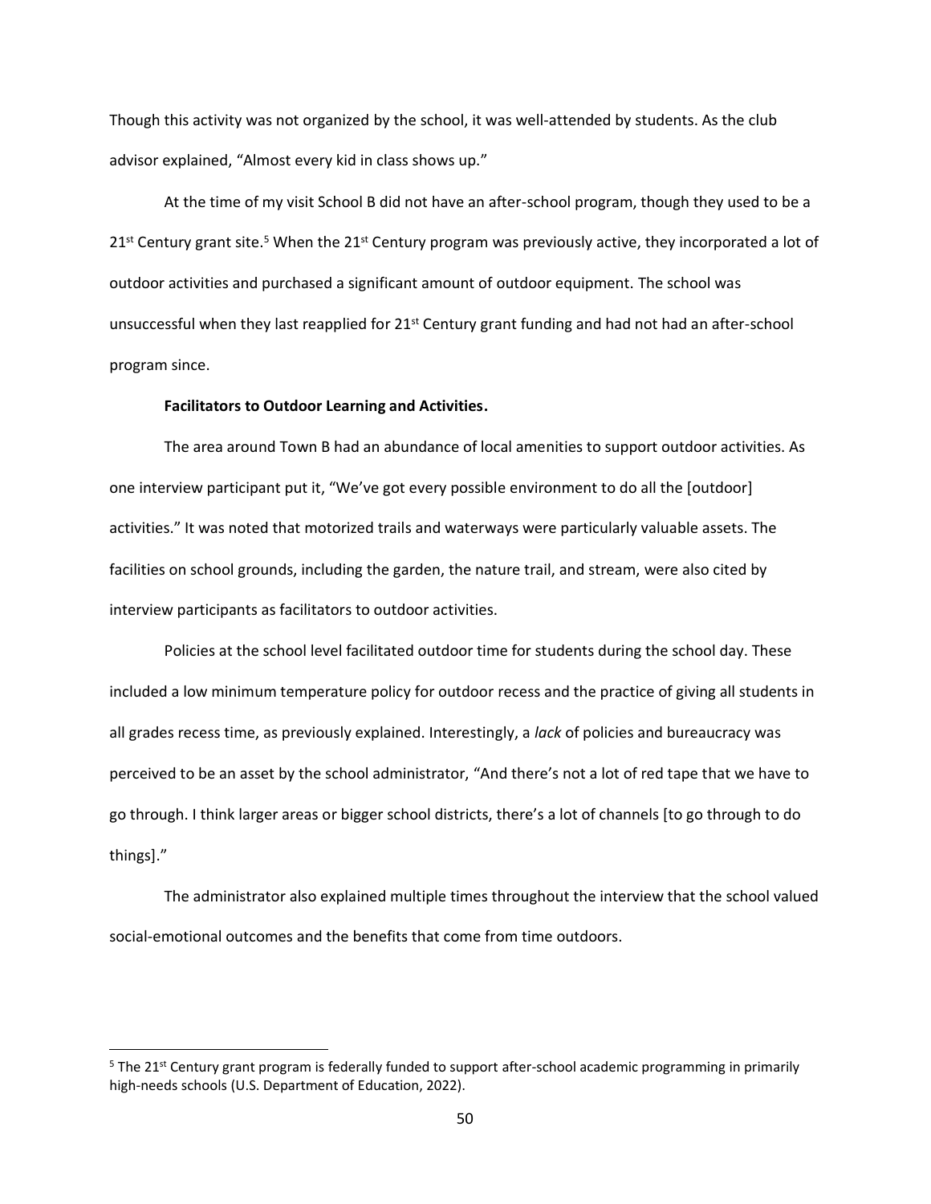Though this activity was not organized by the school, it was well-attended by students. As the club advisor explained, "Almost every kid in class shows up."

At the time of my visit School B did not have an after-school program, though they used to be a 21st Century grant site.[5] When the 21st Century program was previously active, they incorporated a lot of outdoor activities and purchased a significant amount of outdoor equipment. The school was unsuccessful when they last reapplied for 21st Century grant funding and had not had an after-school program since.

**Facilitators to Outdoor Learning and Activities.**

The area around Town B had an abundance of local amenities to support outdoor activities. As one interview participant put it, "We've got every possible environment to do all the [outdoor] activities." It was noted that motorized trails and waterways were particularly valuable assets. The facilities on school grounds, including the garden, the nature trail, and stream, were also cited by interview participants as facilitators to outdoor activities.

Policies at the school level facilitated outdoor time for students during the school day. These included a low minimum temperature policy for outdoor recess and the practice of giving all students in all grades recess time, as previously explained. Interestingly, a *lack* of policies and bureaucracy was perceived to be an asset by the school administrator, "And there's not a lot of red tape that we have to go through. I think larger areas or bigger school districts, there's a lot of channels [to go through to do things]."

The administrator also explained multiple times throughout the interview that the school valued social-emotional outcomes and the benefits that come from time outdoors.

---

[5] The 21st Century grant program is federally funded to support after-school academic programming in primarily high-needs schools (U.S. Department of Education, 2022).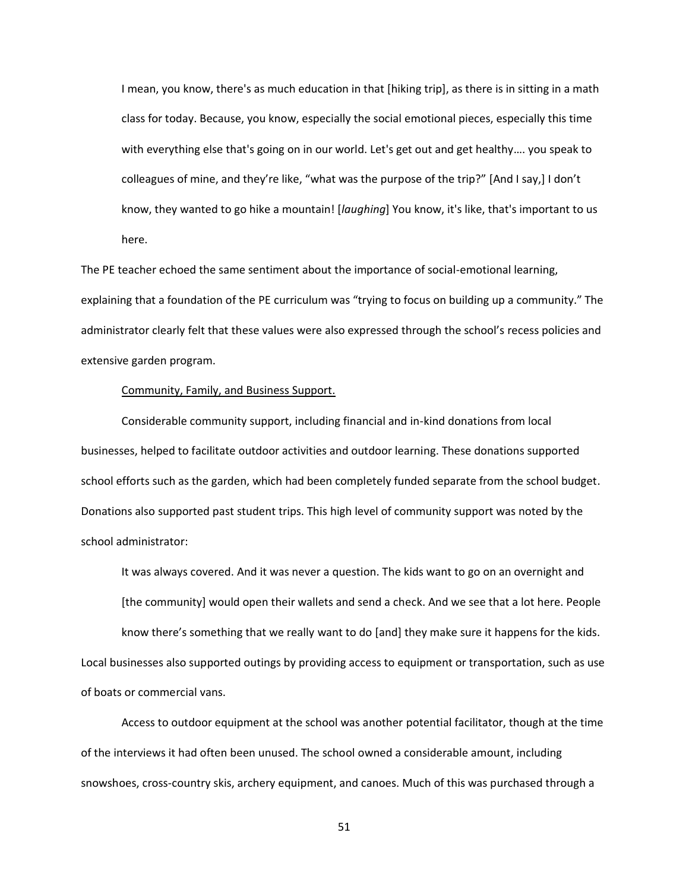> I mean, you know, there's as much education in that [hiking trip], as there is in sitting in a math class for today. Because, you know, especially the social emotional pieces, especially this time with everything else that's going on in our world. Let's get out and get healthy…. you speak to colleagues of mine, and they're like, "what was the purpose of the trip?" [And I say,] I don't know, they wanted to go hike a mountain! [*laughing*] You know, it's like, that's important to us here.

The PE teacher echoed the same sentiment about the importance of social-emotional learning, explaining that a foundation of the PE curriculum was "trying to focus on building up a community." The administrator clearly felt that these values were also expressed through the school's recess policies and extensive garden program.

<u>Community, Family, and Business Support.</u>

Considerable community support, including financial and in-kind donations from local businesses, helped to facilitate outdoor activities and outdoor learning. These donations supported school efforts such as the garden, which had been completely funded separate from the school budget. Donations also supported past student trips. This high level of community support was noted by the school administrator:

> It was always covered. And it was never a question. The kids want to go on an overnight and [the community] would open their wallets and send a check. And we see that a lot here. People know there's something that we really want to do [and] they make sure it happens for the kids.

Local businesses also supported outings by providing access to equipment or transportation, such as use of boats or commercial vans.

Access to outdoor equipment at the school was another potential facilitator, though at the time of the interviews it had often been unused. The school owned a considerable amount, including snowshoes, cross-country skis, archery equipment, and canoes. Much of this was purchased through a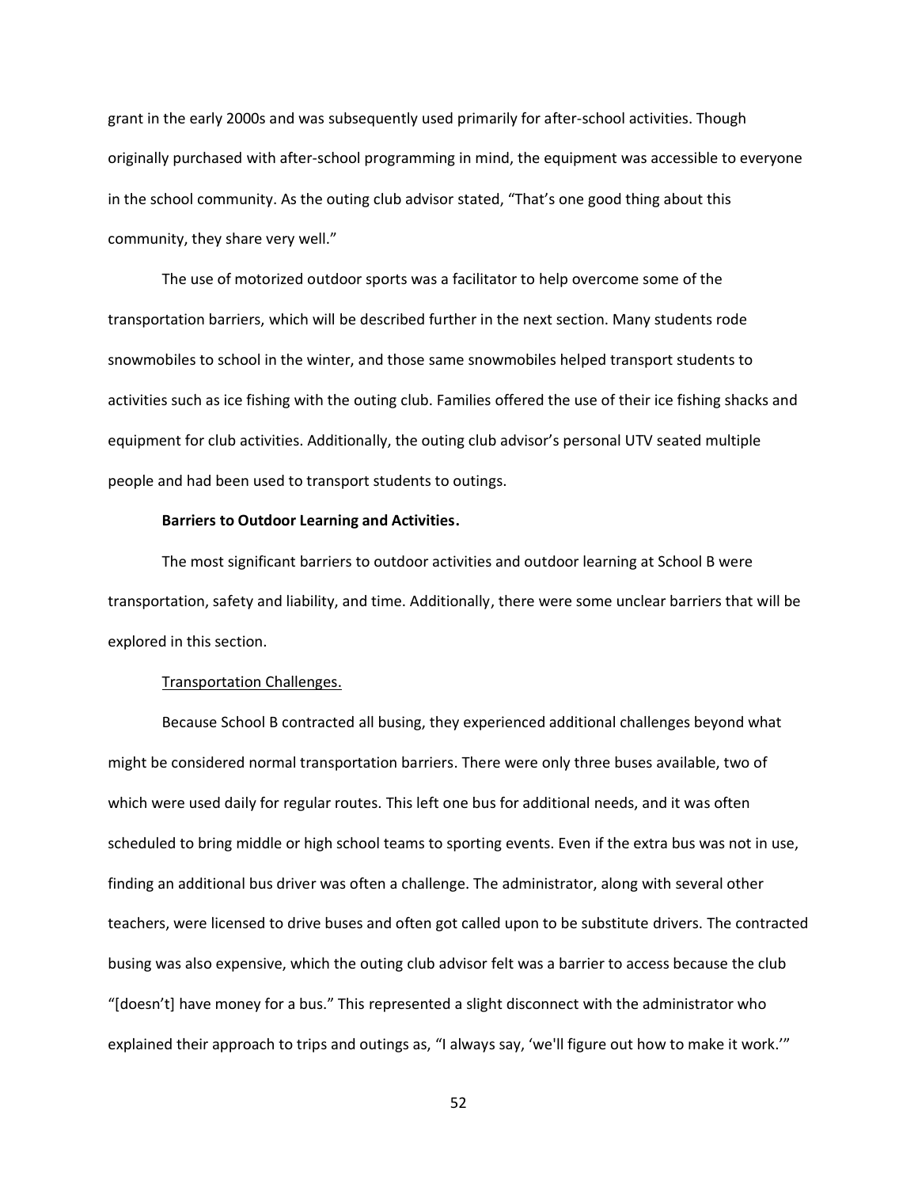grant in the early 2000s and was subsequently used primarily for after-school activities. Though originally purchased with after-school programming in mind, the equipment was accessible to everyone in the school community. As the outing club advisor stated, "That's one good thing about this community, they share very well."

The use of motorized outdoor sports was a facilitator to help overcome some of the transportation barriers, which will be described further in the next section. Many students rode snowmobiles to school in the winter, and those same snowmobiles helped transport students to activities such as ice fishing with the outing club. Families offered the use of their ice fishing shacks and equipment for club activities. Additionally, the outing club advisor's personal UTV seated multiple people and had been used to transport students to outings.

**Barriers to Outdoor Learning and Activities.**

The most significant barriers to outdoor activities and outdoor learning at School B were transportation, safety and liability, and time. Additionally, there were some unclear barriers that will be explored in this section.

<u>Transportation Challenges.</u>

Because School B contracted all busing, they experienced additional challenges beyond what might be considered normal transportation barriers. There were only three buses available, two of which were used daily for regular routes. This left one bus for additional needs, and it was often scheduled to bring middle or high school teams to sporting events. Even if the extra bus was not in use, finding an additional bus driver was often a challenge. The administrator, along with several other teachers, were licensed to drive buses and often got called upon to be substitute drivers. The contracted busing was also expensive, which the outing club advisor felt was a barrier to access because the club "[doesn't] have money for a bus." This represented a slight disconnect with the administrator who explained their approach to trips and outings as, "I always say, 'we'll figure out how to make it work.'"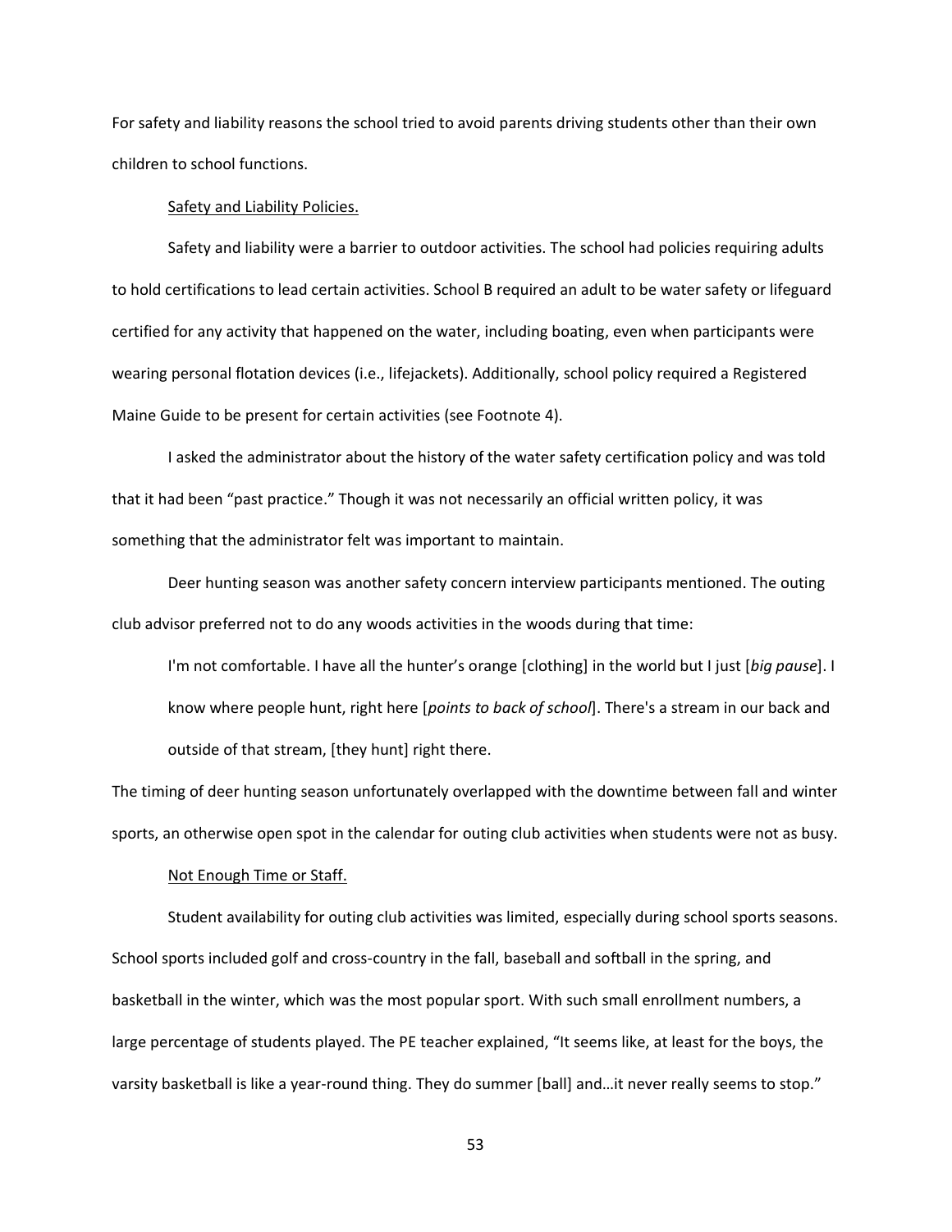For safety and liability reasons the school tried to avoid parents driving students other than their own children to school functions.

Safety and Liability Policies.

Safety and liability were a barrier to outdoor activities. The school had policies requiring adults to hold certifications to lead certain activities. School B required an adult to be water safety or lifeguard certified for any activity that happened on the water, including boating, even when participants were wearing personal flotation devices (i.e., lifejackets). Additionally, school policy required a Registered Maine Guide to be present for certain activities (see Footnote 4).

I asked the administrator about the history of the water safety certification policy and was told that it had been "past practice." Though it was not necessarily an official written policy, it was something that the administrator felt was important to maintain.

Deer hunting season was another safety concern interview participants mentioned. The outing club advisor preferred not to do any woods activities in the woods during that time:

> I'm not comfortable. I have all the hunter's orange [clothing] in the world but I just [*big pause*]. I know where people hunt, right here [*points to back of school*]. There's a stream in our back and outside of that stream, [they hunt] right there.

The timing of deer hunting season unfortunately overlapped with the downtime between fall and winter sports, an otherwise open spot in the calendar for outing club activities when students were not as busy.

Not Enough Time or Staff.

Student availability for outing club activities was limited, especially during school sports seasons. School sports included golf and cross-country in the fall, baseball and softball in the spring, and basketball in the winter, which was the most popular sport. With such small enrollment numbers, a large percentage of students played. The PE teacher explained, "It seems like, at least for the boys, the varsity basketball is like a year-round thing. They do summer [ball] and…it never really seems to stop."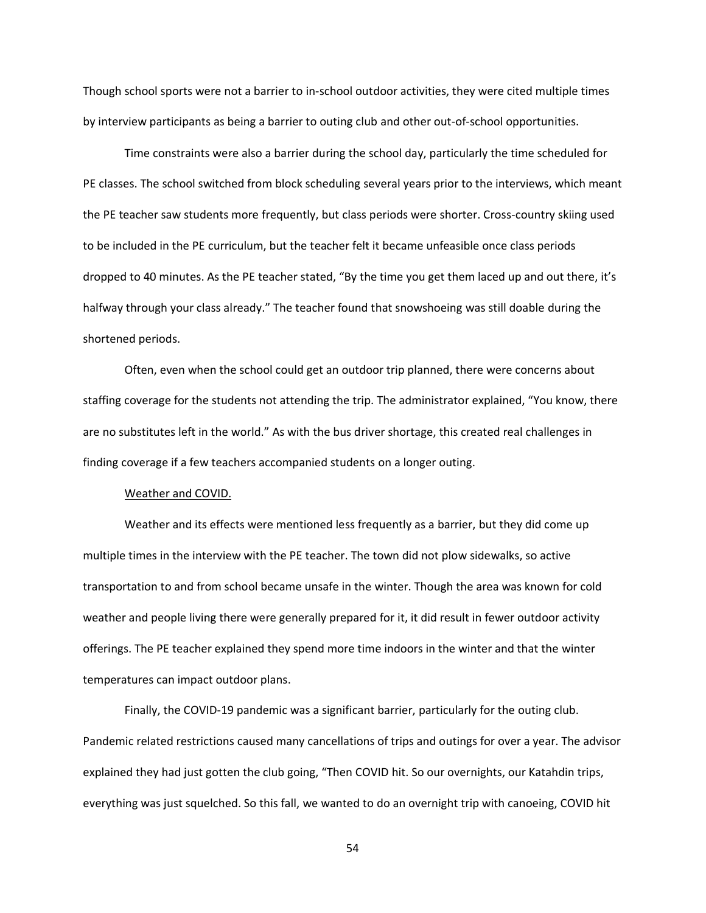Though school sports were not a barrier to in-school outdoor activities, they were cited multiple times by interview participants as being a barrier to outing club and other out-of-school opportunities.

Time constraints were also a barrier during the school day, particularly the time scheduled for PE classes. The school switched from block scheduling several years prior to the interviews, which meant the PE teacher saw students more frequently, but class periods were shorter. Cross-country skiing used to be included in the PE curriculum, but the teacher felt it became unfeasible once class periods dropped to 40 minutes. As the PE teacher stated, "By the time you get them laced up and out there, it's halfway through your class already." The teacher found that snowshoeing was still doable during the shortened periods.

Often, even when the school could get an outdoor trip planned, there were concerns about staffing coverage for the students not attending the trip. The administrator explained, "You know, there are no substitutes left in the world." As with the bus driver shortage, this created real challenges in finding coverage if a few teachers accompanied students on a longer outing.

<u>Weather and COVID.</u>

Weather and its effects were mentioned less frequently as a barrier, but they did come up multiple times in the interview with the PE teacher. The town did not plow sidewalks, so active transportation to and from school became unsafe in the winter. Though the area was known for cold weather and people living there were generally prepared for it, it did result in fewer outdoor activity offerings. The PE teacher explained they spend more time indoors in the winter and that the winter temperatures can impact outdoor plans.

Finally, the COVID-19 pandemic was a significant barrier, particularly for the outing club. Pandemic related restrictions caused many cancellations of trips and outings for over a year. The advisor explained they had just gotten the club going, "Then COVID hit. So our overnights, our Katahdin trips, everything was just squelched. So this fall, we wanted to do an overnight trip with canoeing, COVID hit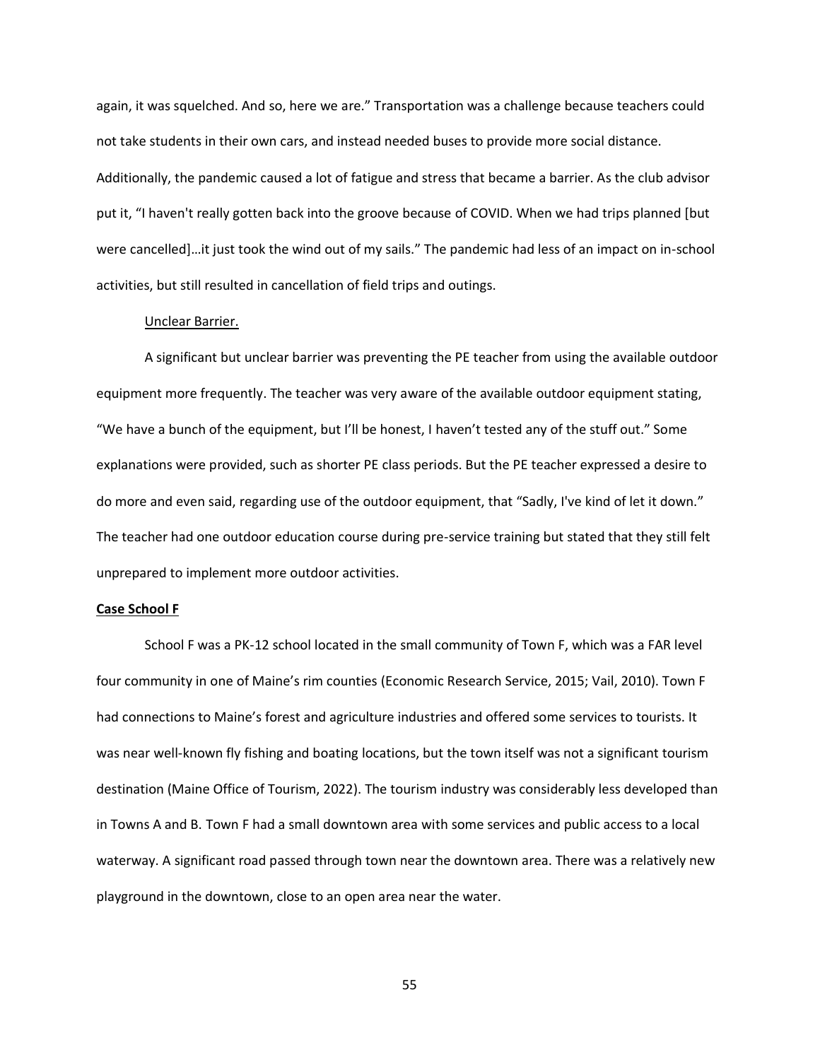again, it was squelched. And so, here we are." Transportation was a challenge because teachers could not take students in their own cars, and instead needed buses to provide more social distance. Additionally, the pandemic caused a lot of fatigue and stress that became a barrier. As the club advisor put it, "I haven't really gotten back into the groove because of COVID. When we had trips planned [but were cancelled]…it just took the wind out of my sails." The pandemic had less of an impact on in-school activities, but still resulted in cancellation of field trips and outings.

Unclear Barrier.

A significant but unclear barrier was preventing the PE teacher from using the available outdoor equipment more frequently. The teacher was very aware of the available outdoor equipment stating, "We have a bunch of the equipment, but I'll be honest, I haven't tested any of the stuff out." Some explanations were provided, such as shorter PE class periods. But the PE teacher expressed a desire to do more and even said, regarding use of the outdoor equipment, that "Sadly, I've kind of let it down." The teacher had one outdoor education course during pre-service training but stated that they still felt unprepared to implement more outdoor activities.

**Case School F**

School F was a PK-12 school located in the small community of Town F, which was a FAR level four community in one of Maine's rim counties (Economic Research Service, 2015; Vail, 2010). Town F had connections to Maine's forest and agriculture industries and offered some services to tourists. It was near well-known fly fishing and boating locations, but the town itself was not a significant tourism destination (Maine Office of Tourism, 2022). The tourism industry was considerably less developed than in Towns A and B. Town F had a small downtown area with some services and public access to a local waterway. A significant road passed through town near the downtown area. There was a relatively new playground in the downtown, close to an open area near the water.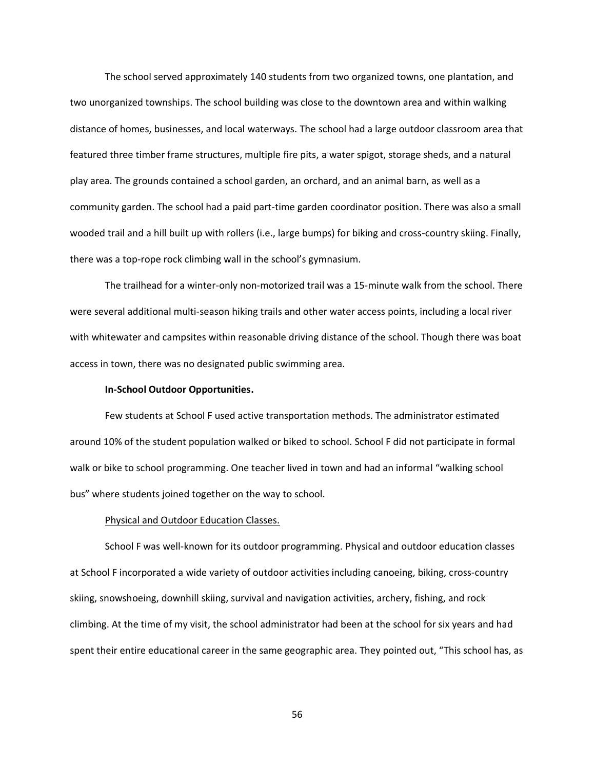The school served approximately 140 students from two organized towns, one plantation, and two unorganized townships. The school building was close to the downtown area and within walking distance of homes, businesses, and local waterways. The school had a large outdoor classroom area that featured three timber frame structures, multiple fire pits, a water spigot, storage sheds, and a natural play area. The grounds contained a school garden, an orchard, and an animal barn, as well as a community garden. The school had a paid part-time garden coordinator position. There was also a small wooded trail and a hill built up with rollers (i.e., large bumps) for biking and cross-country skiing. Finally, there was a top-rope rock climbing wall in the school's gymnasium.

The trailhead for a winter-only non-motorized trail was a 15-minute walk from the school. There were several additional multi-season hiking trails and other water access points, including a local river with whitewater and campsites within reasonable driving distance of the school. Though there was boat access in town, there was no designated public swimming area.

**In-School Outdoor Opportunities.**

Few students at School F used active transportation methods. The administrator estimated around 10% of the student population walked or biked to school. School F did not participate in formal walk or bike to school programming. One teacher lived in town and had an informal "walking school bus" where students joined together on the way to school.

<u>Physical and Outdoor Education Classes.</u>

School F was well-known for its outdoor programming. Physical and outdoor education classes at School F incorporated a wide variety of outdoor activities including canoeing, biking, cross-country skiing, snowshoeing, downhill skiing, survival and navigation activities, archery, fishing, and rock climbing. At the time of my visit, the school administrator had been at the school for six years and had spent their entire educational career in the same geographic area. They pointed out, "This school has, as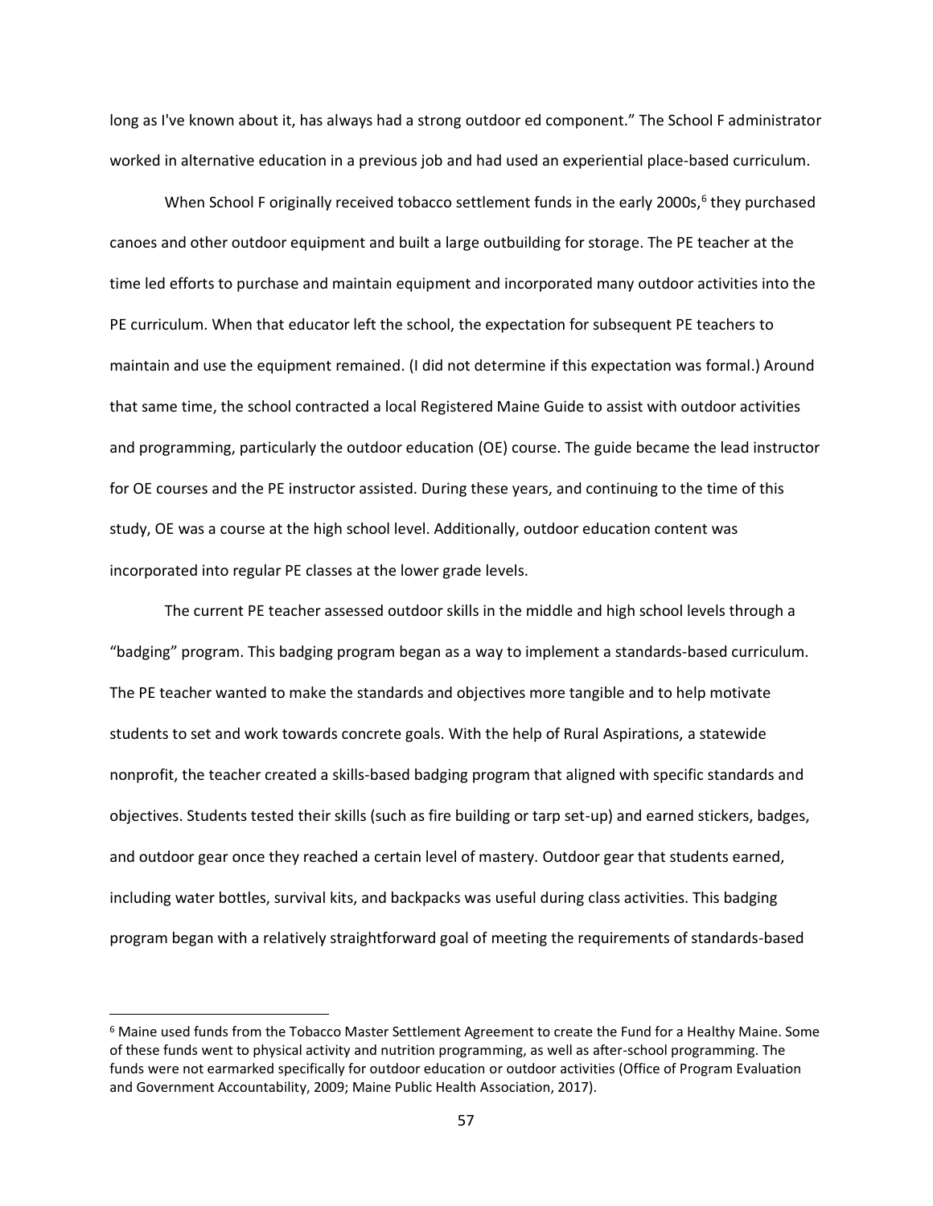long as I've known about it, has always had a strong outdoor ed component." The School F administrator worked in alternative education in a previous job and had used an experiential place-based curriculum.

When School F originally received tobacco settlement funds in the early 2000s,[6] they purchased canoes and other outdoor equipment and built a large outbuilding for storage. The PE teacher at the time led efforts to purchase and maintain equipment and incorporated many outdoor activities into the PE curriculum. When that educator left the school, the expectation for subsequent PE teachers to maintain and use the equipment remained. (I did not determine if this expectation was formal.) Around that same time, the school contracted a local Registered Maine Guide to assist with outdoor activities and programming, particularly the outdoor education (OE) course. The guide became the lead instructor for OE courses and the PE instructor assisted. During these years, and continuing to the time of this study, OE was a course at the high school level. Additionally, outdoor education content was incorporated into regular PE classes at the lower grade levels.

The current PE teacher assessed outdoor skills in the middle and high school levels through a "badging" program. This badging program began as a way to implement a standards-based curriculum. The PE teacher wanted to make the standards and objectives more tangible and to help motivate students to set and work towards concrete goals. With the help of Rural Aspirations, a statewide nonprofit, the teacher created a skills-based badging program that aligned with specific standards and objectives. Students tested their skills (such as fire building or tarp set-up) and earned stickers, badges, and outdoor gear once they reached a certain level of mastery. Outdoor gear that students earned, including water bottles, survival kits, and backpacks was useful during class activities. This badging program began with a relatively straightforward goal of meeting the requirements of standards-based

[6] Maine used funds from the Tobacco Master Settlement Agreement to create the Fund for a Healthy Maine. Some of these funds went to physical activity and nutrition programming, as well as after-school programming. The funds were not earmarked specifically for outdoor education or outdoor activities (Office of Program Evaluation and Government Accountability, 2009; Maine Public Health Association, 2017).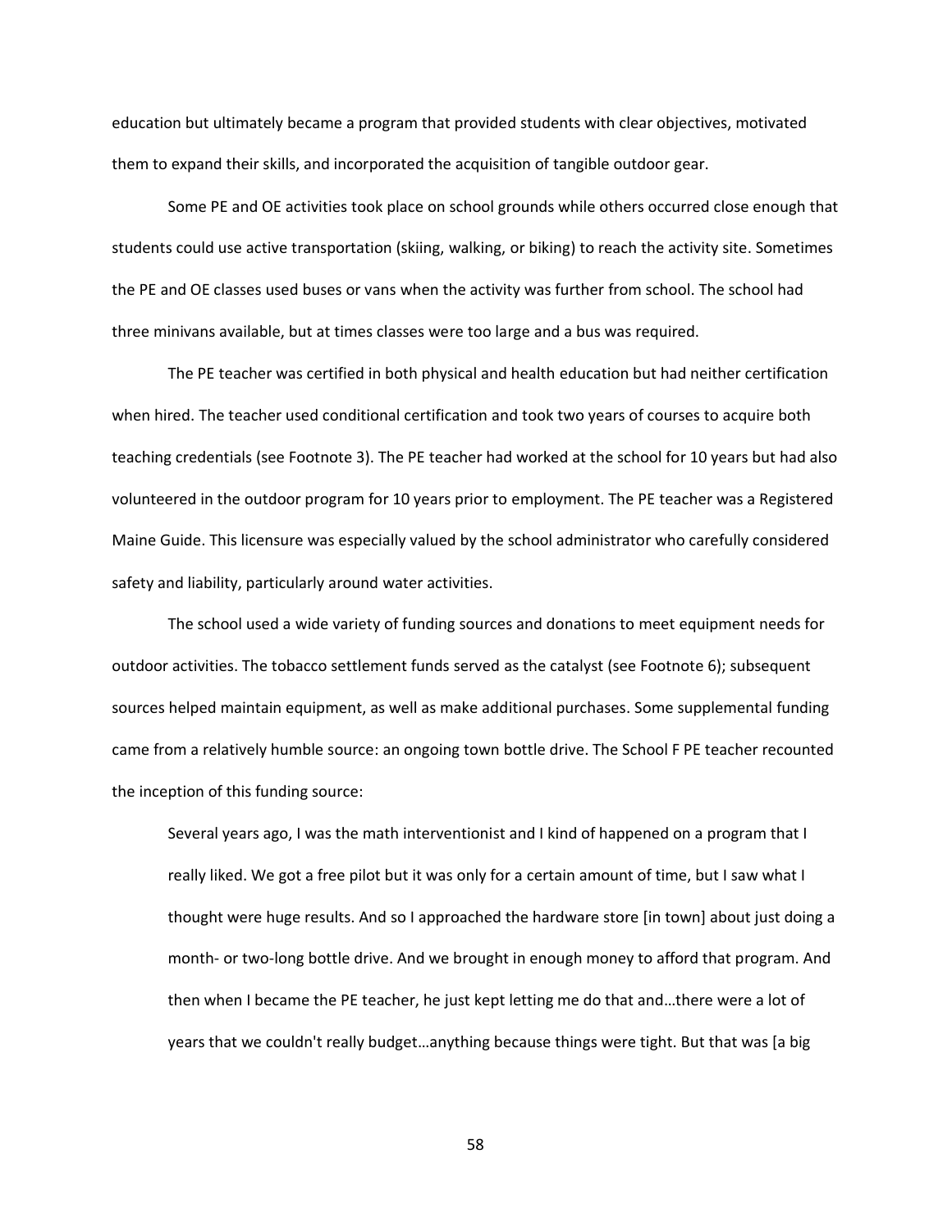education but ultimately became a program that provided students with clear objectives, motivated them to expand their skills, and incorporated the acquisition of tangible outdoor gear.

Some PE and OE activities took place on school grounds while others occurred close enough that students could use active transportation (skiing, walking, or biking) to reach the activity site. Sometimes the PE and OE classes used buses or vans when the activity was further from school. The school had three minivans available, but at times classes were too large and a bus was required.

The PE teacher was certified in both physical and health education but had neither certification when hired. The teacher used conditional certification and took two years of courses to acquire both teaching credentials (see Footnote 3). The PE teacher had worked at the school for 10 years but had also volunteered in the outdoor program for 10 years prior to employment. The PE teacher was a Registered Maine Guide. This licensure was especially valued by the school administrator who carefully considered safety and liability, particularly around water activities.

The school used a wide variety of funding sources and donations to meet equipment needs for outdoor activities. The tobacco settlement funds served as the catalyst (see Footnote 6); subsequent sources helped maintain equipment, as well as make additional purchases. Some supplemental funding came from a relatively humble source: an ongoing town bottle drive. The School F PE teacher recounted the inception of this funding source:

> Several years ago, I was the math interventionist and I kind of happened on a program that I really liked. We got a free pilot but it was only for a certain amount of time, but I saw what I thought were huge results. And so I approached the hardware store [in town] about just doing a month- or two-long bottle drive. And we brought in enough money to afford that program. And then when I became the PE teacher, he just kept letting me do that and…there were a lot of years that we couldn't really budget…anything because things were tight. But that was [a big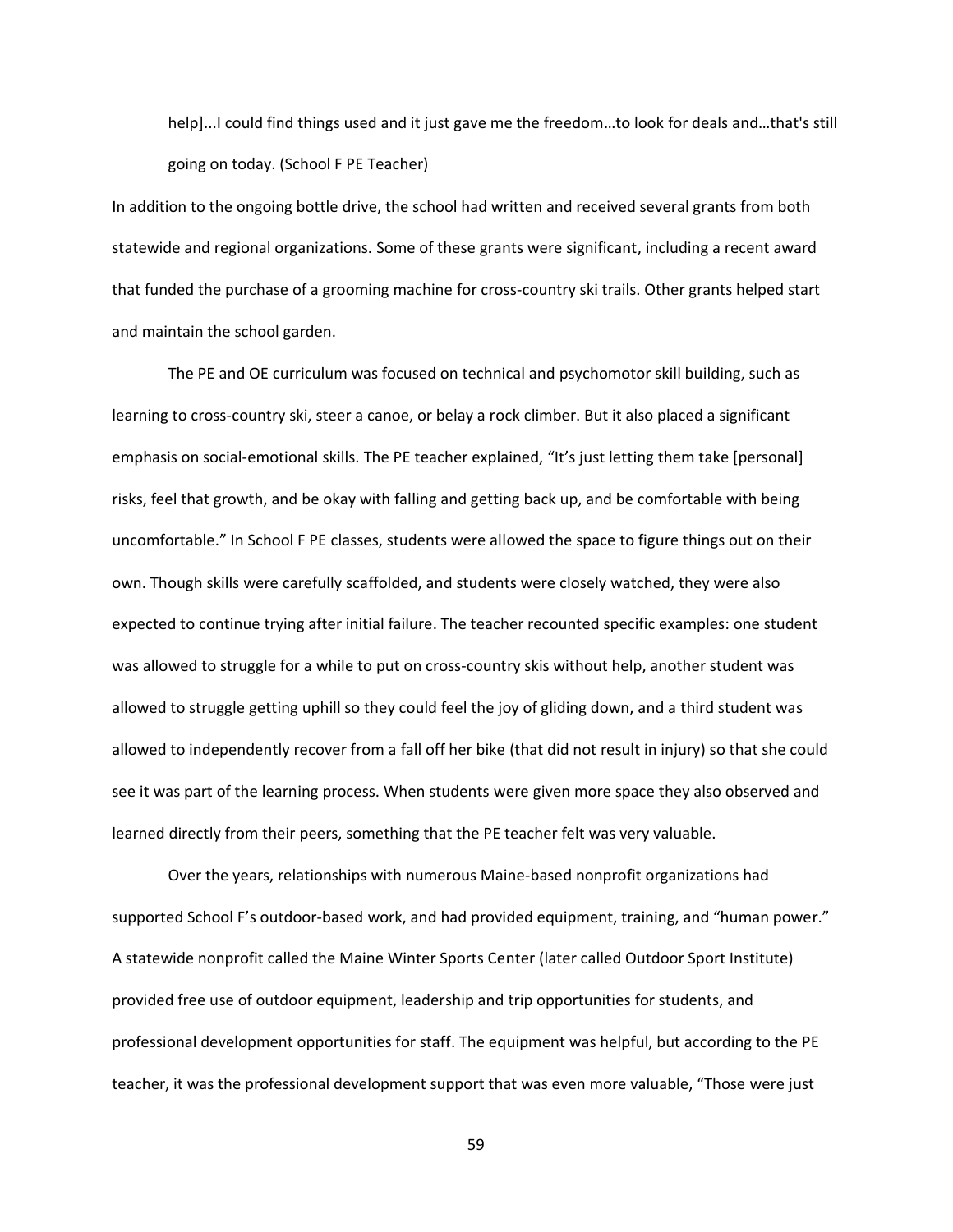> help]...I could find things used and it just gave me the freedom…to look for deals and…that's still going on today. (School F PE Teacher)

In addition to the ongoing bottle drive, the school had written and received several grants from both statewide and regional organizations. Some of these grants were significant, including a recent award that funded the purchase of a grooming machine for cross-country ski trails. Other grants helped start and maintain the school garden.

The PE and OE curriculum was focused on technical and psychomotor skill building, such as learning to cross-country ski, steer a canoe, or belay a rock climber. But it also placed a significant emphasis on social-emotional skills. The PE teacher explained, "It's just letting them take [personal] risks, feel that growth, and be okay with falling and getting back up, and be comfortable with being uncomfortable." In School F PE classes, students were allowed the space to figure things out on their own. Though skills were carefully scaffolded, and students were closely watched, they were also expected to continue trying after initial failure. The teacher recounted specific examples: one student was allowed to struggle for a while to put on cross-country skis without help, another student was allowed to struggle getting uphill so they could feel the joy of gliding down, and a third student was allowed to independently recover from a fall off her bike (that did not result in injury) so that she could see it was part of the learning process. When students were given more space they also observed and learned directly from their peers, something that the PE teacher felt was very valuable.

Over the years, relationships with numerous Maine-based nonprofit organizations had supported School F's outdoor-based work, and had provided equipment, training, and "human power." A statewide nonprofit called the Maine Winter Sports Center (later called Outdoor Sport Institute) provided free use of outdoor equipment, leadership and trip opportunities for students, and professional development opportunities for staff. The equipment was helpful, but according to the PE teacher, it was the professional development support that was even more valuable, "Those were just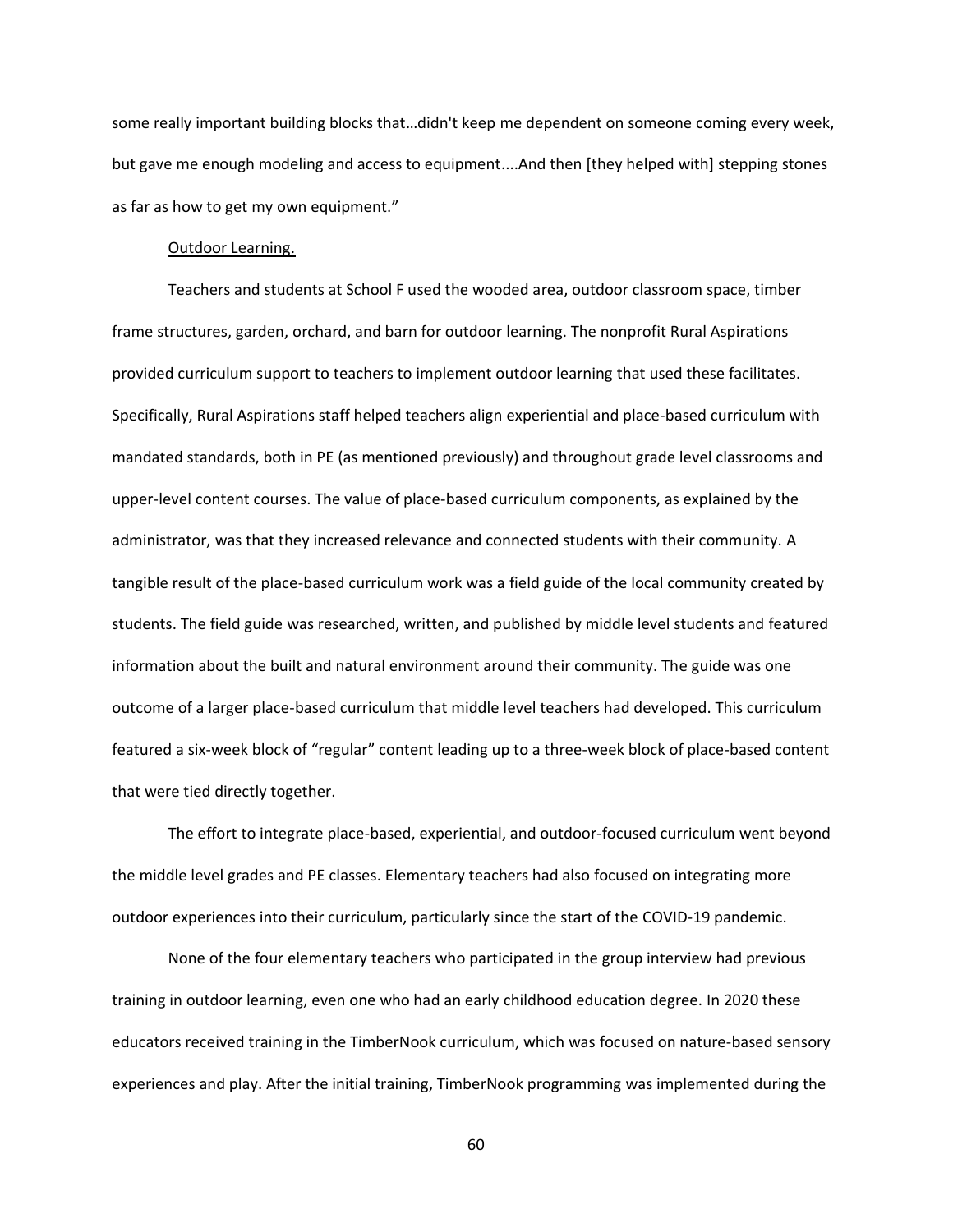some really important building blocks that…didn't keep me dependent on someone coming every week, but gave me enough modeling and access to equipment....And then [they helped with] stepping stones as far as how to get my own equipment."

Outdoor Learning.

Teachers and students at School F used the wooded area, outdoor classroom space, timber frame structures, garden, orchard, and barn for outdoor learning. The nonprofit Rural Aspirations provided curriculum support to teachers to implement outdoor learning that used these facilitates. Specifically, Rural Aspirations staff helped teachers align experiential and place-based curriculum with mandated standards, both in PE (as mentioned previously) and throughout grade level classrooms and upper-level content courses. The value of place-based curriculum components, as explained by the administrator, was that they increased relevance and connected students with their community. A tangible result of the place-based curriculum work was a field guide of the local community created by students. The field guide was researched, written, and published by middle level students and featured information about the built and natural environment around their community. The guide was one outcome of a larger place-based curriculum that middle level teachers had developed. This curriculum featured a six-week block of "regular" content leading up to a three-week block of place-based content that were tied directly together.

The effort to integrate place-based, experiential, and outdoor-focused curriculum went beyond the middle level grades and PE classes. Elementary teachers had also focused on integrating more outdoor experiences into their curriculum, particularly since the start of the COVID-19 pandemic.

None of the four elementary teachers who participated in the group interview had previous training in outdoor learning, even one who had an early childhood education degree. In 2020 these educators received training in the TimberNook curriculum, which was focused on nature-based sensory experiences and play. After the initial training, TimberNook programming was implemented during the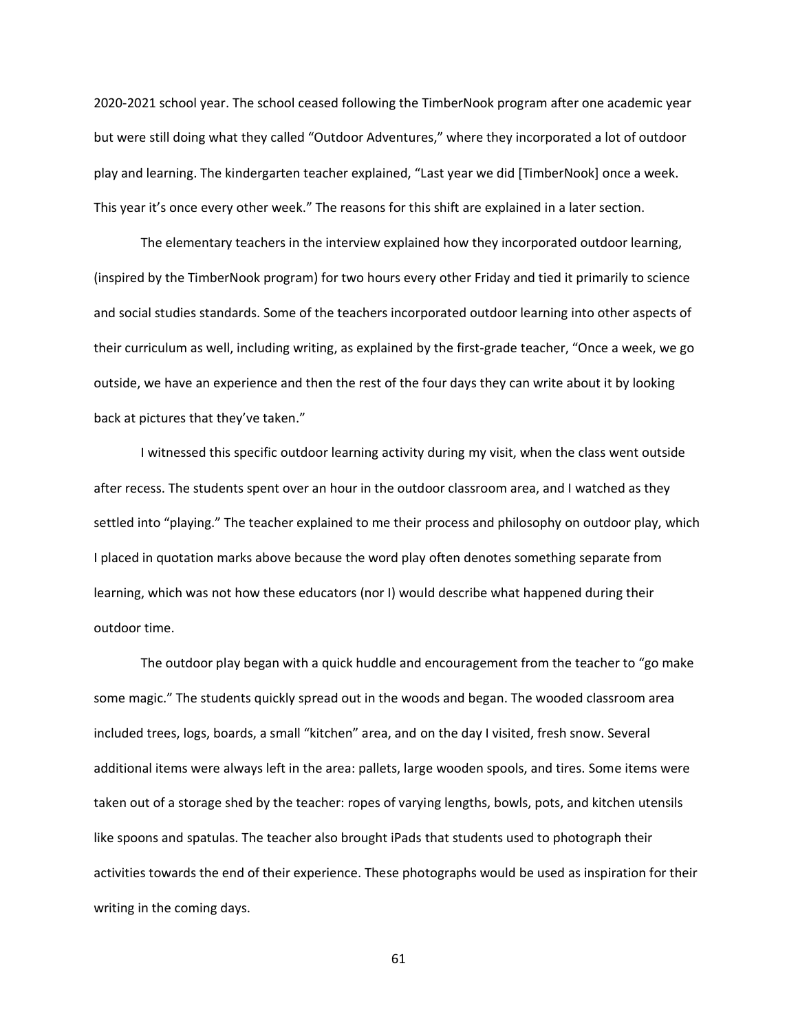2020-2021 school year. The school ceased following the TimberNook program after one academic year but were still doing what they called "Outdoor Adventures," where they incorporated a lot of outdoor play and learning. The kindergarten teacher explained, "Last year we did [TimberNook] once a week. This year it's once every other week." The reasons for this shift are explained in a later section.

The elementary teachers in the interview explained how they incorporated outdoor learning, (inspired by the TimberNook program) for two hours every other Friday and tied it primarily to science and social studies standards. Some of the teachers incorporated outdoor learning into other aspects of their curriculum as well, including writing, as explained by the first-grade teacher, "Once a week, we go outside, we have an experience and then the rest of the four days they can write about it by looking back at pictures that they've taken."

I witnessed this specific outdoor learning activity during my visit, when the class went outside after recess. The students spent over an hour in the outdoor classroom area, and I watched as they settled into "playing." The teacher explained to me their process and philosophy on outdoor play, which I placed in quotation marks above because the word play often denotes something separate from learning, which was not how these educators (nor I) would describe what happened during their outdoor time.

The outdoor play began with a quick huddle and encouragement from the teacher to "go make some magic." The students quickly spread out in the woods and began. The wooded classroom area included trees, logs, boards, a small "kitchen" area, and on the day I visited, fresh snow. Several additional items were always left in the area: pallets, large wooden spools, and tires. Some items were taken out of a storage shed by the teacher: ropes of varying lengths, bowls, pots, and kitchen utensils like spoons and spatulas. The teacher also brought iPads that students used to photograph their activities towards the end of their experience. These photographs would be used as inspiration for their writing in the coming days.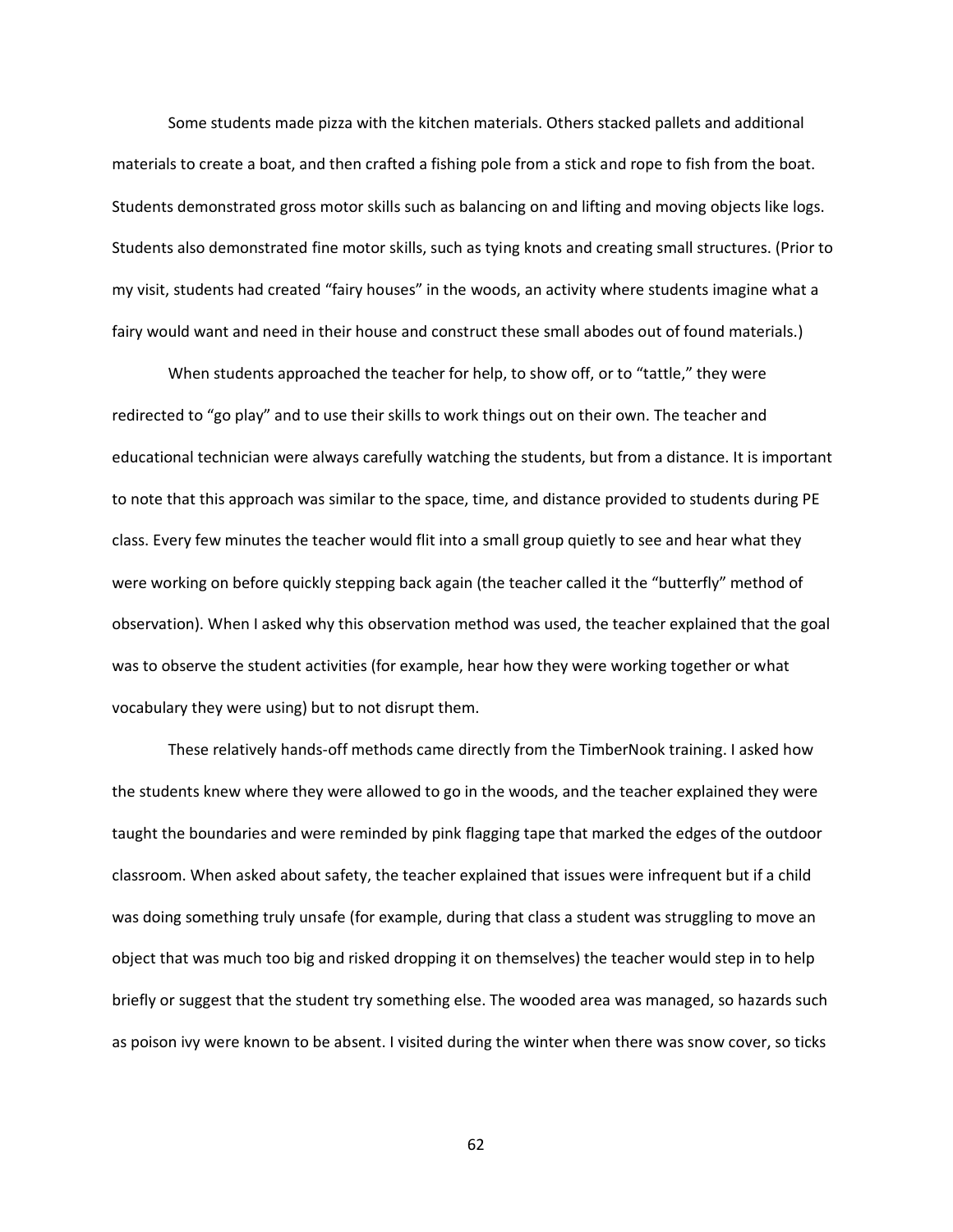Some students made pizza with the kitchen materials. Others stacked pallets and additional materials to create a boat, and then crafted a fishing pole from a stick and rope to fish from the boat. Students demonstrated gross motor skills such as balancing on and lifting and moving objects like logs. Students also demonstrated fine motor skills, such as tying knots and creating small structures. (Prior to my visit, students had created "fairy houses" in the woods, an activity where students imagine what a fairy would want and need in their house and construct these small abodes out of found materials.)

When students approached the teacher for help, to show off, or to "tattle," they were redirected to "go play" and to use their skills to work things out on their own. The teacher and educational technician were always carefully watching the students, but from a distance. It is important to note that this approach was similar to the space, time, and distance provided to students during PE class. Every few minutes the teacher would flit into a small group quietly to see and hear what they were working on before quickly stepping back again (the teacher called it the "butterfly" method of observation). When I asked why this observation method was used, the teacher explained that the goal was to observe the student activities (for example, hear how they were working together or what vocabulary they were using) but to not disrupt them.

These relatively hands-off methods came directly from the TimberNook training. I asked how the students knew where they were allowed to go in the woods, and the teacher explained they were taught the boundaries and were reminded by pink flagging tape that marked the edges of the outdoor classroom. When asked about safety, the teacher explained that issues were infrequent but if a child was doing something truly unsafe (for example, during that class a student was struggling to move an object that was much too big and risked dropping it on themselves) the teacher would step in to help briefly or suggest that the student try something else. The wooded area was managed, so hazards such as poison ivy were known to be absent. I visited during the winter when there was snow cover, so ticks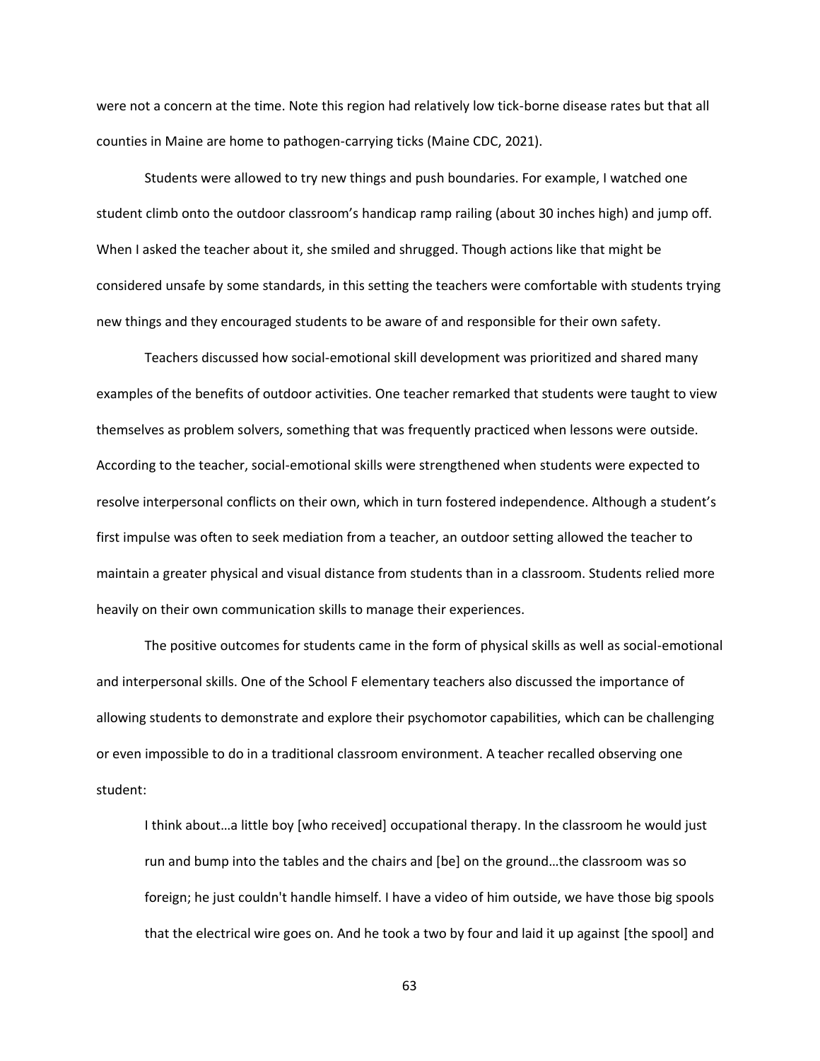were not a concern at the time. Note this region had relatively low tick-borne disease rates but that all counties in Maine are home to pathogen-carrying ticks (Maine CDC, 2021).

Students were allowed to try new things and push boundaries. For example, I watched one student climb onto the outdoor classroom's handicap ramp railing (about 30 inches high) and jump off. When I asked the teacher about it, she smiled and shrugged. Though actions like that might be considered unsafe by some standards, in this setting the teachers were comfortable with students trying new things and they encouraged students to be aware of and responsible for their own safety.

Teachers discussed how social-emotional skill development was prioritized and shared many examples of the benefits of outdoor activities. One teacher remarked that students were taught to view themselves as problem solvers, something that was frequently practiced when lessons were outside. According to the teacher, social-emotional skills were strengthened when students were expected to resolve interpersonal conflicts on their own, which in turn fostered independence. Although a student's first impulse was often to seek mediation from a teacher, an outdoor setting allowed the teacher to maintain a greater physical and visual distance from students than in a classroom. Students relied more heavily on their own communication skills to manage their experiences.

The positive outcomes for students came in the form of physical skills as well as social-emotional and interpersonal skills. One of the School F elementary teachers also discussed the importance of allowing students to demonstrate and explore their psychomotor capabilities, which can be challenging or even impossible to do in a traditional classroom environment. A teacher recalled observing one student:

> I think about…a little boy [who received] occupational therapy. In the classroom he would just run and bump into the tables and the chairs and [be] on the ground…the classroom was so foreign; he just couldn't handle himself. I have a video of him outside, we have those big spools that the electrical wire goes on. And he took a two by four and laid it up against [the spool] and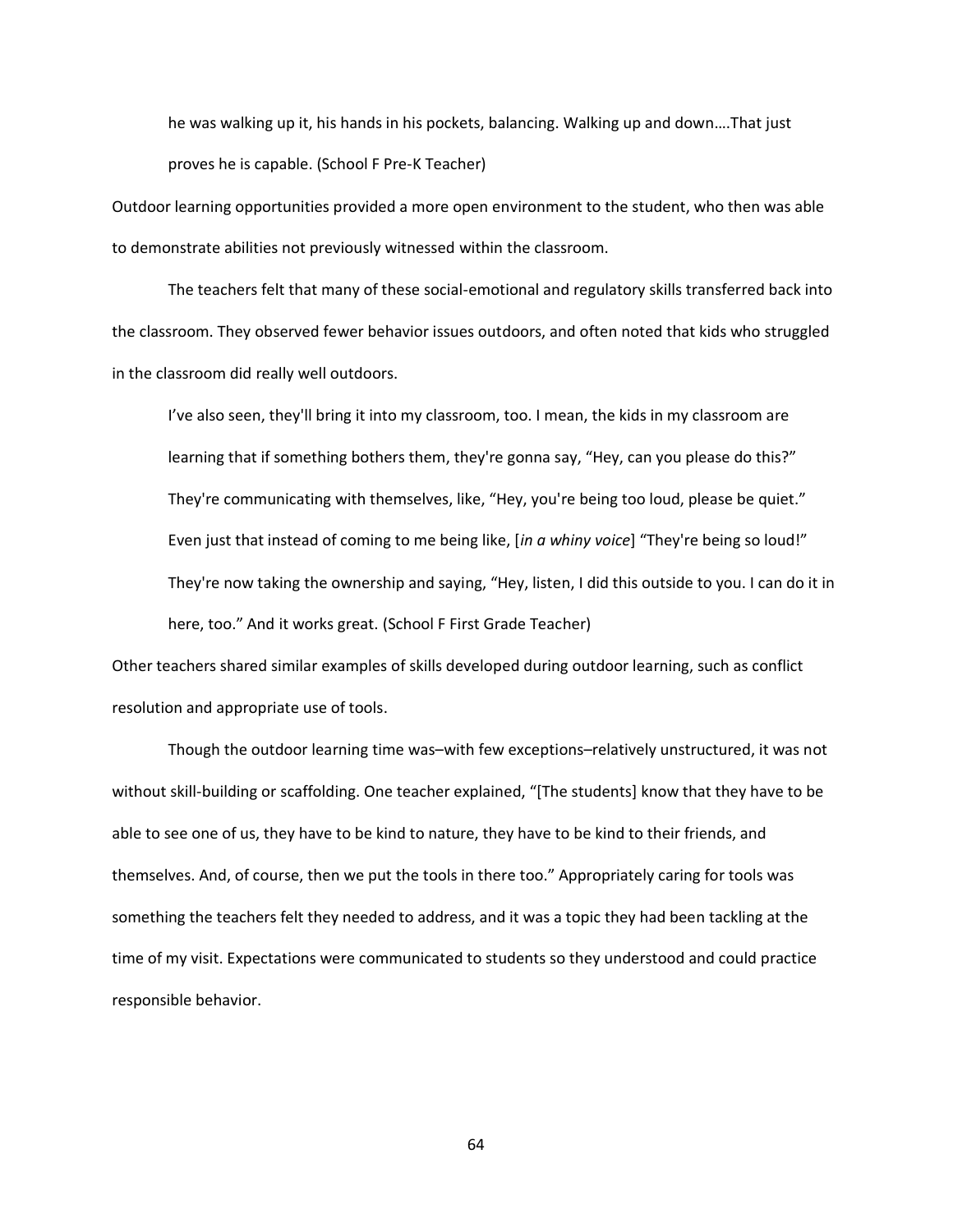he was walking up it, his hands in his pockets, balancing. Walking up and down….That just proves he is capable. (School F Pre-K Teacher)

Outdoor learning opportunities provided a more open environment to the student, who then was able to demonstrate abilities not previously witnessed within the classroom.

The teachers felt that many of these social-emotional and regulatory skills transferred back into the classroom. They observed fewer behavior issues outdoors, and often noted that kids who struggled in the classroom did really well outdoors.

> I've also seen, they'll bring it into my classroom, too. I mean, the kids in my classroom are learning that if something bothers them, they're gonna say, "Hey, can you please do this?" They're communicating with themselves, like, "Hey, you're being too loud, please be quiet." Even just that instead of coming to me being like, [*in a whiny voice*] "They're being so loud!" They're now taking the ownership and saying, "Hey, listen, I did this outside to you. I can do it in here, too." And it works great. (School F First Grade Teacher)

Other teachers shared similar examples of skills developed during outdoor learning, such as conflict resolution and appropriate use of tools.

Though the outdoor learning time was–with few exceptions–relatively unstructured, it was not without skill-building or scaffolding. One teacher explained, "[The students] know that they have to be able to see one of us, they have to be kind to nature, they have to be kind to their friends, and themselves. And, of course, then we put the tools in there too." Appropriately caring for tools was something the teachers felt they needed to address, and it was a topic they had been tackling at the time of my visit. Expectations were communicated to students so they understood and could practice responsible behavior.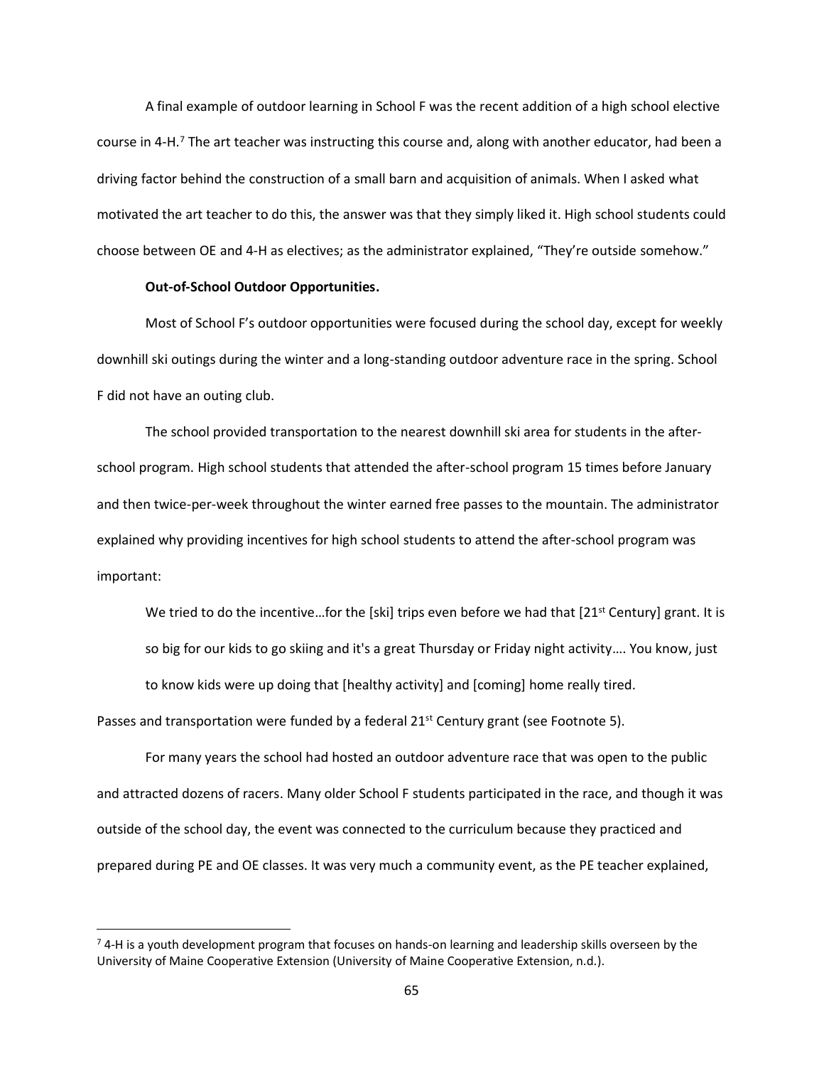A final example of outdoor learning in School F was the recent addition of a high school elective course in 4-H.[7] The art teacher was instructing this course and, along with another educator, had been a driving factor behind the construction of a small barn and acquisition of animals. When I asked what motivated the art teacher to do this, the answer was that they simply liked it. High school students could choose between OE and 4-H as electives; as the administrator explained, "They're outside somehow."

**Out-of-School Outdoor Opportunities.**

Most of School F's outdoor opportunities were focused during the school day, except for weekly downhill ski outings during the winter and a long-standing outdoor adventure race in the spring. School F did not have an outing club.

The school provided transportation to the nearest downhill ski area for students in the after-school program. High school students that attended the after-school program 15 times before January and then twice-per-week throughout the winter earned free passes to the mountain. The administrator explained why providing incentives for high school students to attend the after-school program was important:

> We tried to do the incentive…for the [ski] trips even before we had that [21st Century] grant. It is so big for our kids to go skiing and it's a great Thursday or Friday night activity…. You know, just to know kids were up doing that [healthy activity] and [coming] home really tired.

Passes and transportation were funded by a federal 21st Century grant (see Footnote 5).

For many years the school had hosted an outdoor adventure race that was open to the public and attracted dozens of racers. Many older School F students participated in the race, and though it was outside of the school day, the event was connected to the curriculum because they practiced and prepared during PE and OE classes. It was very much a community event, as the PE teacher explained,

---

[7] 4-H is a youth development program that focuses on hands-on learning and leadership skills overseen by the University of Maine Cooperative Extension (University of Maine Cooperative Extension, n.d.).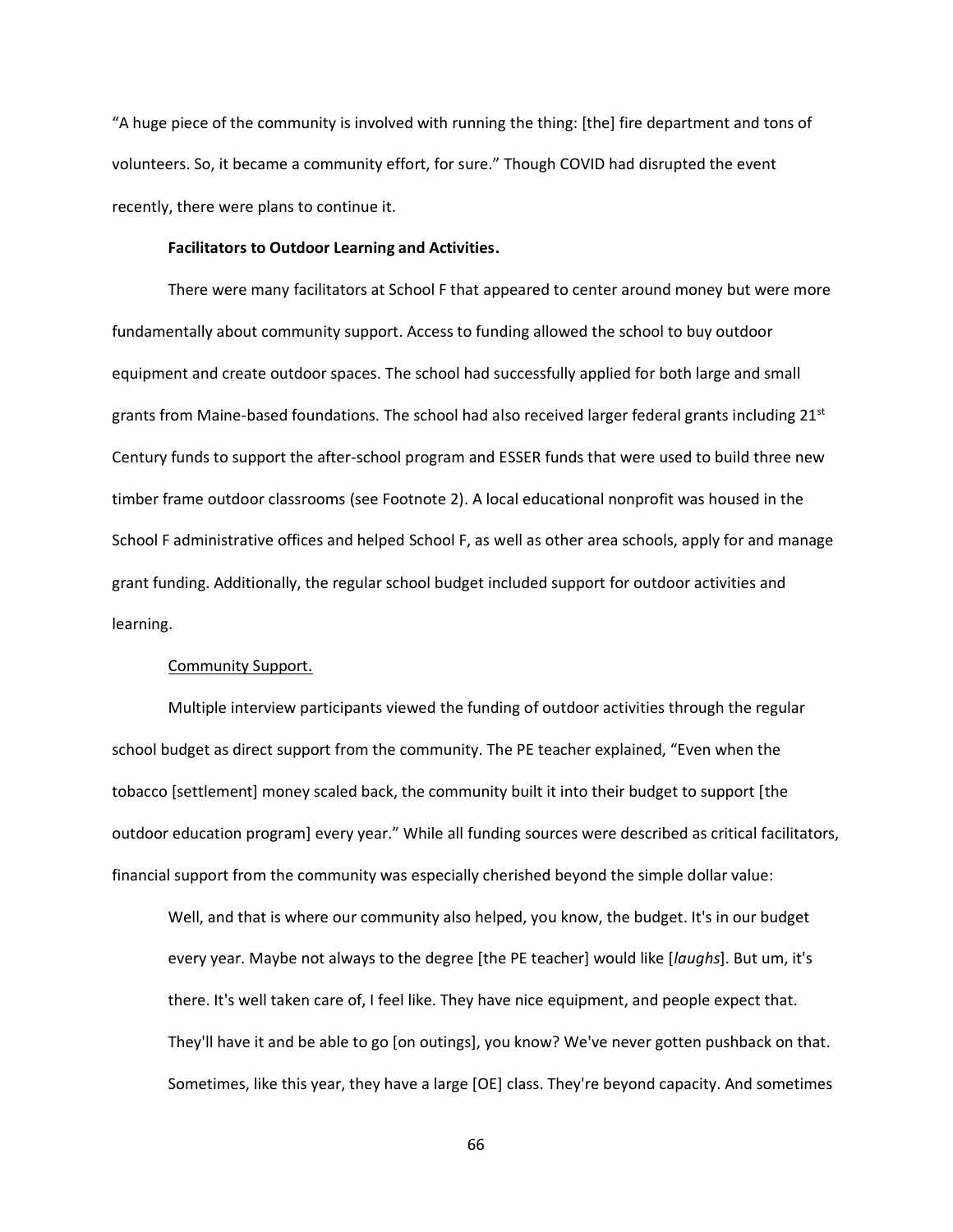"A huge piece of the community is involved with running the thing: [the] fire department and tons of volunteers. So, it became a community effort, for sure." Though COVID had disrupted the event recently, there were plans to continue it.

**Facilitators to Outdoor Learning and Activities.**

There were many facilitators at School F that appeared to center around money but were more fundamentally about community support. Access to funding allowed the school to buy outdoor equipment and create outdoor spaces. The school had successfully applied for both large and small grants from Maine-based foundations. The school had also received larger federal grants including 21st Century funds to support the after-school program and ESSER funds that were used to build three new timber frame outdoor classrooms (see Footnote 2). A local educational nonprofit was housed in the School F administrative offices and helped School F, as well as other area schools, apply for and manage grant funding. Additionally, the regular school budget included support for outdoor activities and learning.

Community Support.

Multiple interview participants viewed the funding of outdoor activities through the regular school budget as direct support from the community. The PE teacher explained, "Even when the tobacco [settlement] money scaled back, the community built it into their budget to support [the outdoor education program] every year." While all funding sources were described as critical facilitators, financial support from the community was especially cherished beyond the simple dollar value:

> Well, and that is where our community also helped, you know, the budget. It's in our budget every year. Maybe not always to the degree [the PE teacher] would like [*laughs*]. But um, it's there. It's well taken care of, I feel like. They have nice equipment, and people expect that. They'll have it and be able to go [on outings], you know? We've never gotten pushback on that. Sometimes, like this year, they have a large [OE] class. They're beyond capacity. And sometimes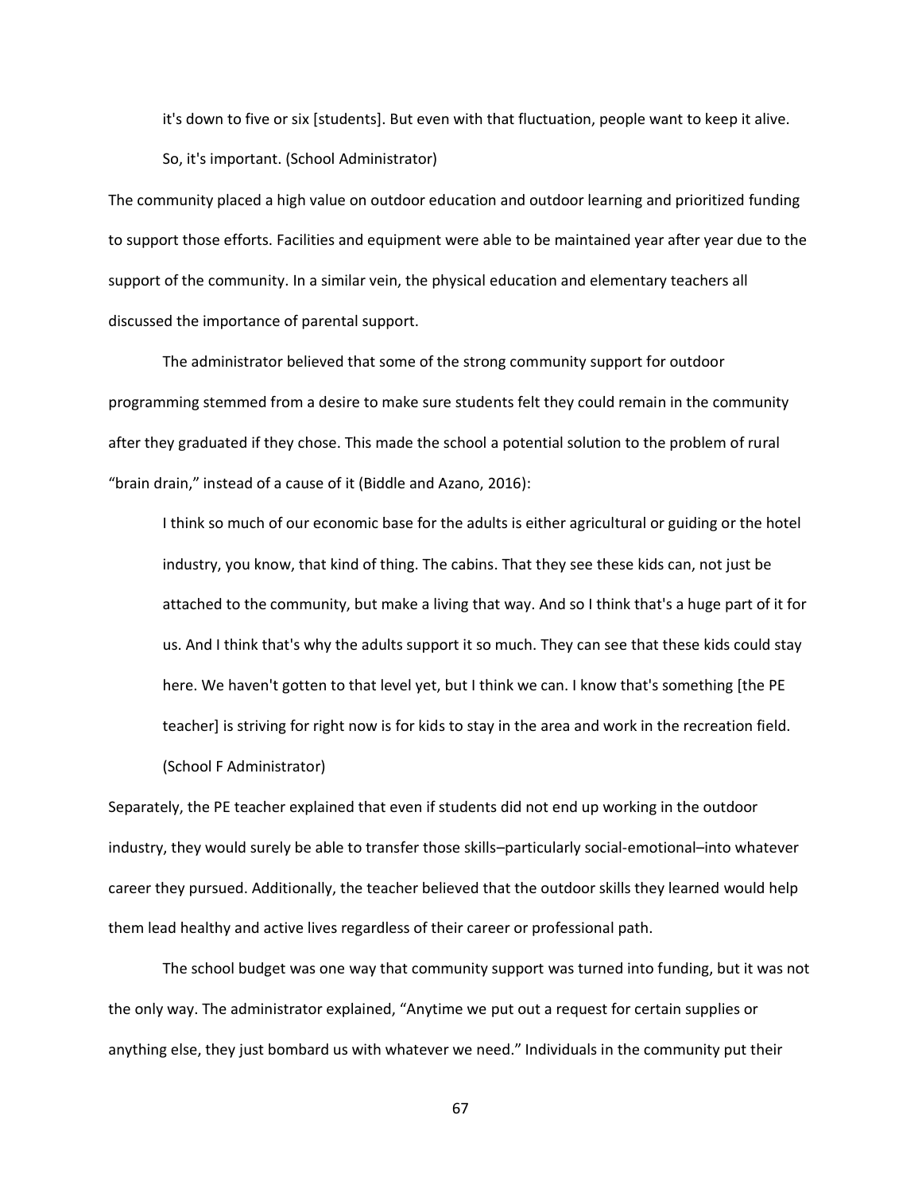> it's down to five or six [students]. But even with that fluctuation, people want to keep it alive. So, it's important. (School Administrator)

The community placed a high value on outdoor education and outdoor learning and prioritized funding to support those efforts. Facilities and equipment were able to be maintained year after year due to the support of the community. In a similar vein, the physical education and elementary teachers all discussed the importance of parental support.

The administrator believed that some of the strong community support for outdoor programming stemmed from a desire to make sure students felt they could remain in the community after they graduated if they chose. This made the school a potential solution to the problem of rural "brain drain," instead of a cause of it (Biddle and Azano, 2016):

> I think so much of our economic base for the adults is either agricultural or guiding or the hotel industry, you know, that kind of thing. The cabins. That they see these kids can, not just be attached to the community, but make a living that way. And so I think that's a huge part of it for us. And I think that's why the adults support it so much. They can see that these kids could stay here. We haven't gotten to that level yet, but I think we can. I know that's something [the PE teacher] is striving for right now is for kids to stay in the area and work in the recreation field. (School F Administrator)

Separately, the PE teacher explained that even if students did not end up working in the outdoor industry, they would surely be able to transfer those skills–particularly social-emotional–into whatever career they pursued. Additionally, the teacher believed that the outdoor skills they learned would help them lead healthy and active lives regardless of their career or professional path.

The school budget was one way that community support was turned into funding, but it was not the only way. The administrator explained, "Anytime we put out a request for certain supplies or anything else, they just bombard us with whatever we need." Individuals in the community put their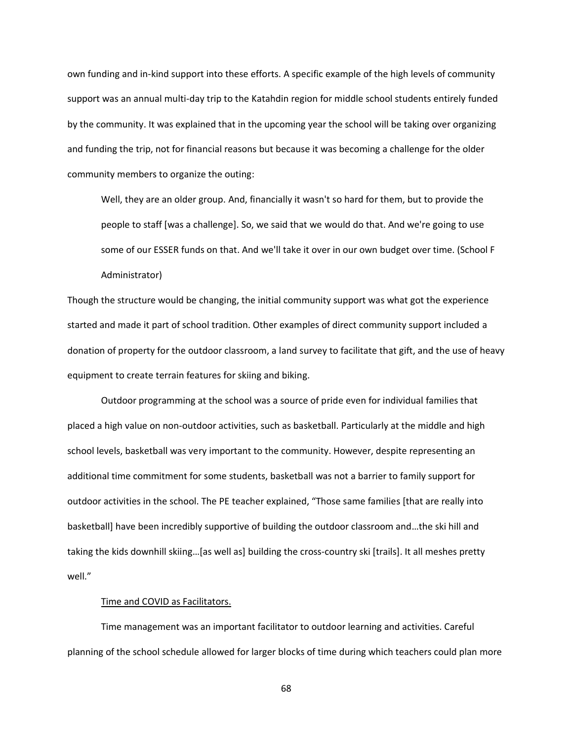own funding and in-kind support into these efforts. A specific example of the high levels of community support was an annual multi-day trip to the Katahdin region for middle school students entirely funded by the community. It was explained that in the upcoming year the school will be taking over organizing and funding the trip, not for financial reasons but because it was becoming a challenge for the older community members to organize the outing:

> Well, they are an older group. And, financially it wasn't so hard for them, but to provide the people to staff [was a challenge]. So, we said that we would do that. And we're going to use some of our ESSER funds on that. And we'll take it over in our own budget over time. (School F Administrator)

Though the structure would be changing, the initial community support was what got the experience started and made it part of school tradition. Other examples of direct community support included a donation of property for the outdoor classroom, a land survey to facilitate that gift, and the use of heavy equipment to create terrain features for skiing and biking.

Outdoor programming at the school was a source of pride even for individual families that placed a high value on non-outdoor activities, such as basketball. Particularly at the middle and high school levels, basketball was very important to the community. However, despite representing an additional time commitment for some students, basketball was not a barrier to family support for outdoor activities in the school. The PE teacher explained, "Those same families [that are really into basketball] have been incredibly supportive of building the outdoor classroom and…the ski hill and taking the kids downhill skiing…[as well as] building the cross-country ski [trails]. It all meshes pretty well."

#### Time and COVID as Facilitators.

Time management was an important facilitator to outdoor learning and activities. Careful planning of the school schedule allowed for larger blocks of time during which teachers could plan more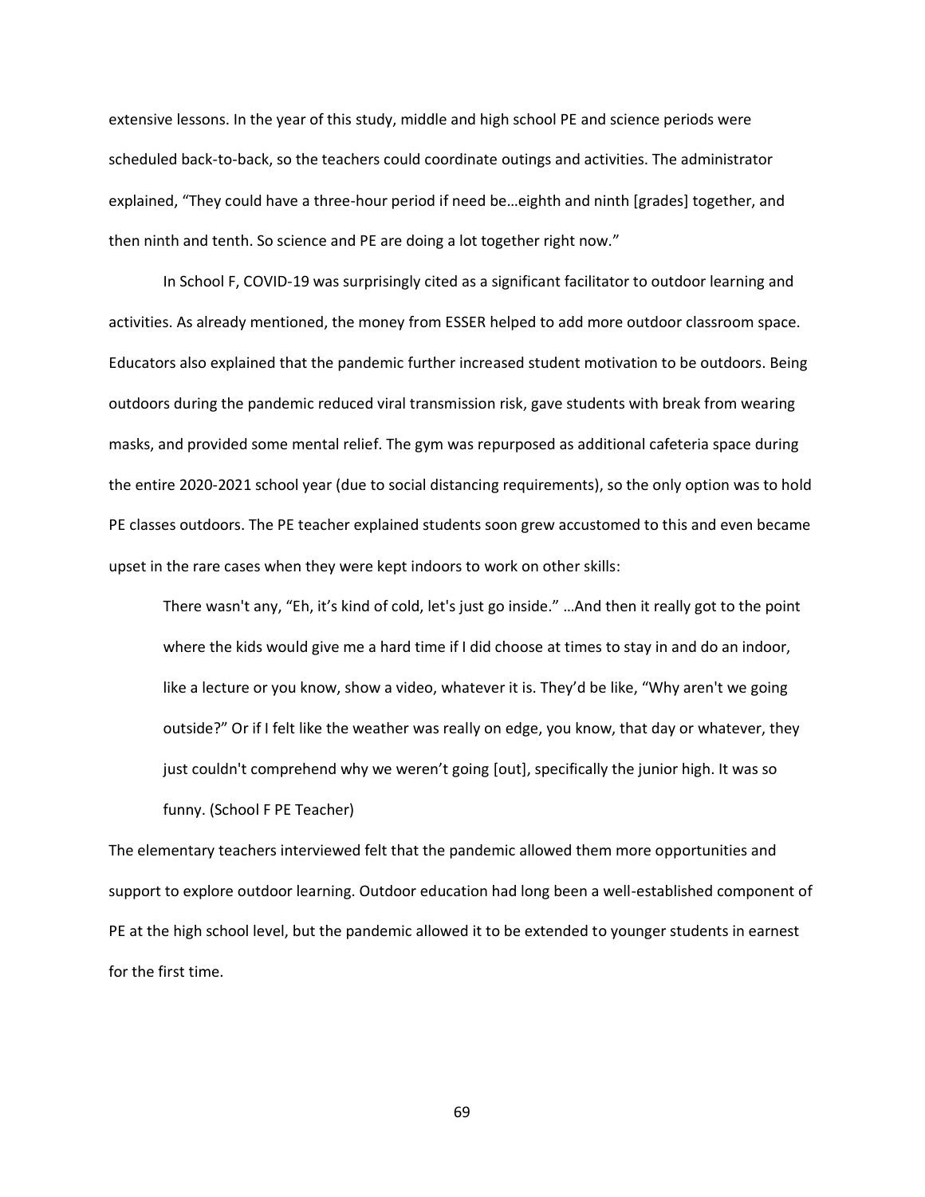extensive lessons. In the year of this study, middle and high school PE and science periods were scheduled back-to-back, so the teachers could coordinate outings and activities. The administrator explained, "They could have a three-hour period if need be…eighth and ninth [grades] together, and then ninth and tenth. So science and PE are doing a lot together right now."

In School F, COVID-19 was surprisingly cited as a significant facilitator to outdoor learning and activities. As already mentioned, the money from ESSER helped to add more outdoor classroom space. Educators also explained that the pandemic further increased student motivation to be outdoors. Being outdoors during the pandemic reduced viral transmission risk, gave students with break from wearing masks, and provided some mental relief. The gym was repurposed as additional cafeteria space during the entire 2020-2021 school year (due to social distancing requirements), so the only option was to hold PE classes outdoors. The PE teacher explained students soon grew accustomed to this and even became upset in the rare cases when they were kept indoors to work on other skills:

> There wasn't any, "Eh, it's kind of cold, let's just go inside." …And then it really got to the point where the kids would give me a hard time if I did choose at times to stay in and do an indoor, like a lecture or you know, show a video, whatever it is. They'd be like, "Why aren't we going outside?" Or if I felt like the weather was really on edge, you know, that day or whatever, they just couldn't comprehend why we weren't going [out], specifically the junior high. It was so funny. (School F PE Teacher)

The elementary teachers interviewed felt that the pandemic allowed them more opportunities and support to explore outdoor learning. Outdoor education had long been a well-established component of PE at the high school level, but the pandemic allowed it to be extended to younger students in earnest for the first time.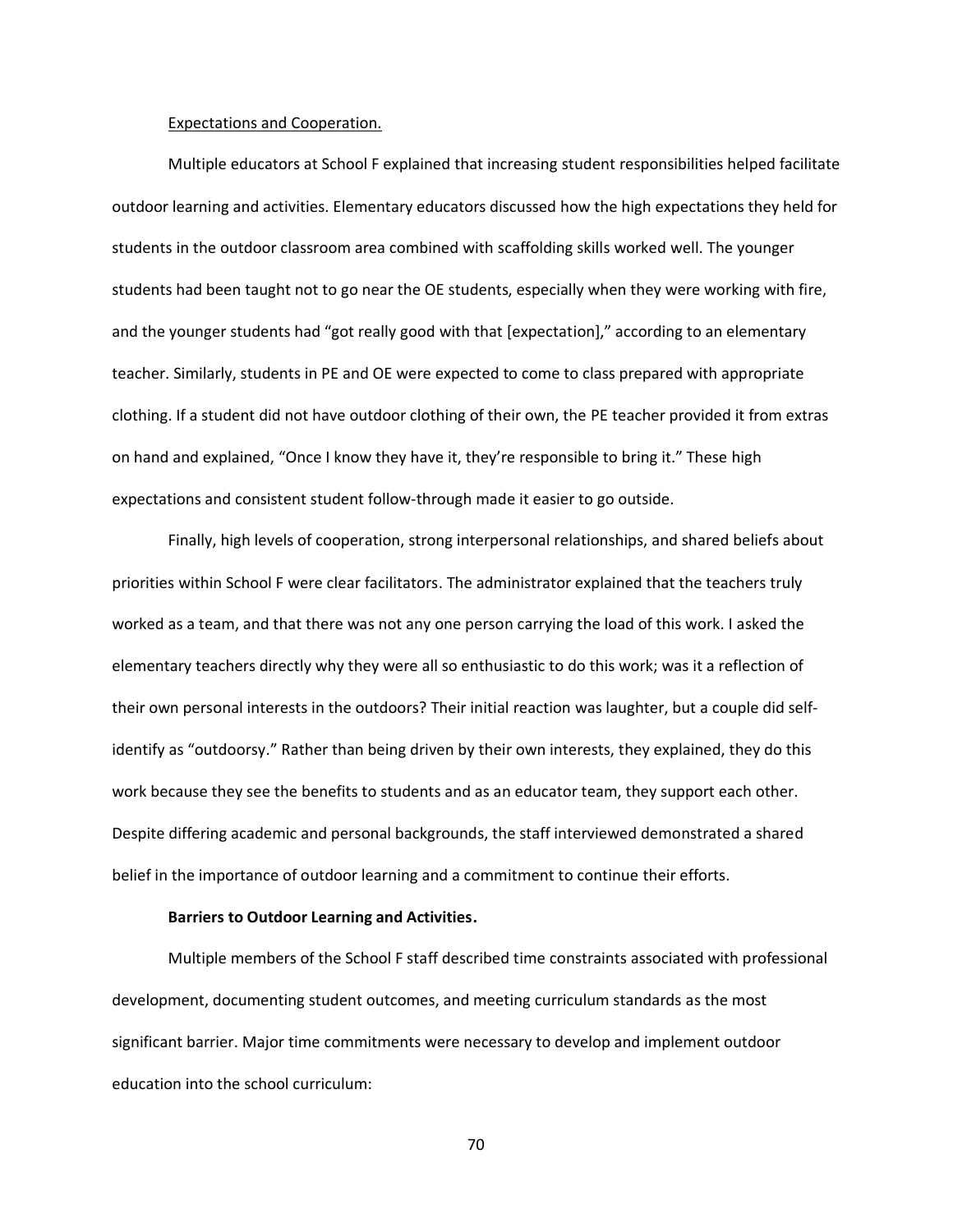Expectations and Cooperation.

Multiple educators at School F explained that increasing student responsibilities helped facilitate outdoor learning and activities. Elementary educators discussed how the high expectations they held for students in the outdoor classroom area combined with scaffolding skills worked well. The younger students had been taught not to go near the OE students, especially when they were working with fire, and the younger students had "got really good with that [expectation]," according to an elementary teacher. Similarly, students in PE and OE were expected to come to class prepared with appropriate clothing. If a student did not have outdoor clothing of their own, the PE teacher provided it from extras on hand and explained, "Once I know they have it, they're responsible to bring it." These high expectations and consistent student follow-through made it easier to go outside.

Finally, high levels of cooperation, strong interpersonal relationships, and shared beliefs about priorities within School F were clear facilitators. The administrator explained that the teachers truly worked as a team, and that there was not any one person carrying the load of this work. I asked the elementary teachers directly why they were all so enthusiastic to do this work; was it a reflection of their own personal interests in the outdoors? Their initial reaction was laughter, but a couple did self-identify as "outdoorsy." Rather than being driven by their own interests, they explained, they do this work because they see the benefits to students and as an educator team, they support each other. Despite differing academic and personal backgrounds, the staff interviewed demonstrated a shared belief in the importance of outdoor learning and a commitment to continue their efforts.

**Barriers to Outdoor Learning and Activities.**

Multiple members of the School F staff described time constraints associated with professional development, documenting student outcomes, and meeting curriculum standards as the most significant barrier. Major time commitments were necessary to develop and implement outdoor education into the school curriculum: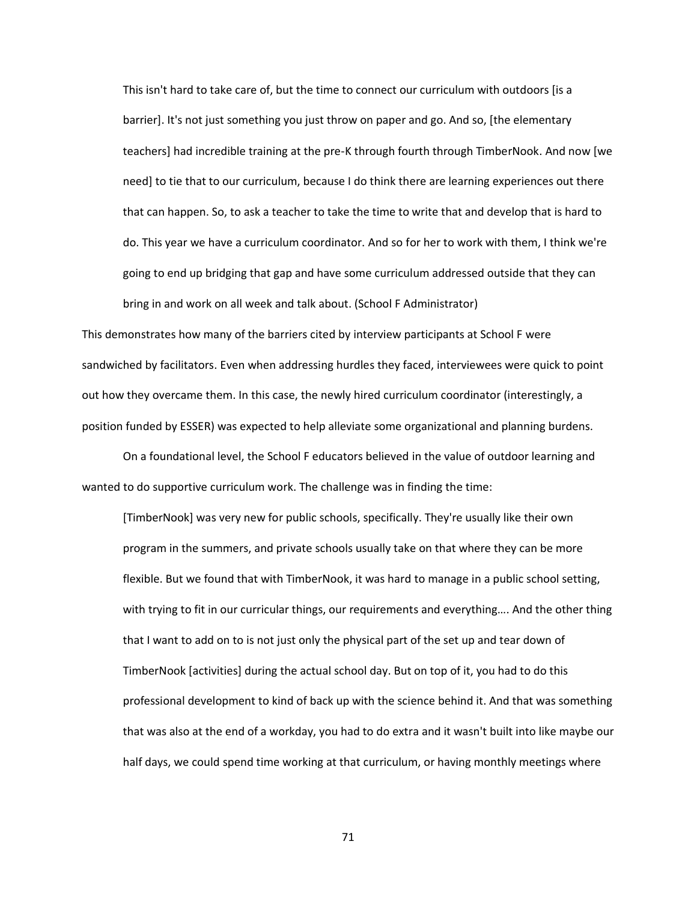> This isn't hard to take care of, but the time to connect our curriculum with outdoors [is a barrier]. It's not just something you just throw on paper and go. And so, [the elementary teachers] had incredible training at the pre-K through fourth through TimberNook. And now [we need] to tie that to our curriculum, because I do think there are learning experiences out there that can happen. So, to ask a teacher to take the time to write that and develop that is hard to do. This year we have a curriculum coordinator. And so for her to work with them, I think we're going to end up bridging that gap and have some curriculum addressed outside that they can bring in and work on all week and talk about. (School F Administrator)

This demonstrates how many of the barriers cited by interview participants at School F were sandwiched by facilitators. Even when addressing hurdles they faced, interviewees were quick to point out how they overcame them. In this case, the newly hired curriculum coordinator (interestingly, a position funded by ESSER) was expected to help alleviate some organizational and planning burdens.

On a foundational level, the School F educators believed in the value of outdoor learning and wanted to do supportive curriculum work. The challenge was in finding the time:

> [TimberNook] was very new for public schools, specifically. They're usually like their own program in the summers, and private schools usually take on that where they can be more flexible. But we found that with TimberNook, it was hard to manage in a public school setting, with trying to fit in our curricular things, our requirements and everything…. And the other thing that I want to add on to is not just only the physical part of the set up and tear down of TimberNook [activities] during the actual school day. But on top of it, you had to do this professional development to kind of back up with the science behind it. And that was something that was also at the end of a workday, you had to do extra and it wasn't built into like maybe our half days, we could spend time working at that curriculum, or having monthly meetings where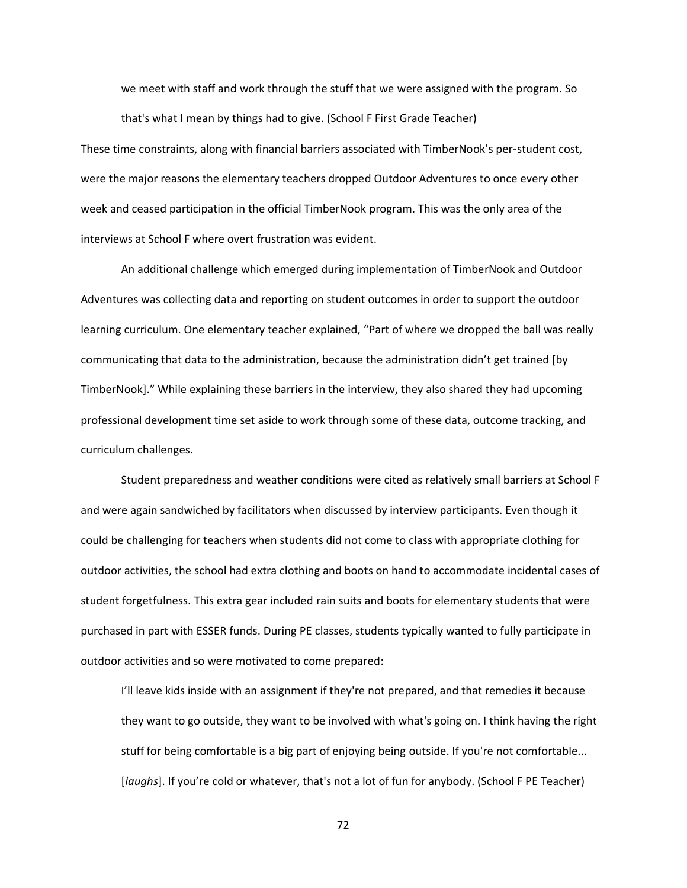> we meet with staff and work through the stuff that we were assigned with the program. So that's what I mean by things had to give. (School F First Grade Teacher)

These time constraints, along with financial barriers associated with TimberNook's per-student cost, were the major reasons the elementary teachers dropped Outdoor Adventures to once every other week and ceased participation in the official TimberNook program. This was the only area of the interviews at School F where overt frustration was evident.

An additional challenge which emerged during implementation of TimberNook and Outdoor Adventures was collecting data and reporting on student outcomes in order to support the outdoor learning curriculum. One elementary teacher explained, "Part of where we dropped the ball was really communicating that data to the administration, because the administration didn't get trained [by TimberNook]." While explaining these barriers in the interview, they also shared they had upcoming professional development time set aside to work through some of these data, outcome tracking, and curriculum challenges.

Student preparedness and weather conditions were cited as relatively small barriers at School F and were again sandwiched by facilitators when discussed by interview participants. Even though it could be challenging for teachers when students did not come to class with appropriate clothing for outdoor activities, the school had extra clothing and boots on hand to accommodate incidental cases of student forgetfulness. This extra gear included rain suits and boots for elementary students that were purchased in part with ESSER funds. During PE classes, students typically wanted to fully participate in outdoor activities and so were motivated to come prepared:

> I'll leave kids inside with an assignment if they're not prepared, and that remedies it because they want to go outside, they want to be involved with what's going on. I think having the right stuff for being comfortable is a big part of enjoying being outside. If you're not comfortable... [*laughs*]. If you're cold or whatever, that's not a lot of fun for anybody. (School F PE Teacher)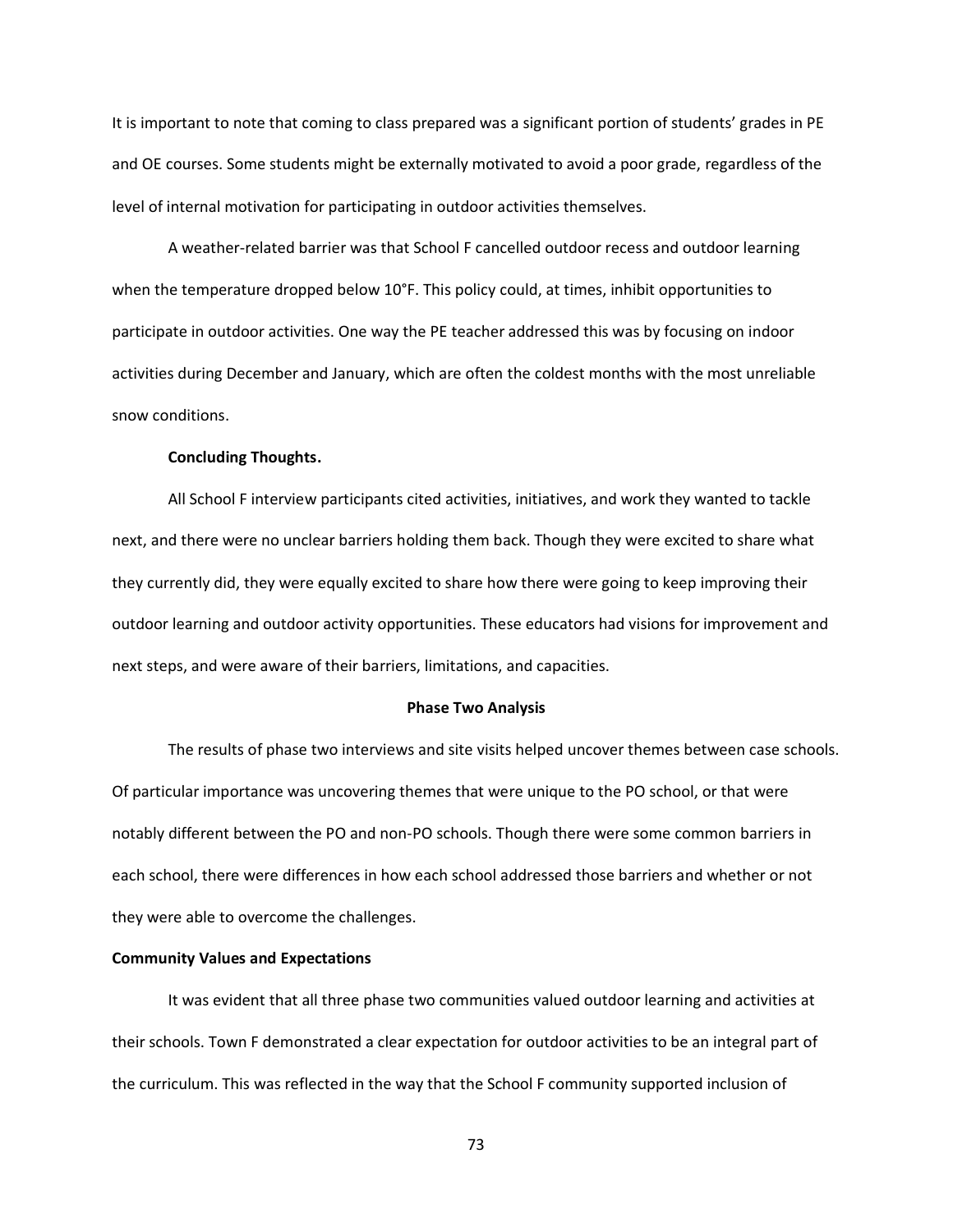It is important to note that coming to class prepared was a significant portion of students' grades in PE and OE courses. Some students might be externally motivated to avoid a poor grade, regardless of the level of internal motivation for participating in outdoor activities themselves.

A weather-related barrier was that School F cancelled outdoor recess and outdoor learning when the temperature dropped below 10°F. This policy could, at times, inhibit opportunities to participate in outdoor activities. One way the PE teacher addressed this was by focusing on indoor activities during December and January, which are often the coldest months with the most unreliable snow conditions.

**Concluding Thoughts.**

All School F interview participants cited activities, initiatives, and work they wanted to tackle next, and there were no unclear barriers holding them back. Though they were excited to share what they currently did, they were equally excited to share how there were going to keep improving their outdoor learning and outdoor activity opportunities. These educators had visions for improvement and next steps, and were aware of their barriers, limitations, and capacities.

## Phase Two Analysis

The results of phase two interviews and site visits helped uncover themes between case schools. Of particular importance was uncovering themes that were unique to the PO school, or that were notably different between the PO and non-PO schools. Though there were some common barriers in each school, there were differences in how each school addressed those barriers and whether or not they were able to overcome the challenges.

### Community Values and Expectations

It was evident that all three phase two communities valued outdoor learning and activities at their schools. Town F demonstrated a clear expectation for outdoor activities to be an integral part of the curriculum. This was reflected in the way that the School F community supported inclusion of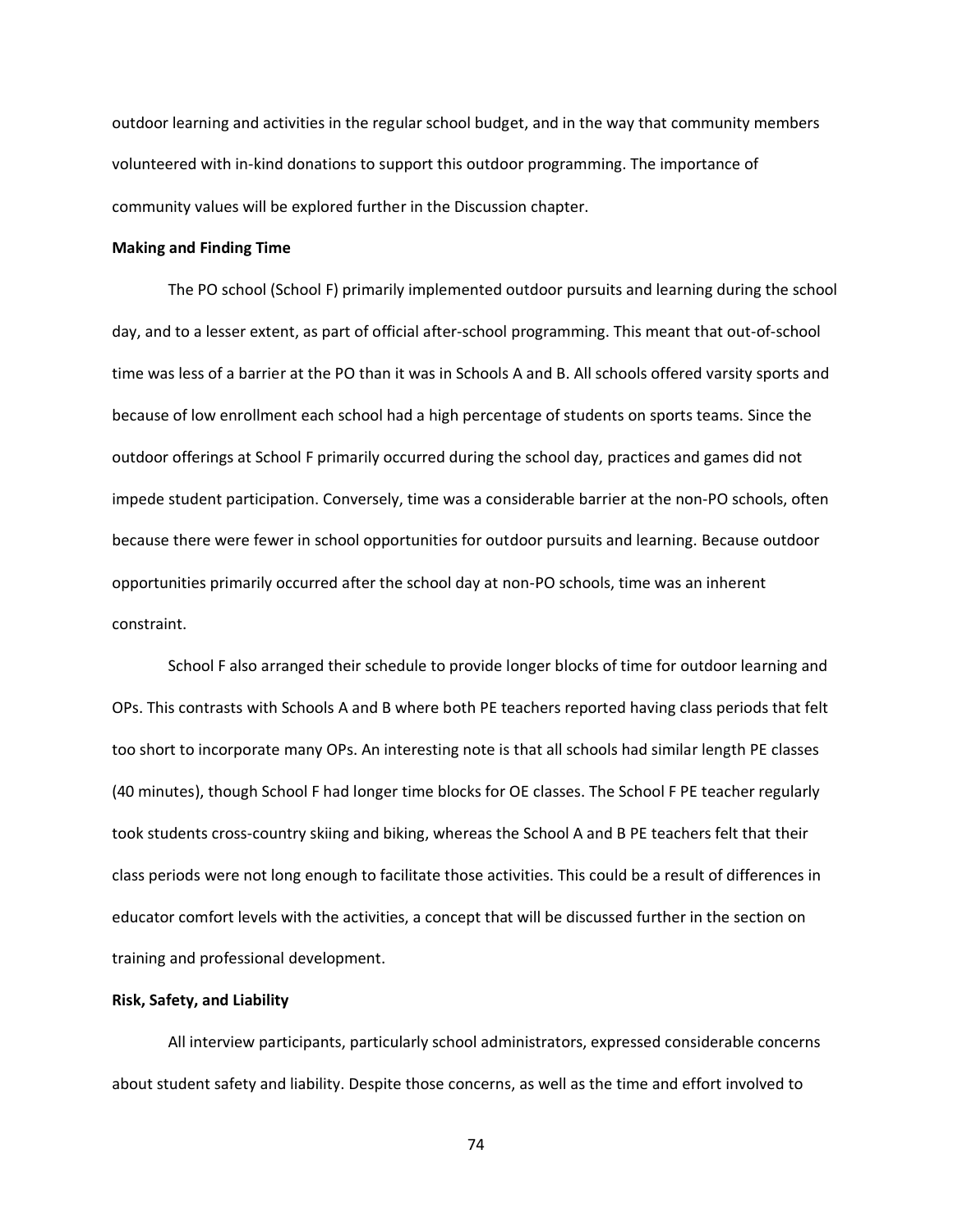outdoor learning and activities in the regular school budget, and in the way that community members volunteered with in-kind donations to support this outdoor programming. The importance of community values will be explored further in the Discussion chapter.

**Making and Finding Time**

The PO school (School F) primarily implemented outdoor pursuits and learning during the school day, and to a lesser extent, as part of official after-school programming. This meant that out-of-school time was less of a barrier at the PO than it was in Schools A and B. All schools offered varsity sports and because of low enrollment each school had a high percentage of students on sports teams. Since the outdoor offerings at School F primarily occurred during the school day, practices and games did not impede student participation. Conversely, time was a considerable barrier at the non-PO schools, often because there were fewer in school opportunities for outdoor pursuits and learning. Because outdoor opportunities primarily occurred after the school day at non-PO schools, time was an inherent constraint.

School F also arranged their schedule to provide longer blocks of time for outdoor learning and OPs. This contrasts with Schools A and B where both PE teachers reported having class periods that felt too short to incorporate many OPs. An interesting note is that all schools had similar length PE classes (40 minutes), though School F had longer time blocks for OE classes. The School F PE teacher regularly took students cross-country skiing and biking, whereas the School A and B PE teachers felt that their class periods were not long enough to facilitate those activities. This could be a result of differences in educator comfort levels with the activities, a concept that will be discussed further in the section on training and professional development.

**Risk, Safety, and Liability**

All interview participants, particularly school administrators, expressed considerable concerns about student safety and liability. Despite those concerns, as well as the time and effort involved to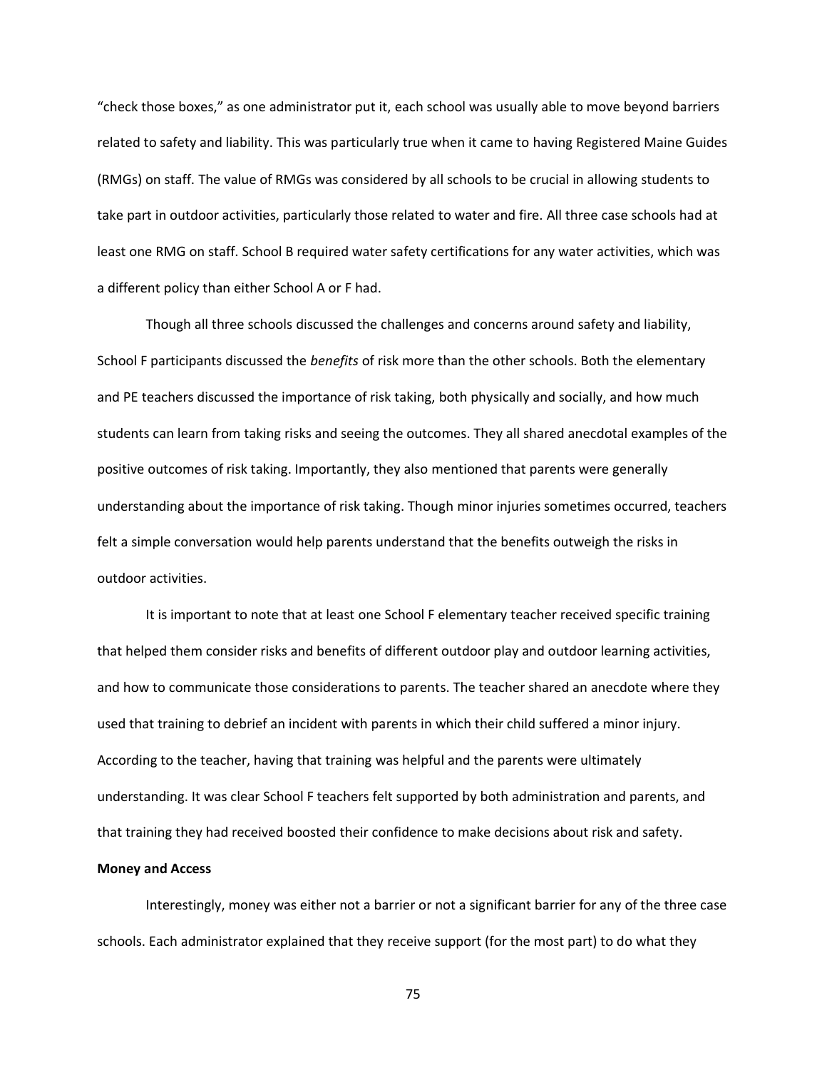“check those boxes,” as one administrator put it, each school was usually able to move beyond barriers related to safety and liability. This was particularly true when it came to having Registered Maine Guides (RMGs) on staff. The value of RMGs was considered by all schools to be crucial in allowing students to take part in outdoor activities, particularly those related to water and fire. All three case schools had at least one RMG on staff. School B required water safety certifications for any water activities, which was a different policy than either School A or F had.

Though all three schools discussed the challenges and concerns around safety and liability, School F participants discussed the *benefits* of risk more than the other schools. Both the elementary and PE teachers discussed the importance of risk taking, both physically and socially, and how much students can learn from taking risks and seeing the outcomes. They all shared anecdotal examples of the positive outcomes of risk taking. Importantly, they also mentioned that parents were generally understanding about the importance of risk taking. Though minor injuries sometimes occurred, teachers felt a simple conversation would help parents understand that the benefits outweigh the risks in outdoor activities.

It is important to note that at least one School F elementary teacher received specific training that helped them consider risks and benefits of different outdoor play and outdoor learning activities, and how to communicate those considerations to parents. The teacher shared an anecdote where they used that training to debrief an incident with parents in which their child suffered a minor injury. According to the teacher, having that training was helpful and the parents were ultimately understanding. It was clear School F teachers felt supported by both administration and parents, and that training they had received boosted their confidence to make decisions about risk and safety.

**Money and Access**

Interestingly, money was either not a barrier or not a significant barrier for any of the three case schools. Each administrator explained that they receive support (for the most part) to do what they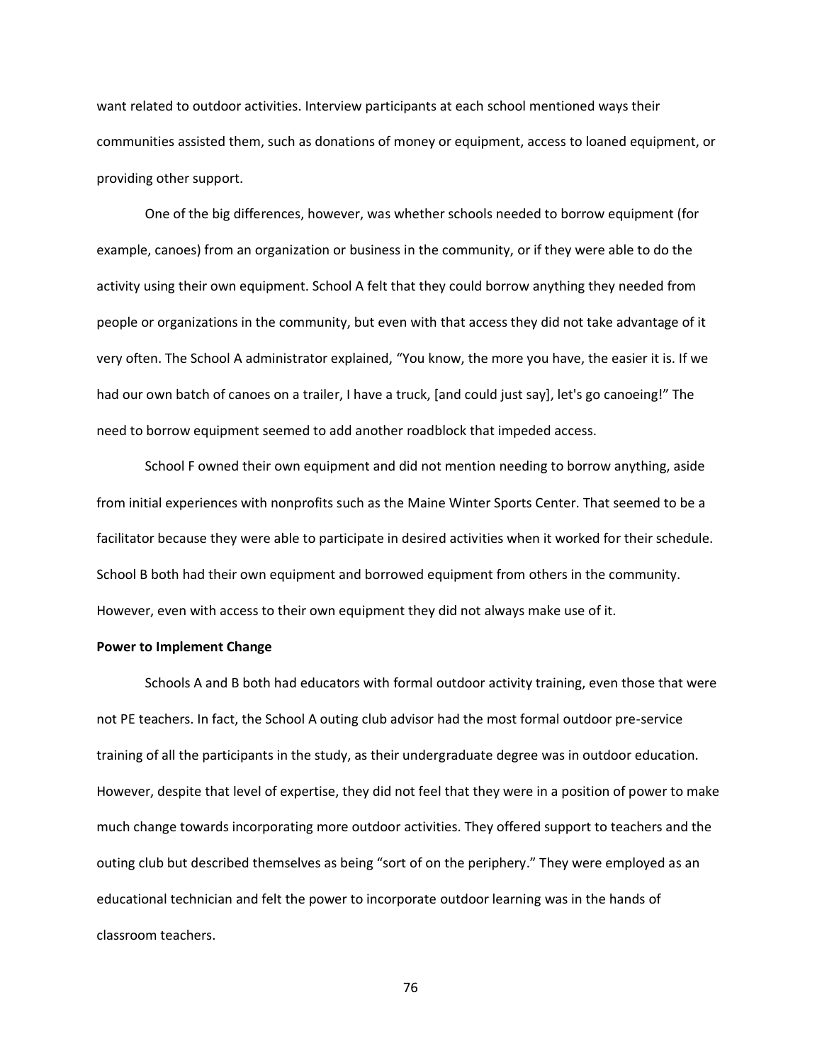want related to outdoor activities. Interview participants at each school mentioned ways their communities assisted them, such as donations of money or equipment, access to loaned equipment, or providing other support.

One of the big differences, however, was whether schools needed to borrow equipment (for example, canoes) from an organization or business in the community, or if they were able to do the activity using their own equipment. School A felt that they could borrow anything they needed from people or organizations in the community, but even with that access they did not take advantage of it very often. The School A administrator explained, "You know, the more you have, the easier it is. If we had our own batch of canoes on a trailer, I have a truck, [and could just say], let's go canoeing!" The need to borrow equipment seemed to add another roadblock that impeded access.

School F owned their own equipment and did not mention needing to borrow anything, aside from initial experiences with nonprofits such as the Maine Winter Sports Center. That seemed to be a facilitator because they were able to participate in desired activities when it worked for their schedule. School B both had their own equipment and borrowed equipment from others in the community. However, even with access to their own equipment they did not always make use of it.

**Power to Implement Change**

Schools A and B both had educators with formal outdoor activity training, even those that were not PE teachers. In fact, the School A outing club advisor had the most formal outdoor pre-service training of all the participants in the study, as their undergraduate degree was in outdoor education. However, despite that level of expertise, they did not feel that they were in a position of power to make much change towards incorporating more outdoor activities. They offered support to teachers and the outing club but described themselves as being "sort of on the periphery." They were employed as an educational technician and felt the power to incorporate outdoor learning was in the hands of classroom teachers.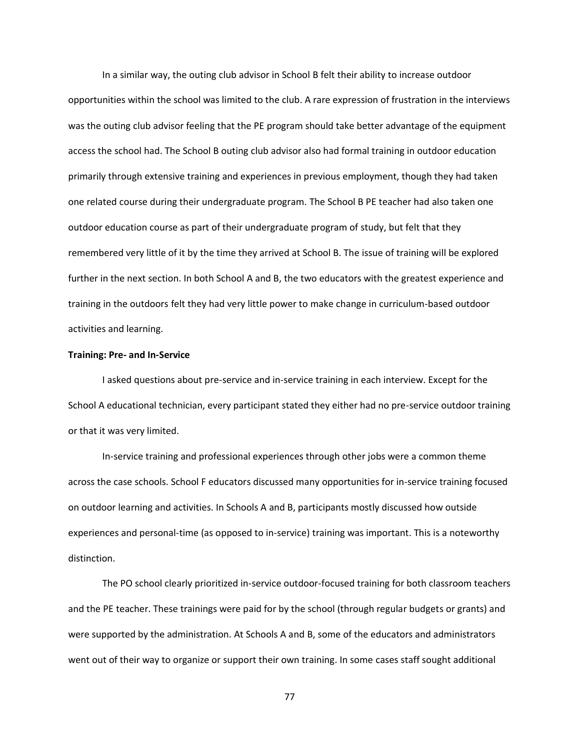In a similar way, the outing club advisor in School B felt their ability to increase outdoor opportunities within the school was limited to the club. A rare expression of frustration in the interviews was the outing club advisor feeling that the PE program should take better advantage of the equipment access the school had. The School B outing club advisor also had formal training in outdoor education primarily through extensive training and experiences in previous employment, though they had taken one related course during their undergraduate program. The School B PE teacher had also taken one outdoor education course as part of their undergraduate program of study, but felt that they remembered very little of it by the time they arrived at School B. The issue of training will be explored further in the next section. In both School A and B, the two educators with the greatest experience and training in the outdoors felt they had very little power to make change in curriculum-based outdoor activities and learning.

**Training: Pre- and In-Service**

I asked questions about pre-service and in-service training in each interview. Except for the School A educational technician, every participant stated they either had no pre-service outdoor training or that it was very limited.

In-service training and professional experiences through other jobs were a common theme across the case schools. School F educators discussed many opportunities for in-service training focused on outdoor learning and activities. In Schools A and B, participants mostly discussed how outside experiences and personal-time (as opposed to in-service) training was important. This is a noteworthy distinction.

The PO school clearly prioritized in-service outdoor-focused training for both classroom teachers and the PE teacher. These trainings were paid for by the school (through regular budgets or grants) and were supported by the administration. At Schools A and B, some of the educators and administrators went out of their way to organize or support their own training. In some cases staff sought additional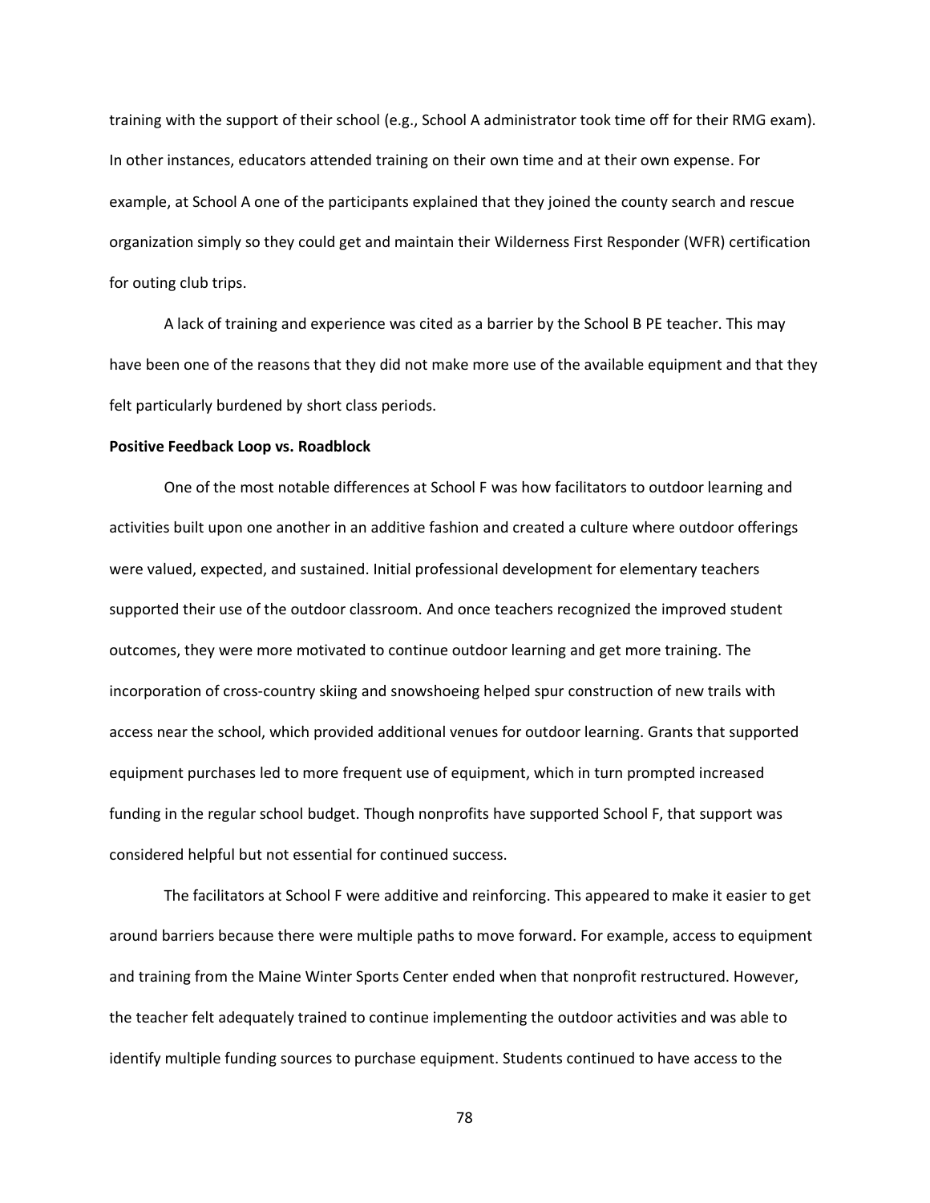training with the support of their school (e.g., School A administrator took time off for their RMG exam). In other instances, educators attended training on their own time and at their own expense. For example, at School A one of the participants explained that they joined the county search and rescue organization simply so they could get and maintain their Wilderness First Responder (WFR) certification for outing club trips.

A lack of training and experience was cited as a barrier by the School B PE teacher. This may have been one of the reasons that they did not make more use of the available equipment and that they felt particularly burdened by short class periods.

**Positive Feedback Loop vs. Roadblock**

One of the most notable differences at School F was how facilitators to outdoor learning and activities built upon one another in an additive fashion and created a culture where outdoor offerings were valued, expected, and sustained. Initial professional development for elementary teachers supported their use of the outdoor classroom. And once teachers recognized the improved student outcomes, they were more motivated to continue outdoor learning and get more training. The incorporation of cross-country skiing and snowshoeing helped spur construction of new trails with access near the school, which provided additional venues for outdoor learning. Grants that supported equipment purchases led to more frequent use of equipment, which in turn prompted increased funding in the regular school budget. Though nonprofits have supported School F, that support was considered helpful but not essential for continued success.

The facilitators at School F were additive and reinforcing. This appeared to make it easier to get around barriers because there were multiple paths to move forward. For example, access to equipment and training from the Maine Winter Sports Center ended when that nonprofit restructured. However, the teacher felt adequately trained to continue implementing the outdoor activities and was able to identify multiple funding sources to purchase equipment. Students continued to have access to the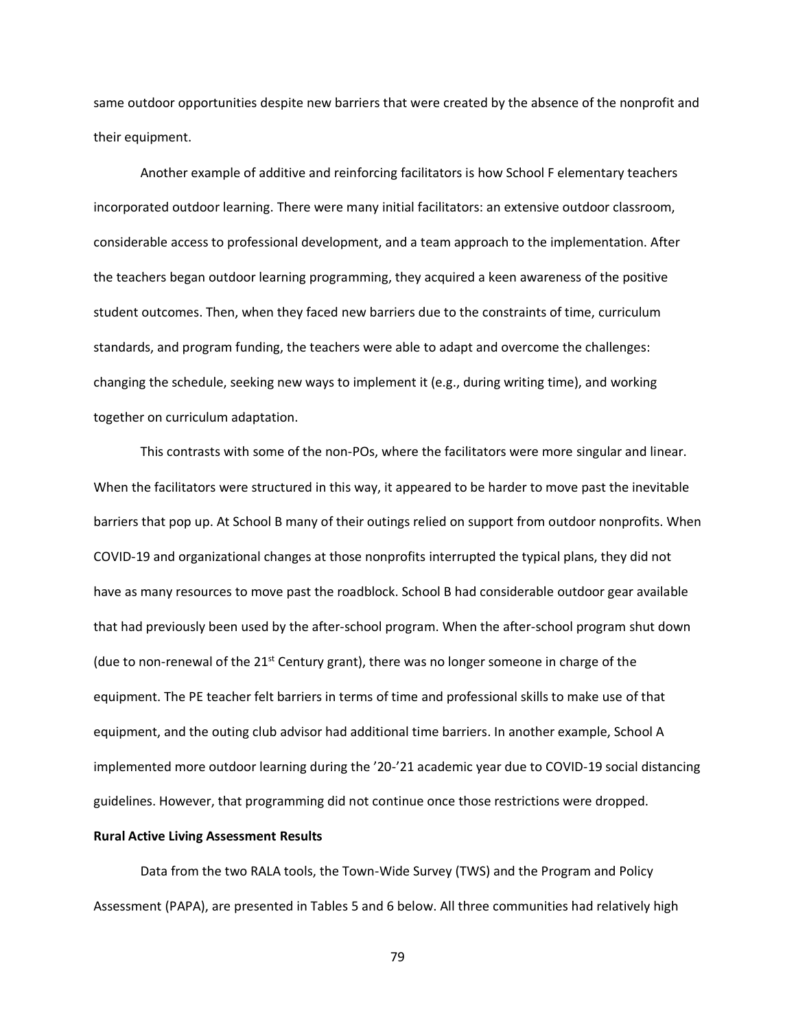same outdoor opportunities despite new barriers that were created by the absence of the nonprofit and their equipment.

Another example of additive and reinforcing facilitators is how School F elementary teachers incorporated outdoor learning. There were many initial facilitators: an extensive outdoor classroom, considerable access to professional development, and a team approach to the implementation. After the teachers began outdoor learning programming, they acquired a keen awareness of the positive student outcomes. Then, when they faced new barriers due to the constraints of time, curriculum standards, and program funding, the teachers were able to adapt and overcome the challenges: changing the schedule, seeking new ways to implement it (e.g., during writing time), and working together on curriculum adaptation.

This contrasts with some of the non-POs, where the facilitators were more singular and linear. When the facilitators were structured in this way, it appeared to be harder to move past the inevitable barriers that pop up. At School B many of their outings relied on support from outdoor nonprofits. When COVID-19 and organizational changes at those nonprofits interrupted the typical plans, they did not have as many resources to move past the roadblock. School B had considerable outdoor gear available that had previously been used by the after-school program. When the after-school program shut down (due to non-renewal of the 21st Century grant), there was no longer someone in charge of the equipment. The PE teacher felt barriers in terms of time and professional skills to make use of that equipment, and the outing club advisor had additional time barriers. In another example, School A implemented more outdoor learning during the '20-'21 academic year due to COVID-19 social distancing guidelines. However, that programming did not continue once those restrictions were dropped.

**Rural Active Living Assessment Results**

Data from the two RALA tools, the Town-Wide Survey (TWS) and the Program and Policy Assessment (PAPA), are presented in Tables 5 and 6 below. All three communities had relatively high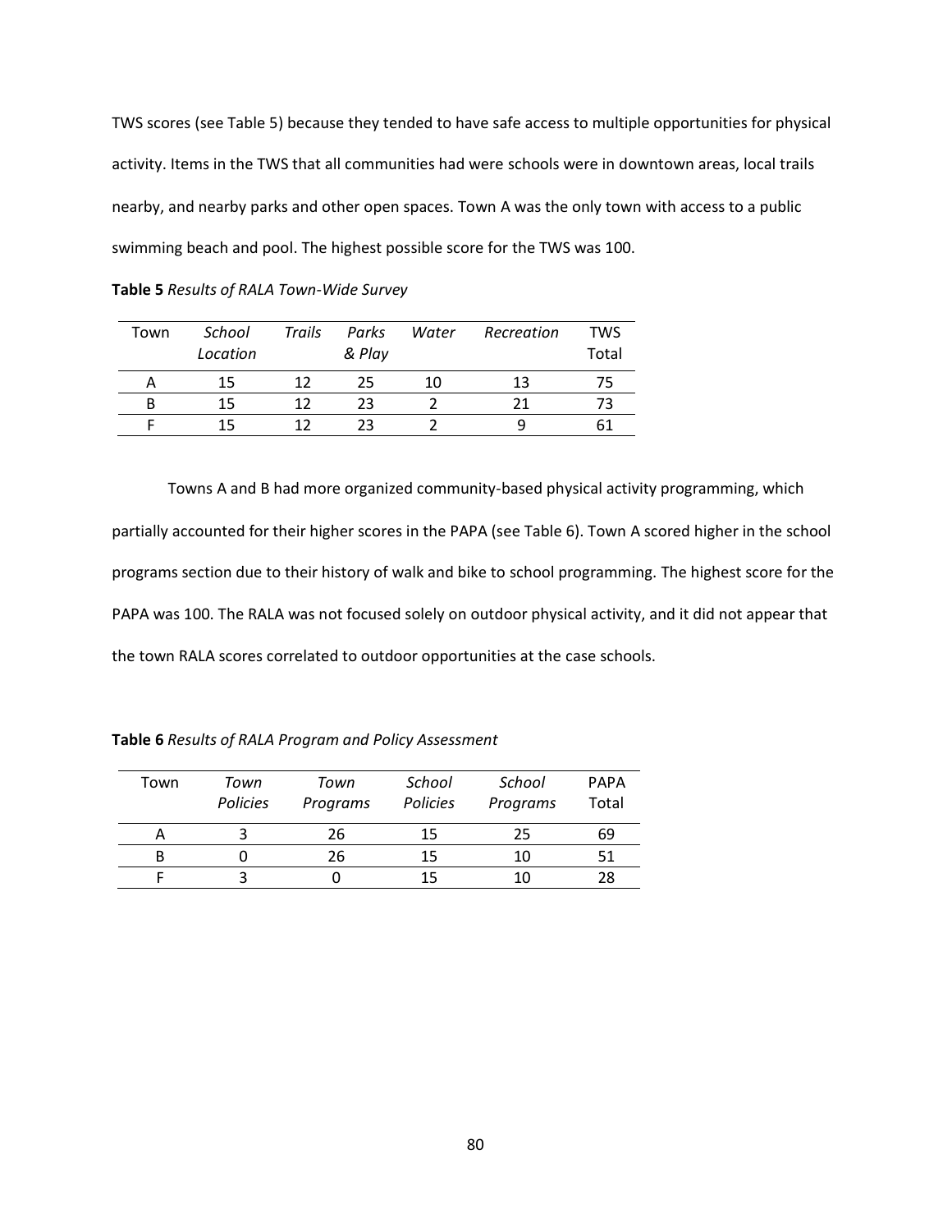TWS scores (see Table 5) because they tended to have safe access to multiple opportunities for physical activity. Items in the TWS that all communities had were schools were in downtown areas, local trails nearby, and nearby parks and other open spaces. Town A was the only town with access to a public swimming beach and pool. The highest possible score for the TWS was 100.

**Table 5** *Results of RALA Town-Wide Survey*

| Town | *School Location* | *Trails* | *Parks & Play* | *Water* | *Recreation* | TWS Total |
|---|---|---|---|---|---|---|
| A | 15 | 12 | 25 | 10 | 13 | 75 |
| B | 15 | 12 | 23 | 2 | 21 | 73 |
| F | 15 | 12 | 23 | 2 | 9 | 61 |

Towns A and B had more organized community-based physical activity programming, which partially accounted for their higher scores in the PAPA (see Table 6). Town A scored higher in the school programs section due to their history of walk and bike to school programming. The highest score for the PAPA was 100. The RALA was not focused solely on outdoor physical activity, and it did not appear that the town RALA scores correlated to outdoor opportunities at the case schools.

**Table 6** *Results of RALA Program and Policy Assessment*

| Town | *Town Policies* | *Town Programs* | *School Policies* | *School Programs* | PAPA Total |
|---|---|---|---|---|---|
| A | 3 | 26 | 15 | 25 | 69 |
| B | 0 | 26 | 15 | 10 | 51 |
| F | 3 | 0 | 15 | 10 | 28 |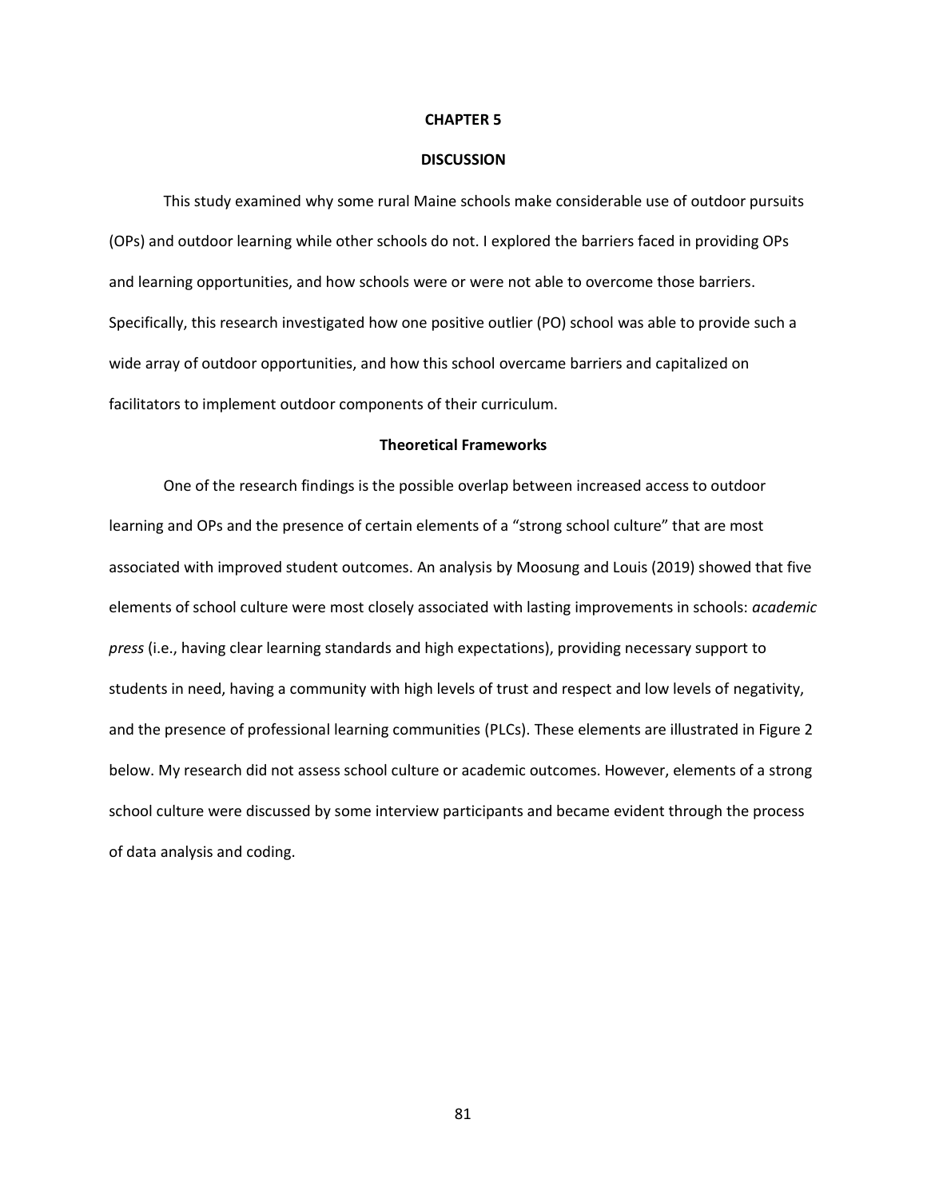# CHAPTER 5

# DISCUSSION

This study examined why some rural Maine schools make considerable use of outdoor pursuits (OPs) and outdoor learning while other schools do not. I explored the barriers faced in providing OPs and learning opportunities, and how schools were or were not able to overcome those barriers. Specifically, this research investigated how one positive outlier (PO) school was able to provide such a wide array of outdoor opportunities, and how this school overcame barriers and capitalized on facilitators to implement outdoor components of their curriculum.

## Theoretical Frameworks

One of the research findings is the possible overlap between increased access to outdoor learning and OPs and the presence of certain elements of a "strong school culture" that are most associated with improved student outcomes. An analysis by Moosung and Louis (2019) showed that five elements of school culture were most closely associated with lasting improvements in schools: *academic press* (i.e., having clear learning standards and high expectations), providing necessary support to students in need, having a community with high levels of trust and respect and low levels of negativity, and the presence of professional learning communities (PLCs). These elements are illustrated in Figure 2 below. My research did not assess school culture or academic outcomes. However, elements of a strong school culture were discussed by some interview participants and became evident through the process of data analysis and coding.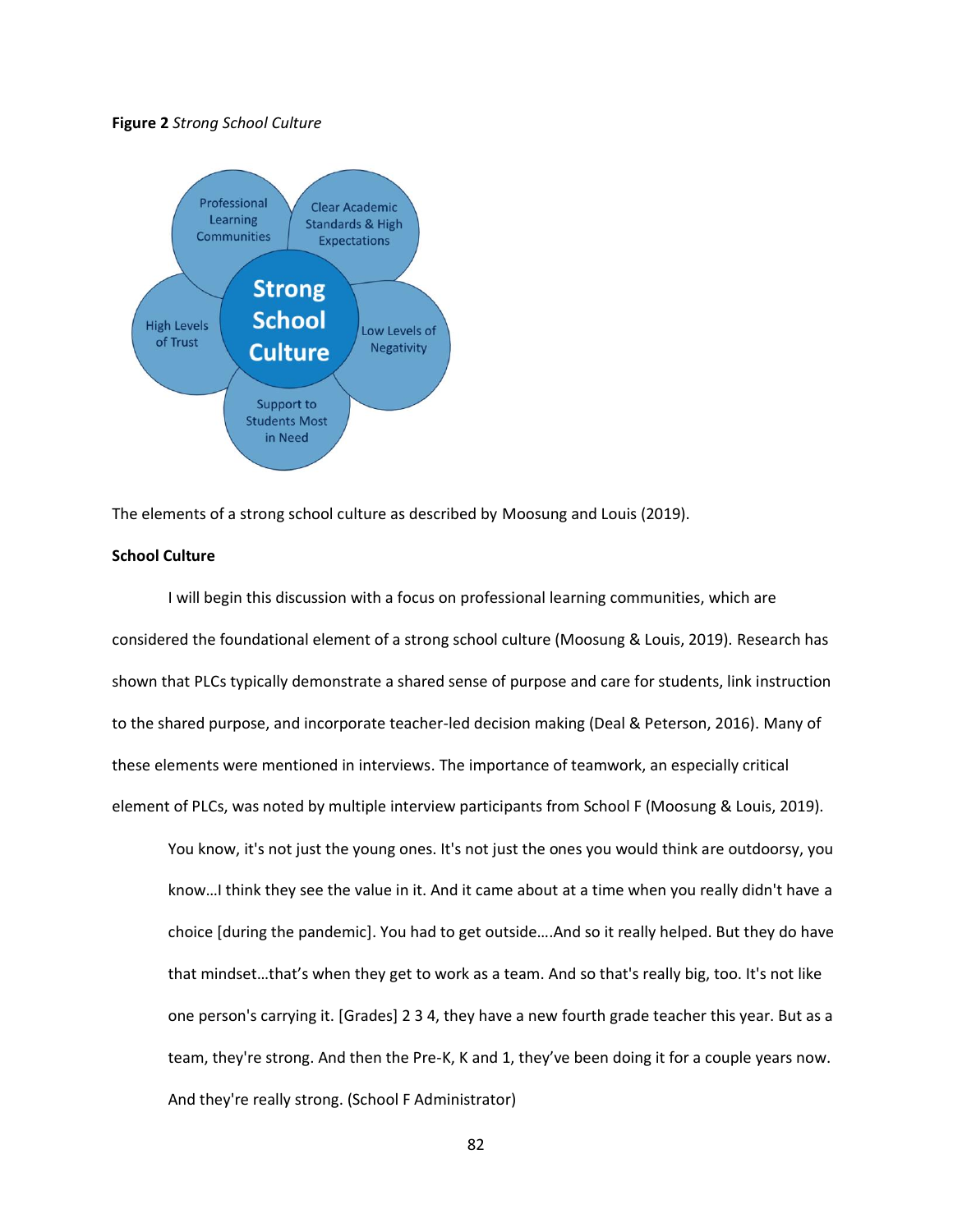**Figure 2** *Strong School Culture*

The elements of a strong school culture as described by Moosung and Louis (2019).

**School Culture**

I will begin this discussion with a focus on professional learning communities, which are considered the foundational element of a strong school culture (Moosung & Louis, 2019). Research has shown that PLCs typically demonstrate a shared sense of purpose and care for students, link instruction to the shared purpose, and incorporate teacher-led decision making (Deal & Peterson, 2016). Many of these elements were mentioned in interviews. The importance of teamwork, an especially critical element of PLCs, was noted by multiple interview participants from School F (Moosung & Louis, 2019).

> You know, it's not just the young ones. It's not just the ones you would think are outdoorsy, you know…I think they see the value in it. And it came about at a time when you really didn't have a choice [during the pandemic]. You had to get outside….And so it really helped. But they do have that mindset…that's when they get to work as a team. And so that's really big, too. It's not like one person's carrying it. [Grades] 2 3 4, they have a new fourth grade teacher this year. But as a team, they're strong. And then the Pre-K, K and 1, they've been doing it for a couple years now. And they're really strong. (School F Administrator)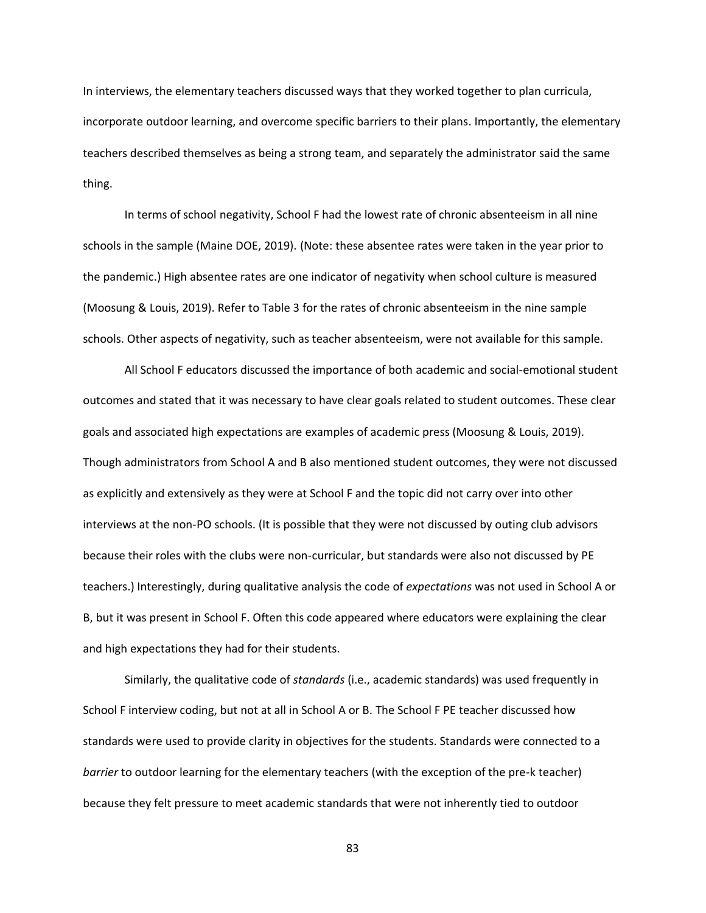In interviews, the elementary teachers discussed ways that they worked together to plan curricula, incorporate outdoor learning, and overcome specific barriers to their plans. Importantly, the elementary teachers described themselves as being a strong team, and separately the administrator said the same thing.

In terms of school negativity, School F had the lowest rate of chronic absenteeism in all nine schools in the sample (Maine DOE, 2019). (Note: these absentee rates were taken in the year prior to the pandemic.) High absentee rates are one indicator of negativity when school culture is measured (Moosung & Louis, 2019). Refer to Table 3 for the rates of chronic absenteeism in the nine sample schools. Other aspects of negativity, such as teacher absenteeism, were not available for this sample.

All School F educators discussed the importance of both academic and social-emotional student outcomes and stated that it was necessary to have clear goals related to student outcomes. These clear goals and associated high expectations are examples of academic press (Moosung & Louis, 2019). Though administrators from School A and B also mentioned student outcomes, they were not discussed as explicitly and extensively as they were at School F and the topic did not carry over into other interviews at the non-PO schools. (It is possible that they were not discussed by outing club advisors because their roles with the clubs were non-curricular, but standards were also not discussed by PE teachers.) Interestingly, during qualitative analysis the code of *expectations* was not used in School A or B, but it was present in School F. Often this code appeared where educators were explaining the clear and high expectations they had for their students.

Similarly, the qualitative code of *standards* (i.e., academic standards) was used frequently in School F interview coding, but not at all in School A or B. The School F PE teacher discussed how standards were used to provide clarity in objectives for the students. Standards were connected to a *barrier* to outdoor learning for the elementary teachers (with the exception of the pre-k teacher) because they felt pressure to meet academic standards that were not inherently tied to outdoor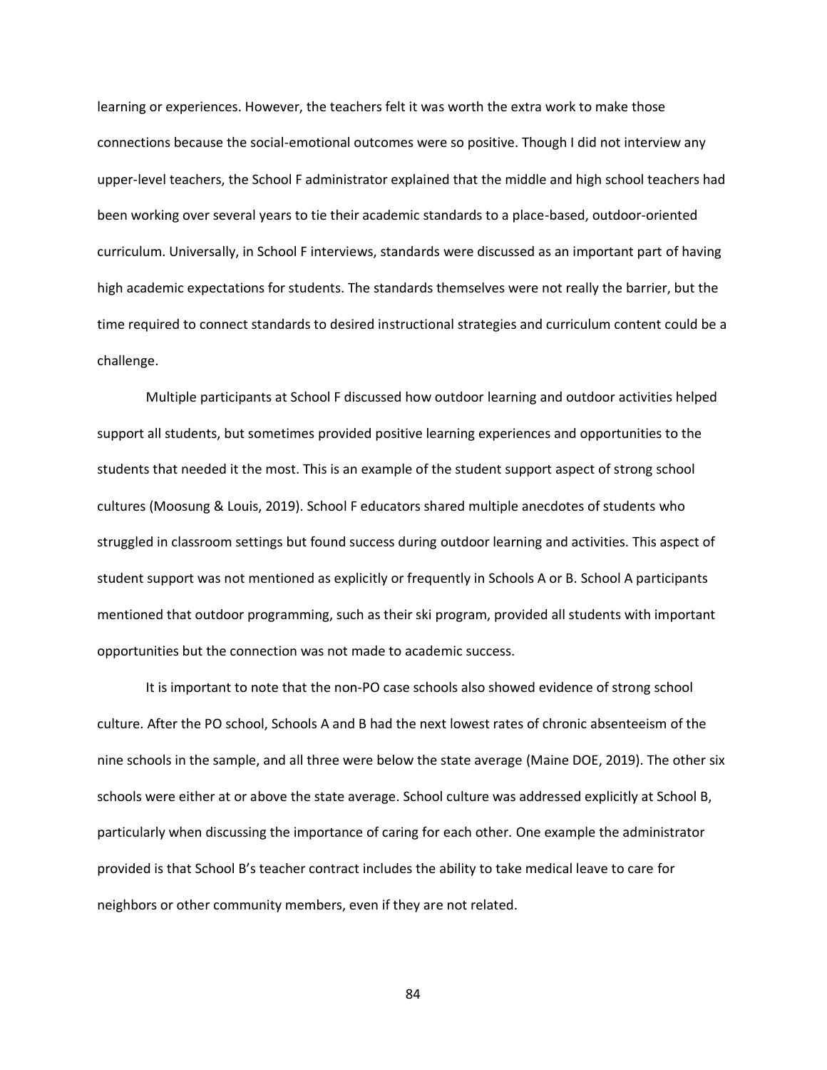learning or experiences. However, the teachers felt it was worth the extra work to make those connections because the social-emotional outcomes were so positive. Though I did not interview any upper-level teachers, the School F administrator explained that the middle and high school teachers had been working over several years to tie their academic standards to a place-based, outdoor-oriented curriculum. Universally, in School F interviews, standards were discussed as an important part of having high academic expectations for students. The standards themselves were not really the barrier, but the time required to connect standards to desired instructional strategies and curriculum content could be a challenge.

Multiple participants at School F discussed how outdoor learning and outdoor activities helped support all students, but sometimes provided positive learning experiences and opportunities to the students that needed it the most. This is an example of the student support aspect of strong school cultures (Moosung & Louis, 2019). School F educators shared multiple anecdotes of students who struggled in classroom settings but found success during outdoor learning and activities. This aspect of student support was not mentioned as explicitly or frequently in Schools A or B. School A participants mentioned that outdoor programming, such as their ski program, provided all students with important opportunities but the connection was not made to academic success.

It is important to note that the non-PO case schools also showed evidence of strong school culture. After the PO school, Schools A and B had the next lowest rates of chronic absenteeism of the nine schools in the sample, and all three were below the state average (Maine DOE, 2019). The other six schools were either at or above the state average. School culture was addressed explicitly at School B, particularly when discussing the importance of caring for each other. One example the administrator provided is that School B's teacher contract includes the ability to take medical leave to care for neighbors or other community members, even if they are not related.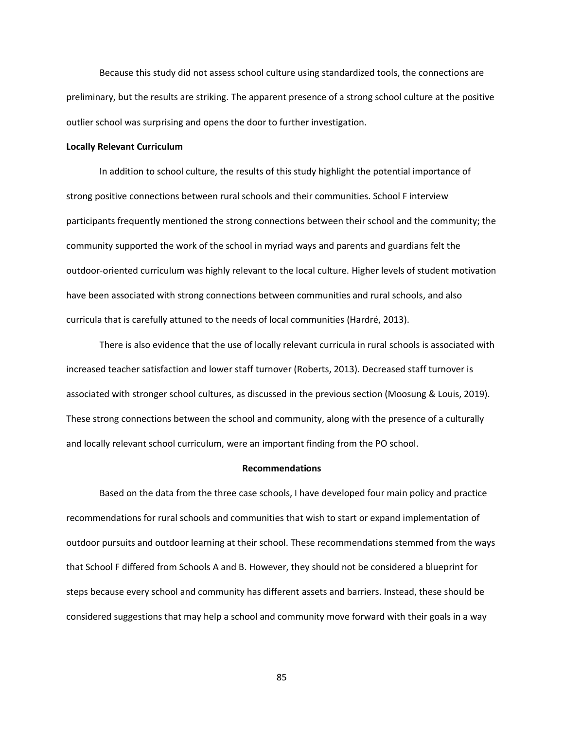Because this study did not assess school culture using standardized tools, the connections are preliminary, but the results are striking. The apparent presence of a strong school culture at the positive outlier school was surprising and opens the door to further investigation.

### Locally Relevant Curriculum

In addition to school culture, the results of this study highlight the potential importance of strong positive connections between rural schools and their communities. School F interview participants frequently mentioned the strong connections between their school and the community; the community supported the work of the school in myriad ways and parents and guardians felt the outdoor-oriented curriculum was highly relevant to the local culture. Higher levels of student motivation have been associated with strong connections between communities and rural schools, and also curricula that is carefully attuned to the needs of local communities (Hardré, 2013).

There is also evidence that the use of locally relevant curricula in rural schools is associated with increased teacher satisfaction and lower staff turnover (Roberts, 2013). Decreased staff turnover is associated with stronger school cultures, as discussed in the previous section (Moosung & Louis, 2019). These strong connections between the school and community, along with the presence of a culturally and locally relevant school curriculum, were an important finding from the PO school.

## Recommendations

Based on the data from the three case schools, I have developed four main policy and practice recommendations for rural schools and communities that wish to start or expand implementation of outdoor pursuits and outdoor learning at their school. These recommendations stemmed from the ways that School F differed from Schools A and B. However, they should not be considered a blueprint for steps because every school and community has different assets and barriers. Instead, these should be considered suggestions that may help a school and community move forward with their goals in a way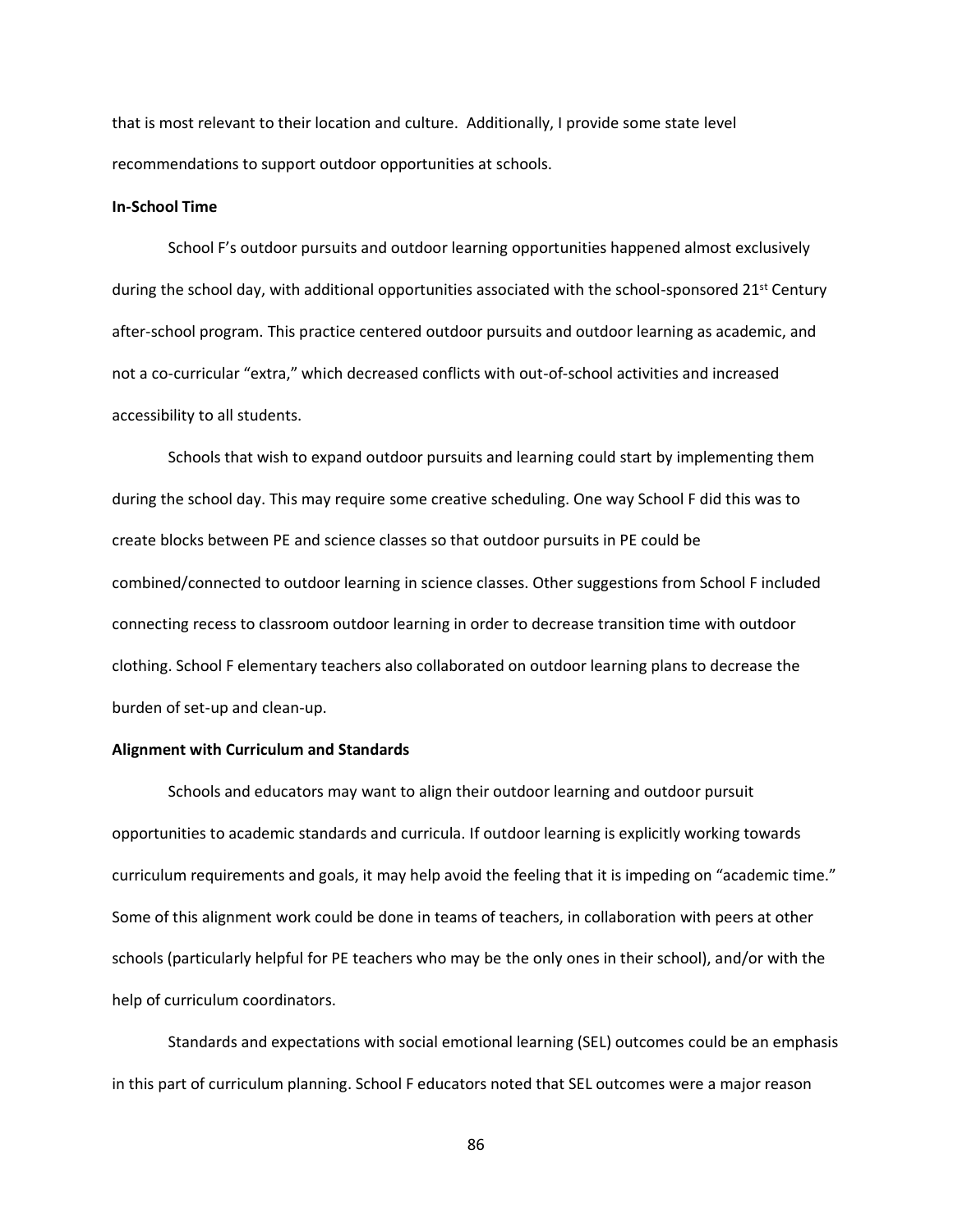that is most relevant to their location and culture. Additionally, I provide some state level recommendations to support outdoor opportunities at schools.

**In-School Time**

School F's outdoor pursuits and outdoor learning opportunities happened almost exclusively during the school day, with additional opportunities associated with the school-sponsored 21st Century after-school program. This practice centered outdoor pursuits and outdoor learning as academic, and not a co-curricular "extra," which decreased conflicts with out-of-school activities and increased accessibility to all students.

Schools that wish to expand outdoor pursuits and learning could start by implementing them during the school day. This may require some creative scheduling. One way School F did this was to create blocks between PE and science classes so that outdoor pursuits in PE could be combined/connected to outdoor learning in science classes. Other suggestions from School F included connecting recess to classroom outdoor learning in order to decrease transition time with outdoor clothing. School F elementary teachers also collaborated on outdoor learning plans to decrease the burden of set-up and clean-up.

**Alignment with Curriculum and Standards**

Schools and educators may want to align their outdoor learning and outdoor pursuit opportunities to academic standards and curricula. If outdoor learning is explicitly working towards curriculum requirements and goals, it may help avoid the feeling that it is impeding on "academic time." Some of this alignment work could be done in teams of teachers, in collaboration with peers at other schools (particularly helpful for PE teachers who may be the only ones in their school), and/or with the help of curriculum coordinators.

Standards and expectations with social emotional learning (SEL) outcomes could be an emphasis in this part of curriculum planning. School F educators noted that SEL outcomes were a major reason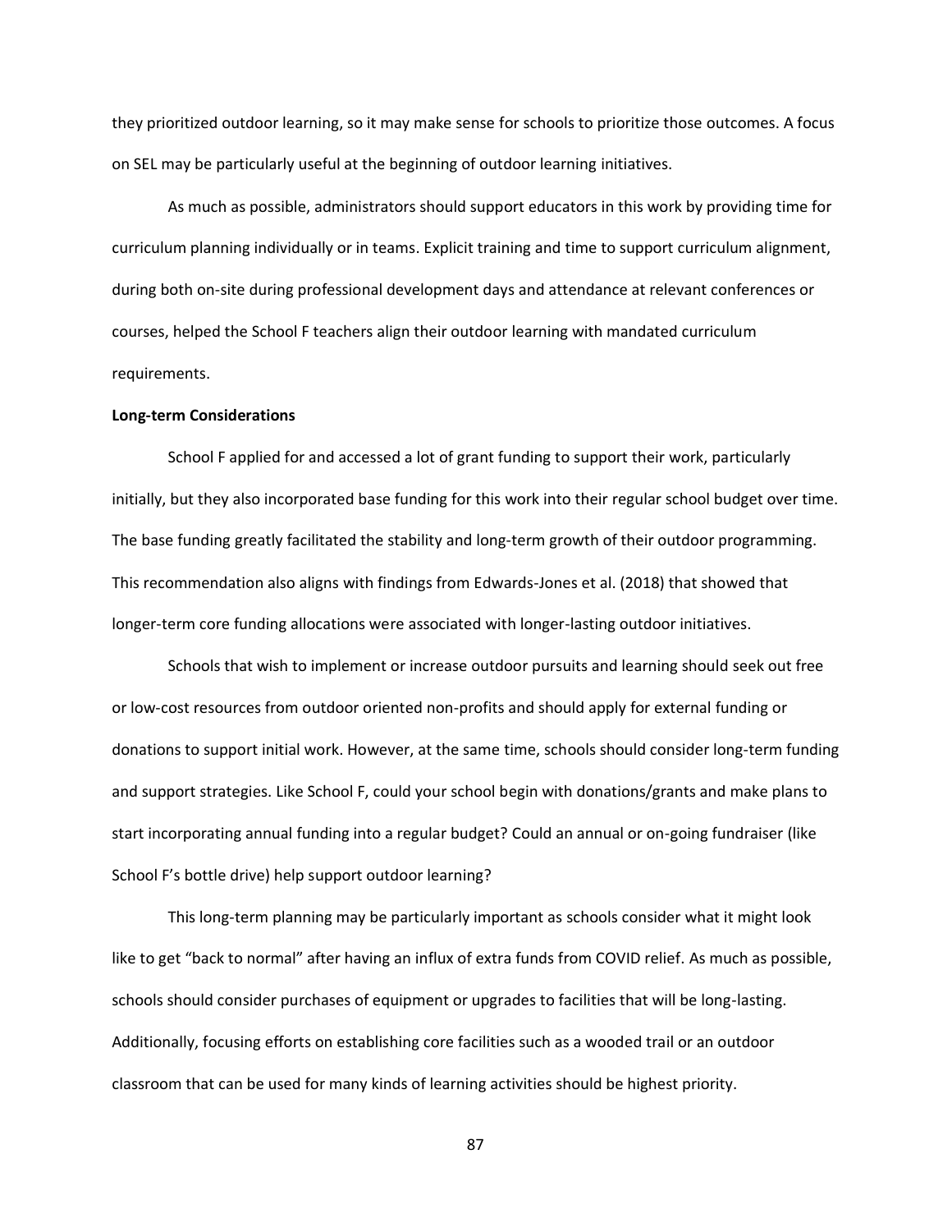they prioritized outdoor learning, so it may make sense for schools to prioritize those outcomes. A focus on SEL may be particularly useful at the beginning of outdoor learning initiatives.

As much as possible, administrators should support educators in this work by providing time for curriculum planning individually or in teams. Explicit training and time to support curriculum alignment, during both on-site during professional development days and attendance at relevant conferences or courses, helped the School F teachers align their outdoor learning with mandated curriculum requirements.

**Long-term Considerations**

School F applied for and accessed a lot of grant funding to support their work, particularly initially, but they also incorporated base funding for this work into their regular school budget over time. The base funding greatly facilitated the stability and long-term growth of their outdoor programming. This recommendation also aligns with findings from Edwards-Jones et al. (2018) that showed that longer-term core funding allocations were associated with longer-lasting outdoor initiatives.

Schools that wish to implement or increase outdoor pursuits and learning should seek out free or low-cost resources from outdoor oriented non-profits and should apply for external funding or donations to support initial work. However, at the same time, schools should consider long-term funding and support strategies. Like School F, could your school begin with donations/grants and make plans to start incorporating annual funding into a regular budget? Could an annual or on-going fundraiser (like School F's bottle drive) help support outdoor learning?

This long-term planning may be particularly important as schools consider what it might look like to get "back to normal" after having an influx of extra funds from COVID relief. As much as possible, schools should consider purchases of equipment or upgrades to facilities that will be long-lasting. Additionally, focusing efforts on establishing core facilities such as a wooded trail or an outdoor classroom that can be used for many kinds of learning activities should be highest priority.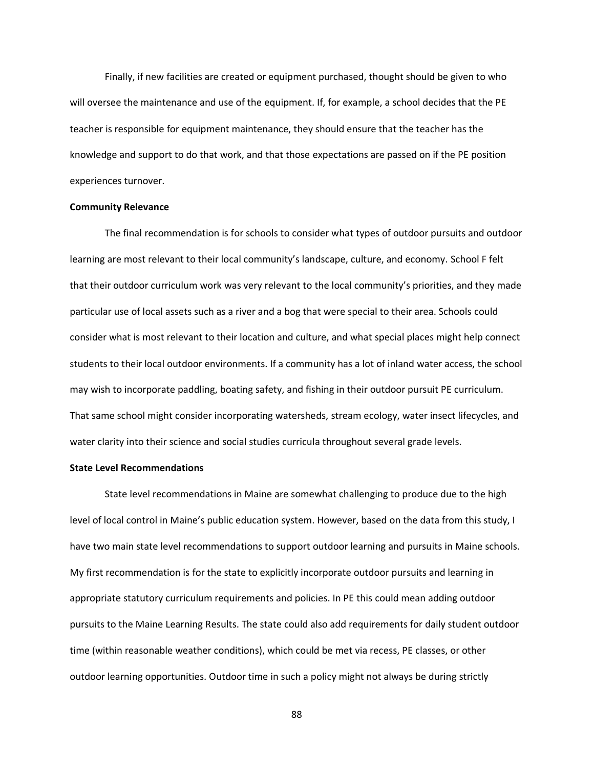Finally, if new facilities are created or equipment purchased, thought should be given to who will oversee the maintenance and use of the equipment. If, for example, a school decides that the PE teacher is responsible for equipment maintenance, they should ensure that the teacher has the knowledge and support to do that work, and that those expectations are passed on if the PE position experiences turnover.

**Community Relevance**

The final recommendation is for schools to consider what types of outdoor pursuits and outdoor learning are most relevant to their local community's landscape, culture, and economy. School F felt that their outdoor curriculum work was very relevant to the local community's priorities, and they made particular use of local assets such as a river and a bog that were special to their area. Schools could consider what is most relevant to their location and culture, and what special places might help connect students to their local outdoor environments. If a community has a lot of inland water access, the school may wish to incorporate paddling, boating safety, and fishing in their outdoor pursuit PE curriculum. That same school might consider incorporating watersheds, stream ecology, water insect lifecycles, and water clarity into their science and social studies curricula throughout several grade levels.

**State Level Recommendations**

State level recommendations in Maine are somewhat challenging to produce due to the high level of local control in Maine's public education system. However, based on the data from this study, I have two main state level recommendations to support outdoor learning and pursuits in Maine schools. My first recommendation is for the state to explicitly incorporate outdoor pursuits and learning in appropriate statutory curriculum requirements and policies. In PE this could mean adding outdoor pursuits to the Maine Learning Results. The state could also add requirements for daily student outdoor time (within reasonable weather conditions), which could be met via recess, PE classes, or other outdoor learning opportunities. Outdoor time in such a policy might not always be during strictly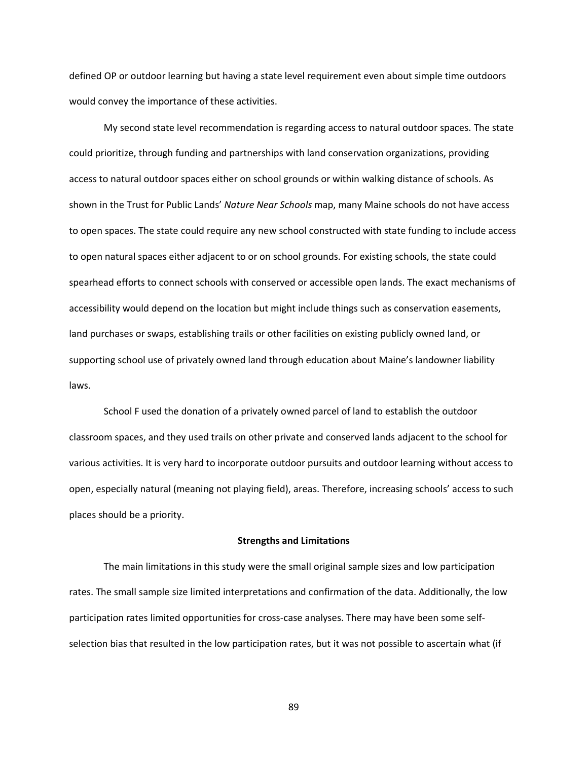defined OP or outdoor learning but having a state level requirement even about simple time outdoors would convey the importance of these activities.

My second state level recommendation is regarding access to natural outdoor spaces. The state could prioritize, through funding and partnerships with land conservation organizations, providing access to natural outdoor spaces either on school grounds or within walking distance of schools. As shown in the Trust for Public Lands' *Nature Near Schools* map, many Maine schools do not have access to open spaces. The state could require any new school constructed with state funding to include access to open natural spaces either adjacent to or on school grounds. For existing schools, the state could spearhead efforts to connect schools with conserved or accessible open lands. The exact mechanisms of accessibility would depend on the location but might include things such as conservation easements, land purchases or swaps, establishing trails or other facilities on existing publicly owned land, or supporting school use of privately owned land through education about Maine's landowner liability laws.

School F used the donation of a privately owned parcel of land to establish the outdoor classroom spaces, and they used trails on other private and conserved lands adjacent to the school for various activities. It is very hard to incorporate outdoor pursuits and outdoor learning without access to open, especially natural (meaning not playing field), areas. Therefore, increasing schools' access to such places should be a priority.

**Strengths and Limitations**

The main limitations in this study were the small original sample sizes and low participation rates. The small sample size limited interpretations and confirmation of the data. Additionally, the low participation rates limited opportunities for cross-case analyses. There may have been some self-selection bias that resulted in the low participation rates, but it was not possible to ascertain what (if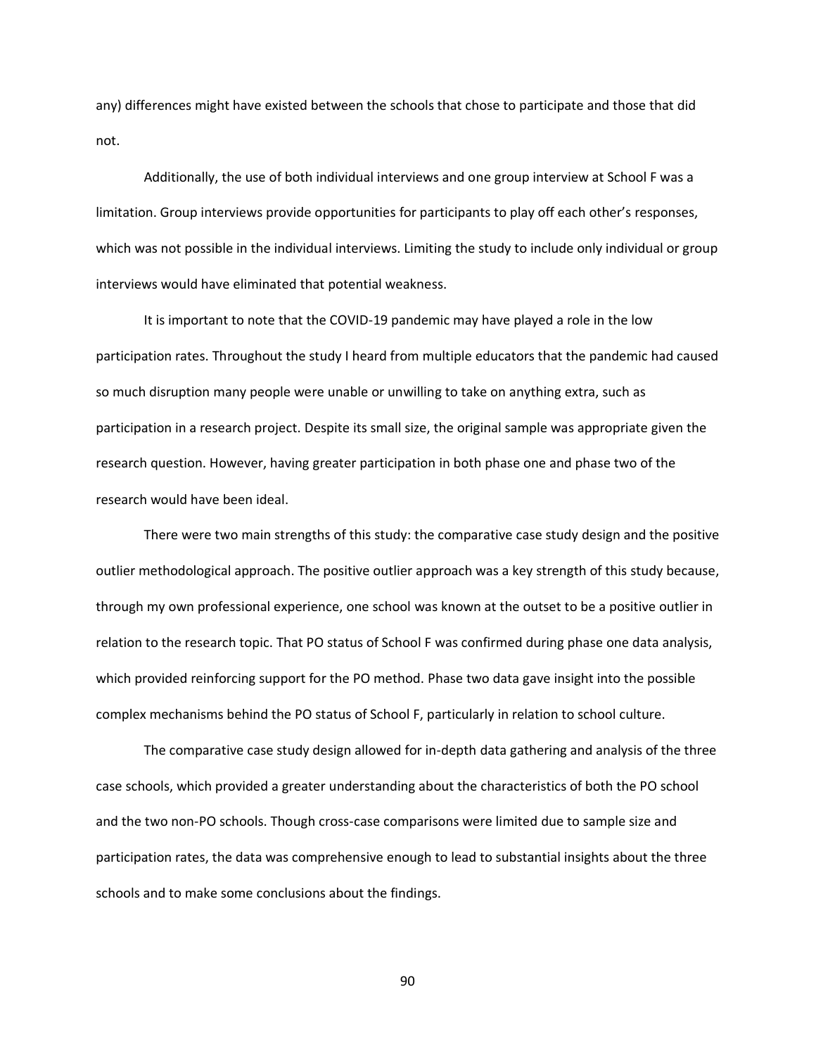any) differences might have existed between the schools that chose to participate and those that did not.

Additionally, the use of both individual interviews and one group interview at School F was a limitation. Group interviews provide opportunities for participants to play off each other's responses, which was not possible in the individual interviews. Limiting the study to include only individual or group interviews would have eliminated that potential weakness.

It is important to note that the COVID-19 pandemic may have played a role in the low participation rates. Throughout the study I heard from multiple educators that the pandemic had caused so much disruption many people were unable or unwilling to take on anything extra, such as participation in a research project. Despite its small size, the original sample was appropriate given the research question. However, having greater participation in both phase one and phase two of the research would have been ideal.

There were two main strengths of this study: the comparative case study design and the positive outlier methodological approach. The positive outlier approach was a key strength of this study because, through my own professional experience, one school was known at the outset to be a positive outlier in relation to the research topic. That PO status of School F was confirmed during phase one data analysis, which provided reinforcing support for the PO method. Phase two data gave insight into the possible complex mechanisms behind the PO status of School F, particularly in relation to school culture.

The comparative case study design allowed for in-depth data gathering and analysis of the three case schools, which provided a greater understanding about the characteristics of both the PO school and the two non-PO schools. Though cross-case comparisons were limited due to sample size and participation rates, the data was comprehensive enough to lead to substantial insights about the three schools and to make some conclusions about the findings.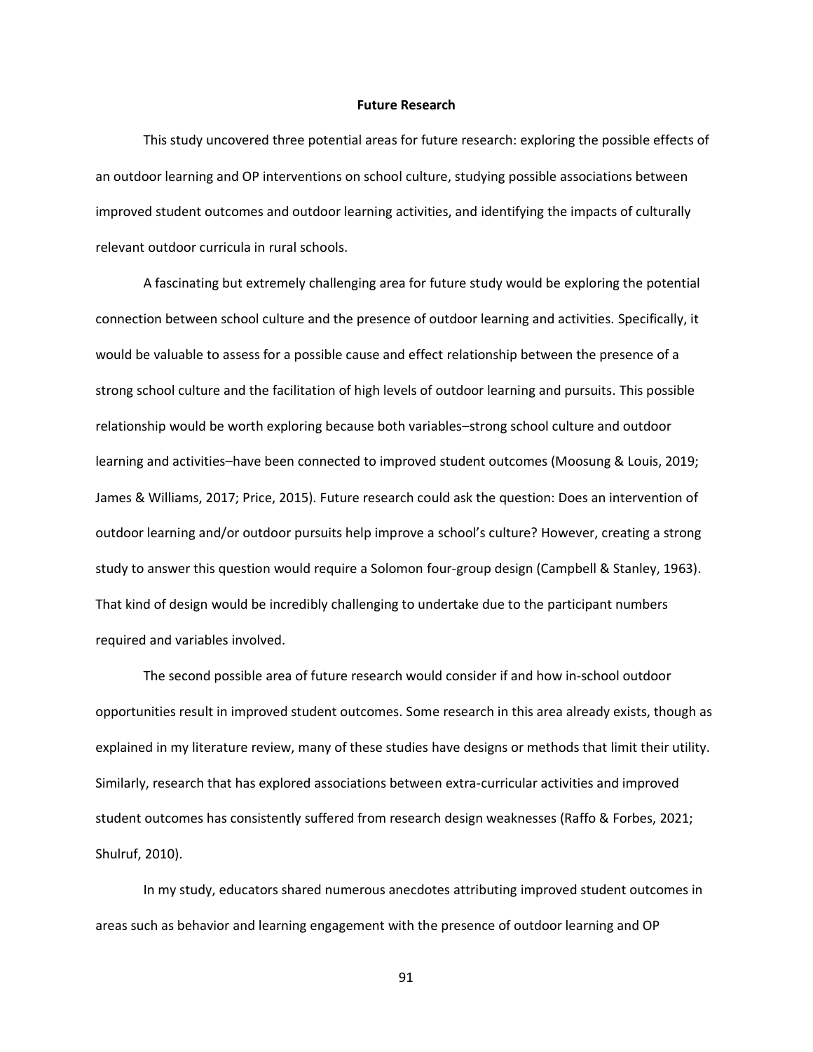## Future Research

This study uncovered three potential areas for future research: exploring the possible effects of an outdoor learning and OP interventions on school culture, studying possible associations between improved student outcomes and outdoor learning activities, and identifying the impacts of culturally relevant outdoor curricula in rural schools.

A fascinating but extremely challenging area for future study would be exploring the potential connection between school culture and the presence of outdoor learning and activities. Specifically, it would be valuable to assess for a possible cause and effect relationship between the presence of a strong school culture and the facilitation of high levels of outdoor learning and pursuits. This possible relationship would be worth exploring because both variables–strong school culture and outdoor learning and activities–have been connected to improved student outcomes (Moosung & Louis, 2019; James & Williams, 2017; Price, 2015). Future research could ask the question: Does an intervention of outdoor learning and/or outdoor pursuits help improve a school's culture? However, creating a strong study to answer this question would require a Solomon four-group design (Campbell & Stanley, 1963). That kind of design would be incredibly challenging to undertake due to the participant numbers required and variables involved.

The second possible area of future research would consider if and how in-school outdoor opportunities result in improved student outcomes. Some research in this area already exists, though as explained in my literature review, many of these studies have designs or methods that limit their utility. Similarly, research that has explored associations between extra-curricular activities and improved student outcomes has consistently suffered from research design weaknesses (Raffo & Forbes, 2021; Shulruf, 2010).

In my study, educators shared numerous anecdotes attributing improved student outcomes in areas such as behavior and learning engagement with the presence of outdoor learning and OP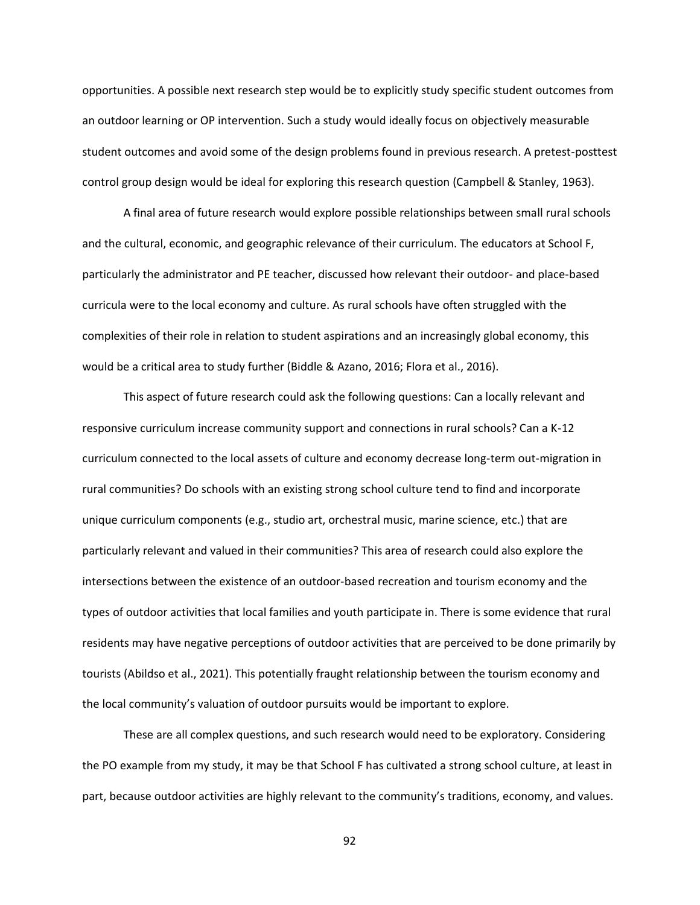opportunities. A possible next research step would be to explicitly study specific student outcomes from an outdoor learning or OP intervention. Such a study would ideally focus on objectively measurable student outcomes and avoid some of the design problems found in previous research. A pretest-posttest control group design would be ideal for exploring this research question (Campbell & Stanley, 1963).

A final area of future research would explore possible relationships between small rural schools and the cultural, economic, and geographic relevance of their curriculum. The educators at School F, particularly the administrator and PE teacher, discussed how relevant their outdoor- and place-based curricula were to the local economy and culture. As rural schools have often struggled with the complexities of their role in relation to student aspirations and an increasingly global economy, this would be a critical area to study further (Biddle & Azano, 2016; Flora et al., 2016).

This aspect of future research could ask the following questions: Can a locally relevant and responsive curriculum increase community support and connections in rural schools? Can a K-12 curriculum connected to the local assets of culture and economy decrease long-term out-migration in rural communities? Do schools with an existing strong school culture tend to find and incorporate unique curriculum components (e.g., studio art, orchestral music, marine science, etc.) that are particularly relevant and valued in their communities? This area of research could also explore the intersections between the existence of an outdoor-based recreation and tourism economy and the types of outdoor activities that local families and youth participate in. There is some evidence that rural residents may have negative perceptions of outdoor activities that are perceived to be done primarily by tourists (Abildso et al., 2021). This potentially fraught relationship between the tourism economy and the local community's valuation of outdoor pursuits would be important to explore.

These are all complex questions, and such research would need to be exploratory. Considering the PO example from my study, it may be that School F has cultivated a strong school culture, at least in part, because outdoor activities are highly relevant to the community's traditions, economy, and values.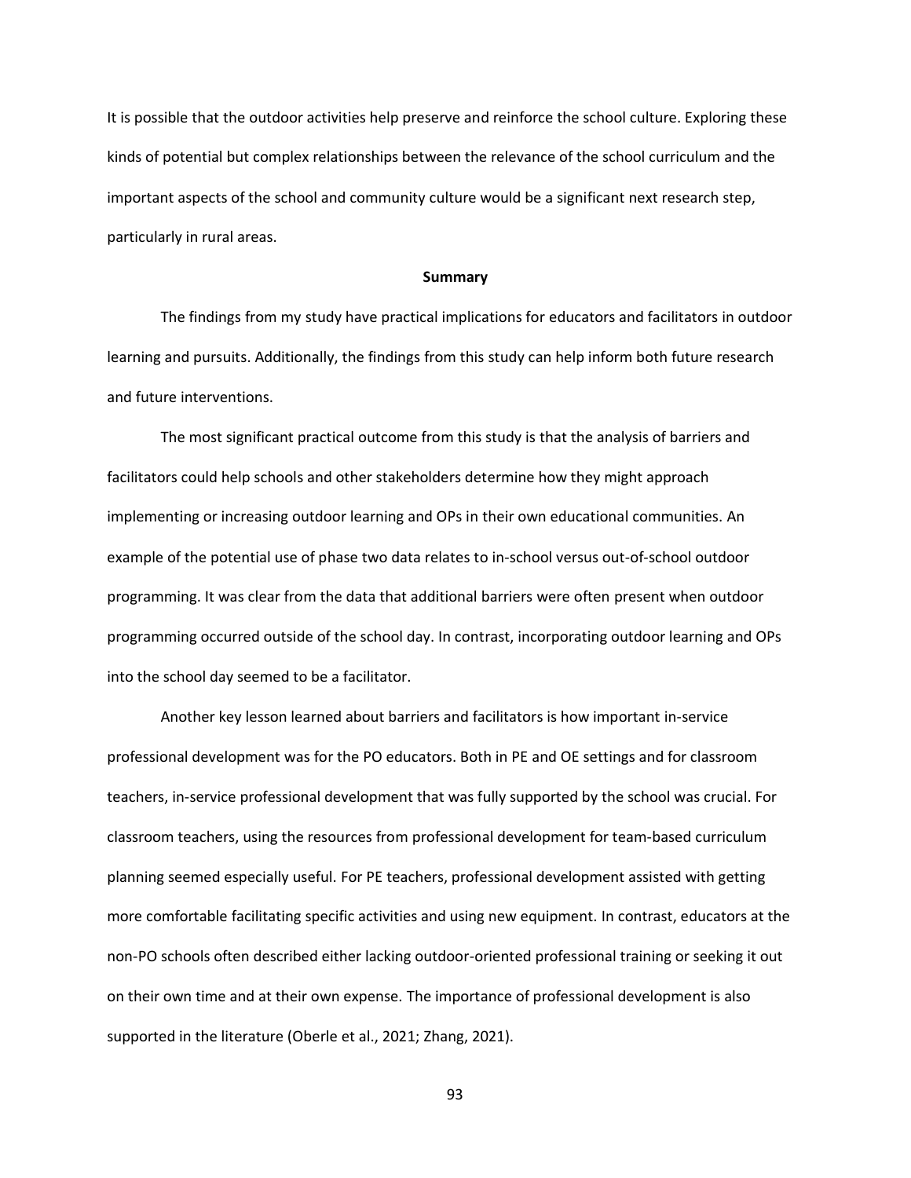It is possible that the outdoor activities help preserve and reinforce the school culture. Exploring these kinds of potential but complex relationships between the relevance of the school curriculum and the important aspects of the school and community culture would be a significant next research step, particularly in rural areas.

## Summary

The findings from my study have practical implications for educators and facilitators in outdoor learning and pursuits. Additionally, the findings from this study can help inform both future research and future interventions.

The most significant practical outcome from this study is that the analysis of barriers and facilitators could help schools and other stakeholders determine how they might approach implementing or increasing outdoor learning and OPs in their own educational communities. An example of the potential use of phase two data relates to in-school versus out-of-school outdoor programming. It was clear from the data that additional barriers were often present when outdoor programming occurred outside of the school day. In contrast, incorporating outdoor learning and OPs into the school day seemed to be a facilitator.

Another key lesson learned about barriers and facilitators is how important in-service professional development was for the PO educators. Both in PE and OE settings and for classroom teachers, in-service professional development that was fully supported by the school was crucial. For classroom teachers, using the resources from professional development for team-based curriculum planning seemed especially useful. For PE teachers, professional development assisted with getting more comfortable facilitating specific activities and using new equipment. In contrast, educators at the non-PO schools often described either lacking outdoor-oriented professional training or seeking it out on their own time and at their own expense. The importance of professional development is also supported in the literature (Oberle et al., 2021; Zhang, 2021).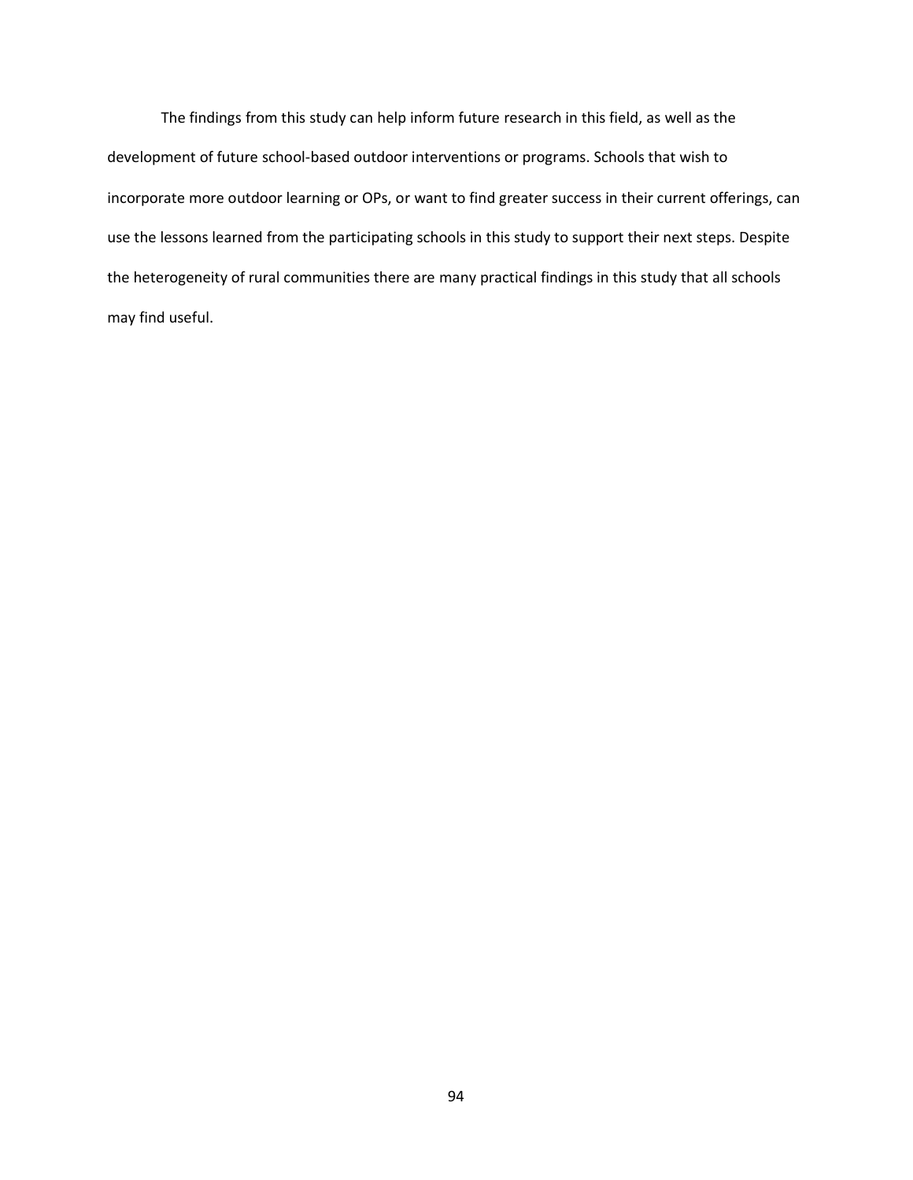The findings from this study can help inform future research in this field, as well as the development of future school-based outdoor interventions or programs. Schools that wish to incorporate more outdoor learning or OPs, or want to find greater success in their current offerings, can use the lessons learned from the participating schools in this study to support their next steps. Despite the heterogeneity of rural communities there are many practical findings in this study that all schools may find useful.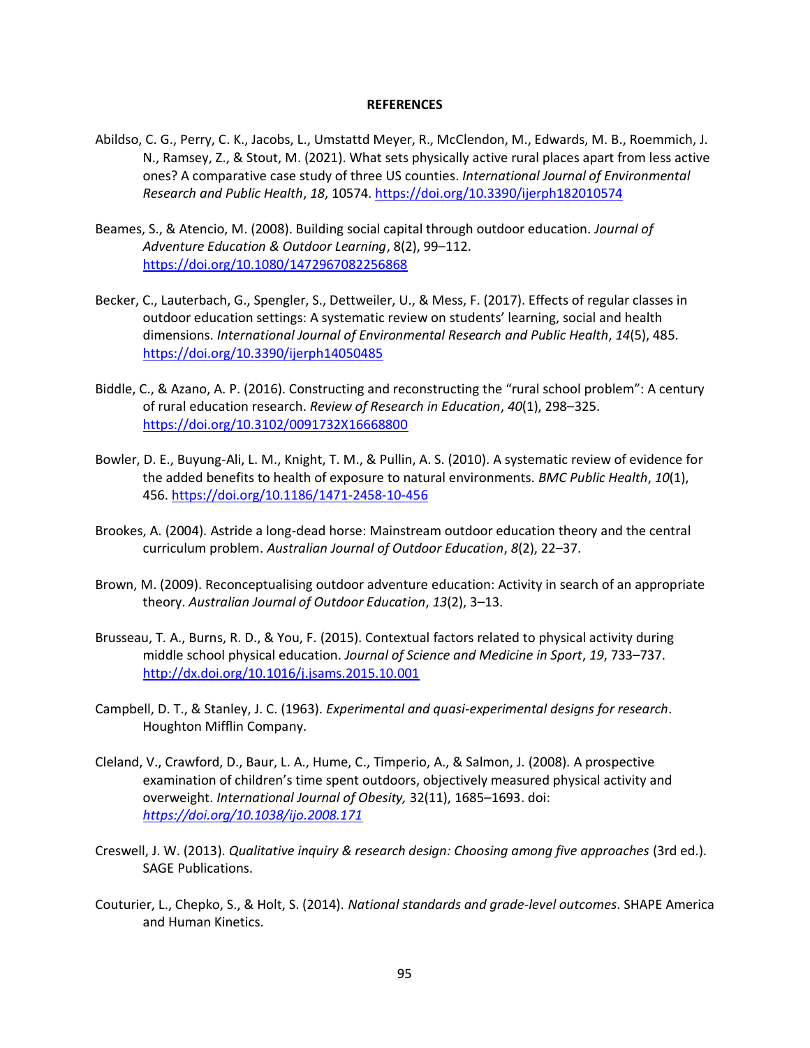## REFERENCES

Abildso, C. G., Perry, C. K., Jacobs, L., Umstattd Meyer, R., McClendon, M., Edwards, M. B., Roemmich, J. N., Ramsey, Z., & Stout, M. (2021). What sets physically active rural places apart from less active ones? A comparative case study of three US counties. *International Journal of Environmental Research and Public Health*, *18*, 10574. https://doi.org/10.3390/ijerph182010574

Beames, S., & Atencio, M. (2008). Building social capital through outdoor education. *Journal of Adventure Education & Outdoor Learning*, 8(2), 99–112. https://doi.org/10.1080/1472967082256868

Becker, C., Lauterbach, G., Spengler, S., Dettweiler, U., & Mess, F. (2017). Effects of regular classes in outdoor education settings: A systematic review on students' learning, social and health dimensions. *International Journal of Environmental Research and Public Health*, *14*(5), 485. https://doi.org/10.3390/ijerph14050485

Biddle, C., & Azano, A. P. (2016). Constructing and reconstructing the "rural school problem": A century of rural education research. *Review of Research in Education*, *40*(1), 298–325. https://doi.org/10.3102/0091732X16668800

Bowler, D. E., Buyung-Ali, L. M., Knight, T. M., & Pullin, A. S. (2010). A systematic review of evidence for the added benefits to health of exposure to natural environments. *BMC Public Health*, *10*(1), 456. https://doi.org/10.1186/1471-2458-10-456

Brookes, A. (2004). Astride a long-dead horse: Mainstream outdoor education theory and the central curriculum problem. *Australian Journal of Outdoor Education*, *8*(2), 22–37.

Brown, M. (2009). Reconceptualising outdoor adventure education: Activity in search of an appropriate theory. *Australian Journal of Outdoor Education*, *13*(2), 3–13.

Brusseau, T. A., Burns, R. D., & You, F. (2015). Contextual factors related to physical activity during middle school physical education. *Journal of Science and Medicine in Sport*, *19*, 733–737. http://dx.doi.org/10.1016/j.jsams.2015.10.001

Campbell, D. T., & Stanley, J. C. (1963). *Experimental and quasi-experimental designs for research*. Houghton Mifflin Company.

Cleland, V., Crawford, D., Baur, L. A., Hume, C., Timperio, A., & Salmon, J. (2008). A prospective examination of children's time spent outdoors, objectively measured physical activity and overweight. *International Journal of Obesity,* 32(11), 1685–1693. doi: *https://doi.org/10.1038/ijo.2008.171*

Creswell, J. W. (2013). *Qualitative inquiry & research design: Choosing among five approaches* (3rd ed.). SAGE Publications.

Couturier, L., Chepko, S., & Holt, S. (2014). *National standards and grade-level outcomes*. SHAPE America and Human Kinetics.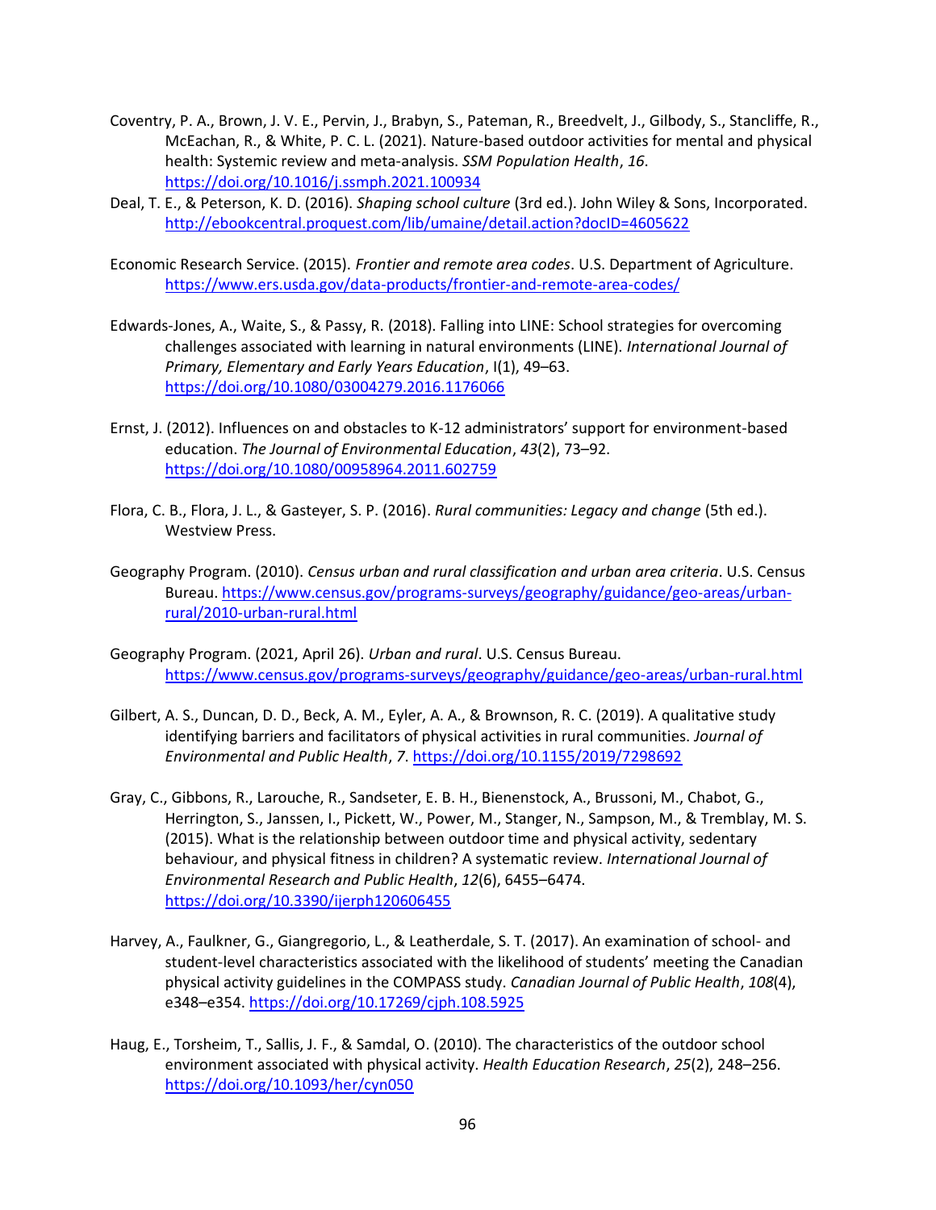Coventry, P. A., Brown, J. V. E., Pervin, J., Brabyn, S., Pateman, R., Breedvelt, J., Gilbody, S., Stancliffe, R., McEachan, R., & White, P. C. L. (2021). Nature-based outdoor activities for mental and physical health: Systemic review and meta-analysis. *SSM Population Health*, *16*. https://doi.org/10.1016/j.ssmph.2021.100934

Deal, T. E., & Peterson, K. D. (2016). *Shaping school culture* (3rd ed.). John Wiley & Sons, Incorporated. http://ebookcentral.proquest.com/lib/umaine/detail.action?docID=4605622

Economic Research Service. (2015). *Frontier and remote area codes*. U.S. Department of Agriculture. https://www.ers.usda.gov/data-products/frontier-and-remote-area-codes/

Edwards-Jones, A., Waite, S., & Passy, R. (2018). Falling into LINE: School strategies for overcoming challenges associated with learning in natural environments (LINE). *International Journal of Primary, Elementary and Early Years Education*, l(1), 49–63. https://doi.org/10.1080/03004279.2016.1176066

Ernst, J. (2012). Influences on and obstacles to K-12 administrators' support for environment-based education. *The Journal of Environmental Education*, *43*(2), 73–92. https://doi.org/10.1080/00958964.2011.602759

Flora, C. B., Flora, J. L., & Gasteyer, S. P. (2016). *Rural communities: Legacy and change* (5th ed.). Westview Press.

Geography Program. (2010). *Census urban and rural classification and urban area criteria*. U.S. Census Bureau. https://www.census.gov/programs-surveys/geography/guidance/geo-areas/urban-rural/2010-urban-rural.html

Geography Program. (2021, April 26). *Urban and rural*. U.S. Census Bureau. https://www.census.gov/programs-surveys/geography/guidance/geo-areas/urban-rural.html

Gilbert, A. S., Duncan, D. D., Beck, A. M., Eyler, A. A., & Brownson, R. C. (2019). A qualitative study identifying barriers and facilitators of physical activities in rural communities. *Journal of Environmental and Public Health*, *7*. https://doi.org/10.1155/2019/7298692

Gray, C., Gibbons, R., Larouche, R., Sandseter, E. B. H., Bienenstock, A., Brussoni, M., Chabot, G., Herrington, S., Janssen, I., Pickett, W., Power, M., Stanger, N., Sampson, M., & Tremblay, M. S. (2015). What is the relationship between outdoor time and physical activity, sedentary behaviour, and physical fitness in children? A systematic review. *International Journal of Environmental Research and Public Health*, *12*(6), 6455–6474. https://doi.org/10.3390/ijerph120606455

Harvey, A., Faulkner, G., Giangregorio, L., & Leatherdale, S. T. (2017). An examination of school- and student-level characteristics associated with the likelihood of students' meeting the Canadian physical activity guidelines in the COMPASS study. *Canadian Journal of Public Health*, *108*(4), e348–e354. https://doi.org/10.17269/cjph.108.5925

Haug, E., Torsheim, T., Sallis, J. F., & Samdal, O. (2010). The characteristics of the outdoor school environment associated with physical activity. *Health Education Research*, *25*(2), 248–256. https://doi.org/10.1093/her/cyn050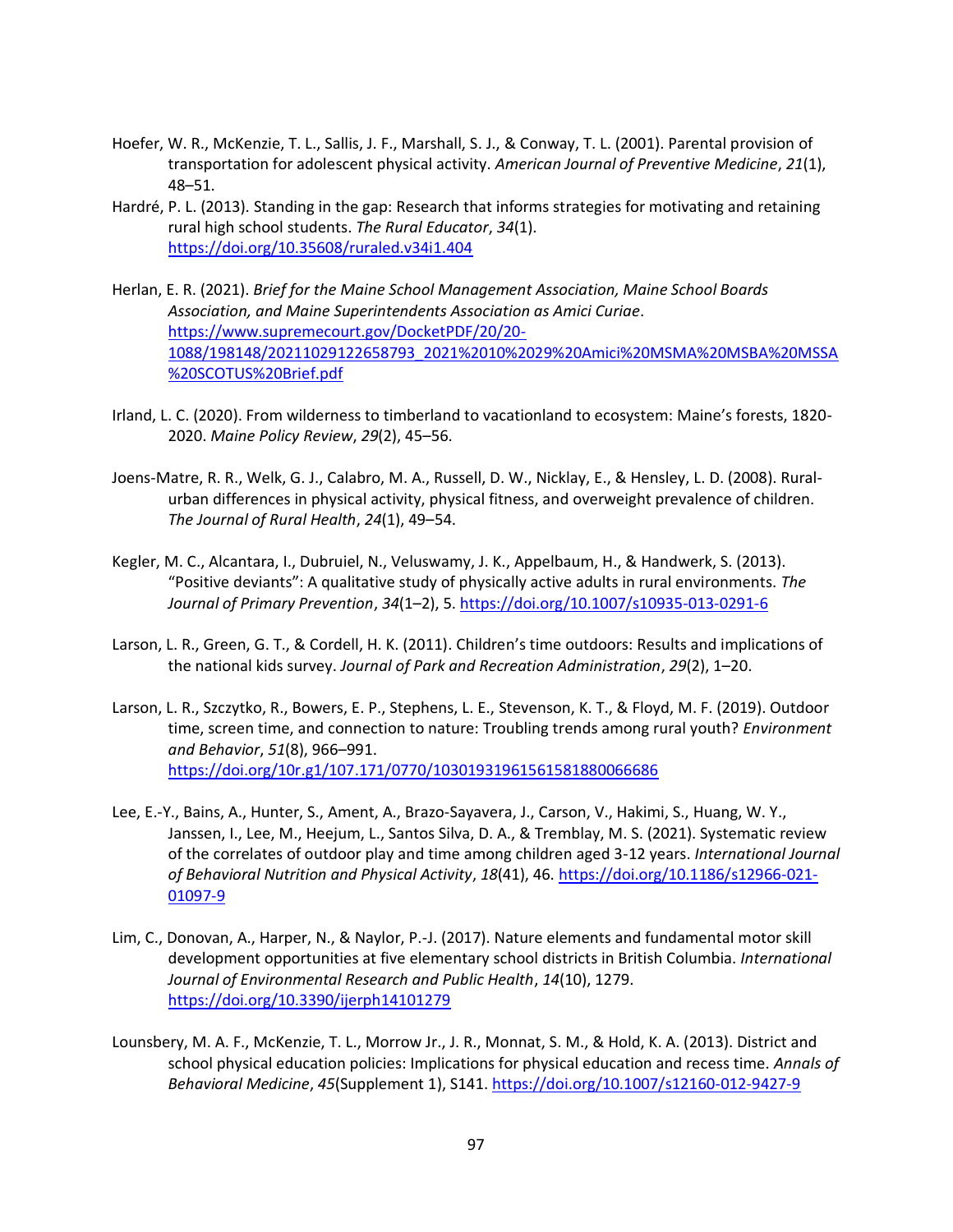Hoefer, W. R., McKenzie, T. L., Sallis, J. F., Marshall, S. J., & Conway, T. L. (2001). Parental provision of transportation for adolescent physical activity. *American Journal of Preventive Medicine*, *21*(1), 48–51.

Hardré, P. L. (2013). Standing in the gap: Research that informs strategies for motivating and retaining rural high school students. *The Rural Educator*, *34*(1). https://doi.org/10.35608/ruraled.v34i1.404

Herlan, E. R. (2021). *Brief for the Maine School Management Association, Maine School Boards Association, and Maine Superintendents Association as Amici Curiae*. https://www.supremecourt.gov/DocketPDF/20/20-1088/198148/20211029122658793_2021%2010%2029%20Amici%20MSMA%20MSBA%20MSSA%20SCOTUS%20Brief.pdf

Irland, L. C. (2020). From wilderness to timberland to vacationland to ecosystem: Maine's forests, 1820-2020. *Maine Policy Review*, *29*(2), 45–56.

Joens-Matre, R. R., Welk, G. J., Calabro, M. A., Russell, D. W., Nicklay, E., & Hensley, L. D. (2008). Rural-urban differences in physical activity, physical fitness, and overweight prevalence of children. *The Journal of Rural Health*, *24*(1), 49–54.

Kegler, M. C., Alcantara, I., Dubruiel, N., Veluswamy, J. K., Appelbaum, H., & Handwerk, S. (2013). "Positive deviants": A qualitative study of physically active adults in rural environments. *The Journal of Primary Prevention*, *34*(1–2), 5. https://doi.org/10.1007/s10935-013-0291-6

Larson, L. R., Green, G. T., & Cordell, H. K. (2011). Children's time outdoors: Results and implications of the national kids survey. *Journal of Park and Recreation Administration*, *29*(2), 1–20.

Larson, L. R., Szczytko, R., Bowers, E. P., Stephens, L. E., Stevenson, K. T., & Floyd, M. F. (2019). Outdoor time, screen time, and connection to nature: Troubling trends among rural youth? *Environment and Behavior*, *51*(8), 966–991. https://doi.org/10r.g1/107.171/0770/1030193196156158188006668​6

Lee, E.-Y., Bains, A., Hunter, S., Ament, A., Brazo-Sayavera, J., Carson, V., Hakimi, S., Huang, W. Y., Janssen, I., Lee, M., Heejum, L., Santos Silva, D. A., & Tremblay, M. S. (2021). Systematic review of the correlates of outdoor play and time among children aged 3-12 years. *International Journal of Behavioral Nutrition and Physical Activity*, *18*(41), 46. https://doi.org/10.1186/s12966-021-01097-9

Lim, C., Donovan, A., Harper, N., & Naylor, P.-J. (2017). Nature elements and fundamental motor skill development opportunities at five elementary school districts in British Columbia. *International Journal of Environmental Research and Public Health*, *14*(10), 1279. https://doi.org/10.3390/ijerph14101279

Lounsbery, M. A. F., McKenzie, T. L., Morrow Jr., J. R., Monnat, S. M., & Hold, K. A. (2013). District and school physical education policies: Implications for physical education and recess time. *Annals of Behavioral Medicine*, *45*(Supplement 1), S141. https://doi.org/10.1007/s12160-012-9427-9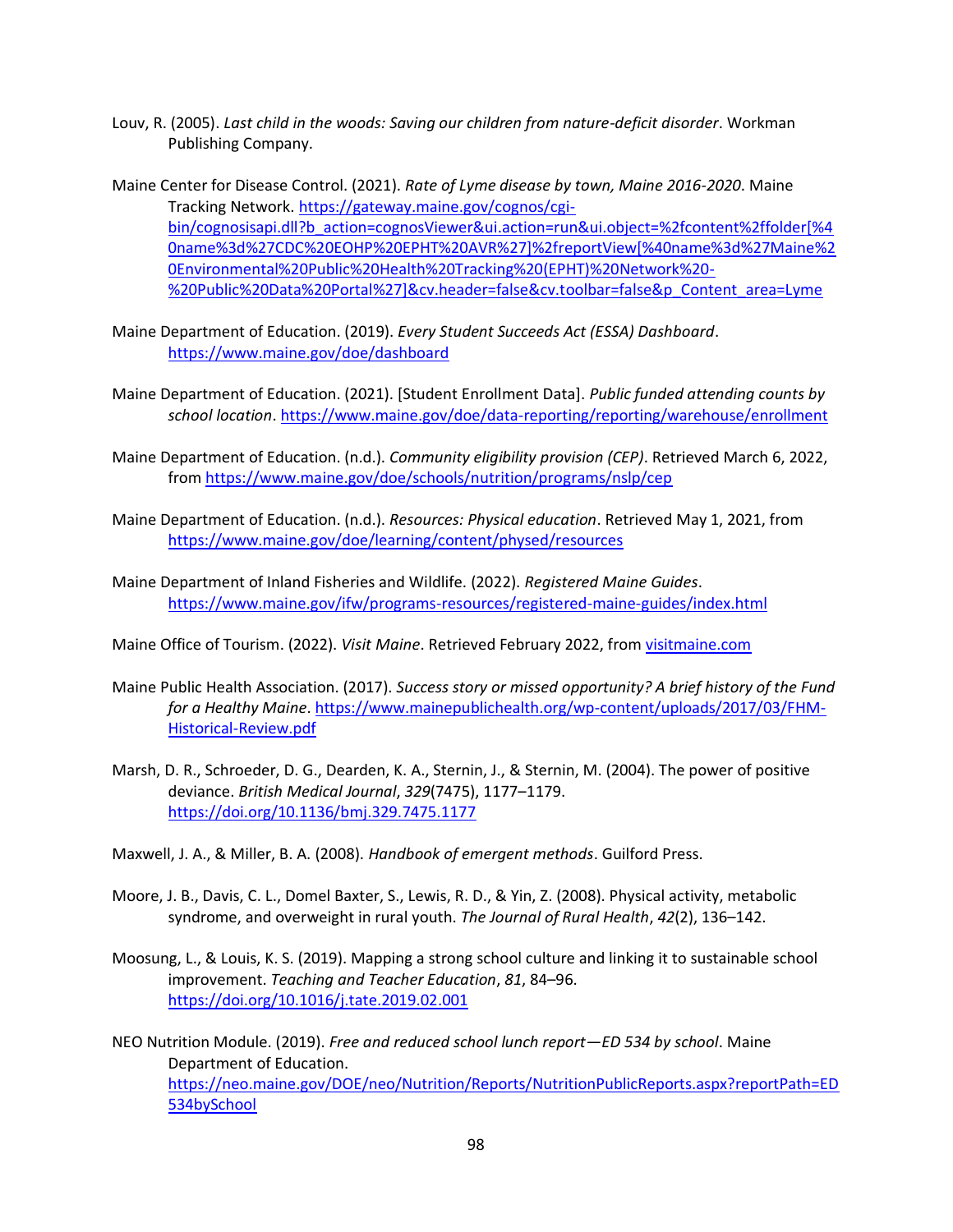Louv, R. (2005). *Last child in the woods: Saving our children from nature-deficit disorder*. Workman Publishing Company.

Maine Center for Disease Control. (2021). *Rate of Lyme disease by town, Maine 2016-2020*. Maine Tracking Network. https://gateway.maine.gov/cognos/cgi-bin/cognosisapi.dll?b_action=cognosViewer&ui.action=run&ui.object=%2fcontent%2ffolder[%40name%3d%27CDC%20EOHP%20EPHT%20AVR%27]%2freportView[%40name%3d%27Maine%20Environmental%20Public%20Health%20Tracking%20(EPHT)%20Network%20-%20Public%20Data%20Portal%27]&cv.header=false&cv.toolbar=false&p_Content_area=Lyme

Maine Department of Education. (2019). *Every Student Succeeds Act (ESSA) Dashboard*. https://www.maine.gov/doe/dashboard

Maine Department of Education. (2021). [Student Enrollment Data]. *Public funded attending counts by school location*. https://www.maine.gov/doe/data-reporting/reporting/warehouse/enrollment

Maine Department of Education. (n.d.). *Community eligibility provision (CEP)*. Retrieved March 6, 2022, from https://www.maine.gov/doe/schools/nutrition/programs/nslp/cep

Maine Department of Education. (n.d.). *Resources: Physical education*. Retrieved May 1, 2021, from https://www.maine.gov/doe/learning/content/physed/resources

Maine Department of Inland Fisheries and Wildlife. (2022). *Registered Maine Guides*. https://www.maine.gov/ifw/programs-resources/registered-maine-guides/index.html

Maine Office of Tourism. (2022). *Visit Maine*. Retrieved February 2022, from visitmaine.com

Maine Public Health Association. (2017). *Success story or missed opportunity? A brief history of the Fund for a Healthy Maine*. https://www.mainepublichealth.org/wp-content/uploads/2017/03/FHM-Historical-Review.pdf

Marsh, D. R., Schroeder, D. G., Dearden, K. A., Sternin, J., & Sternin, M. (2004). The power of positive deviance. *British Medical Journal*, *329*(7475), 1177–1179. https://doi.org/10.1136/bmj.329.7475.1177

Maxwell, J. A., & Miller, B. A. (2008). *Handbook of emergent methods*. Guilford Press.

Moore, J. B., Davis, C. L., Domel Baxter, S., Lewis, R. D., & Yin, Z. (2008). Physical activity, metabolic syndrome, and overweight in rural youth. *The Journal of Rural Health*, *42*(2), 136–142.

Moosung, L., & Louis, K. S. (2019). Mapping a strong school culture and linking it to sustainable school improvement. *Teaching and Teacher Education*, *81*, 84–96. https://doi.org/10.1016/j.tate.2019.02.001

NEO Nutrition Module. (2019). *Free and reduced school lunch report—ED 534 by school*. Maine Department of Education. https://neo.maine.gov/DOE/neo/Nutrition/Reports/NutritionPublicReports.aspx?reportPath=ED534bySchool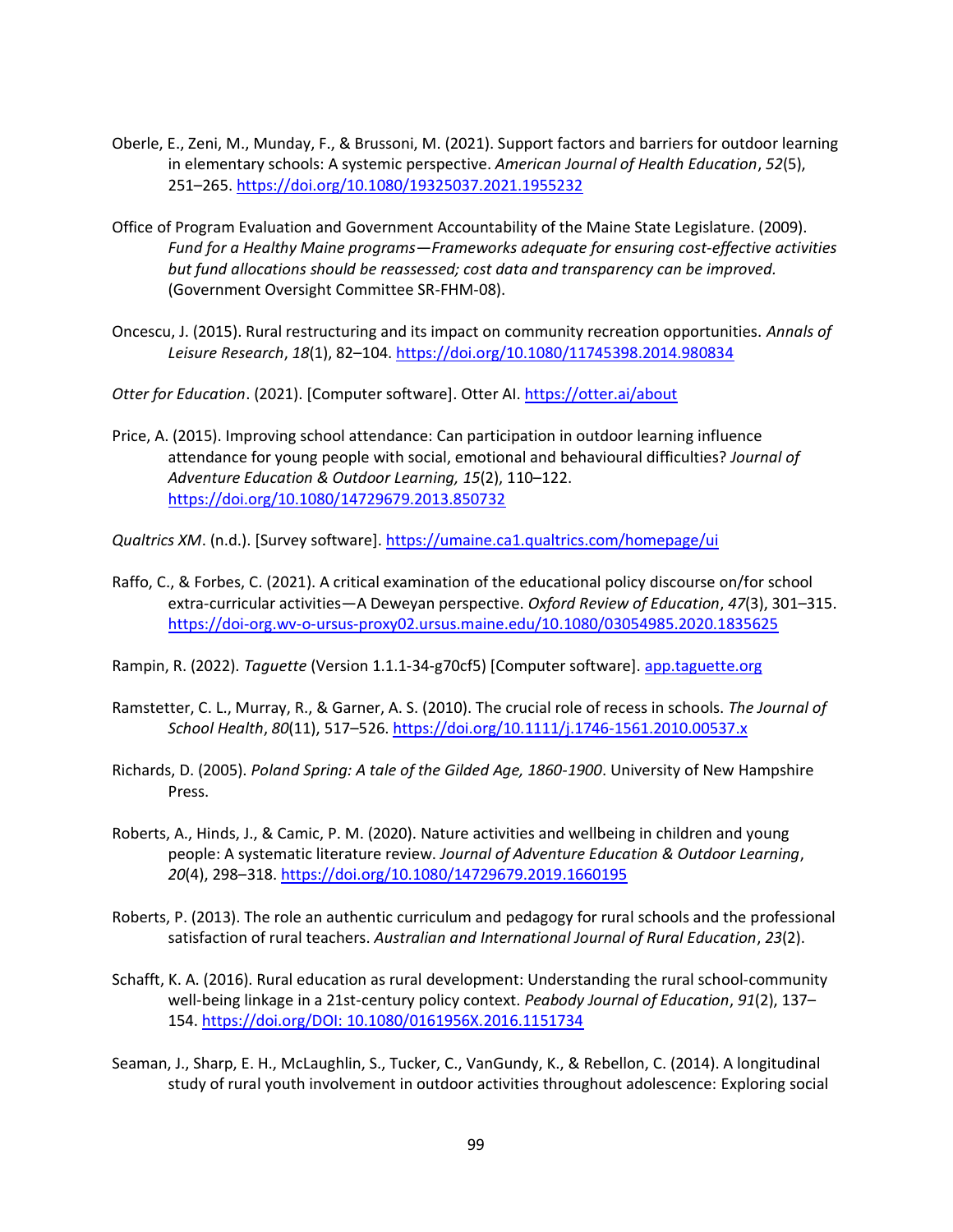Oberle, E., Zeni, M., Munday, F., & Brussoni, M. (2021). Support factors and barriers for outdoor learning in elementary schools: A systemic perspective. *American Journal of Health Education*, *52*(5), 251–265. https://doi.org/10.1080/19325037.2021.1955232

Office of Program Evaluation and Government Accountability of the Maine State Legislature. (2009). *Fund for a Healthy Maine programs—Frameworks adequate for ensuring cost-effective activities but fund allocations should be reassessed; cost data and transparency can be improved.* (Government Oversight Committee SR-FHM-08).

Oncescu, J. (2015). Rural restructuring and its impact on community recreation opportunities. *Annals of Leisure Research*, *18*(1), 82–104. https://doi.org/10.1080/11745398.2014.980834

*Otter for Education*. (2021). [Computer software]. Otter AI. https://otter.ai/about

Price, A. (2015). Improving school attendance: Can participation in outdoor learning influence attendance for young people with social, emotional and behavioural difficulties? *Journal of Adventure Education & Outdoor Learning, 15*(2), 110–122. https://doi.org/10.1080/14729679.2013.850732

*Qualtrics XM*. (n.d.). [Survey software]. https://umaine.ca1.qualtrics.com/homepage/ui

Raffo, C., & Forbes, C. (2021). A critical examination of the educational policy discourse on/for school extra-curricular activities—A Deweyan perspective. *Oxford Review of Education*, *47*(3), 301–315. https://doi-org.wv-o-ursus-proxy02.ursus.maine.edu/10.1080/03054985.2020.1835625

Rampin, R. (2022). *Taguette* (Version 1.1.1-34-g70cf5) [Computer software]. app.taguette.org

Ramstetter, C. L., Murray, R., & Garner, A. S. (2010). The crucial role of recess in schools. *The Journal of School Health*, *80*(11), 517–526. https://doi.org/10.1111/j.1746-1561.2010.00537.x

Richards, D. (2005). *Poland Spring: A tale of the Gilded Age, 1860-1900*. University of New Hampshire Press.

Roberts, A., Hinds, J., & Camic, P. M. (2020). Nature activities and wellbeing in children and young people: A systematic literature review. *Journal of Adventure Education & Outdoor Learning*, *20*(4), 298–318. https://doi.org/10.1080/14729679.2019.1660195

Roberts, P. (2013). The role an authentic curriculum and pedagogy for rural schools and the professional satisfaction of rural teachers. *Australian and International Journal of Rural Education*, *23*(2).

Schafft, K. A. (2016). Rural education as rural development: Understanding the rural school-community well-being linkage in a 21st-century policy context. *Peabody Journal of Education*, *91*(2), 137–154. https://doi.org/DOI: 10.1080/0161956X.2016.1151734

Seaman, J., Sharp, E. H., McLaughlin, S., Tucker, C., VanGundy, K., & Rebellon, C. (2014). A longitudinal study of rural youth involvement in outdoor activities throughout adolescence: Exploring social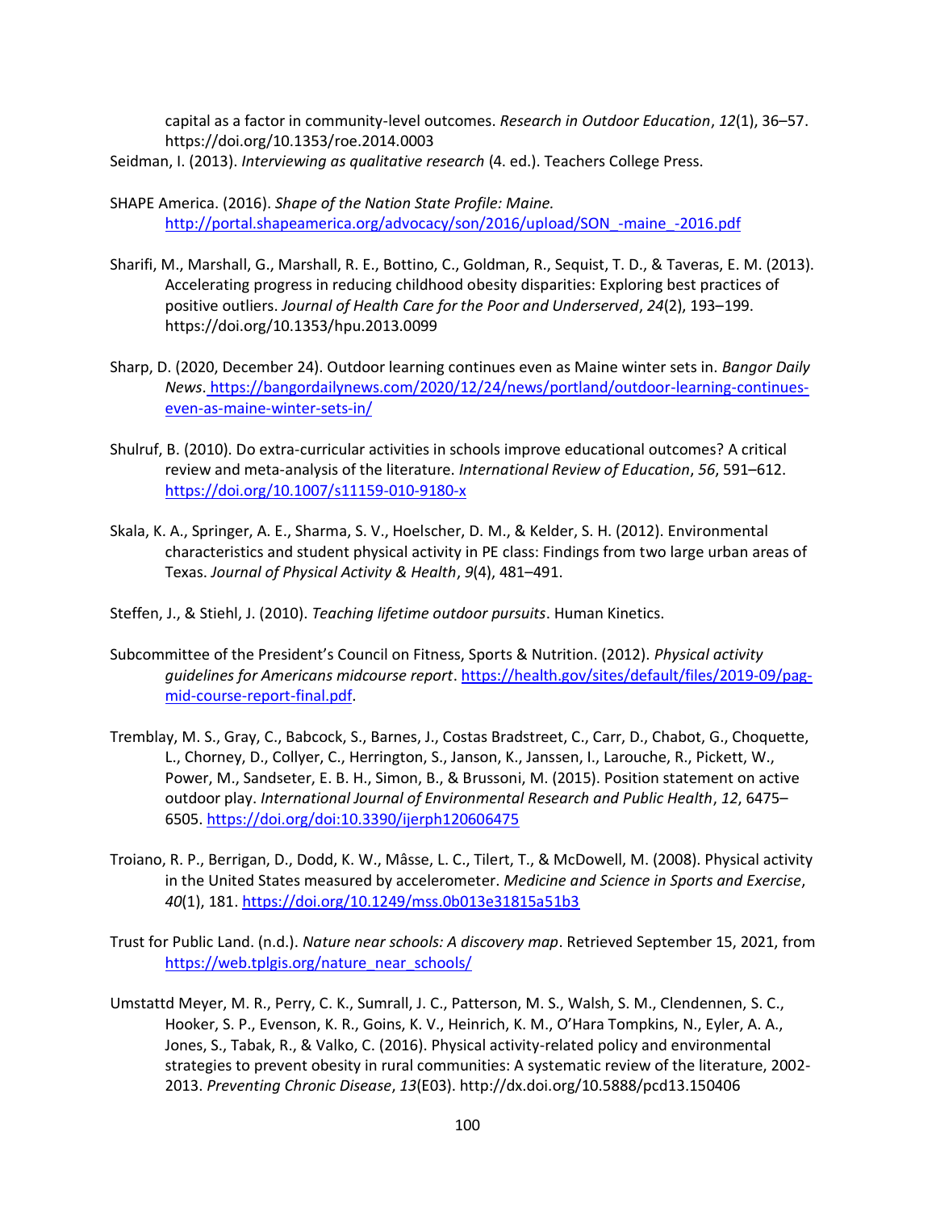capital as a factor in community-level outcomes. *Research in Outdoor Education*, *12*(1), 36–57. https://doi.org/10.1353/roe.2014.0003

Seidman, I. (2013). *Interviewing as qualitative research* (4. ed.). Teachers College Press.

SHAPE America. (2016). *Shape of the Nation State Profile: Maine.* http://portal.shapeamerica.org/advocacy/son/2016/upload/SON_-maine_-2016.pdf

Sharifi, M., Marshall, G., Marshall, R. E., Bottino, C., Goldman, R., Sequist, T. D., & Taveras, E. M. (2013). Accelerating progress in reducing childhood obesity disparities: Exploring best practices of positive outliers. *Journal of Health Care for the Poor and Underserved*, *24*(2), 193–199. https://doi.org/10.1353/hpu.2013.0099

Sharp, D. (2020, December 24). Outdoor learning continues even as Maine winter sets in. *Bangor Daily News*. https://bangordailynews.com/2020/12/24/news/portland/outdoor-learning-continues-even-as-maine-winter-sets-in/

Shulruf, B. (2010). Do extra-curricular activities in schools improve educational outcomes? A critical review and meta-analysis of the literature. *International Review of Education*, *56*, 591–612. https://doi.org/10.1007/s11159-010-9180-x

Skala, K. A., Springer, A. E., Sharma, S. V., Hoelscher, D. M., & Kelder, S. H. (2012). Environmental characteristics and student physical activity in PE class: Findings from two large urban areas of Texas. *Journal of Physical Activity & Health*, *9*(4), 481–491.

Steffen, J., & Stiehl, J. (2010). *Teaching lifetime outdoor pursuits*. Human Kinetics.

Subcommittee of the President's Council on Fitness, Sports & Nutrition. (2012). *Physical activity guidelines for Americans midcourse report*. https://health.gov/sites/default/files/2019-09/pag-mid-course-report-final.pdf.

Tremblay, M. S., Gray, C., Babcock, S., Barnes, J., Costas Bradstreet, C., Carr, D., Chabot, G., Choquette, L., Chorney, D., Collyer, C., Herrington, S., Janson, K., Janssen, I., Larouche, R., Pickett, W., Power, M., Sandseter, E. B. H., Simon, B., & Brussoni, M. (2015). Position statement on active outdoor play. *International Journal of Environmental Research and Public Health*, *12*, 6475–6505. https://doi.org/doi:10.3390/ijerph120606475

Troiano, R. P., Berrigan, D., Dodd, K. W., Mâsse, L. C., Tilert, T., & McDowell, M. (2008). Physical activity in the United States measured by accelerometer. *Medicine and Science in Sports and Exercise*, *40*(1), 181. https://doi.org/10.1249/mss.0b013e31815a51b3

Trust for Public Land. (n.d.). *Nature near schools: A discovery map*. Retrieved September 15, 2021, from https://web.tplgis.org/nature_near_schools/

Umstattd Meyer, M. R., Perry, C. K., Sumrall, J. C., Patterson, M. S., Walsh, S. M., Clendennen, S. C., Hooker, S. P., Evenson, K. R., Goins, K. V., Heinrich, K. M., O'Hara Tompkins, N., Eyler, A. A., Jones, S., Tabak, R., & Valko, C. (2016). Physical activity-related policy and environmental strategies to prevent obesity in rural communities: A systematic review of the literature, 2002-2013. *Preventing Chronic Disease*, *13*(E03). http://dx.doi.org/10.5888/pcd13.150406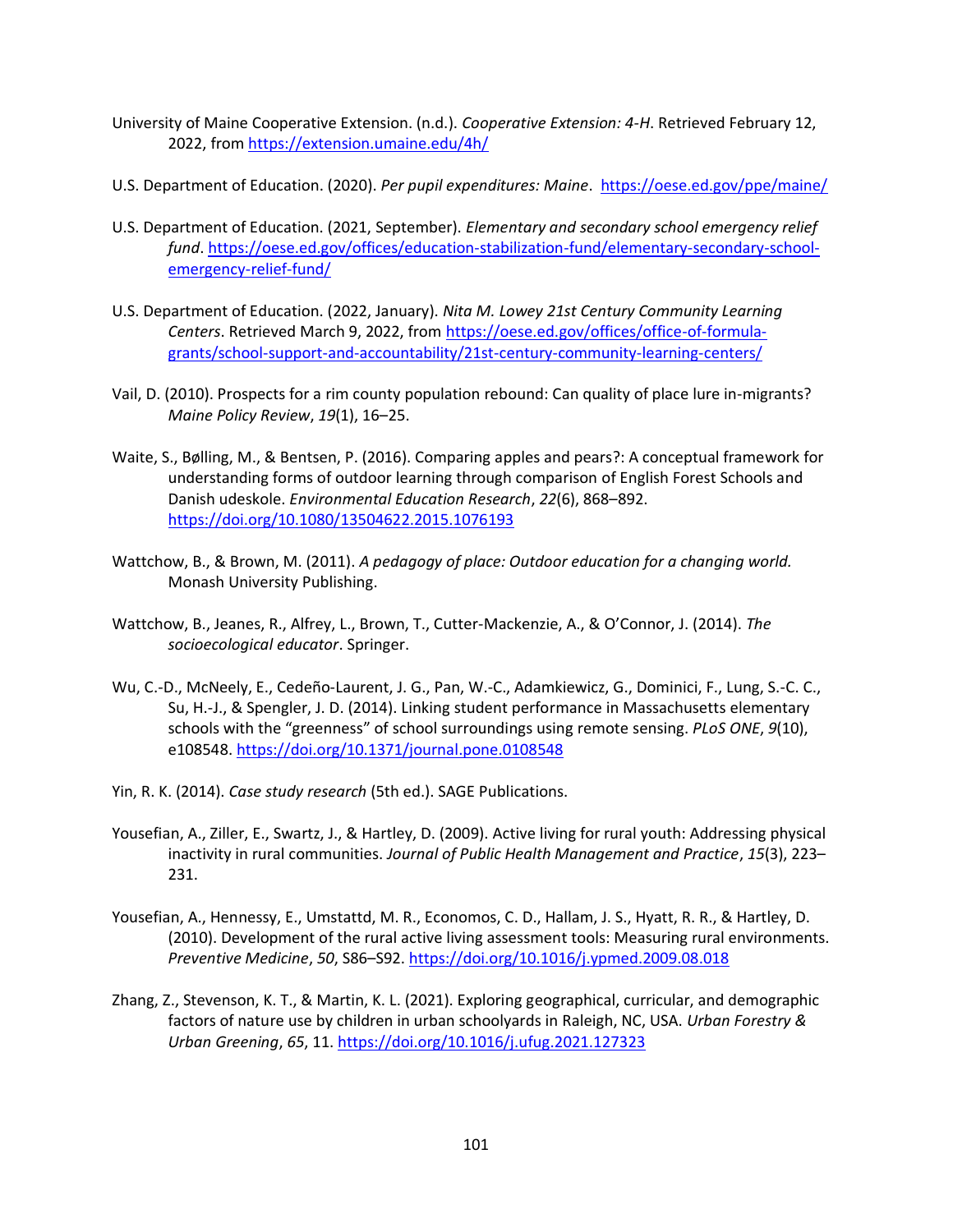University of Maine Cooperative Extension. (n.d.). *Cooperative Extension: 4-H*. Retrieved February 12, 2022, from https://extension.umaine.edu/4h/

U.S. Department of Education. (2020). *Per pupil expenditures: Maine*. https://oese.ed.gov/ppe/maine/

U.S. Department of Education. (2021, September). *Elementary and secondary school emergency relief fund*. https://oese.ed.gov/offices/education-stabilization-fund/elementary-secondary-school-emergency-relief-fund/

U.S. Department of Education. (2022, January). *Nita M. Lowey 21st Century Community Learning Centers*. Retrieved March 9, 2022, from https://oese.ed.gov/offices/office-of-formula-grants/school-support-and-accountability/21st-century-community-learning-centers/

Vail, D. (2010). Prospects for a rim county population rebound: Can quality of place lure in-migrants? *Maine Policy Review*, *19*(1), 16–25.

Waite, S., Bølling, M., & Bentsen, P. (2016). Comparing apples and pears?: A conceptual framework for understanding forms of outdoor learning through comparison of English Forest Schools and Danish udeskole. *Environmental Education Research*, *22*(6), 868–892. https://doi.org/10.1080/13504622.2015.1076193

Wattchow, B., & Brown, M. (2011). *A pedagogy of place: Outdoor education for a changing world.* Monash University Publishing.

Wattchow, B., Jeanes, R., Alfrey, L., Brown, T., Cutter-Mackenzie, A., & O'Connor, J. (2014). *The socioecological educator*. Springer.

Wu, C.-D., McNeely, E., Cedeño-Laurent, J. G., Pan, W.-C., Adamkiewicz, G., Dominici, F., Lung, S.-C. C., Su, H.-J., & Spengler, J. D. (2014). Linking student performance in Massachusetts elementary schools with the "greenness" of school surroundings using remote sensing. *PLoS ONE*, *9*(10), e108548. https://doi.org/10.1371/journal.pone.0108548

Yin, R. K. (2014). *Case study research* (5th ed.). SAGE Publications.

Yousefian, A., Ziller, E., Swartz, J., & Hartley, D. (2009). Active living for rural youth: Addressing physical inactivity in rural communities. *Journal of Public Health Management and Practice*, *15*(3), 223–231.

Yousefian, A., Hennessy, E., Umstattd, M. R., Economos, C. D., Hallam, J. S., Hyatt, R. R., & Hartley, D. (2010). Development of the rural active living assessment tools: Measuring rural environments. *Preventive Medicine*, *50*, S86–S92. https://doi.org/10.1016/j.ypmed.2009.08.018

Zhang, Z., Stevenson, K. T., & Martin, K. L. (2021). Exploring geographical, curricular, and demographic factors of nature use by children in urban schoolyards in Raleigh, NC, USA. *Urban Forestry & Urban Greening*, *65*, 11. https://doi.org/10.1016/j.ufug.2021.127323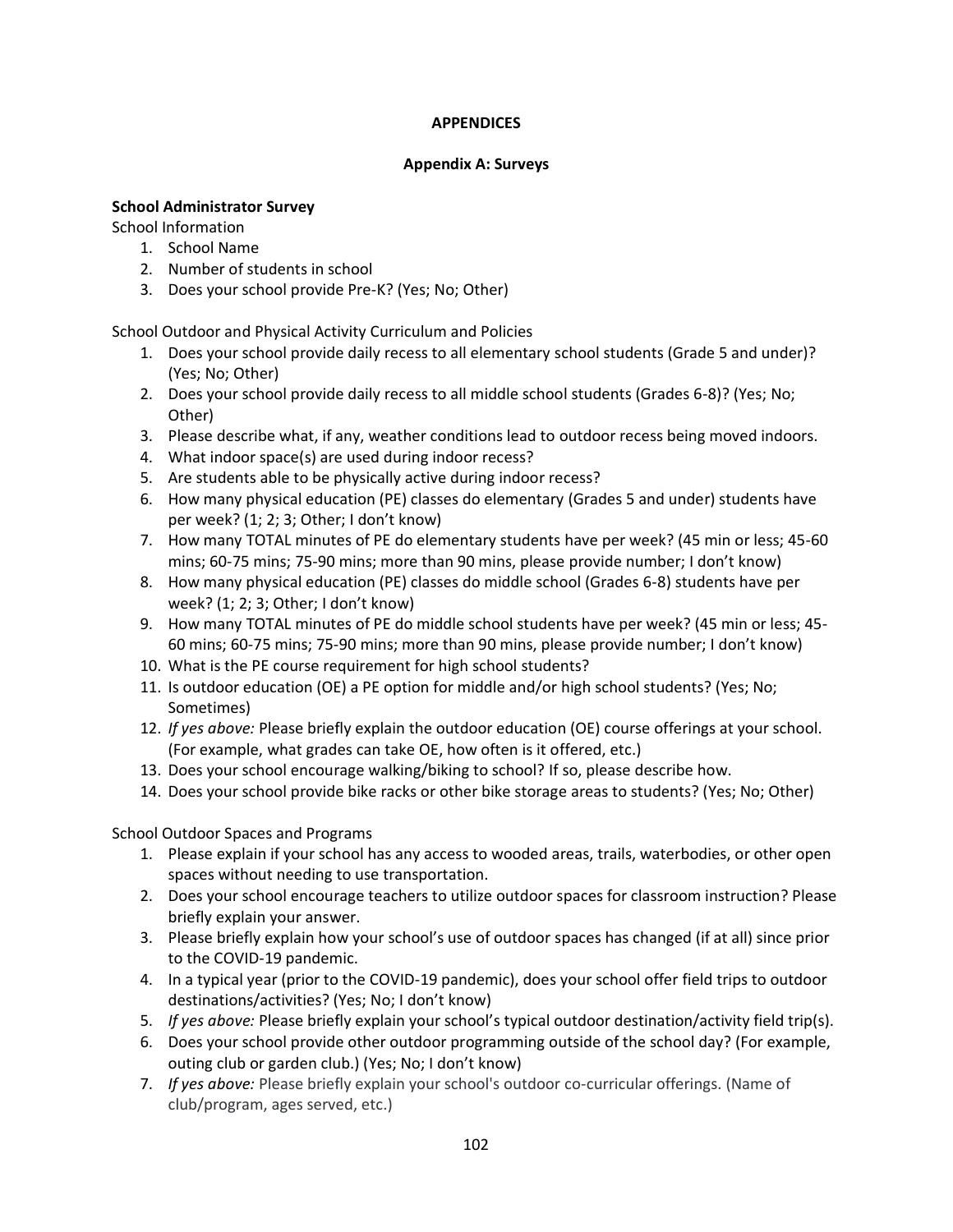# APPENDICES

## Appendix A: Surveys

**School Administrator Survey**

School Information

1. School Name
2. Number of students in school
3. Does your school provide Pre-K? (Yes; No; Other)

School Outdoor and Physical Activity Curriculum and Policies

1. Does your school provide daily recess to all elementary school students (Grade 5 and under)? (Yes; No; Other)
2. Does your school provide daily recess to all middle school students (Grades 6-8)? (Yes; No; Other)
3. Please describe what, if any, weather conditions lead to outdoor recess being moved indoors.
4. What indoor space(s) are used during indoor recess?
5. Are students able to be physically active during indoor recess?
6. How many physical education (PE) classes do elementary (Grades 5 and under) students have per week? (1; 2; 3; Other; I don't know)
7. How many TOTAL minutes of PE do elementary students have per week? (45 min or less; 45-60 mins; 60-75 mins; 75-90 mins; more than 90 mins, please provide number; I don't know)
8. How many physical education (PE) classes do middle school (Grades 6-8) students have per week? (1; 2; 3; Other; I don't know)
9. How many TOTAL minutes of PE do middle school students have per week? (45 min or less; 45-60 mins; 60-75 mins; 75-90 mins; more than 90 mins, please provide number; I don't know)
10. What is the PE course requirement for high school students?
11. Is outdoor education (OE) a PE option for middle and/or high school students? (Yes; No; Sometimes)
12. *If yes above:* Please briefly explain the outdoor education (OE) course offerings at your school. (For example, what grades can take OE, how often is it offered, etc.)
13. Does your school encourage walking/biking to school? If so, please describe how.
14. Does your school provide bike racks or other bike storage areas to students? (Yes; No; Other)

School Outdoor Spaces and Programs

1. Please explain if your school has any access to wooded areas, trails, waterbodies, or other open spaces without needing to use transportation.
2. Does your school encourage teachers to utilize outdoor spaces for classroom instruction? Please briefly explain your answer.
3. Please briefly explain how your school's use of outdoor spaces has changed (if at all) since prior to the COVID-19 pandemic.
4. In a typical year (prior to the COVID-19 pandemic), does your school offer field trips to outdoor destinations/activities? (Yes; No; I don't know)
5. *If yes above:* Please briefly explain your school's typical outdoor destination/activity field trip(s).
6. Does your school provide other outdoor programming outside of the school day? (For example, outing club or garden club.) (Yes; No; I don't know)
7. *If yes above:* Please briefly explain your school's outdoor co-curricular offerings. (Name of club/program, ages served, etc.)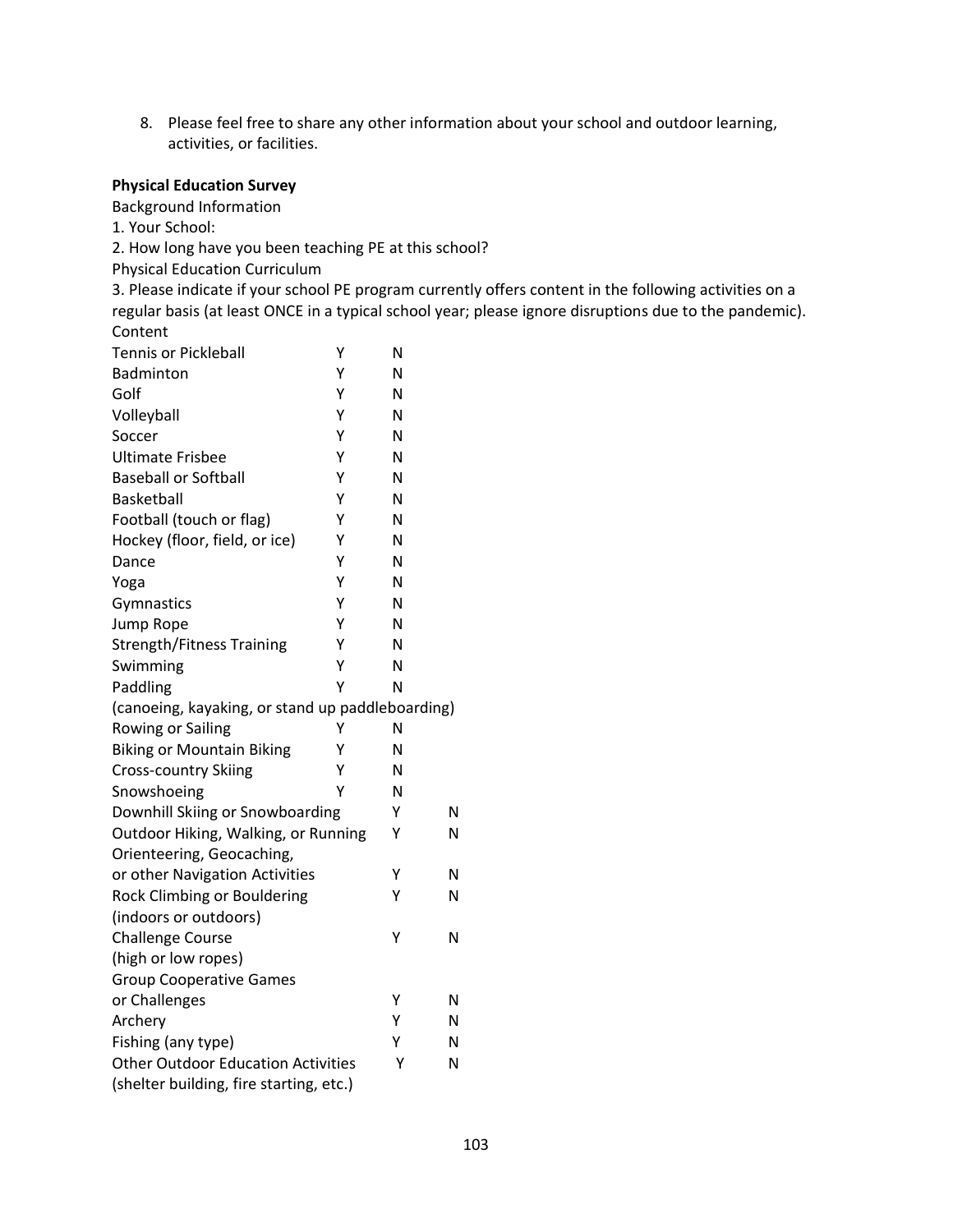8. Please feel free to share any other information about your school and outdoor learning, activities, or facilities.

**Physical Education Survey**

Background Information

1. Your School:

2. How long have you been teaching PE at this school?

Physical Education Curriculum

3. Please indicate if your school PE program currently offers content in the following activities on a regular basis (at least ONCE in a typical school year; please ignore disruptions due to the pandemic).

| Content | | |
|---|---|---|
| Tennis or Pickleball | Y | N |
| Badminton | Y | N |
| Golf | Y | N |
| Volleyball | Y | N |
| Soccer | Y | N |
| Ultimate Frisbee | Y | N |
| Baseball or Softball | Y | N |
| Basketball | Y | N |
| Football (touch or flag) | Y | N |
| Hockey (floor, field, or ice) | Y | N |
| Dance | Y | N |
| Yoga | Y | N |
| Gymnastics | Y | N |
| Jump Rope | Y | N |
| Strength/Fitness Training | Y | N |
| Swimming | Y | N |
| Paddling (canoeing, kayaking, or stand up paddleboarding) | Y | N |
| Rowing or Sailing | Y | N |
| Biking or Mountain Biking | Y | N |
| Cross-country Skiing | Y | N |
| Snowshoeing | Y | N |
| Downhill Skiing or Snowboarding | Y | N |
| Outdoor Hiking, Walking, or Running | Y | N |
| Orienteering, Geocaching, or other Navigation Activities | Y | N |
| Rock Climbing or Bouldering (indoors or outdoors) | Y | N |
| Challenge Course (high or low ropes) | Y | N |
| Group Cooperative Games or Challenges | Y | N |
| Archery | Y | N |
| Fishing (any type) | Y | N |
| Other Outdoor Education Activities (shelter building, fire starting, etc.) | Y | N |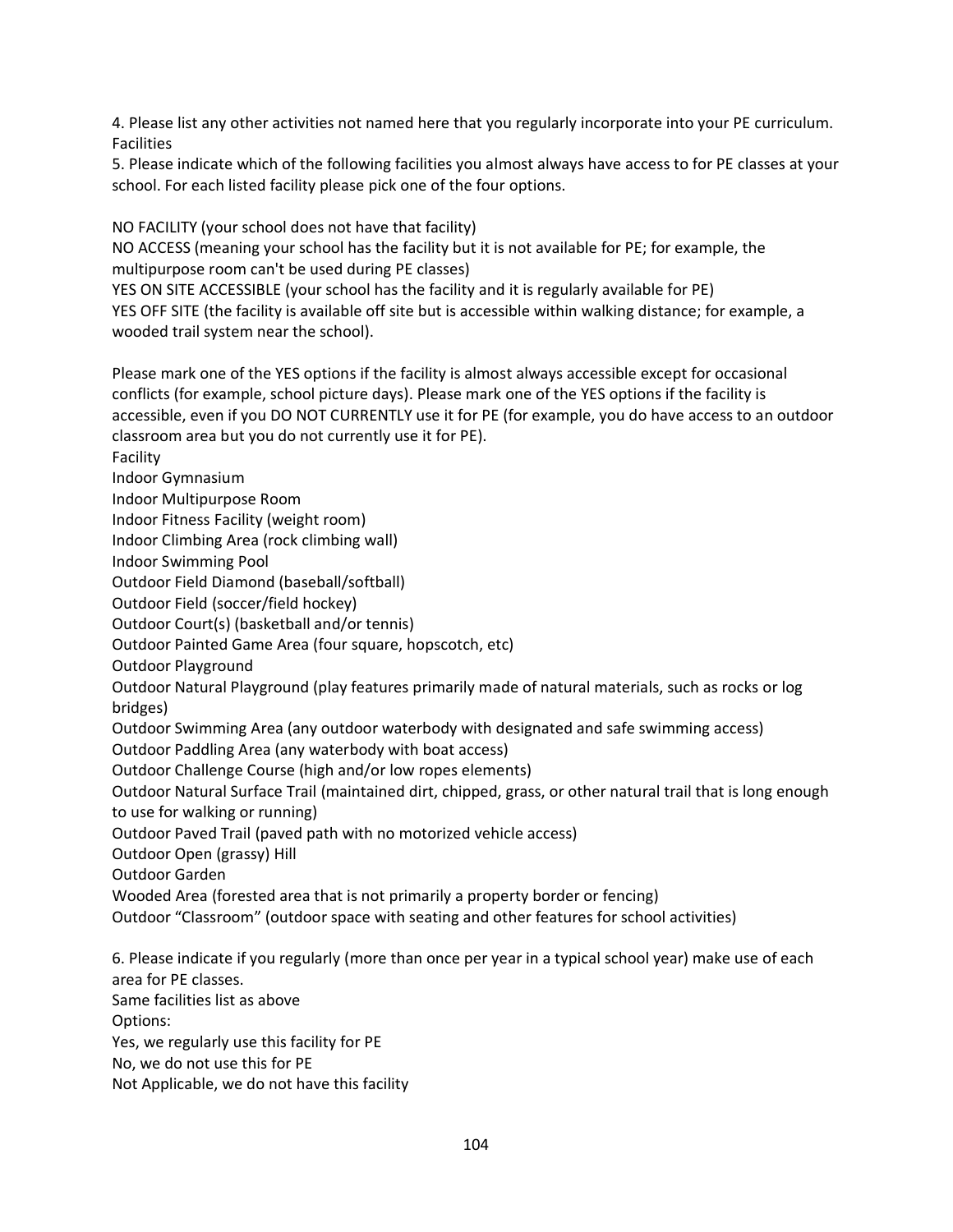4. Please list any other activities not named here that you regularly incorporate into your PE curriculum.

Facilities

5. Please indicate which of the following facilities you almost always have access to for PE classes at your school. For each listed facility please pick one of the four options.

NO FACILITY (your school does not have that facility)

NO ACCESS (meaning your school has the facility but it is not available for PE; for example, the multipurpose room can't be used during PE classes)

YES ON SITE ACCESSIBLE (your school has the facility and it is regularly available for PE)

YES OFF SITE (the facility is available off site but is accessible within walking distance; for example, a wooded trail system near the school).

Please mark one of the YES options if the facility is almost always accessible except for occasional conflicts (for example, school picture days). Please mark one of the YES options if the facility is accessible, even if you DO NOT CURRENTLY use it for PE (for example, you do have access to an outdoor classroom area but you do not currently use it for PE).

Facility

Indoor Gymnasium

Indoor Multipurpose Room

Indoor Fitness Facility (weight room)

Indoor Climbing Area (rock climbing wall)

Indoor Swimming Pool

Outdoor Field Diamond (baseball/softball)

Outdoor Field (soccer/field hockey)

Outdoor Court(s) (basketball and/or tennis)

Outdoor Painted Game Area (four square, hopscotch, etc)

Outdoor Playground

Outdoor Natural Playground (play features primarily made of natural materials, such as rocks or log bridges)

Outdoor Swimming Area (any outdoor waterbody with designated and safe swimming access)

Outdoor Paddling Area (any waterbody with boat access)

Outdoor Challenge Course (high and/or low ropes elements)

Outdoor Natural Surface Trail (maintained dirt, chipped, grass, or other natural trail that is long enough to use for walking or running)

Outdoor Paved Trail (paved path with no motorized vehicle access)

Outdoor Open (grassy) Hill

Outdoor Garden

Wooded Area (forested area that is not primarily a property border or fencing)

Outdoor "Classroom" (outdoor space with seating and other features for school activities)

6. Please indicate if you regularly (more than once per year in a typical school year) make use of each area for PE classes.

Same facilities list as above

Options:

Yes, we regularly use this facility for PE

No, we do not use this for PE

Not Applicable, we do not have this facility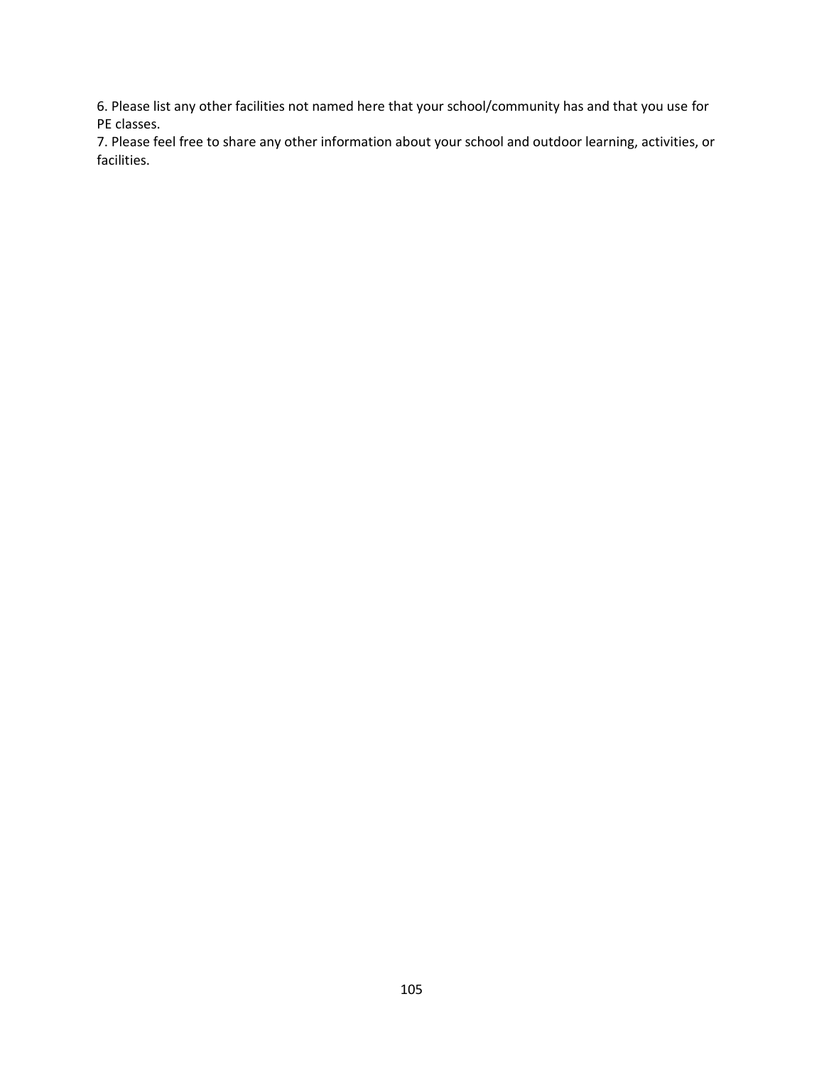6. Please list any other facilities not named here that your school/community has and that you use for PE classes.

7. Please feel free to share any other information about your school and outdoor learning, activities, or facilities.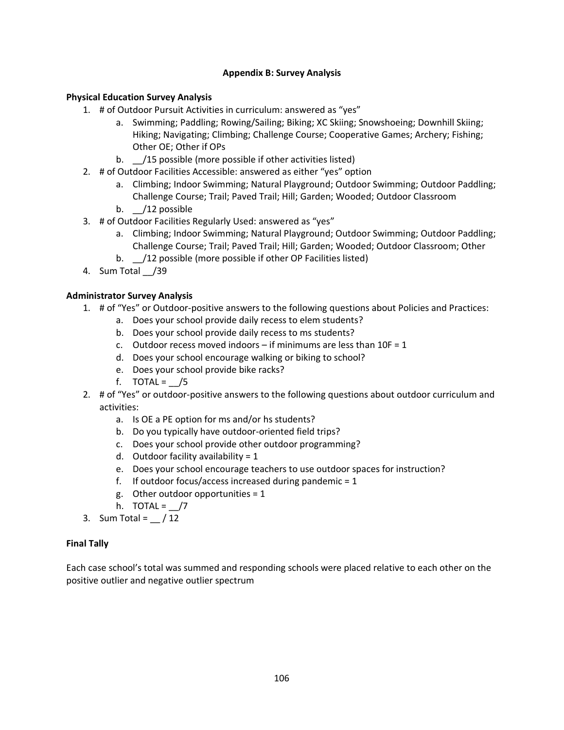# Appendix B: Survey Analysis

**Physical Education Survey Analysis**

1. # of Outdoor Pursuit Activities in curriculum: answered as "yes"
   a. Swimming; Paddling; Rowing/Sailing; Biking; XC Skiing; Snowshoeing; Downhill Skiing; Hiking; Navigating; Climbing; Challenge Course; Cooperative Games; Archery; Fishing; Other OE; Other if OPs
   b. __/15 possible (more possible if other activities listed)
2. # of Outdoor Facilities Accessible: answered as either "yes" option
   a. Climbing; Indoor Swimming; Natural Playground; Outdoor Swimming; Outdoor Paddling; Challenge Course; Trail; Paved Trail; Hill; Garden; Wooded; Outdoor Classroom
   b. __/12 possible
3. # of Outdoor Facilities Regularly Used: answered as "yes"
   a. Climbing; Indoor Swimming; Natural Playground; Outdoor Swimming; Outdoor Paddling; Challenge Course; Trail; Paved Trail; Hill; Garden; Wooded; Outdoor Classroom; Other
   b. __/12 possible (more possible if other OP Facilities listed)
4. Sum Total __/39

**Administrator Survey Analysis**

1. # of "Yes" or Outdoor-positive answers to the following questions about Policies and Practices:
   a. Does your school provide daily recess to elem students?
   b. Does your school provide daily recess to ms students?
   c. Outdoor recess moved indoors – if minimums are less than 10F = 1
   d. Does your school encourage walking or biking to school?
   e. Does your school provide bike racks?
   f. TOTAL = __/5
2. # of "Yes" or outdoor-positive answers to the following questions about outdoor curriculum and activities:
   a. Is OE a PE option for ms and/or hs students?
   b. Do you typically have outdoor-oriented field trips?
   c. Does your school provide other outdoor programming?
   d. Outdoor facility availability = 1
   e. Does your school encourage teachers to use outdoor spaces for instruction?
   f. If outdoor focus/access increased during pandemic = 1
   g. Other outdoor opportunities = 1
   h. TOTAL = __/7
3. Sum Total = __ / 12

**Final Tally**

Each case school's total was summed and responding schools were placed relative to each other on the positive outlier and negative outlier spectrum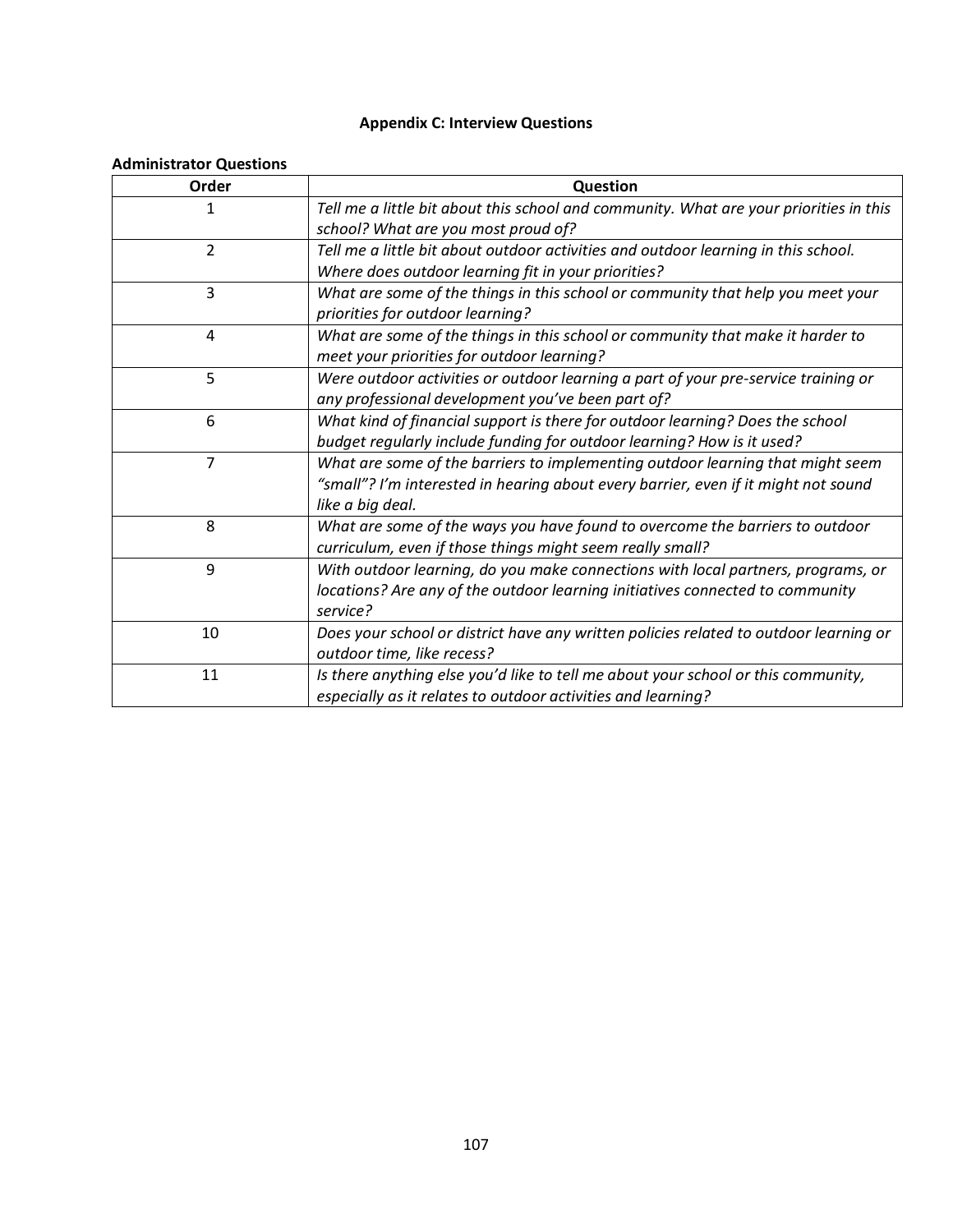# Appendix C: Interview Questions

**Administrator Questions**

| Order | Question |
|---|---|
| 1 | *Tell me a little bit about this school and community. What are your priorities in this school? What are you most proud of?* |
| 2 | *Tell me a little bit about outdoor activities and outdoor learning in this school. Where does outdoor learning fit in your priorities?* |
| 3 | *What are some of the things in this school or community that help you meet your priorities for outdoor learning?* |
| 4 | *What are some of the things in this school or community that make it harder to meet your priorities for outdoor learning?* |
| 5 | *Were outdoor activities or outdoor learning a part of your pre-service training or any professional development you've been part of?* |
| 6 | *What kind of financial support is there for outdoor learning? Does the school budget regularly include funding for outdoor learning? How is it used?* |
| 7 | *What are some of the barriers to implementing outdoor learning that might seem "small"? I'm interested in hearing about every barrier, even if it might not sound like a big deal.* |
| 8 | *What are some of the ways you have found to overcome the barriers to outdoor curriculum, even if those things might seem really small?* |
| 9 | *With outdoor learning, do you make connections with local partners, programs, or locations? Are any of the outdoor learning initiatives connected to community service?* |
| 10 | *Does your school or district have any written policies related to outdoor learning or outdoor time, like recess?* |
| 11 | *Is there anything else you'd like to tell me about your school or this community, especially as it relates to outdoor activities and learning?* |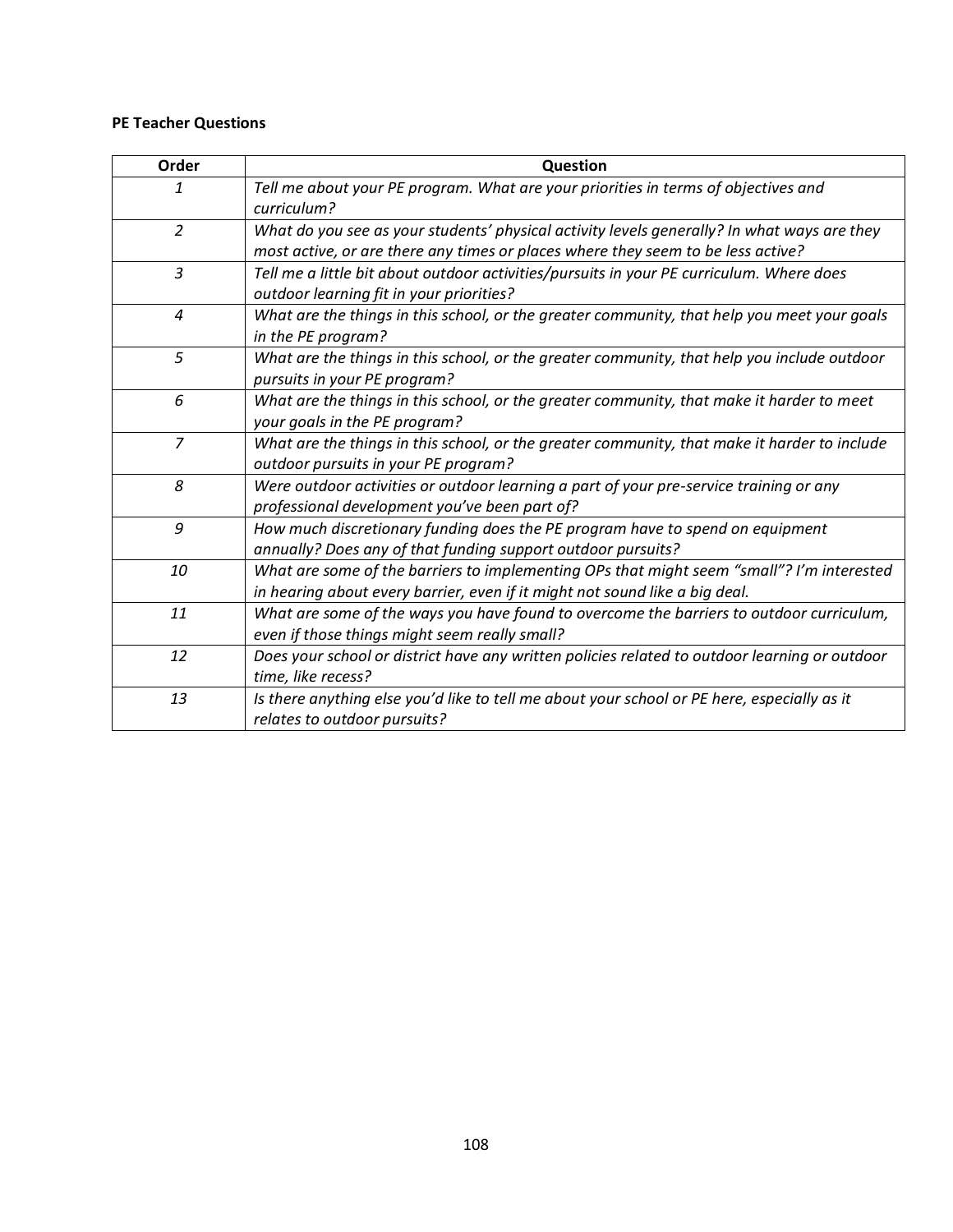**PE Teacher Questions**

| Order | Question |
|---|---|
| *1* | *Tell me about your PE program. What are your priorities in terms of objectives and curriculum?* |
| *2* | *What do you see as your students' physical activity levels generally? In what ways are they most active, or are there any times or places where they seem to be less active?* |
| *3* | *Tell me a little bit about outdoor activities/pursuits in your PE curriculum. Where does outdoor learning fit in your priorities?* |
| *4* | *What are the things in this school, or the greater community, that help you meet your goals in the PE program?* |
| *5* | *What are the things in this school, or the greater community, that help you include outdoor pursuits in your PE program?* |
| *6* | *What are the things in this school, or the greater community, that make it harder to meet your goals in the PE program?* |
| *7* | *What are the things in this school, or the greater community, that make it harder to include outdoor pursuits in your PE program?* |
| *8* | *Were outdoor activities or outdoor learning a part of your pre-service training or any professional development you've been part of?* |
| *9* | *How much discretionary funding does the PE program have to spend on equipment annually? Does any of that funding support outdoor pursuits?* |
| *10* | *What are some of the barriers to implementing OPs that might seem "small"? I'm interested in hearing about every barrier, even if it might not sound like a big deal.* |
| *11* | *What are some of the ways you have found to overcome the barriers to outdoor curriculum, even if those things might seem really small?* |
| *12* | *Does your school or district have any written policies related to outdoor learning or outdoor time, like recess?* |
| *13* | *Is there anything else you'd like to tell me about your school or PE here, especially as it relates to outdoor pursuits?* |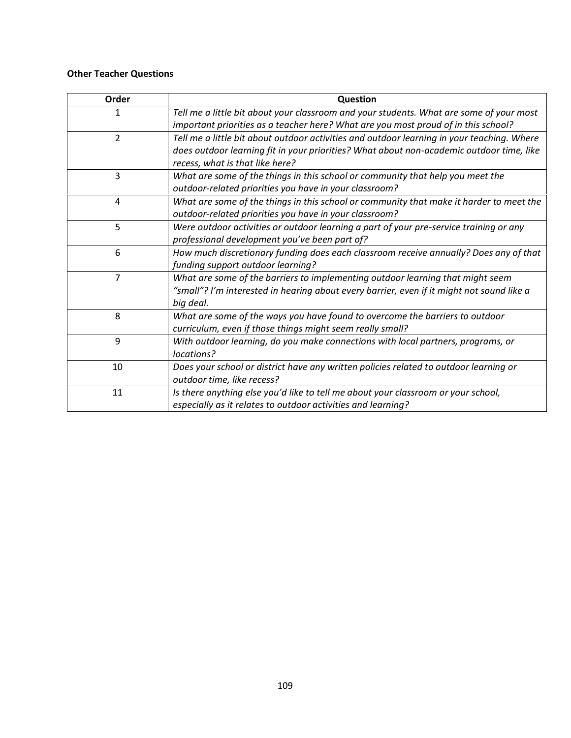**Other Teacher Questions**

| Order | Question |
|---|---|
| 1 | *Tell me a little bit about your classroom and your students. What are some of your most important priorities as a teacher here? What are you most proud of in this school?* |
| 2 | *Tell me a little bit about outdoor activities and outdoor learning in your teaching. Where does outdoor learning fit in your priorities? What about non-academic outdoor time, like recess, what is that like here?* |
| 3 | *What are some of the things in this school or community that help you meet the outdoor-related priorities you have in your classroom?* |
| 4 | *What are some of the things in this school or community that make it harder to meet the outdoor-related priorities you have in your classroom?* |
| 5 | *Were outdoor activities or outdoor learning a part of your pre-service training or any professional development you've been part of?* |
| 6 | *How much discretionary funding does each classroom receive annually? Does any of that funding support outdoor learning?* |
| 7 | *What are some of the barriers to implementing outdoor learning that might seem "small"? I'm interested in hearing about every barrier, even if it might not sound like a big deal.* |
| 8 | *What are some of the ways you have found to overcome the barriers to outdoor curriculum, even if those things might seem really small?* |
| 9 | *With outdoor learning, do you make connections with local partners, programs, or locations?* |
| 10 | *Does your school or district have any written policies related to outdoor learning or outdoor time, like recess?* |
| 11 | *Is there anything else you'd like to tell me about your classroom or your school, especially as it relates to outdoor activities and learning?* |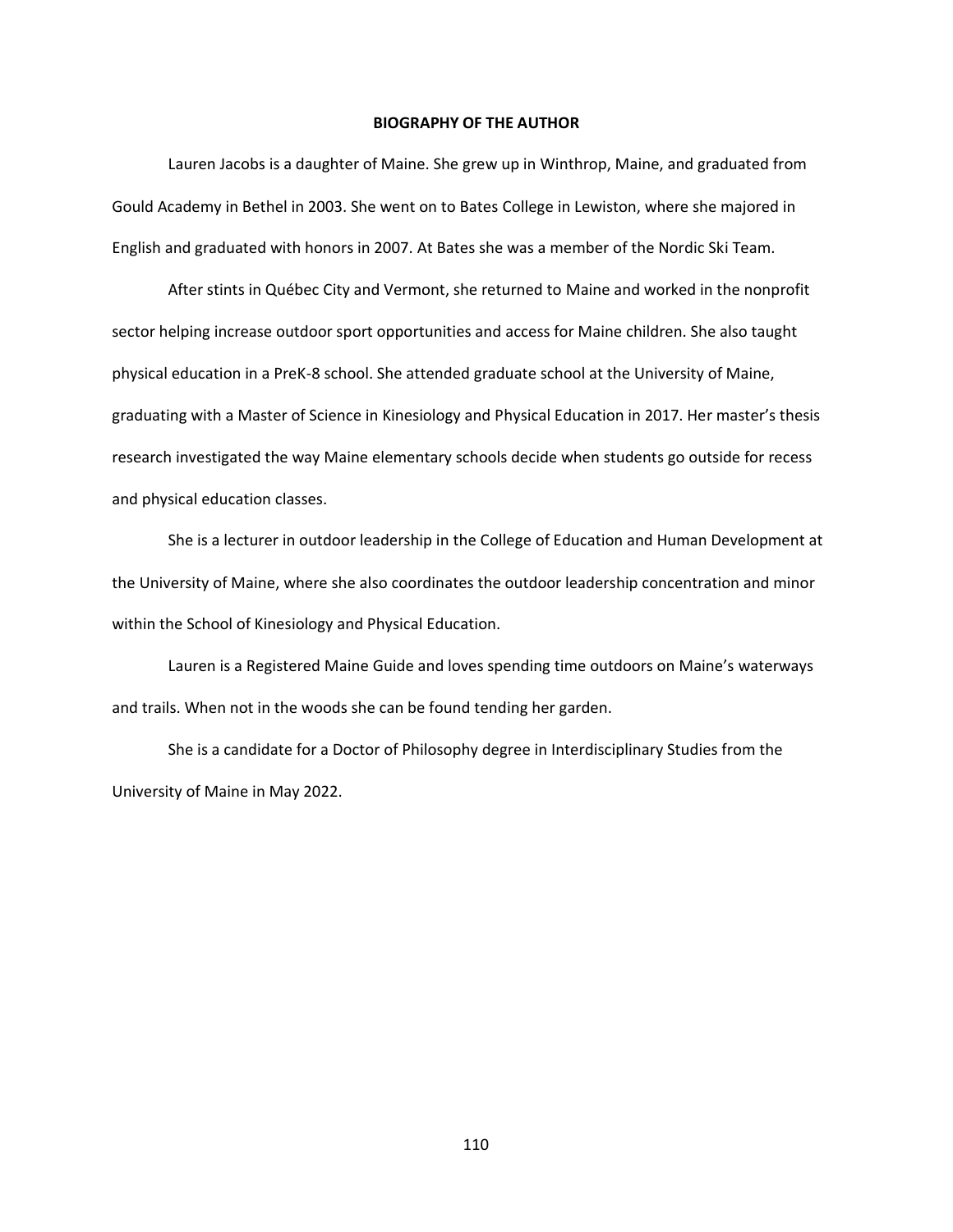## BIOGRAPHY OF THE AUTHOR

Lauren Jacobs is a daughter of Maine. She grew up in Winthrop, Maine, and graduated from Gould Academy in Bethel in 2003. She went on to Bates College in Lewiston, where she majored in English and graduated with honors in 2007. At Bates she was a member of the Nordic Ski Team.

After stints in Québec City and Vermont, she returned to Maine and worked in the nonprofit sector helping increase outdoor sport opportunities and access for Maine children. She also taught physical education in a PreK-8 school. She attended graduate school at the University of Maine, graduating with a Master of Science in Kinesiology and Physical Education in 2017. Her master's thesis research investigated the way Maine elementary schools decide when students go outside for recess and physical education classes.

She is a lecturer in outdoor leadership in the College of Education and Human Development at the University of Maine, where she also coordinates the outdoor leadership concentration and minor within the School of Kinesiology and Physical Education.

Lauren is a Registered Maine Guide and loves spending time outdoors on Maine's waterways and trails. When not in the woods she can be found tending her garden.

She is a candidate for a Doctor of Philosophy degree in Interdisciplinary Studies from the University of Maine in May 2022.